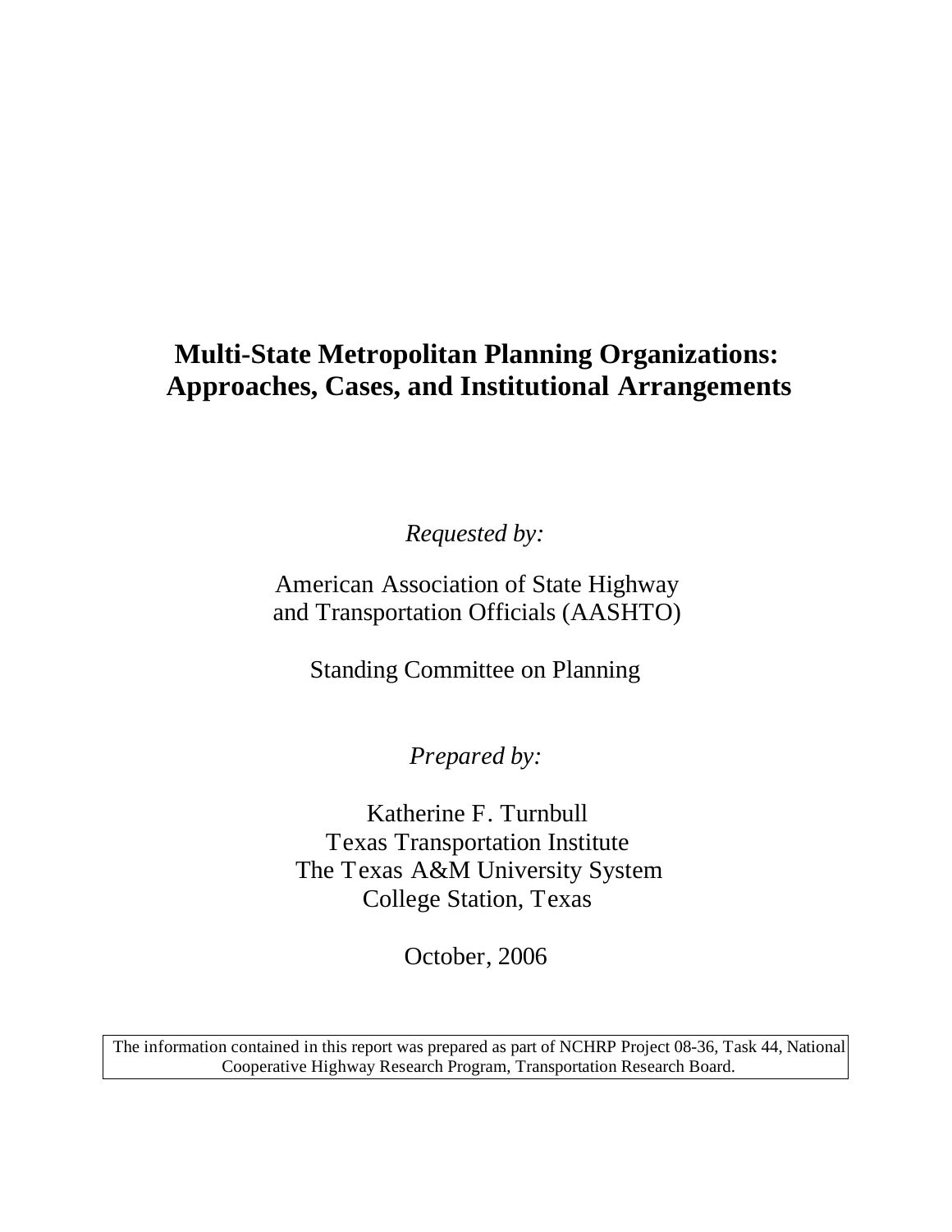# Multi-State Metropolitan Planning Organizations: Approaches, Cases, and Institutional Arrangements

*Requested by:*

American Association of State Highway and Transportation Officials (AASHTO)

Standing Committee on Planning

*Prepared by:*

Katherine F. Turnbull
Texas Transportation Institute
The Texas A&M University System
College Station, Texas

October, 2006

The information contained in this report was prepared as part of NCHRP Project 08-36, Task 44, National Cooperative Highway Research Program, Transportation Research Board.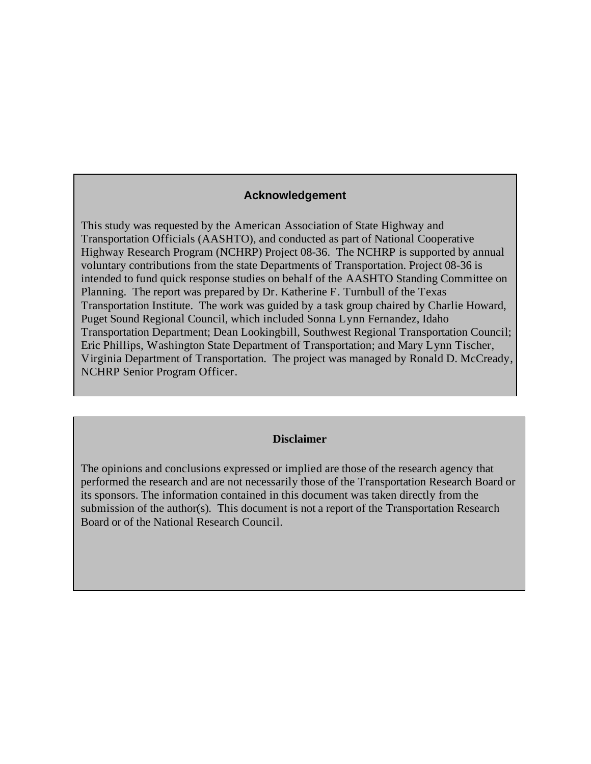## Acknowledgement

This study was requested by the American Association of State Highway and Transportation Officials (AASHTO), and conducted as part of National Cooperative Highway Research Program (NCHRP) Project 08-36. The NCHRP is supported by annual voluntary contributions from the state Departments of Transportation. Project 08-36 is intended to fund quick response studies on behalf of the AASHTO Standing Committee on Planning. The report was prepared by Dr. Katherine F. Turnbull of the Texas Transportation Institute. The work was guided by a task group chaired by Charlie Howard, Puget Sound Regional Council, which included Sonna Lynn Fernandez, Idaho Transportation Department; Dean Lookingbill, Southwest Regional Transportation Council; Eric Phillips, Washington State Department of Transportation; and Mary Lynn Tischer, Virginia Department of Transportation. The project was managed by Ronald D. McCready, NCHRP Senior Program Officer.

## Disclaimer

The opinions and conclusions expressed or implied are those of the research agency that performed the research and are not necessarily those of the Transportation Research Board or its sponsors. The information contained in this document was taken directly from the submission of the author(s). This document is not a report of the Transportation Research Board or of the National Research Council.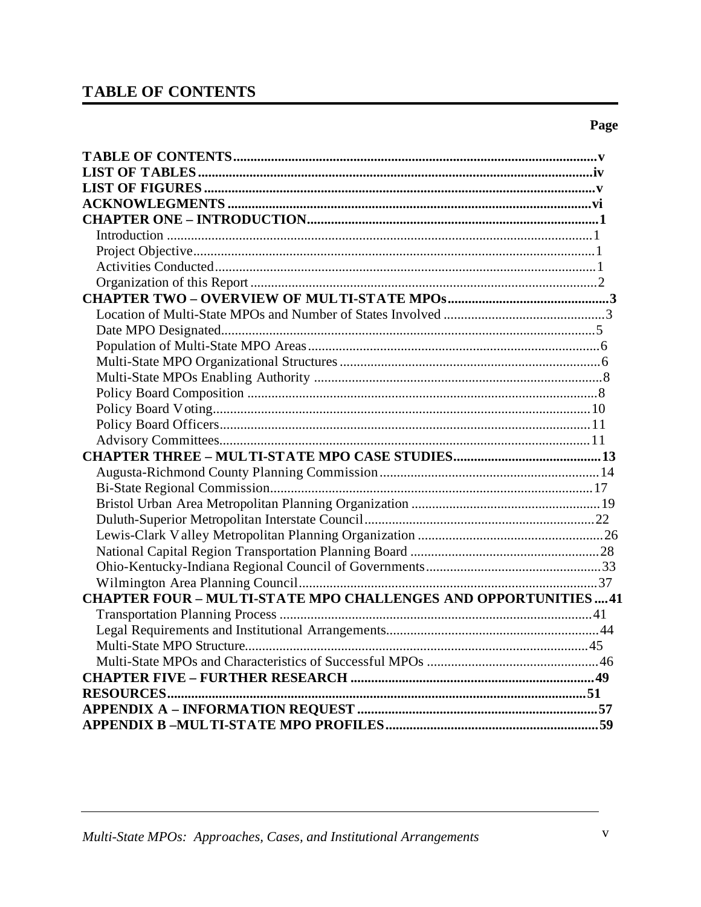## TABLE OF CONTENTS

| | Page |
|---|---|
| **TABLE OF CONTENTS** | **v** |
| **LIST OF TABLES** | **iv** |
| **LIST OF FIGURES** | **v** |
| **ACKNOWLEGMENTS** | **vi** |
| **CHAPTER ONE – INTRODUCTION** | **1** |
| Introduction | 1 |
| Project Objective | 1 |
| Activities Conducted | 1 |
| Organization of this Report | 2 |
| **CHAPTER TWO – OVERVIEW OF MULTI-STATE MPOs** | **3** |
| Location of Multi-State MPOs and Number of States Involved | 3 |
| Date MPO Designated | 5 |
| Population of Multi-State MPO Areas | 6 |
| Multi-State MPO Organizational Structures | 6 |
| Multi-State MPOs Enabling Authority | 8 |
| Policy Board Composition | 8 |
| Policy Board Voting | 10 |
| Policy Board Officers | 11 |
| Advisory Committees | 11 |
| **CHAPTER THREE – MULTI-STATE MPO CASE STUDIES** | **13** |
| Augusta-Richmond County Planning Commission | 14 |
| Bi-State Regional Commission | 17 |
| Bristol Urban Area Metropolitan Planning Organization | 19 |
| Duluth-Superior Metropolitan Interstate Council | 22 |
| Lewis-Clark Valley Metropolitan Planning Organization | 26 |
| National Capital Region Transportation Planning Board | 28 |
| Ohio-Kentucky-Indiana Regional Council of Governments | 33 |
| Wilmington Area Planning Council | 37 |
| **CHAPTER FOUR – MULTI-STATE MPO CHALLENGES AND OPPORTUNITIES** | **41** |
| Transportation Planning Process | 41 |
| Legal Requirements and Institutional Arrangements | 44 |
| Multi-State MPO Structure | 45 |
| Multi-State MPOs and Characteristics of Successful MPOs | 46 |
| **CHAPTER FIVE – FURTHER RESEARCH** | **49** |
| **RESOURCES** | **51** |
| **APPENDIX A – INFORMATION REQUEST** | **57** |
| **APPENDIX B –MULTI-STATE MPO PROFILES** | **59** |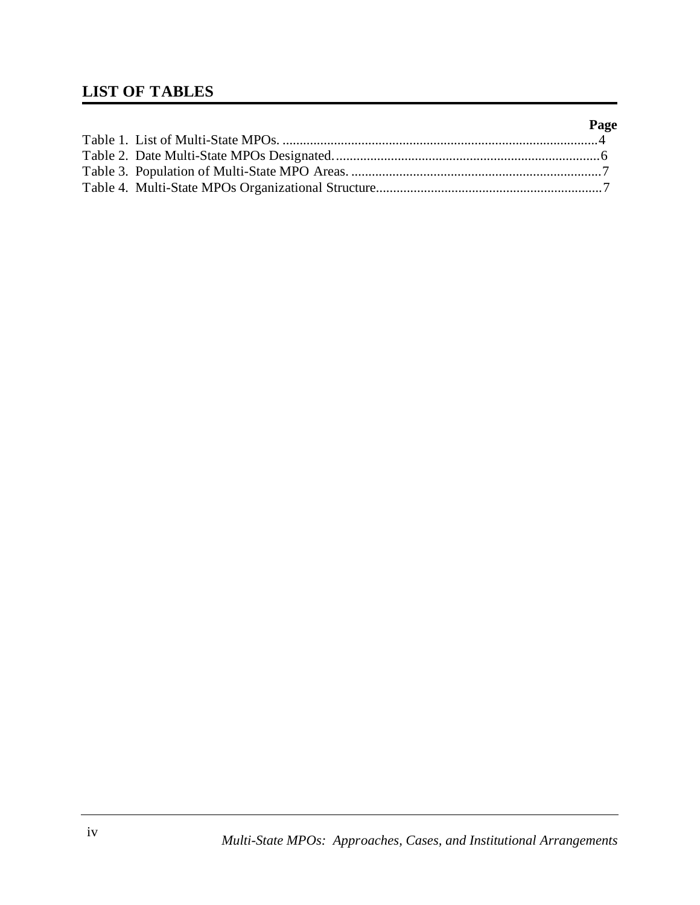## LIST OF TABLES

| | Page |
|---|---|
| Table 1. List of Multi-State MPOs. | 4 |
| Table 2. Date Multi-State MPOs Designated. | 6 |
| Table 3. Population of Multi-State MPO Areas. | 7 |
| Table 4. Multi-State MPOs Organizational Structure | 7 |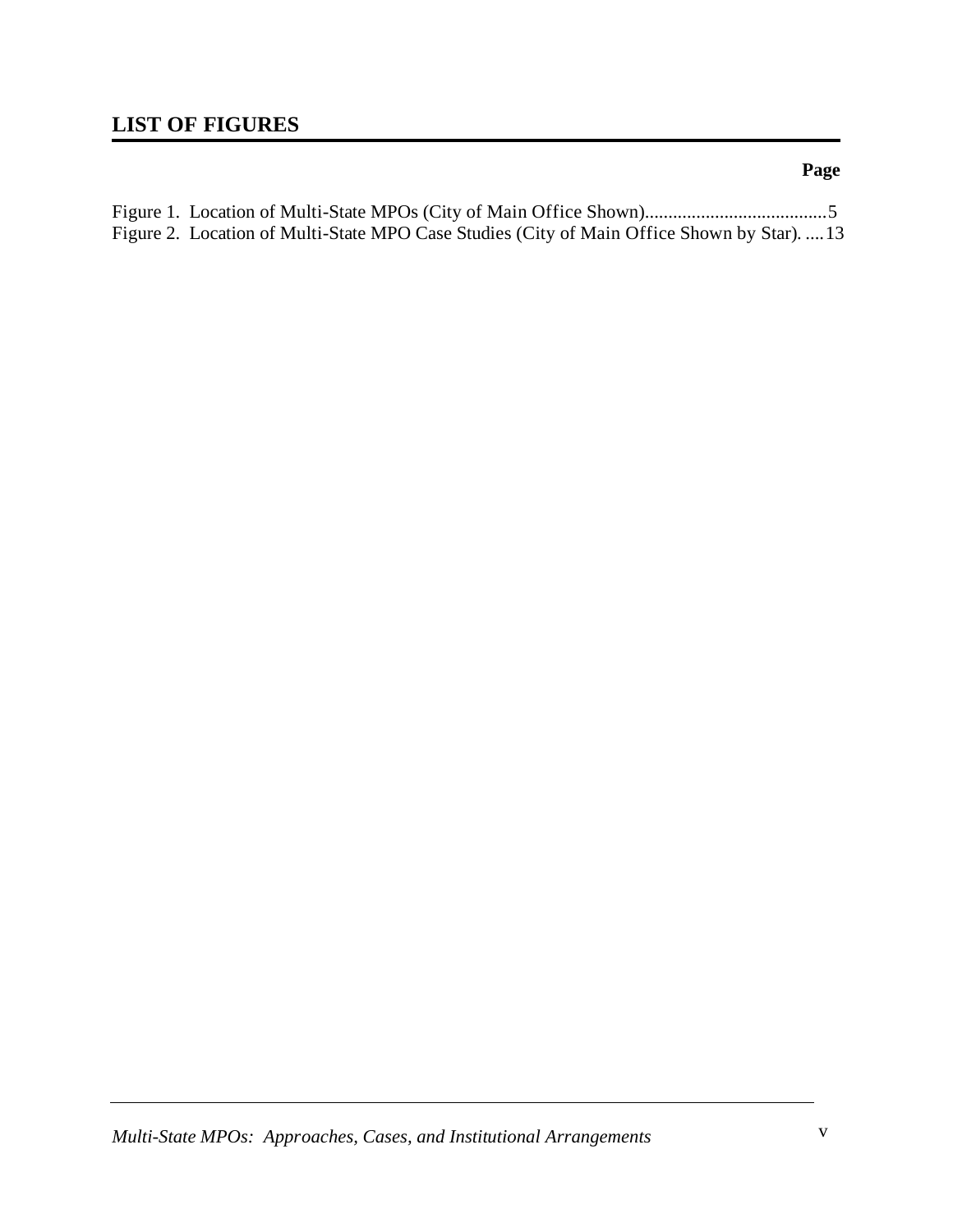## LIST OF FIGURES

**Page**

Figure 1. Location of Multi-State MPOs (City of Main Office Shown).......................................5
Figure 2. Location of Multi-State MPO Case Studies (City of Main Office Shown by Star). ....13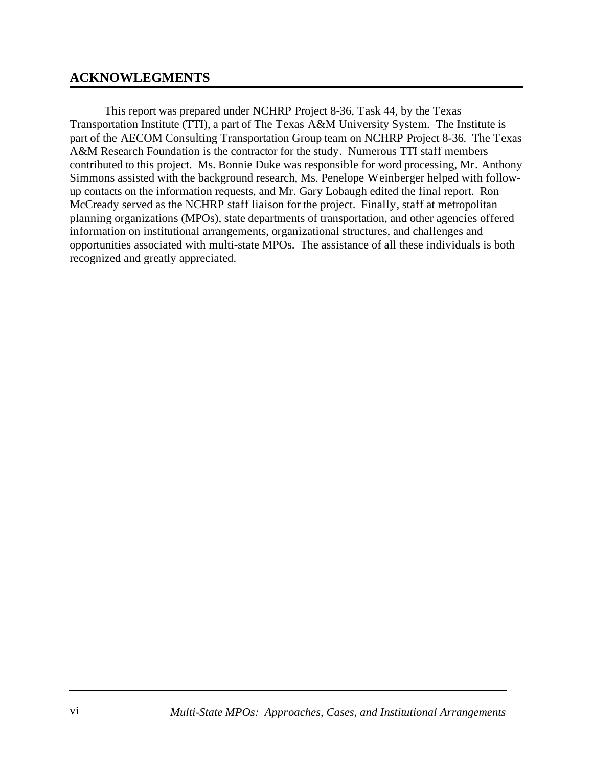## ACKNOWLEGMENTS

This report was prepared under NCHRP Project 8-36, Task 44, by the Texas Transportation Institute (TTI), a part of The Texas A&M University System. The Institute is part of the AECOM Consulting Transportation Group team on NCHRP Project 8-36. The Texas A&M Research Foundation is the contractor for the study. Numerous TTI staff members contributed to this project. Ms. Bonnie Duke was responsible for word processing, Mr. Anthony Simmons assisted with the background research, Ms. Penelope Weinberger helped with follow-up contacts on the information requests, and Mr. Gary Lobaugh edited the final report. Ron McCready served as the NCHRP staff liaison for the project. Finally, staff at metropolitan planning organizations (MPOs), state departments of transportation, and other agencies offered information on institutional arrangements, organizational structures, and challenges and opportunities associated with multi-state MPOs. The assistance of all these individuals is both recognized and greatly appreciated.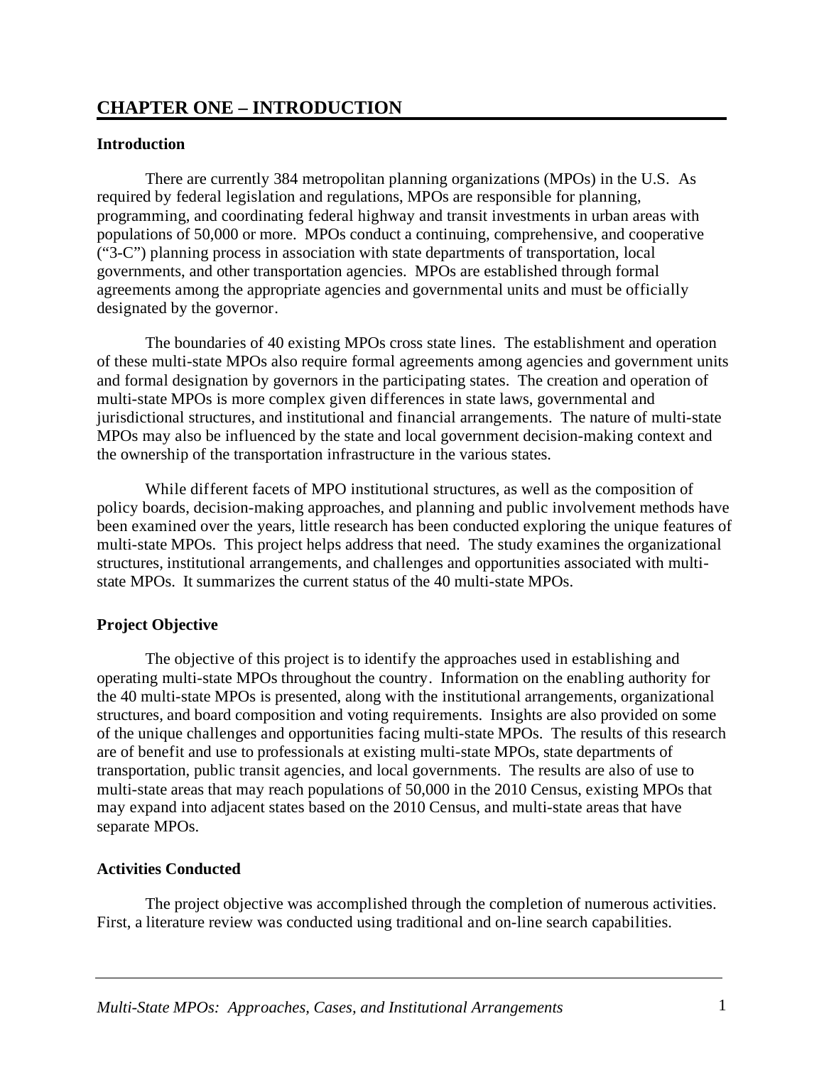# CHAPTER ONE – INTRODUCTION

## Introduction

There are currently 384 metropolitan planning organizations (MPOs) in the U.S. As required by federal legislation and regulations, MPOs are responsible for planning, programming, and coordinating federal highway and transit investments in urban areas with populations of 50,000 or more. MPOs conduct a continuing, comprehensive, and cooperative ("3-C") planning process in association with state departments of transportation, local governments, and other transportation agencies. MPOs are established through formal agreements among the appropriate agencies and governmental units and must be officially designated by the governor.

The boundaries of 40 existing MPOs cross state lines. The establishment and operation of these multi-state MPOs also require formal agreements among agencies and government units and formal designation by governors in the participating states. The creation and operation of multi-state MPOs is more complex given differences in state laws, governmental and jurisdictional structures, and institutional and financial arrangements. The nature of multi-state MPOs may also be influenced by the state and local government decision-making context and the ownership of the transportation infrastructure in the various states.

While different facets of MPO institutional structures, as well as the composition of policy boards, decision-making approaches, and planning and public involvement methods have been examined over the years, little research has been conducted exploring the unique features of multi-state MPOs. This project helps address that need. The study examines the organizational structures, institutional arrangements, and challenges and opportunities associated with multi-state MPOs. It summarizes the current status of the 40 multi-state MPOs.

## Project Objective

The objective of this project is to identify the approaches used in establishing and operating multi-state MPOs throughout the country. Information on the enabling authority for the 40 multi-state MPOs is presented, along with the institutional arrangements, organizational structures, and board composition and voting requirements. Insights are also provided on some of the unique challenges and opportunities facing multi-state MPOs. The results of this research are of benefit and use to professionals at existing multi-state MPOs, state departments of transportation, public transit agencies, and local governments. The results are also of use to multi-state areas that may reach populations of 50,000 in the 2010 Census, existing MPOs that may expand into adjacent states based on the 2010 Census, and multi-state areas that have separate MPOs.

## Activities Conducted

The project objective was accomplished through the completion of numerous activities. First, a literature review was conducted using traditional and on-line search capabilities.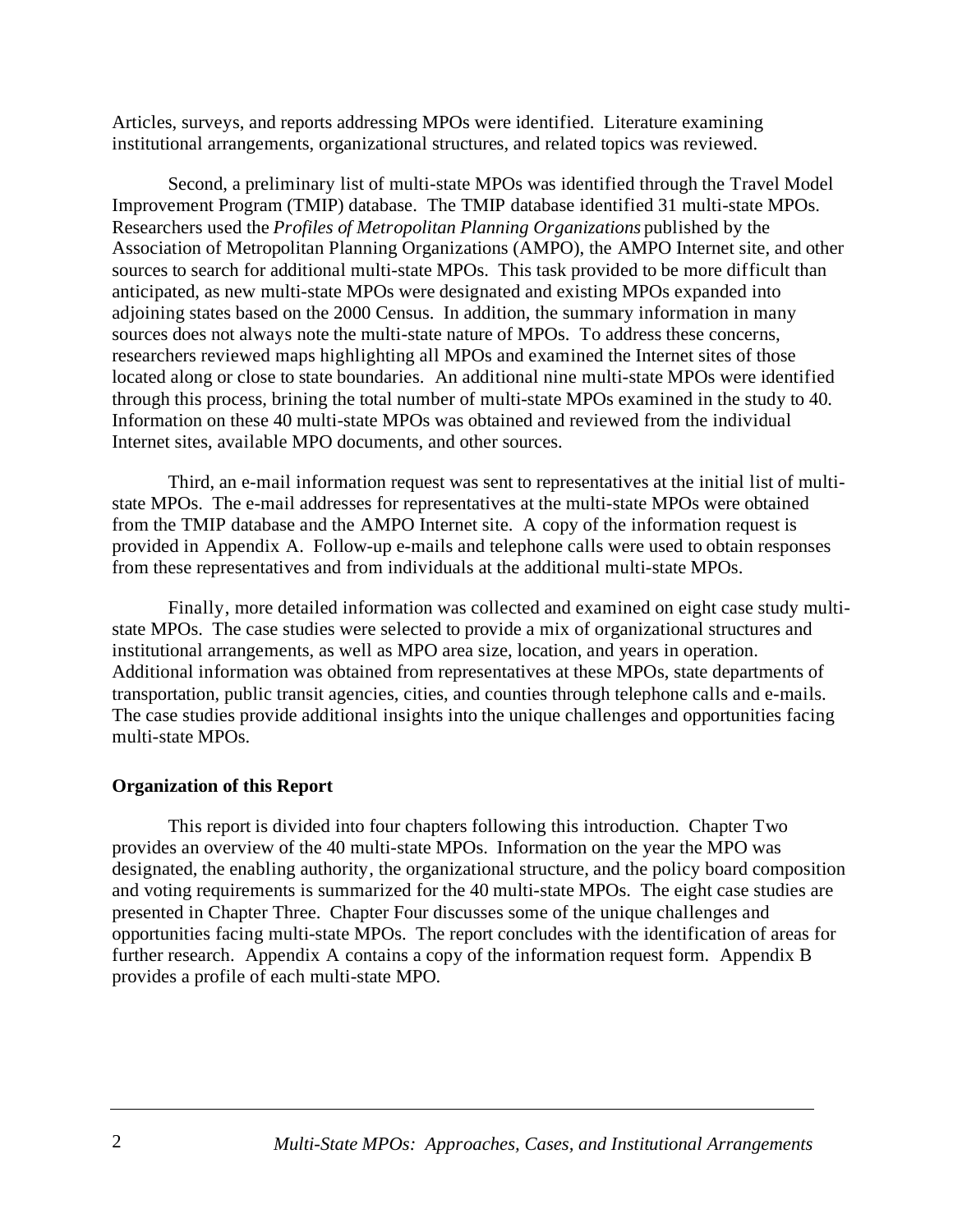Articles, surveys, and reports addressing MPOs were identified. Literature examining institutional arrangements, organizational structures, and related topics was reviewed.

Second, a preliminary list of multi-state MPOs was identified through the Travel Model Improvement Program (TMIP) database. The TMIP database identified 31 multi-state MPOs. Researchers used the *Profiles of Metropolitan Planning Organizations* published by the Association of Metropolitan Planning Organizations (AMPO), the AMPO Internet site, and other sources to search for additional multi-state MPOs. This task provided to be more difficult than anticipated, as new multi-state MPOs were designated and existing MPOs expanded into adjoining states based on the 2000 Census. In addition, the summary information in many sources does not always note the multi-state nature of MPOs. To address these concerns, researchers reviewed maps highlighting all MPOs and examined the Internet sites of those located along or close to state boundaries. An additional nine multi-state MPOs were identified through this process, brining the total number of multi-state MPOs examined in the study to 40. Information on these 40 multi-state MPOs was obtained and reviewed from the individual Internet sites, available MPO documents, and other sources.

Third, an e-mail information request was sent to representatives at the initial list of multi-state MPOs. The e-mail addresses for representatives at the multi-state MPOs were obtained from the TMIP database and the AMPO Internet site. A copy of the information request is provided in Appendix A. Follow-up e-mails and telephone calls were used to obtain responses from these representatives and from individuals at the additional multi-state MPOs.

Finally, more detailed information was collected and examined on eight case study multi-state MPOs. The case studies were selected to provide a mix of organizational structures and institutional arrangements, as well as MPO area size, location, and years in operation. Additional information was obtained from representatives at these MPOs, state departments of transportation, public transit agencies, cities, and counties through telephone calls and e-mails. The case studies provide additional insights into the unique challenges and opportunities facing multi-state MPOs.

**Organization of this Report**

This report is divided into four chapters following this introduction. Chapter Two provides an overview of the 40 multi-state MPOs. Information on the year the MPO was designated, the enabling authority, the organizational structure, and the policy board composition and voting requirements is summarized for the 40 multi-state MPOs. The eight case studies are presented in Chapter Three. Chapter Four discusses some of the unique challenges and opportunities facing multi-state MPOs. The report concludes with the identification of areas for further research. Appendix A contains a copy of the information request form. Appendix B provides a profile of each multi-state MPO.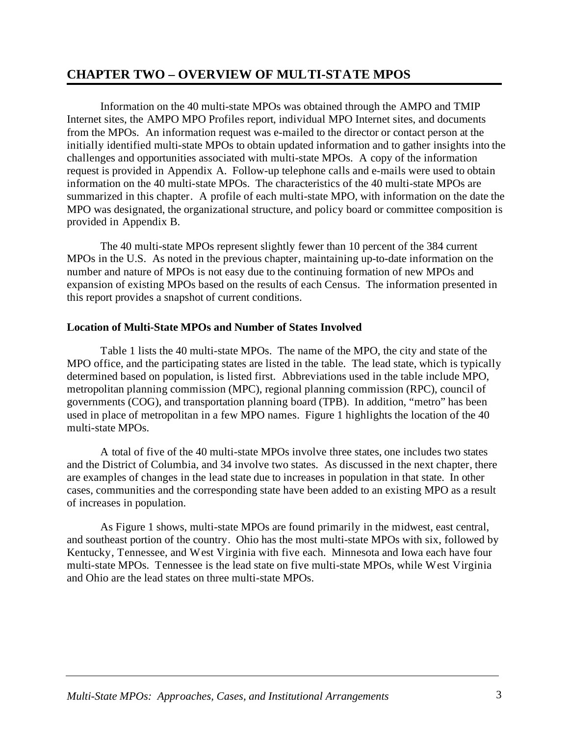# CHAPTER TWO – OVERVIEW OF MULTI-STATE MPOS

Information on the 40 multi-state MPOs was obtained through the AMPO and TMIP Internet sites, the AMPO MPO Profiles report, individual MPO Internet sites, and documents from the MPOs. An information request was e-mailed to the director or contact person at the initially identified multi-state MPOs to obtain updated information and to gather insights into the challenges and opportunities associated with multi-state MPOs. A copy of the information request is provided in Appendix A. Follow-up telephone calls and e-mails were used to obtain information on the 40 multi-state MPOs. The characteristics of the 40 multi-state MPOs are summarized in this chapter. A profile of each multi-state MPO, with information on the date the MPO was designated, the organizational structure, and policy board or committee composition is provided in Appendix B.

The 40 multi-state MPOs represent slightly fewer than 10 percent of the 384 current MPOs in the U.S. As noted in the previous chapter, maintaining up-to-date information on the number and nature of MPOs is not easy due to the continuing formation of new MPOs and expansion of existing MPOs based on the results of each Census. The information presented in this report provides a snapshot of current conditions.

### Location of Multi-State MPOs and Number of States Involved

Table 1 lists the 40 multi-state MPOs. The name of the MPO, the city and state of the MPO office, and the participating states are listed in the table. The lead state, which is typically determined based on population, is listed first. Abbreviations used in the table include MPO, metropolitan planning commission (MPC), regional planning commission (RPC), council of governments (COG), and transportation planning board (TPB). In addition, "metro" has been used in place of metropolitan in a few MPO names. Figure 1 highlights the location of the 40 multi-state MPOs.

A total of five of the 40 multi-state MPOs involve three states, one includes two states and the District of Columbia, and 34 involve two states. As discussed in the next chapter, there are examples of changes in the lead state due to increases in population in that state. In other cases, communities and the corresponding state have been added to an existing MPO as a result of increases in population.

As Figure 1 shows, multi-state MPOs are found primarily in the midwest, east central, and southeast portion of the country. Ohio has the most multi-state MPOs with six, followed by Kentucky, Tennessee, and West Virginia with five each. Minnesota and Iowa each have four multi-state MPOs. Tennessee is the lead state on five multi-state MPOs, while West Virginia and Ohio are the lead states on three multi-state MPOs.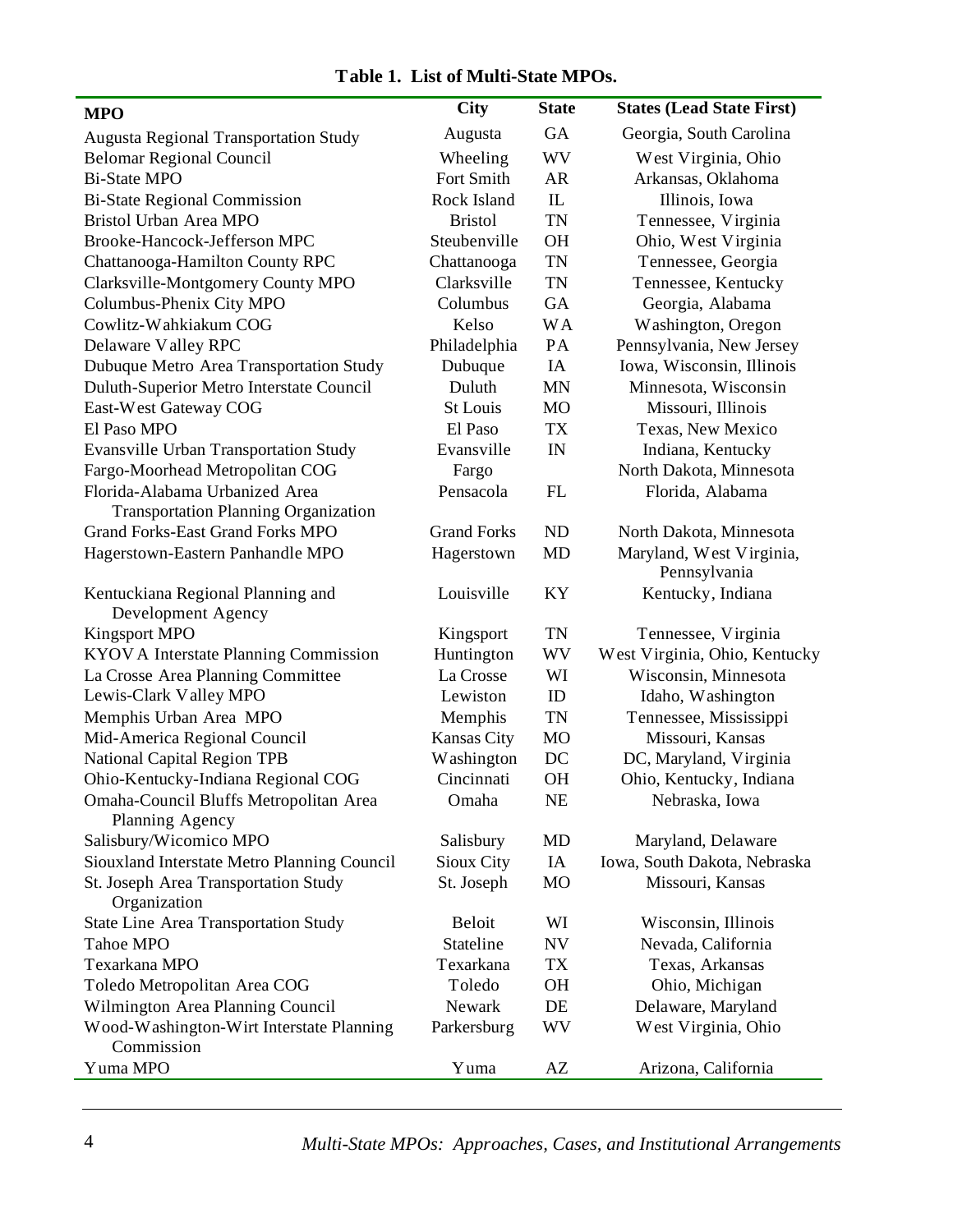**Table 1. List of Multi-State MPOs.**

| MPO | City | State | States (Lead State First) |
|---|---|---|---|
| Augusta Regional Transportation Study | Augusta | GA | Georgia, South Carolina |
| Belomar Regional Council | Wheeling | WV | West Virginia, Ohio |
| Bi-State MPO | Fort Smith | AR | Arkansas, Oklahoma |
| Bi-State Regional Commission | Rock Island | IL | Illinois, Iowa |
| Bristol Urban Area MPO | Bristol | TN | Tennessee, Virginia |
| Brooke-Hancock-Jefferson MPC | Steubenville | OH | Ohio, West Virginia |
| Chattanooga-Hamilton County RPC | Chattanooga | TN | Tennessee, Georgia |
| Clarksville-Montgomery County MPO | Clarksville | TN | Tennessee, Kentucky |
| Columbus-Phenix City MPO | Columbus | GA | Georgia, Alabama |
| Cowlitz-Wahkiakum COG | Kelso | WA | Washington, Oregon |
| Delaware Valley RPC | Philadelphia | PA | Pennsylvania, New Jersey |
| Dubuque Metro Area Transportation Study | Dubuque | IA | Iowa, Wisconsin, Illinois |
| Duluth-Superior Metro Interstate Council | Duluth | MN | Minnesota, Wisconsin |
| East-West Gateway COG | St Louis | MO | Missouri, Illinois |
| El Paso MPO | El Paso | TX | Texas, New Mexico |
| Evansville Urban Transportation Study | Evansville | IN | Indiana, Kentucky |
| Fargo-Moorhead Metropolitan COG | Fargo | | North Dakota, Minnesota |
| Florida-Alabama Urbanized Area Transportation Planning Organization | Pensacola | FL | Florida, Alabama |
| Grand Forks-East Grand Forks MPO | Grand Forks | ND | North Dakota, Minnesota |
| Hagerstown-Eastern Panhandle MPO | Hagerstown | MD | Maryland, West Virginia, Pennsylvania |
| Kentuckiana Regional Planning and Development Agency | Louisville | KY | Kentucky, Indiana |
| Kingsport MPO | Kingsport | TN | Tennessee, Virginia |
| KYOVA Interstate Planning Commission | Huntington | WV | West Virginia, Ohio, Kentucky |
| La Crosse Area Planning Committee | La Crosse | WI | Wisconsin, Minnesota |
| Lewis-Clark Valley MPO | Lewiston | ID | Idaho, Washington |
| Memphis Urban Area MPO | Memphis | TN | Tennessee, Mississippi |
| Mid-America Regional Council | Kansas City | MO | Missouri, Kansas |
| National Capital Region TPB | Washington | DC | DC, Maryland, Virginia |
| Ohio-Kentucky-Indiana Regional COG | Cincinnati | OH | Ohio, Kentucky, Indiana |
| Omaha-Council Bluffs Metropolitan Area Planning Agency | Omaha | NE | Nebraska, Iowa |
| Salisbury/Wicomico MPO | Salisbury | MD | Maryland, Delaware |
| Siouxland Interstate Metro Planning Council | Sioux City | IA | Iowa, South Dakota, Nebraska |
| St. Joseph Area Transportation Study Organization | St. Joseph | MO | Missouri, Kansas |
| State Line Area Transportation Study | Beloit | WI | Wisconsin, Illinois |
| Tahoe MPO | Stateline | NV | Nevada, California |
| Texarkana MPO | Texarkana | TX | Texas, Arkansas |
| Toledo Metropolitan Area COG | Toledo | OH | Ohio, Michigan |
| Wilmington Area Planning Council | Newark | DE | Delaware, Maryland |
| Wood-Washington-Wirt Interstate Planning Commission | Parkersburg | WV | West Virginia, Ohio |
| Yuma MPO | Yuma | AZ | Arizona, California |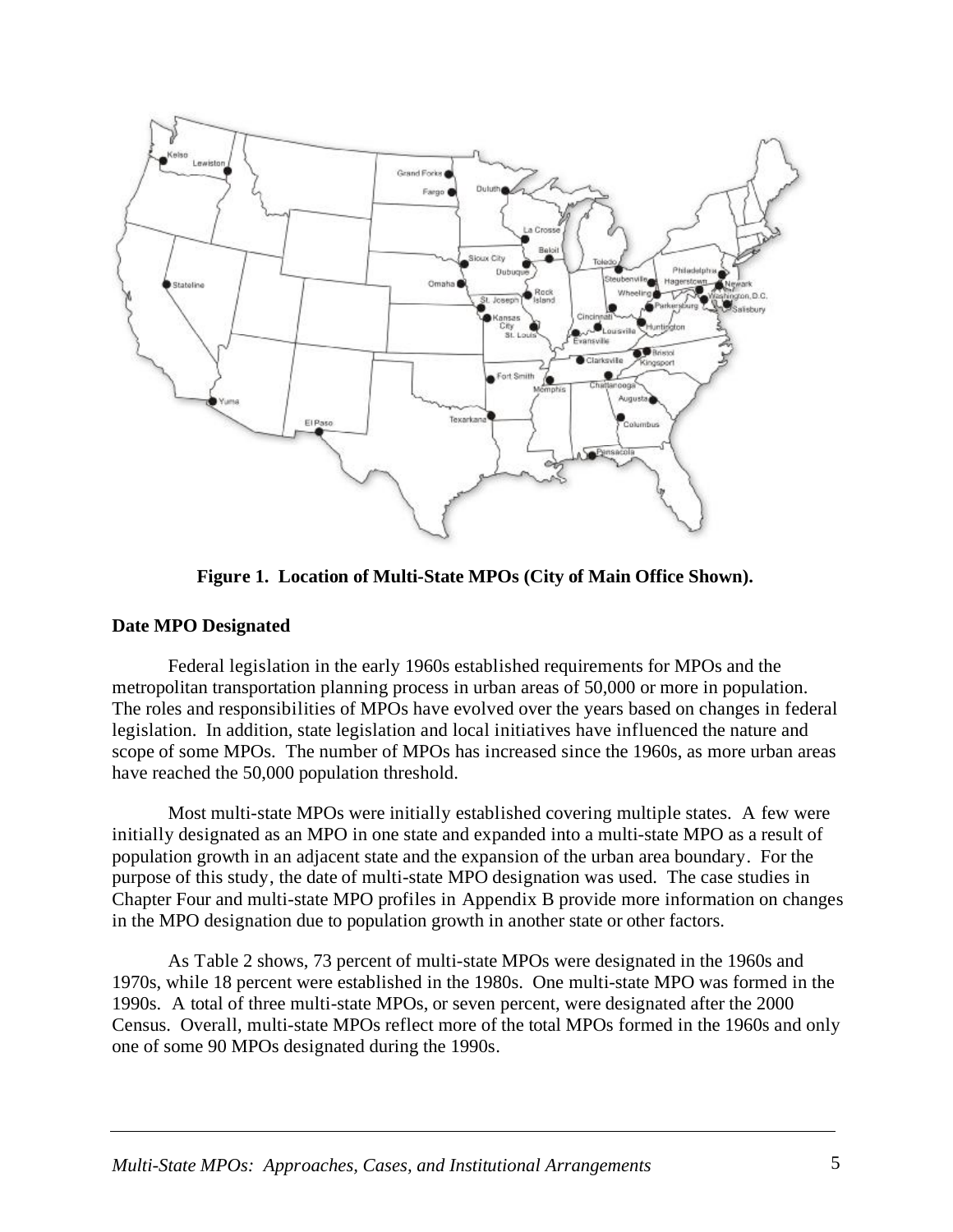**Figure 1. Location of Multi-State MPOs (City of Main Office Shown).**

### Date MPO Designated

Federal legislation in the early 1960s established requirements for MPOs and the metropolitan transportation planning process in urban areas of 50,000 or more in population. The roles and responsibilities of MPOs have evolved over the years based on changes in federal legislation. In addition, state legislation and local initiatives have influenced the nature and scope of some MPOs. The number of MPOs has increased since the 1960s, as more urban areas have reached the 50,000 population threshold.

Most multi-state MPOs were initially established covering multiple states. A few were initially designated as an MPO in one state and expanded into a multi-state MPO as a result of population growth in an adjacent state and the expansion of the urban area boundary. For the purpose of this study, the date of multi-state MPO designation was used. The case studies in Chapter Four and multi-state MPO profiles in Appendix B provide more information on changes in the MPO designation due to population growth in another state or other factors.

As Table 2 shows, 73 percent of multi-state MPOs were designated in the 1960s and 1970s, while 18 percent were established in the 1980s. One multi-state MPO was formed in the 1990s. A total of three multi-state MPOs, or seven percent, were designated after the 2000 Census. Overall, multi-state MPOs reflect more of the total MPOs formed in the 1960s and only one of some 90 MPOs designated during the 1990s.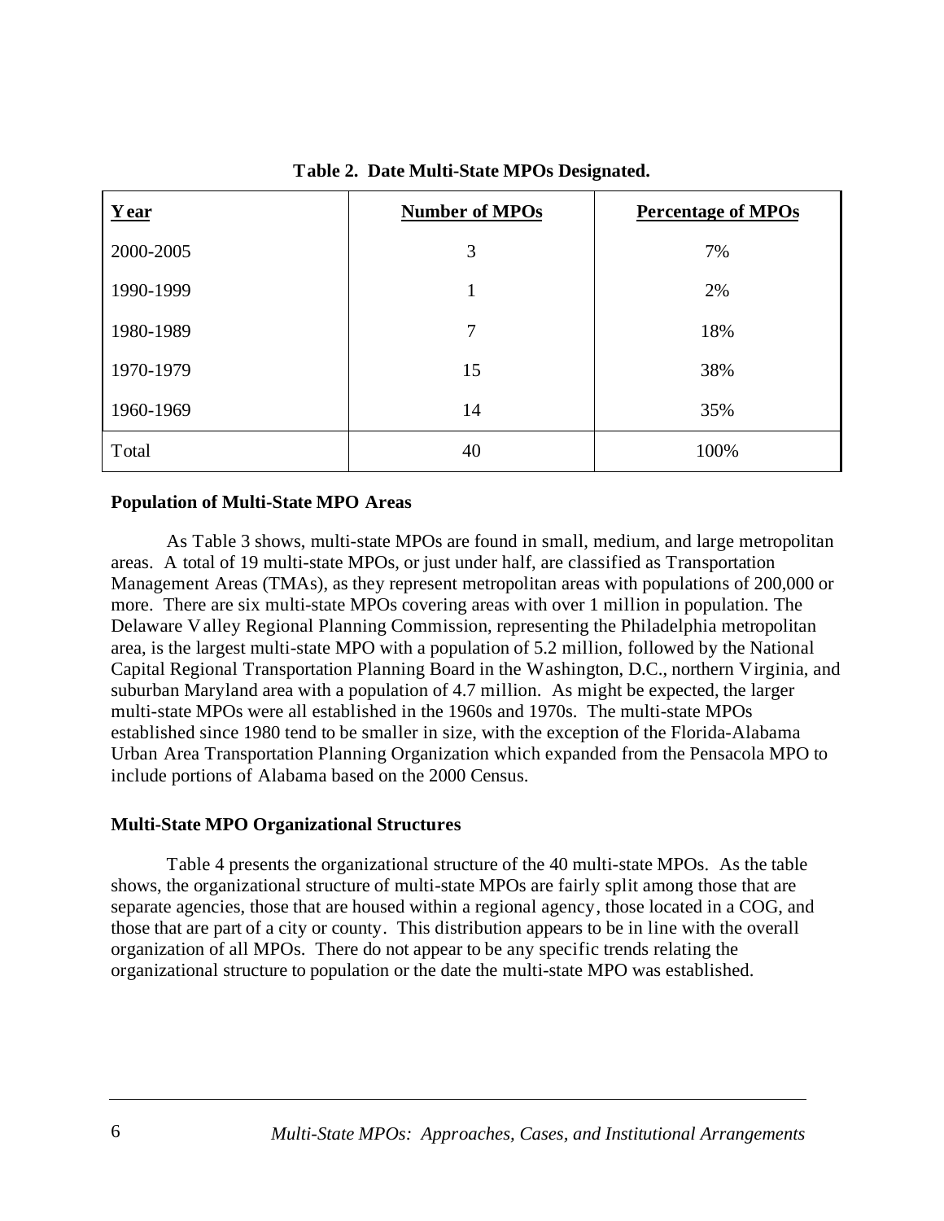**Table 2. Date Multi-State MPOs Designated.**

| Year | Number of MPOs | Percentage of MPOs |
|---|---|---|
| 2000-2005 | 3 | 7% |
| 1990-1999 | 1 | 2% |
| 1980-1989 | 7 | 18% |
| 1970-1979 | 15 | 38% |
| 1960-1969 | 14 | 35% |
| Total | 40 | 100% |

### Population of Multi-State MPO Areas

As Table 3 shows, multi-state MPOs are found in small, medium, and large metropolitan areas. A total of 19 multi-state MPOs, or just under half, are classified as Transportation Management Areas (TMAs), as they represent metropolitan areas with populations of 200,000 or more. There are six multi-state MPOs covering areas with over 1 million in population. The Delaware Valley Regional Planning Commission, representing the Philadelphia metropolitan area, is the largest multi-state MPO with a population of 5.2 million, followed by the National Capital Regional Transportation Planning Board in the Washington, D.C., northern Virginia, and suburban Maryland area with a population of 4.7 million. As might be expected, the larger multi-state MPOs were all established in the 1960s and 1970s. The multi-state MPOs established since 1980 tend to be smaller in size, with the exception of the Florida-Alabama Urban Area Transportation Planning Organization which expanded from the Pensacola MPO to include portions of Alabama based on the 2000 Census.

### Multi-State MPO Organizational Structures

Table 4 presents the organizational structure of the 40 multi-state MPOs. As the table shows, the organizational structure of multi-state MPOs are fairly split among those that are separate agencies, those that are housed within a regional agency, those located in a COG, and those that are part of a city or county. This distribution appears to be in line with the overall organization of all MPOs. There do not appear to be any specific trends relating the organizational structure to population or the date the multi-state MPO was established.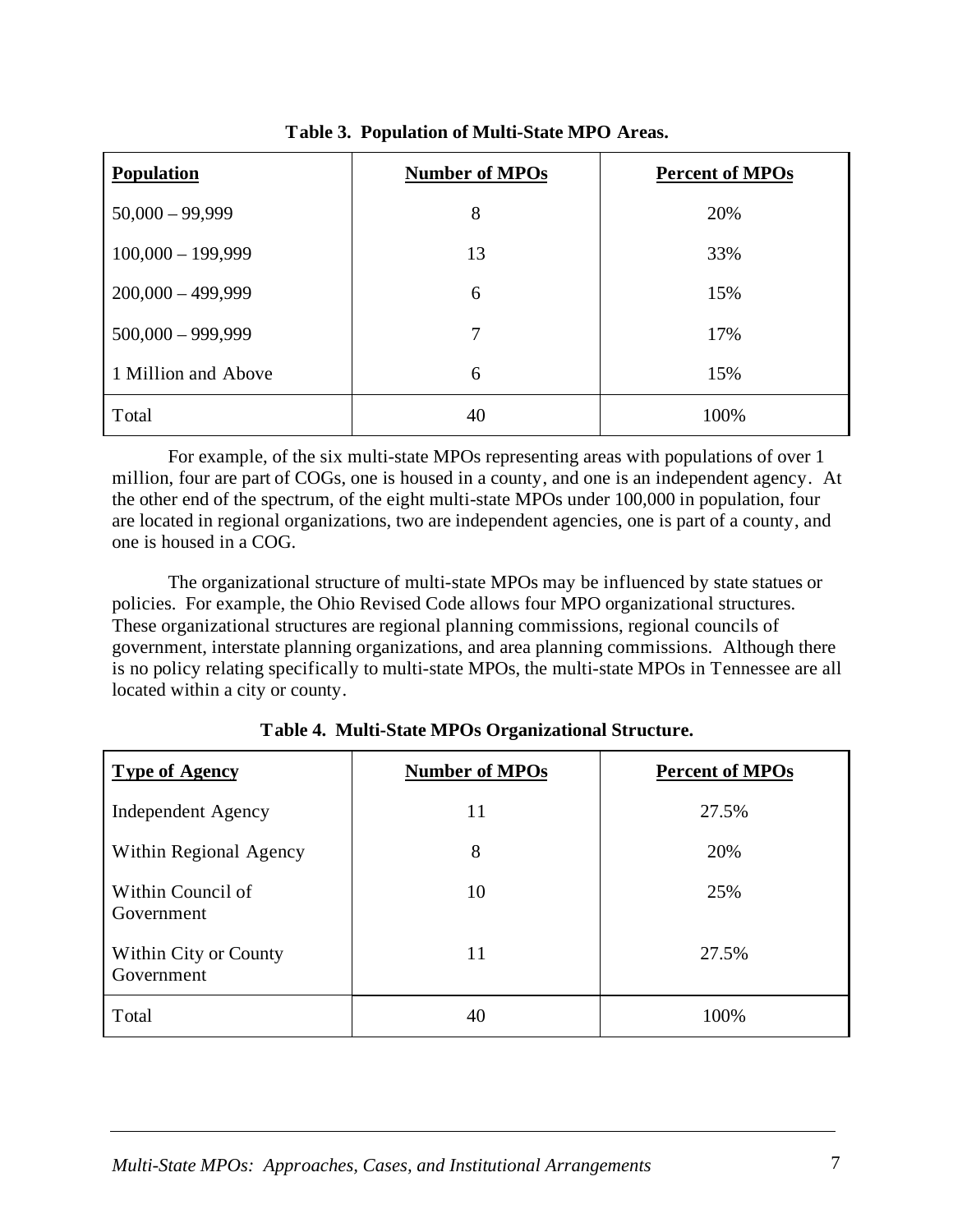**Table 3. Population of Multi-State MPO Areas.**

| Population | Number of MPOs | Percent of MPOs |
|---|---|---|
| 50,000 – 99,999 | 8 | 20% |
| 100,000 – 199,999 | 13 | 33% |
| 200,000 – 499,999 | 6 | 15% |
| 500,000 – 999,999 | 7 | 17% |
| 1 Million and Above | 6 | 15% |
| Total | 40 | 100% |

For example, of the six multi-state MPOs representing areas with populations of over 1 million, four are part of COGs, one is housed in a county, and one is an independent agency. At the other end of the spectrum, of the eight multi-state MPOs under 100,000 in population, four are located in regional organizations, two are independent agencies, one is part of a county, and one is housed in a COG.

The organizational structure of multi-state MPOs may be influenced by state statues or policies. For example, the Ohio Revised Code allows four MPO organizational structures. These organizational structures are regional planning commissions, regional councils of government, interstate planning organizations, and area planning commissions. Although there is no policy relating specifically to multi-state MPOs, the multi-state MPOs in Tennessee are all located within a city or county.

**Table 4. Multi-State MPOs Organizational Structure.**

| Type of Agency | Number of MPOs | Percent of MPOs |
|---|---|---|
| Independent Agency | 11 | 27.5% |
| Within Regional Agency | 8 | 20% |
| Within Council of Government | 10 | 25% |
| Within City or County Government | 11 | 27.5% |
| Total | 40 | 100% |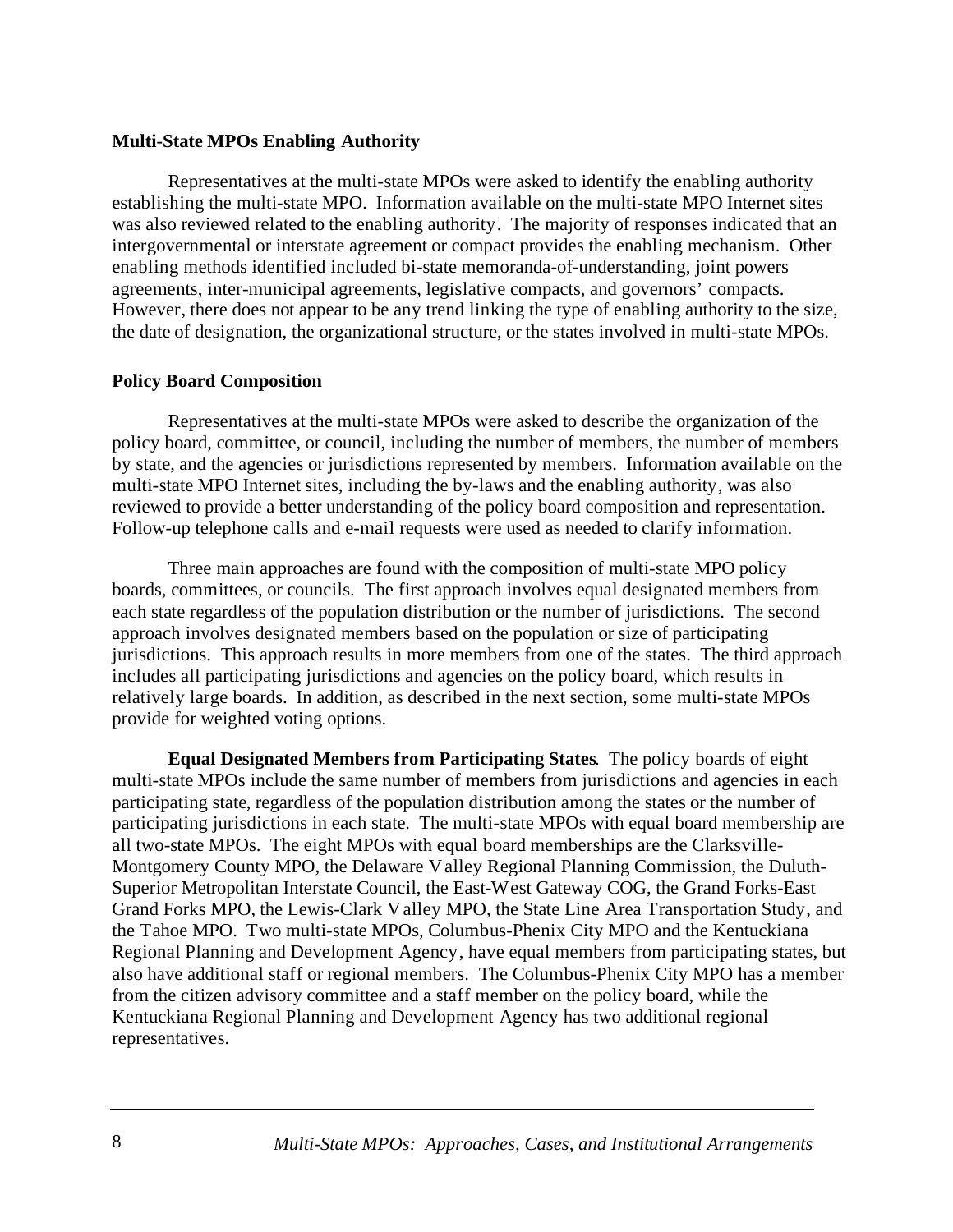## Multi-State MPOs Enabling Authority

Representatives at the multi-state MPOs were asked to identify the enabling authority establishing the multi-state MPO. Information available on the multi-state MPO Internet sites was also reviewed related to the enabling authority. The majority of responses indicated that an intergovernmental or interstate agreement or compact provides the enabling mechanism. Other enabling methods identified included bi-state memoranda-of-understanding, joint powers agreements, inter-municipal agreements, legislative compacts, and governors' compacts. However, there does not appear to be any trend linking the type of enabling authority to the size, the date of designation, the organizational structure, or the states involved in multi-state MPOs.

## Policy Board Composition

Representatives at the multi-state MPOs were asked to describe the organization of the policy board, committee, or council, including the number of members, the number of members by state, and the agencies or jurisdictions represented by members. Information available on the multi-state MPO Internet sites, including the by-laws and the enabling authority, was also reviewed to provide a better understanding of the policy board composition and representation. Follow-up telephone calls and e-mail requests were used as needed to clarify information.

Three main approaches are found with the composition of multi-state MPO policy boards, committees, or councils. The first approach involves equal designated members from each state regardless of the population distribution or the number of jurisdictions. The second approach involves designated members based on the population or size of participating jurisdictions. This approach results in more members from one of the states. The third approach includes all participating jurisdictions and agencies on the policy board, which results in relatively large boards. In addition, as described in the next section, some multi-state MPOs provide for weighted voting options.

**Equal Designated Members from Participating States**. The policy boards of eight multi-state MPOs include the same number of members from jurisdictions and agencies in each participating state, regardless of the population distribution among the states or the number of participating jurisdictions in each state. The multi-state MPOs with equal board membership are all two-state MPOs. The eight MPOs with equal board memberships are the Clarksville-Montgomery County MPO, the Delaware Valley Regional Planning Commission, the Duluth-Superior Metropolitan Interstate Council, the East-West Gateway COG, the Grand Forks-East Grand Forks MPO, the Lewis-Clark Valley MPO, the State Line Area Transportation Study, and the Tahoe MPO. Two multi-state MPOs, Columbus-Phenix City MPO and the Kentuckiana Regional Planning and Development Agency, have equal members from participating states, but also have additional staff or regional members. The Columbus-Phenix City MPO has a member from the citizen advisory committee and a staff member on the policy board, while the Kentuckiana Regional Planning and Development Agency has two additional regional representatives.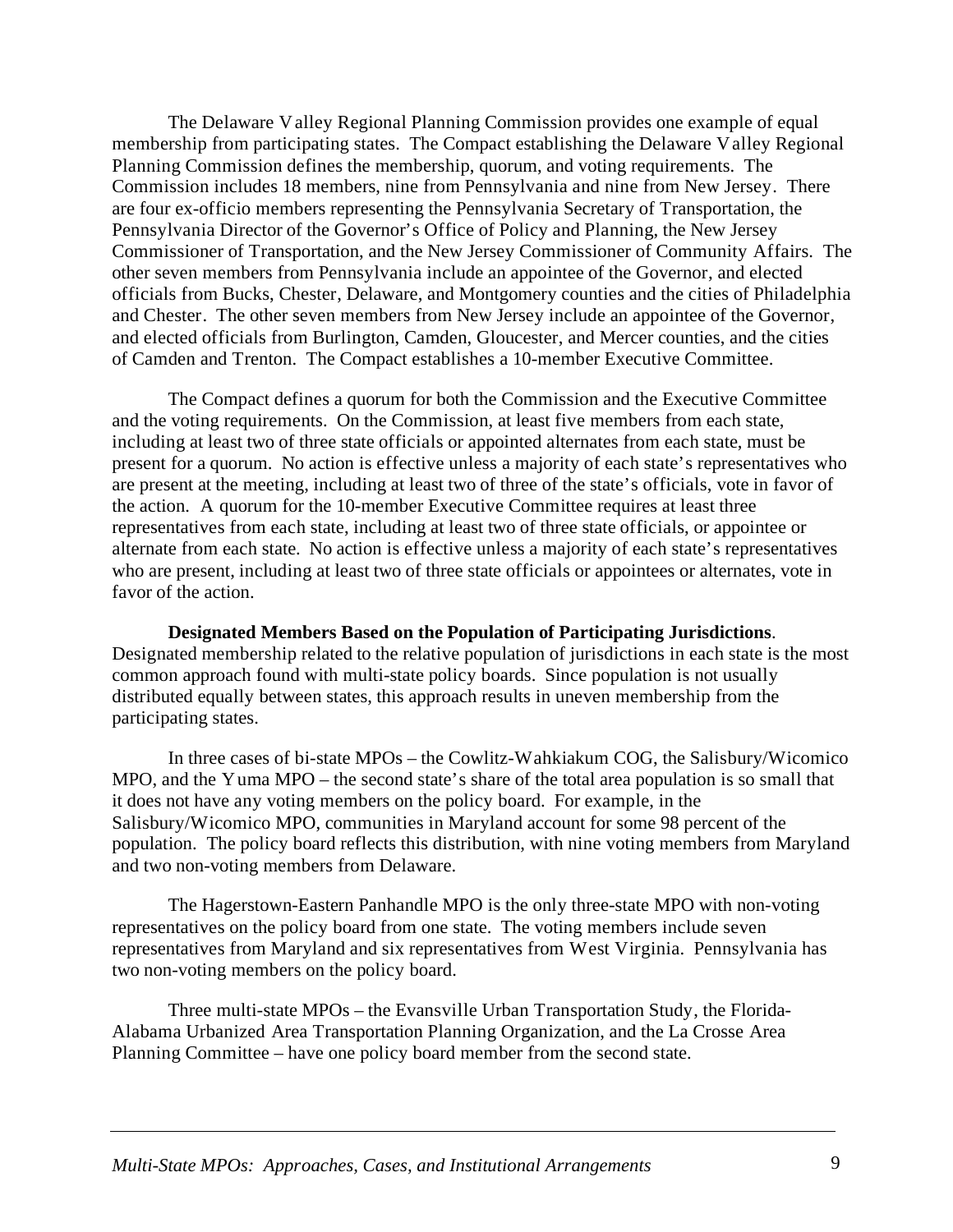The Delaware Valley Regional Planning Commission provides one example of equal membership from participating states. The Compact establishing the Delaware Valley Regional Planning Commission defines the membership, quorum, and voting requirements. The Commission includes 18 members, nine from Pennsylvania and nine from New Jersey. There are four ex-officio members representing the Pennsylvania Secretary of Transportation, the Pennsylvania Director of the Governor's Office of Policy and Planning, the New Jersey Commissioner of Transportation, and the New Jersey Commissioner of Community Affairs. The other seven members from Pennsylvania include an appointee of the Governor, and elected officials from Bucks, Chester, Delaware, and Montgomery counties and the cities of Philadelphia and Chester. The other seven members from New Jersey include an appointee of the Governor, and elected officials from Burlington, Camden, Gloucester, and Mercer counties, and the cities of Camden and Trenton. The Compact establishes a 10-member Executive Committee.

The Compact defines a quorum for both the Commission and the Executive Committee and the voting requirements. On the Commission, at least five members from each state, including at least two of three state officials or appointed alternates from each state, must be present for a quorum. No action is effective unless a majority of each state's representatives who are present at the meeting, including at least two of three of the state's officials, vote in favor of the action. A quorum for the 10-member Executive Committee requires at least three representatives from each state, including at least two of three state officials, or appointee or alternate from each state. No action is effective unless a majority of each state's representatives who are present, including at least two of three state officials or appointees or alternates, vote in favor of the action.

**Designated Members Based on the Population of Participating Jurisdictions**. Designated membership related to the relative population of jurisdictions in each state is the most common approach found with multi-state policy boards. Since population is not usually distributed equally between states, this approach results in uneven membership from the participating states.

In three cases of bi-state MPOs – the Cowlitz-Wahkiakum COG, the Salisbury/Wicomico MPO, and the Yuma MPO – the second state's share of the total area population is so small that it does not have any voting members on the policy board. For example, in the Salisbury/Wicomico MPO, communities in Maryland account for some 98 percent of the population. The policy board reflects this distribution, with nine voting members from Maryland and two non-voting members from Delaware.

The Hagerstown-Eastern Panhandle MPO is the only three-state MPO with non-voting representatives on the policy board from one state. The voting members include seven representatives from Maryland and six representatives from West Virginia. Pennsylvania has two non-voting members on the policy board.

Three multi-state MPOs – the Evansville Urban Transportation Study, the Florida-Alabama Urbanized Area Transportation Planning Organization, and the La Crosse Area Planning Committee – have one policy board member from the second state.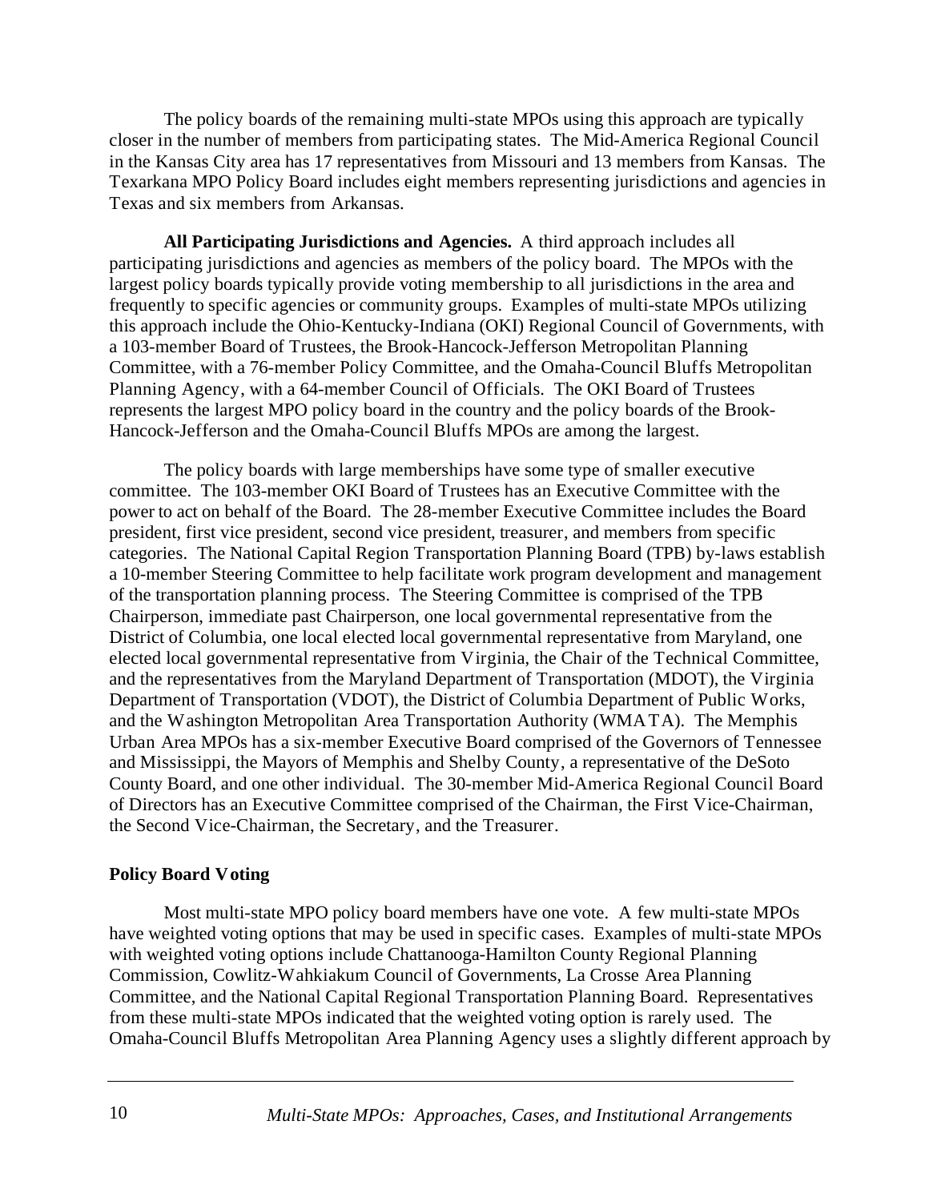The policy boards of the remaining multi-state MPOs using this approach are typically closer in the number of members from participating states. The Mid-America Regional Council in the Kansas City area has 17 representatives from Missouri and 13 members from Kansas. The Texarkana MPO Policy Board includes eight members representing jurisdictions and agencies in Texas and six members from Arkansas.

**All Participating Jurisdictions and Agencies.** A third approach includes all participating jurisdictions and agencies as members of the policy board. The MPOs with the largest policy boards typically provide voting membership to all jurisdictions in the area and frequently to specific agencies or community groups. Examples of multi-state MPOs utilizing this approach include the Ohio-Kentucky-Indiana (OKI) Regional Council of Governments, with a 103-member Board of Trustees, the Brook-Hancock-Jefferson Metropolitan Planning Committee, with a 76-member Policy Committee, and the Omaha-Council Bluffs Metropolitan Planning Agency, with a 64-member Council of Officials. The OKI Board of Trustees represents the largest MPO policy board in the country and the policy boards of the Brook-Hancock-Jefferson and the Omaha-Council Bluffs MPOs are among the largest.

The policy boards with large memberships have some type of smaller executive committee. The 103-member OKI Board of Trustees has an Executive Committee with the power to act on behalf of the Board. The 28-member Executive Committee includes the Board president, first vice president, second vice president, treasurer, and members from specific categories. The National Capital Region Transportation Planning Board (TPB) by-laws establish a 10-member Steering Committee to help facilitate work program development and management of the transportation planning process. The Steering Committee is comprised of the TPB Chairperson, immediate past Chairperson, one local governmental representative from the District of Columbia, one local elected local governmental representative from Maryland, one elected local governmental representative from Virginia, the Chair of the Technical Committee, and the representatives from the Maryland Department of Transportation (MDOT), the Virginia Department of Transportation (VDOT), the District of Columbia Department of Public Works, and the Washington Metropolitan Area Transportation Authority (WMATA). The Memphis Urban Area MPOs has a six-member Executive Board comprised of the Governors of Tennessee and Mississippi, the Mayors of Memphis and Shelby County, a representative of the DeSoto County Board, and one other individual. The 30-member Mid-America Regional Council Board of Directors has an Executive Committee comprised of the Chairman, the First Vice-Chairman, the Second Vice-Chairman, the Secretary, and the Treasurer.

### Policy Board Voting

Most multi-state MPO policy board members have one vote. A few multi-state MPOs have weighted voting options that may be used in specific cases. Examples of multi-state MPOs with weighted voting options include Chattanooga-Hamilton County Regional Planning Commission, Cowlitz-Wahkiakum Council of Governments, La Crosse Area Planning Committee, and the National Capital Regional Transportation Planning Board. Representatives from these multi-state MPOs indicated that the weighted voting option is rarely used. The Omaha-Council Bluffs Metropolitan Area Planning Agency uses a slightly different approach by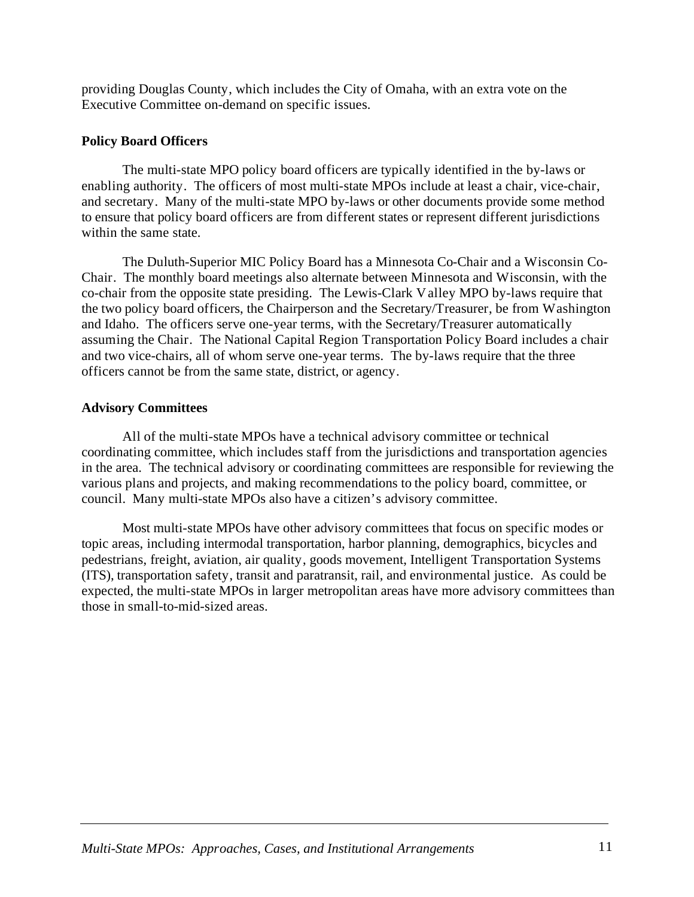providing Douglas County, which includes the City of Omaha, with an extra vote on the Executive Committee on-demand on specific issues.

### Policy Board Officers

The multi-state MPO policy board officers are typically identified in the by-laws or enabling authority. The officers of most multi-state MPOs include at least a chair, vice-chair, and secretary. Many of the multi-state MPO by-laws or other documents provide some method to ensure that policy board officers are from different states or represent different jurisdictions within the same state.

The Duluth-Superior MIC Policy Board has a Minnesota Co-Chair and a Wisconsin Co-Chair. The monthly board meetings also alternate between Minnesota and Wisconsin, with the co-chair from the opposite state presiding. The Lewis-Clark Valley MPO by-laws require that the two policy board officers, the Chairperson and the Secretary/Treasurer, be from Washington and Idaho. The officers serve one-year terms, with the Secretary/Treasurer automatically assuming the Chair. The National Capital Region Transportation Policy Board includes a chair and two vice-chairs, all of whom serve one-year terms. The by-laws require that the three officers cannot be from the same state, district, or agency.

### Advisory Committees

All of the multi-state MPOs have a technical advisory committee or technical coordinating committee, which includes staff from the jurisdictions and transportation agencies in the area. The technical advisory or coordinating committees are responsible for reviewing the various plans and projects, and making recommendations to the policy board, committee, or council. Many multi-state MPOs also have a citizen's advisory committee.

Most multi-state MPOs have other advisory committees that focus on specific modes or topic areas, including intermodal transportation, harbor planning, demographics, bicycles and pedestrians, freight, aviation, air quality, goods movement, Intelligent Transportation Systems (ITS), transportation safety, transit and paratransit, rail, and environmental justice. As could be expected, the multi-state MPOs in larger metropolitan areas have more advisory committees than those in small-to-mid-sized areas.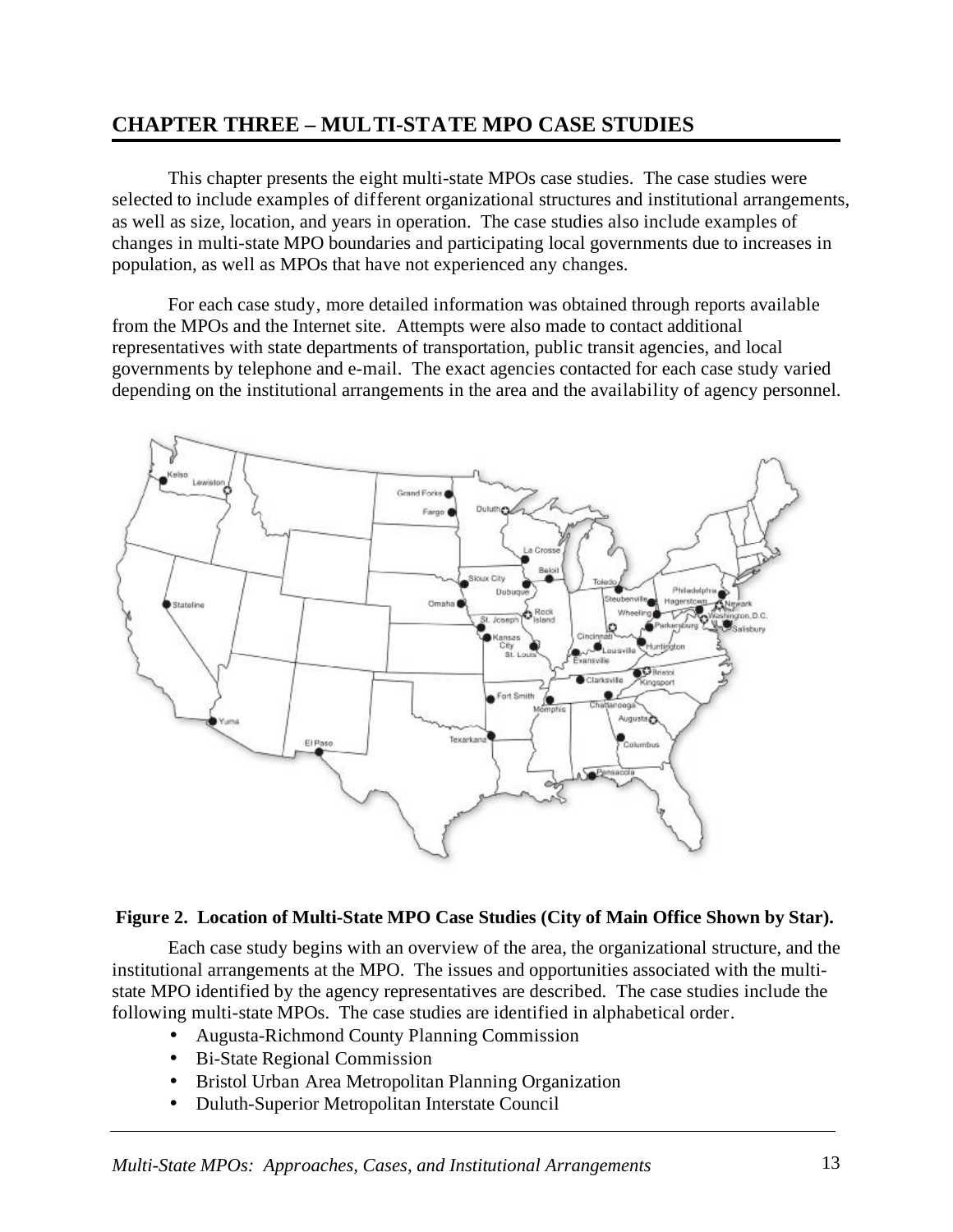## CHAPTER THREE – MULTI-STATE MPO CASE STUDIES

This chapter presents the eight multi-state MPOs case studies. The case studies were selected to include examples of different organizational structures and institutional arrangements, as well as size, location, and years in operation. The case studies also include examples of changes in multi-state MPO boundaries and participating local governments due to increases in population, as well as MPOs that have not experienced any changes.

For each case study, more detailed information was obtained through reports available from the MPOs and the Internet site. Attempts were also made to contact additional representatives with state departments of transportation, public transit agencies, and local governments by telephone and e-mail. The exact agencies contacted for each case study varied depending on the institutional arrangements in the area and the availability of agency personnel.

**Figure 2. Location of Multi-State MPO Case Studies (City of Main Office Shown by Star).**

Each case study begins with an overview of the area, the organizational structure, and the institutional arrangements at the MPO. The issues and opportunities associated with the multi-state MPO identified by the agency representatives are described. The case studies include the following multi-state MPOs. The case studies are identified in alphabetical order.

- Augusta-Richmond County Planning Commission
- Bi-State Regional Commission
- Bristol Urban Area Metropolitan Planning Organization
- Duluth-Superior Metropolitan Interstate Council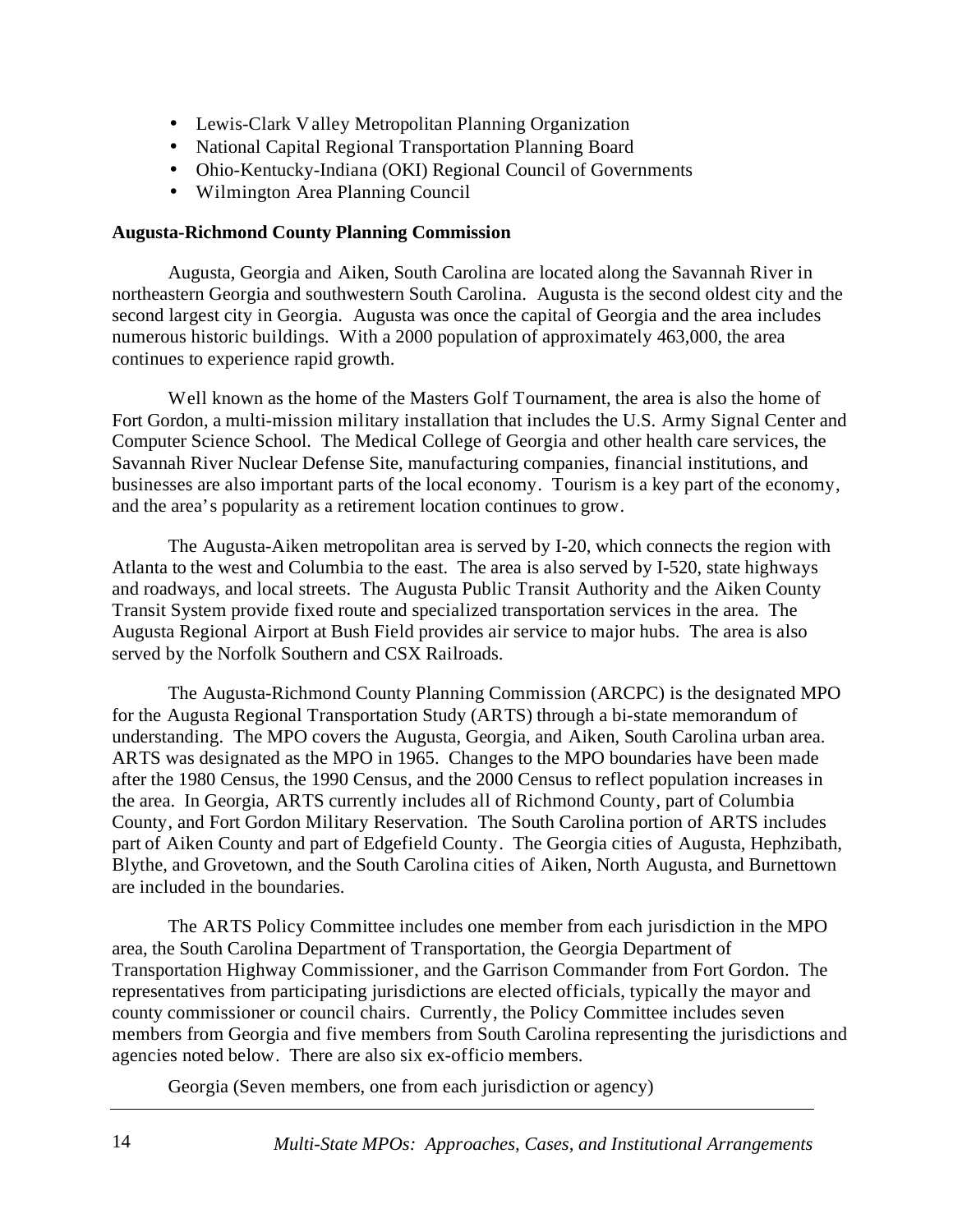- Lewis-Clark Valley Metropolitan Planning Organization
- National Capital Regional Transportation Planning Board
- Ohio-Kentucky-Indiana (OKI) Regional Council of Governments
- Wilmington Area Planning Council

**Augusta-Richmond County Planning Commission**

Augusta, Georgia and Aiken, South Carolina are located along the Savannah River in northeastern Georgia and southwestern South Carolina. Augusta is the second oldest city and the second largest city in Georgia. Augusta was once the capital of Georgia and the area includes numerous historic buildings. With a 2000 population of approximately 463,000, the area continues to experience rapid growth.

Well known as the home of the Masters Golf Tournament, the area is also the home of Fort Gordon, a multi-mission military installation that includes the U.S. Army Signal Center and Computer Science School. The Medical College of Georgia and other health care services, the Savannah River Nuclear Defense Site, manufacturing companies, financial institutions, and businesses are also important parts of the local economy. Tourism is a key part of the economy, and the area's popularity as a retirement location continues to grow.

The Augusta-Aiken metropolitan area is served by I-20, which connects the region with Atlanta to the west and Columbia to the east. The area is also served by I-520, state highways and roadways, and local streets. The Augusta Public Transit Authority and the Aiken County Transit System provide fixed route and specialized transportation services in the area. The Augusta Regional Airport at Bush Field provides air service to major hubs. The area is also served by the Norfolk Southern and CSX Railroads.

The Augusta-Richmond County Planning Commission (ARCPC) is the designated MPO for the Augusta Regional Transportation Study (ARTS) through a bi-state memorandum of understanding. The MPO covers the Augusta, Georgia, and Aiken, South Carolina urban area. ARTS was designated as the MPO in 1965. Changes to the MPO boundaries have been made after the 1980 Census, the 1990 Census, and the 2000 Census to reflect population increases in the area. In Georgia, ARTS currently includes all of Richmond County, part of Columbia County, and Fort Gordon Military Reservation. The South Carolina portion of ARTS includes part of Aiken County and part of Edgefield County. The Georgia cities of Augusta, Hephzibath, Blythe, and Grovetown, and the South Carolina cities of Aiken, North Augusta, and Burnettown are included in the boundaries.

The ARTS Policy Committee includes one member from each jurisdiction in the MPO area, the South Carolina Department of Transportation, the Georgia Department of Transportation Highway Commissioner, and the Garrison Commander from Fort Gordon. The representatives from participating jurisdictions are elected officials, typically the mayor and county commissioner or council chairs. Currently, the Policy Committee includes seven members from Georgia and five members from South Carolina representing the jurisdictions and agencies noted below. There are also six ex-officio members.

Georgia (Seven members, one from each jurisdiction or agency)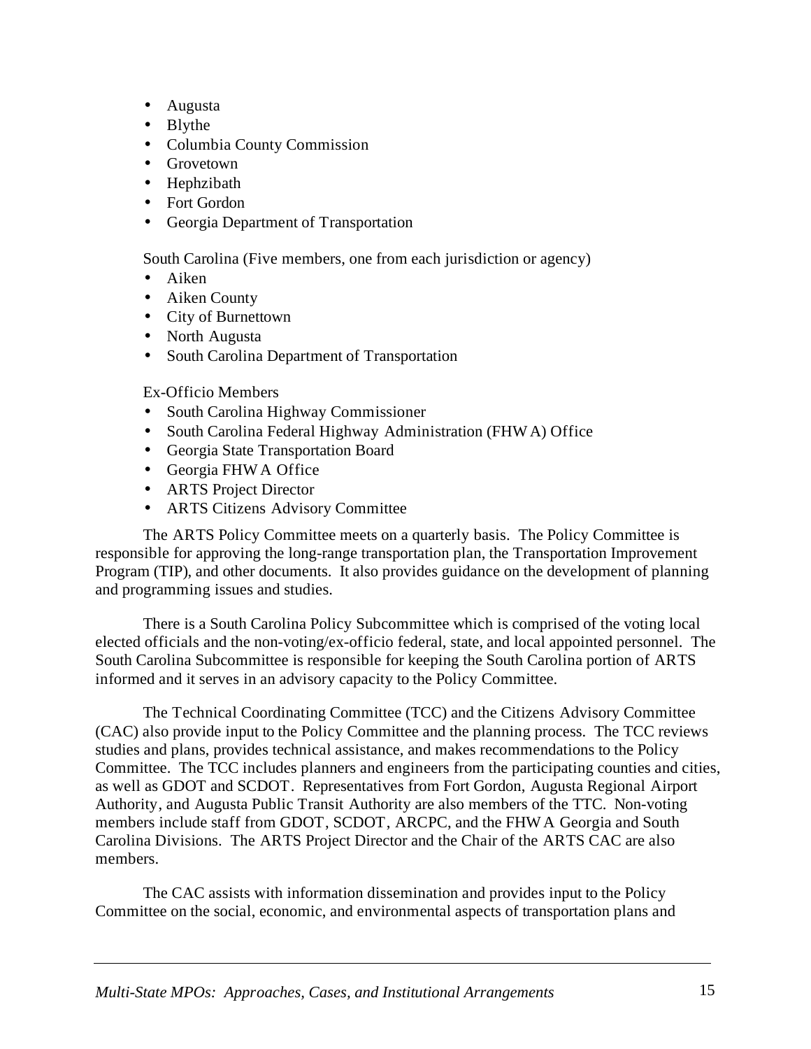- Augusta
- Blythe
- Columbia County Commission
- Grovetown
- Hephzibath
- Fort Gordon
- Georgia Department of Transportation

South Carolina (Five members, one from each jurisdiction or agency)

- Aiken
- Aiken County
- City of Burnettown
- North Augusta
- South Carolina Department of Transportation

Ex-Officio Members

- South Carolina Highway Commissioner
- South Carolina Federal Highway Administration (FHWA) Office
- Georgia State Transportation Board
- Georgia FHWA Office
- ARTS Project Director
- ARTS Citizens Advisory Committee

The ARTS Policy Committee meets on a quarterly basis. The Policy Committee is responsible for approving the long-range transportation plan, the Transportation Improvement Program (TIP), and other documents. It also provides guidance on the development of planning and programming issues and studies.

There is a South Carolina Policy Subcommittee which is comprised of the voting local elected officials and the non-voting/ex-officio federal, state, and local appointed personnel. The South Carolina Subcommittee is responsible for keeping the South Carolina portion of ARTS informed and it serves in an advisory capacity to the Policy Committee.

The Technical Coordinating Committee (TCC) and the Citizens Advisory Committee (CAC) also provide input to the Policy Committee and the planning process. The TCC reviews studies and plans, provides technical assistance, and makes recommendations to the Policy Committee. The TCC includes planners and engineers from the participating counties and cities, as well as GDOT and SCDOT. Representatives from Fort Gordon, Augusta Regional Airport Authority, and Augusta Public Transit Authority are also members of the TTC. Non-voting members include staff from GDOT, SCDOT, ARCPC, and the FHWA Georgia and South Carolina Divisions. The ARTS Project Director and the Chair of the ARTS CAC are also members.

The CAC assists with information dissemination and provides input to the Policy Committee on the social, economic, and environmental aspects of transportation plans and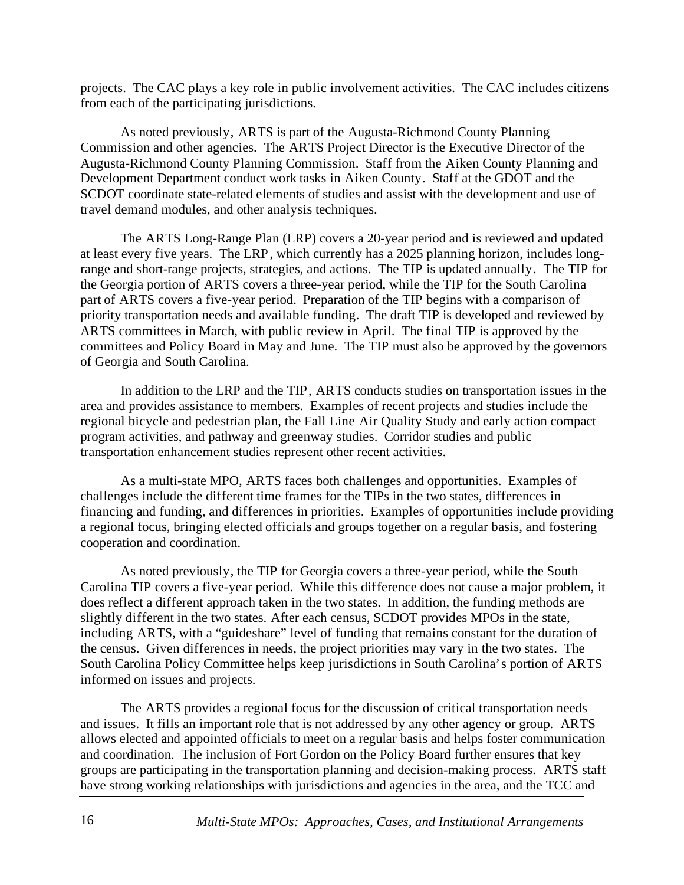projects. The CAC plays a key role in public involvement activities. The CAC includes citizens from each of the participating jurisdictions.

As noted previously, ARTS is part of the Augusta-Richmond County Planning Commission and other agencies. The ARTS Project Director is the Executive Director of the Augusta-Richmond County Planning Commission. Staff from the Aiken County Planning and Development Department conduct work tasks in Aiken County. Staff at the GDOT and the SCDOT coordinate state-related elements of studies and assist with the development and use of travel demand modules, and other analysis techniques.

The ARTS Long-Range Plan (LRP) covers a 20-year period and is reviewed and updated at least every five years. The LRP, which currently has a 2025 planning horizon, includes long-range and short-range projects, strategies, and actions. The TIP is updated annually. The TIP for the Georgia portion of ARTS covers a three-year period, while the TIP for the South Carolina part of ARTS covers a five-year period. Preparation of the TIP begins with a comparison of priority transportation needs and available funding. The draft TIP is developed and reviewed by ARTS committees in March, with public review in April. The final TIP is approved by the committees and Policy Board in May and June. The TIP must also be approved by the governors of Georgia and South Carolina.

In addition to the LRP and the TIP, ARTS conducts studies on transportation issues in the area and provides assistance to members. Examples of recent projects and studies include the regional bicycle and pedestrian plan, the Fall Line Air Quality Study and early action compact program activities, and pathway and greenway studies. Corridor studies and public transportation enhancement studies represent other recent activities.

As a multi-state MPO, ARTS faces both challenges and opportunities. Examples of challenges include the different time frames for the TIPs in the two states, differences in financing and funding, and differences in priorities. Examples of opportunities include providing a regional focus, bringing elected officials and groups together on a regular basis, and fostering cooperation and coordination.

As noted previously, the TIP for Georgia covers a three-year period, while the South Carolina TIP covers a five-year period. While this difference does not cause a major problem, it does reflect a different approach taken in the two states. In addition, the funding methods are slightly different in the two states. After each census, SCDOT provides MPOs in the state, including ARTS, with a "guideshare" level of funding that remains constant for the duration of the census. Given differences in needs, the project priorities may vary in the two states. The South Carolina Policy Committee helps keep jurisdictions in South Carolina's portion of ARTS informed on issues and projects.

The ARTS provides a regional focus for the discussion of critical transportation needs and issues. It fills an important role that is not addressed by any other agency or group. ARTS allows elected and appointed officials to meet on a regular basis and helps foster communication and coordination. The inclusion of Fort Gordon on the Policy Board further ensures that key groups are participating in the transportation planning and decision-making process. ARTS staff have strong working relationships with jurisdictions and agencies in the area, and the TCC and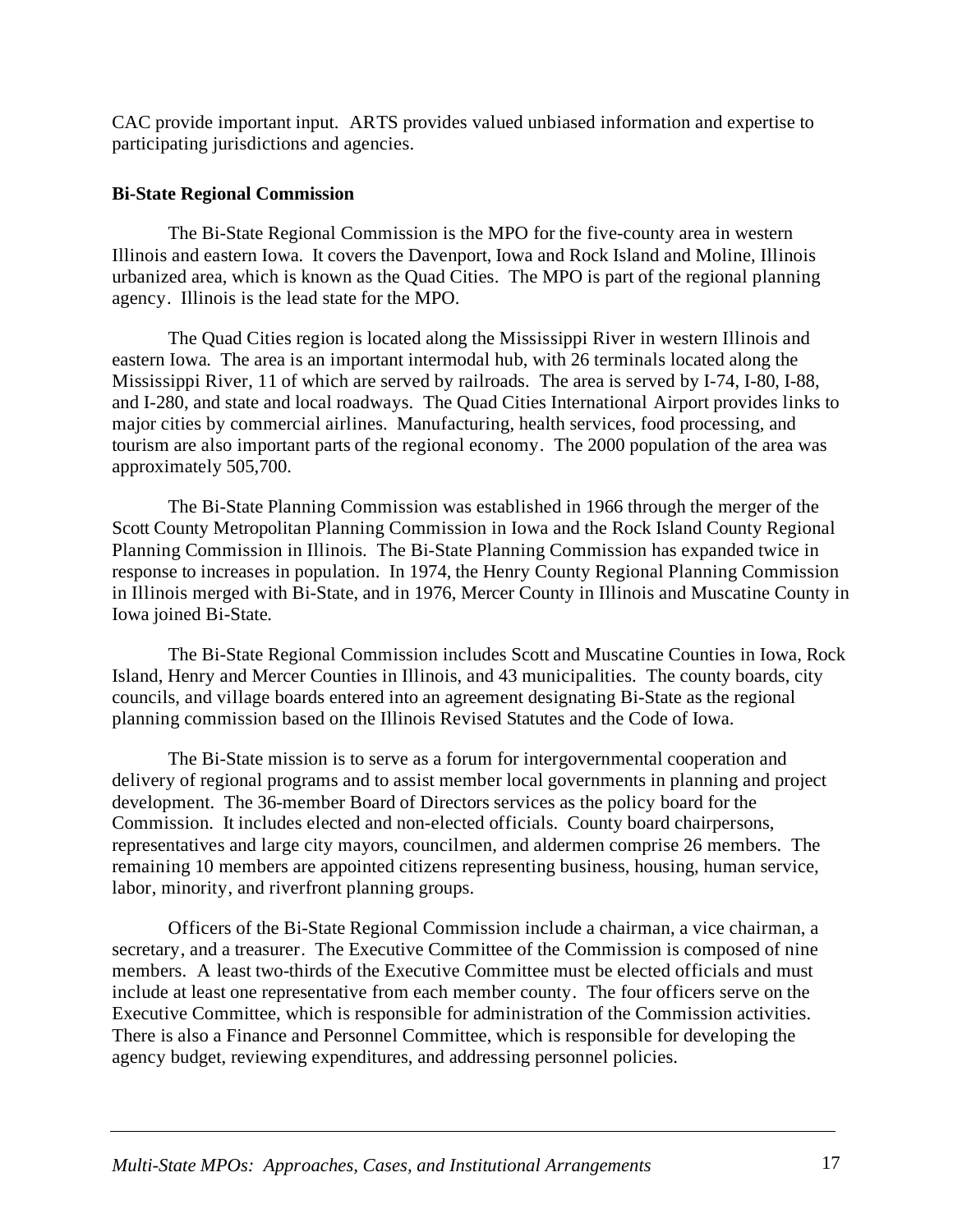CAC provide important input. ARTS provides valued unbiased information and expertise to participating jurisdictions and agencies.

**Bi-State Regional Commission**

The Bi-State Regional Commission is the MPO for the five-county area in western Illinois and eastern Iowa. It covers the Davenport, Iowa and Rock Island and Moline, Illinois urbanized area, which is known as the Quad Cities. The MPO is part of the regional planning agency. Illinois is the lead state for the MPO.

The Quad Cities region is located along the Mississippi River in western Illinois and eastern Iowa. The area is an important intermodal hub, with 26 terminals located along the Mississippi River, 11 of which are served by railroads. The area is served by I-74, I-80, I-88, and I-280, and state and local roadways. The Quad Cities International Airport provides links to major cities by commercial airlines. Manufacturing, health services, food processing, and tourism are also important parts of the regional economy. The 2000 population of the area was approximately 505,700.

The Bi-State Planning Commission was established in 1966 through the merger of the Scott County Metropolitan Planning Commission in Iowa and the Rock Island County Regional Planning Commission in Illinois. The Bi-State Planning Commission has expanded twice in response to increases in population. In 1974, the Henry County Regional Planning Commission in Illinois merged with Bi-State, and in 1976, Mercer County in Illinois and Muscatine County in Iowa joined Bi-State.

The Bi-State Regional Commission includes Scott and Muscatine Counties in Iowa, Rock Island, Henry and Mercer Counties in Illinois, and 43 municipalities. The county boards, city councils, and village boards entered into an agreement designating Bi-State as the regional planning commission based on the Illinois Revised Statutes and the Code of Iowa.

The Bi-State mission is to serve as a forum for intergovernmental cooperation and delivery of regional programs and to assist member local governments in planning and project development. The 36-member Board of Directors services as the policy board for the Commission. It includes elected and non-elected officials. County board chairpersons, representatives and large city mayors, councilmen, and aldermen comprise 26 members. The remaining 10 members are appointed citizens representing business, housing, human service, labor, minority, and riverfront planning groups.

Officers of the Bi-State Regional Commission include a chairman, a vice chairman, a secretary, and a treasurer. The Executive Committee of the Commission is composed of nine members. A least two-thirds of the Executive Committee must be elected officials and must include at least one representative from each member county. The four officers serve on the Executive Committee, which is responsible for administration of the Commission activities. There is also a Finance and Personnel Committee, which is responsible for developing the agency budget, reviewing expenditures, and addressing personnel policies.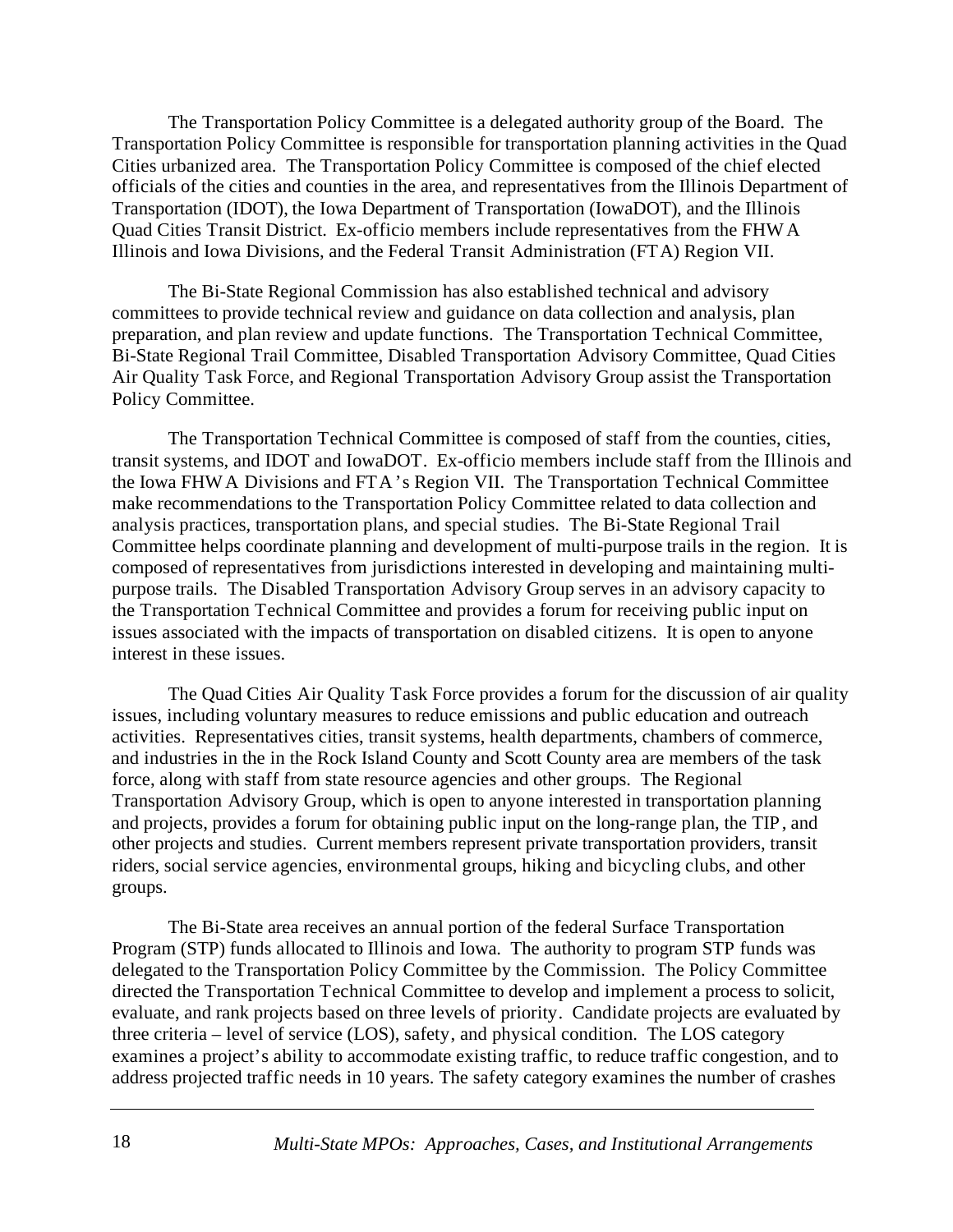The Transportation Policy Committee is a delegated authority group of the Board. The Transportation Policy Committee is responsible for transportation planning activities in the Quad Cities urbanized area. The Transportation Policy Committee is composed of the chief elected officials of the cities and counties in the area, and representatives from the Illinois Department of Transportation (IDOT), the Iowa Department of Transportation (IowaDOT), and the Illinois Quad Cities Transit District. Ex-officio members include representatives from the FHWA Illinois and Iowa Divisions, and the Federal Transit Administration (FTA) Region VII.

The Bi-State Regional Commission has also established technical and advisory committees to provide technical review and guidance on data collection and analysis, plan preparation, and plan review and update functions. The Transportation Technical Committee, Bi-State Regional Trail Committee, Disabled Transportation Advisory Committee, Quad Cities Air Quality Task Force, and Regional Transportation Advisory Group assist the Transportation Policy Committee.

The Transportation Technical Committee is composed of staff from the counties, cities, transit systems, and IDOT and IowaDOT. Ex-officio members include staff from the Illinois and the Iowa FHWA Divisions and FTA's Region VII. The Transportation Technical Committee make recommendations to the Transportation Policy Committee related to data collection and analysis practices, transportation plans, and special studies. The Bi-State Regional Trail Committee helps coordinate planning and development of multi-purpose trails in the region. It is composed of representatives from jurisdictions interested in developing and maintaining multi-purpose trails. The Disabled Transportation Advisory Group serves in an advisory capacity to the Transportation Technical Committee and provides a forum for receiving public input on issues associated with the impacts of transportation on disabled citizens. It is open to anyone interest in these issues.

The Quad Cities Air Quality Task Force provides a forum for the discussion of air quality issues, including voluntary measures to reduce emissions and public education and outreach activities. Representatives cities, transit systems, health departments, chambers of commerce, and industries in the in the Rock Island County and Scott County area are members of the task force, along with staff from state resource agencies and other groups. The Regional Transportation Advisory Group, which is open to anyone interested in transportation planning and projects, provides a forum for obtaining public input on the long-range plan, the TIP, and other projects and studies. Current members represent private transportation providers, transit riders, social service agencies, environmental groups, hiking and bicycling clubs, and other groups.

The Bi-State area receives an annual portion of the federal Surface Transportation Program (STP) funds allocated to Illinois and Iowa. The authority to program STP funds was delegated to the Transportation Policy Committee by the Commission. The Policy Committee directed the Transportation Technical Committee to develop and implement a process to solicit, evaluate, and rank projects based on three levels of priority. Candidate projects are evaluated by three criteria – level of service (LOS), safety, and physical condition. The LOS category examines a project's ability to accommodate existing traffic, to reduce traffic congestion, and to address projected traffic needs in 10 years. The safety category examines the number of crashes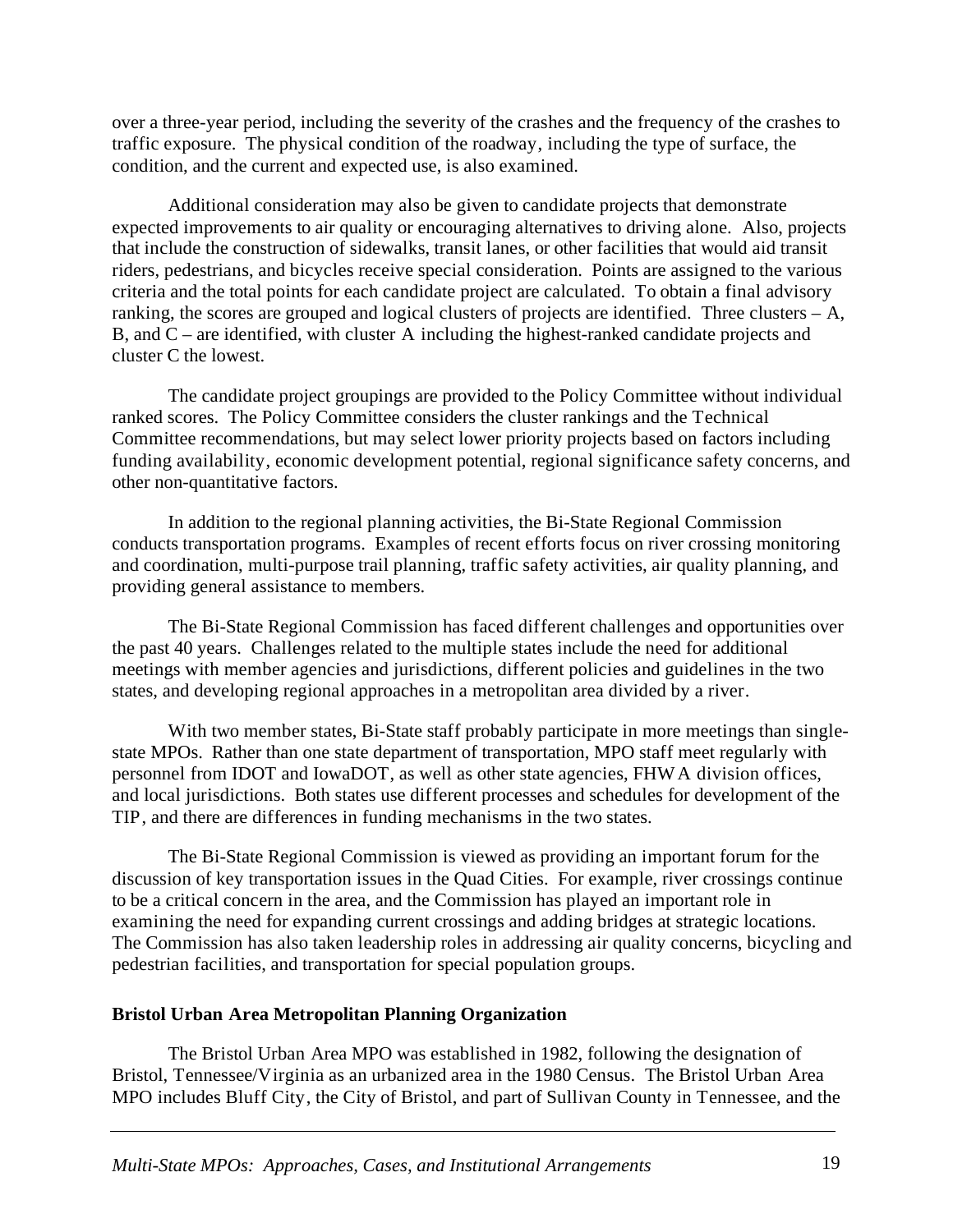over a three-year period, including the severity of the crashes and the frequency of the crashes to traffic exposure. The physical condition of the roadway, including the type of surface, the condition, and the current and expected use, is also examined.

Additional consideration may also be given to candidate projects that demonstrate expected improvements to air quality or encouraging alternatives to driving alone. Also, projects that include the construction of sidewalks, transit lanes, or other facilities that would aid transit riders, pedestrians, and bicycles receive special consideration. Points are assigned to the various criteria and the total points for each candidate project are calculated. To obtain a final advisory ranking, the scores are grouped and logical clusters of projects are identified. Three clusters – A, B, and C – are identified, with cluster A including the highest-ranked candidate projects and cluster C the lowest.

The candidate project groupings are provided to the Policy Committee without individual ranked scores. The Policy Committee considers the cluster rankings and the Technical Committee recommendations, but may select lower priority projects based on factors including funding availability, economic development potential, regional significance safety concerns, and other non-quantitative factors.

In addition to the regional planning activities, the Bi-State Regional Commission conducts transportation programs. Examples of recent efforts focus on river crossing monitoring and coordination, multi-purpose trail planning, traffic safety activities, air quality planning, and providing general assistance to members.

The Bi-State Regional Commission has faced different challenges and opportunities over the past 40 years. Challenges related to the multiple states include the need for additional meetings with member agencies and jurisdictions, different policies and guidelines in the two states, and developing regional approaches in a metropolitan area divided by a river.

With two member states, Bi-State staff probably participate in more meetings than single-state MPOs. Rather than one state department of transportation, MPO staff meet regularly with personnel from IDOT and IowaDOT, as well as other state agencies, FHWA division offices, and local jurisdictions. Both states use different processes and schedules for development of the TIP, and there are differences in funding mechanisms in the two states.

The Bi-State Regional Commission is viewed as providing an important forum for the discussion of key transportation issues in the Quad Cities. For example, river crossings continue to be a critical concern in the area, and the Commission has played an important role in examining the need for expanding current crossings and adding bridges at strategic locations. The Commission has also taken leadership roles in addressing air quality concerns, bicycling and pedestrian facilities, and transportation for special population groups.

**Bristol Urban Area Metropolitan Planning Organization**

The Bristol Urban Area MPO was established in 1982, following the designation of Bristol, Tennessee/Virginia as an urbanized area in the 1980 Census. The Bristol Urban Area MPO includes Bluff City, the City of Bristol, and part of Sullivan County in Tennessee, and the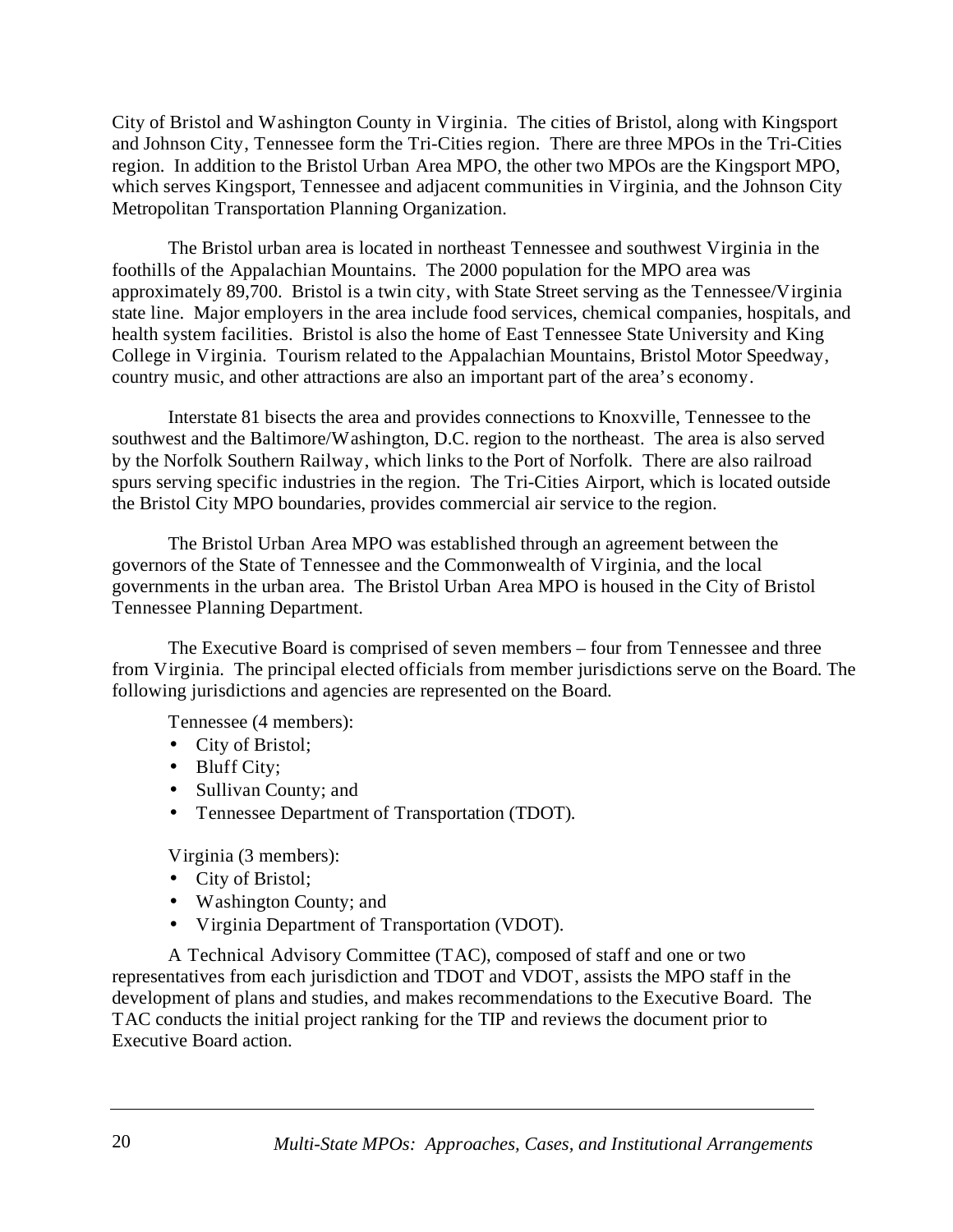City of Bristol and Washington County in Virginia. The cities of Bristol, along with Kingsport and Johnson City, Tennessee form the Tri-Cities region. There are three MPOs in the Tri-Cities region. In addition to the Bristol Urban Area MPO, the other two MPOs are the Kingsport MPO, which serves Kingsport, Tennessee and adjacent communities in Virginia, and the Johnson City Metropolitan Transportation Planning Organization.

The Bristol urban area is located in northeast Tennessee and southwest Virginia in the foothills of the Appalachian Mountains. The 2000 population for the MPO area was approximately 89,700. Bristol is a twin city, with State Street serving as the Tennessee/Virginia state line. Major employers in the area include food services, chemical companies, hospitals, and health system facilities. Bristol is also the home of East Tennessee State University and King College in Virginia. Tourism related to the Appalachian Mountains, Bristol Motor Speedway, country music, and other attractions are also an important part of the area's economy.

Interstate 81 bisects the area and provides connections to Knoxville, Tennessee to the southwest and the Baltimore/Washington, D.C. region to the northeast. The area is also served by the Norfolk Southern Railway, which links to the Port of Norfolk. There are also railroad spurs serving specific industries in the region. The Tri-Cities Airport, which is located outside the Bristol City MPO boundaries, provides commercial air service to the region.

The Bristol Urban Area MPO was established through an agreement between the governors of the State of Tennessee and the Commonwealth of Virginia, and the local governments in the urban area. The Bristol Urban Area MPO is housed in the City of Bristol Tennessee Planning Department.

The Executive Board is comprised of seven members – four from Tennessee and three from Virginia. The principal elected officials from member jurisdictions serve on the Board. The following jurisdictions and agencies are represented on the Board.

Tennessee (4 members):

- City of Bristol;
- Bluff City;
- Sullivan County; and
- Tennessee Department of Transportation (TDOT).

Virginia (3 members):

- City of Bristol;
- Washington County; and
- Virginia Department of Transportation (VDOT).

A Technical Advisory Committee (TAC), composed of staff and one or two representatives from each jurisdiction and TDOT and VDOT, assists the MPO staff in the development of plans and studies, and makes recommendations to the Executive Board. The TAC conducts the initial project ranking for the TIP and reviews the document prior to Executive Board action.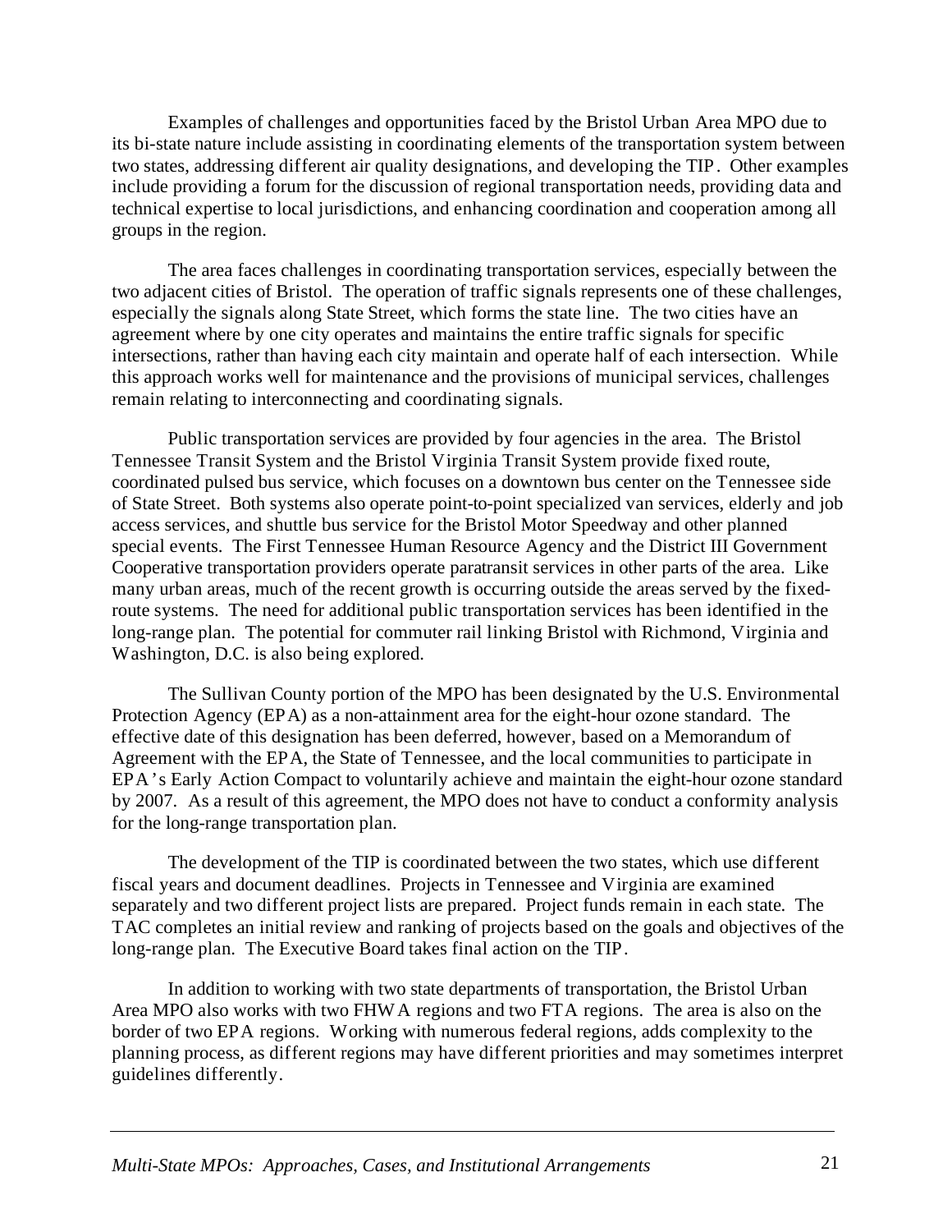Examples of challenges and opportunities faced by the Bristol Urban Area MPO due to its bi-state nature include assisting in coordinating elements of the transportation system between two states, addressing different air quality designations, and developing the TIP. Other examples include providing a forum for the discussion of regional transportation needs, providing data and technical expertise to local jurisdictions, and enhancing coordination and cooperation among all groups in the region.

The area faces challenges in coordinating transportation services, especially between the two adjacent cities of Bristol. The operation of traffic signals represents one of these challenges, especially the signals along State Street, which forms the state line. The two cities have an agreement where by one city operates and maintains the entire traffic signals for specific intersections, rather than having each city maintain and operate half of each intersection. While this approach works well for maintenance and the provisions of municipal services, challenges remain relating to interconnecting and coordinating signals.

Public transportation services are provided by four agencies in the area. The Bristol Tennessee Transit System and the Bristol Virginia Transit System provide fixed route, coordinated pulsed bus service, which focuses on a downtown bus center on the Tennessee side of State Street. Both systems also operate point-to-point specialized van services, elderly and job access services, and shuttle bus service for the Bristol Motor Speedway and other planned special events. The First Tennessee Human Resource Agency and the District III Government Cooperative transportation providers operate paratransit services in other parts of the area. Like many urban areas, much of the recent growth is occurring outside the areas served by the fixed-route systems. The need for additional public transportation services has been identified in the long-range plan. The potential for commuter rail linking Bristol with Richmond, Virginia and Washington, D.C. is also being explored.

The Sullivan County portion of the MPO has been designated by the U.S. Environmental Protection Agency (EPA) as a non-attainment area for the eight-hour ozone standard. The effective date of this designation has been deferred, however, based on a Memorandum of Agreement with the EPA, the State of Tennessee, and the local communities to participate in EPA's Early Action Compact to voluntarily achieve and maintain the eight-hour ozone standard by 2007. As a result of this agreement, the MPO does not have to conduct a conformity analysis for the long-range transportation plan.

The development of the TIP is coordinated between the two states, which use different fiscal years and document deadlines. Projects in Tennessee and Virginia are examined separately and two different project lists are prepared. Project funds remain in each state. The TAC completes an initial review and ranking of projects based on the goals and objectives of the long-range plan. The Executive Board takes final action on the TIP.

In addition to working with two state departments of transportation, the Bristol Urban Area MPO also works with two FHWA regions and two FTA regions. The area is also on the border of two EPA regions. Working with numerous federal regions, adds complexity to the planning process, as different regions may have different priorities and may sometimes interpret guidelines differently.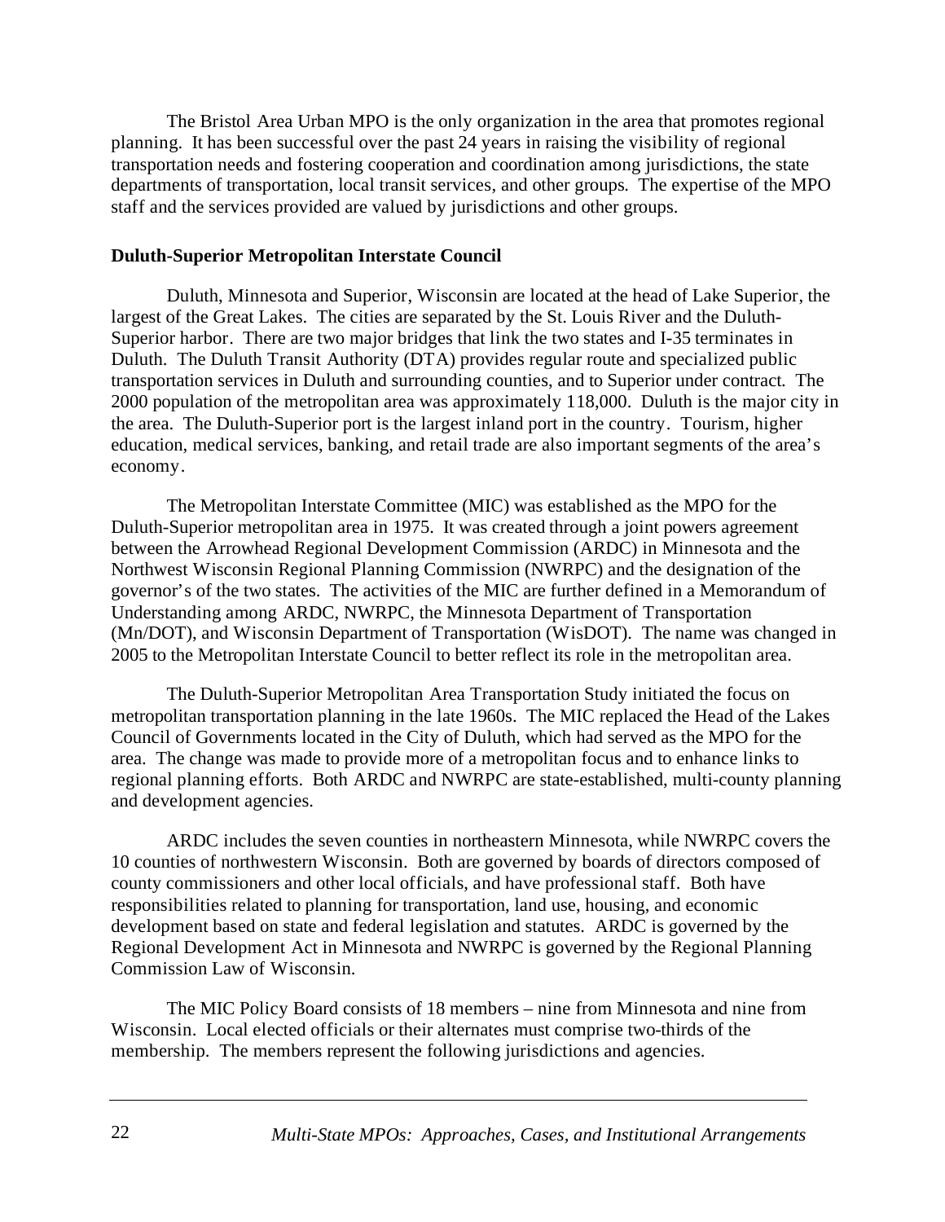The Bristol Area Urban MPO is the only organization in the area that promotes regional planning. It has been successful over the past 24 years in raising the visibility of regional transportation needs and fostering cooperation and coordination among jurisdictions, the state departments of transportation, local transit services, and other groups. The expertise of the MPO staff and the services provided are valued by jurisdictions and other groups.

**Duluth-Superior Metropolitan Interstate Council**

Duluth, Minnesota and Superior, Wisconsin are located at the head of Lake Superior, the largest of the Great Lakes. The cities are separated by the St. Louis River and the Duluth-Superior harbor. There are two major bridges that link the two states and I-35 terminates in Duluth. The Duluth Transit Authority (DTA) provides regular route and specialized public transportation services in Duluth and surrounding counties, and to Superior under contract. The 2000 population of the metropolitan area was approximately 118,000. Duluth is the major city in the area. The Duluth-Superior port is the largest inland port in the country. Tourism, higher education, medical services, banking, and retail trade are also important segments of the area's economy.

The Metropolitan Interstate Committee (MIC) was established as the MPO for the Duluth-Superior metropolitan area in 1975. It was created through a joint powers agreement between the Arrowhead Regional Development Commission (ARDC) in Minnesota and the Northwest Wisconsin Regional Planning Commission (NWRPC) and the designation of the governor's of the two states. The activities of the MIC are further defined in a Memorandum of Understanding among ARDC, NWRPC, the Minnesota Department of Transportation (Mn/DOT), and Wisconsin Department of Transportation (WisDOT). The name was changed in 2005 to the Metropolitan Interstate Council to better reflect its role in the metropolitan area.

The Duluth-Superior Metropolitan Area Transportation Study initiated the focus on metropolitan transportation planning in the late 1960s. The MIC replaced the Head of the Lakes Council of Governments located in the City of Duluth, which had served as the MPO for the area. The change was made to provide more of a metropolitan focus and to enhance links to regional planning efforts. Both ARDC and NWRPC are state-established, multi-county planning and development agencies.

ARDC includes the seven counties in northeastern Minnesota, while NWRPC covers the 10 counties of northwestern Wisconsin. Both are governed by boards of directors composed of county commissioners and other local officials, and have professional staff. Both have responsibilities related to planning for transportation, land use, housing, and economic development based on state and federal legislation and statutes. ARDC is governed by the Regional Development Act in Minnesota and NWRPC is governed by the Regional Planning Commission Law of Wisconsin.

The MIC Policy Board consists of 18 members – nine from Minnesota and nine from Wisconsin. Local elected officials or their alternates must comprise two-thirds of the membership. The members represent the following jurisdictions and agencies.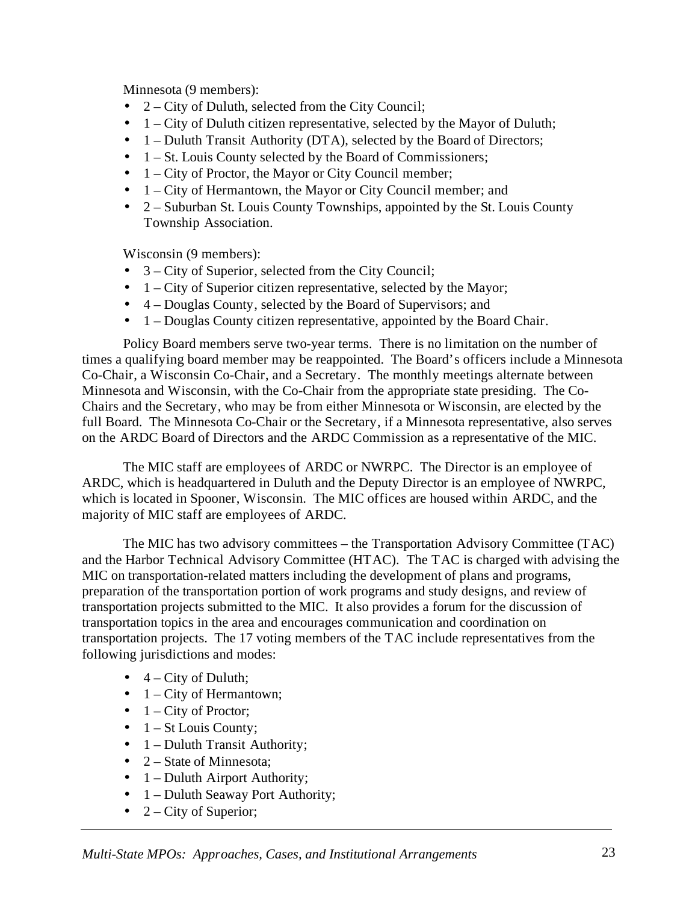Minnesota (9 members):

- 2 – City of Duluth, selected from the City Council;
- 1 – City of Duluth citizen representative, selected by the Mayor of Duluth;
- 1 – Duluth Transit Authority (DTA), selected by the Board of Directors;
- 1 – St. Louis County selected by the Board of Commissioners;
- 1 – City of Proctor, the Mayor or City Council member;
- 1 – City of Hermantown, the Mayor or City Council member; and
- 2 – Suburban St. Louis County Townships, appointed by the St. Louis County Township Association.

Wisconsin (9 members):

- 3 – City of Superior, selected from the City Council;
- 1 – City of Superior citizen representative, selected by the Mayor;
- 4 – Douglas County, selected by the Board of Supervisors; and
- 1 – Douglas County citizen representative, appointed by the Board Chair.

Policy Board members serve two-year terms. There is no limitation on the number of times a qualifying board member may be reappointed. The Board's officers include a Minnesota Co-Chair, a Wisconsin Co-Chair, and a Secretary. The monthly meetings alternate between Minnesota and Wisconsin, with the Co-Chair from the appropriate state presiding. The Co-Chairs and the Secretary, who may be from either Minnesota or Wisconsin, are elected by the full Board. The Minnesota Co-Chair or the Secretary, if a Minnesota representative, also serves on the ARDC Board of Directors and the ARDC Commission as a representative of the MIC.

The MIC staff are employees of ARDC or NWRPC. The Director is an employee of ARDC, which is headquartered in Duluth and the Deputy Director is an employee of NWRPC, which is located in Spooner, Wisconsin. The MIC offices are housed within ARDC, and the majority of MIC staff are employees of ARDC.

The MIC has two advisory committees – the Transportation Advisory Committee (TAC) and the Harbor Technical Advisory Committee (HTAC). The TAC is charged with advising the MIC on transportation-related matters including the development of plans and programs, preparation of the transportation portion of work programs and study designs, and review of transportation projects submitted to the MIC. It also provides a forum for the discussion of transportation topics in the area and encourages communication and coordination on transportation projects. The 17 voting members of the TAC include representatives from the following jurisdictions and modes:

- 4 – City of Duluth;
- 1 – City of Hermantown;
- 1 – City of Proctor;
- 1 – St Louis County;
- 1 – Duluth Transit Authority;
- 2 – State of Minnesota;
- 1 – Duluth Airport Authority;
- 1 – Duluth Seaway Port Authority;
- 2 – City of Superior;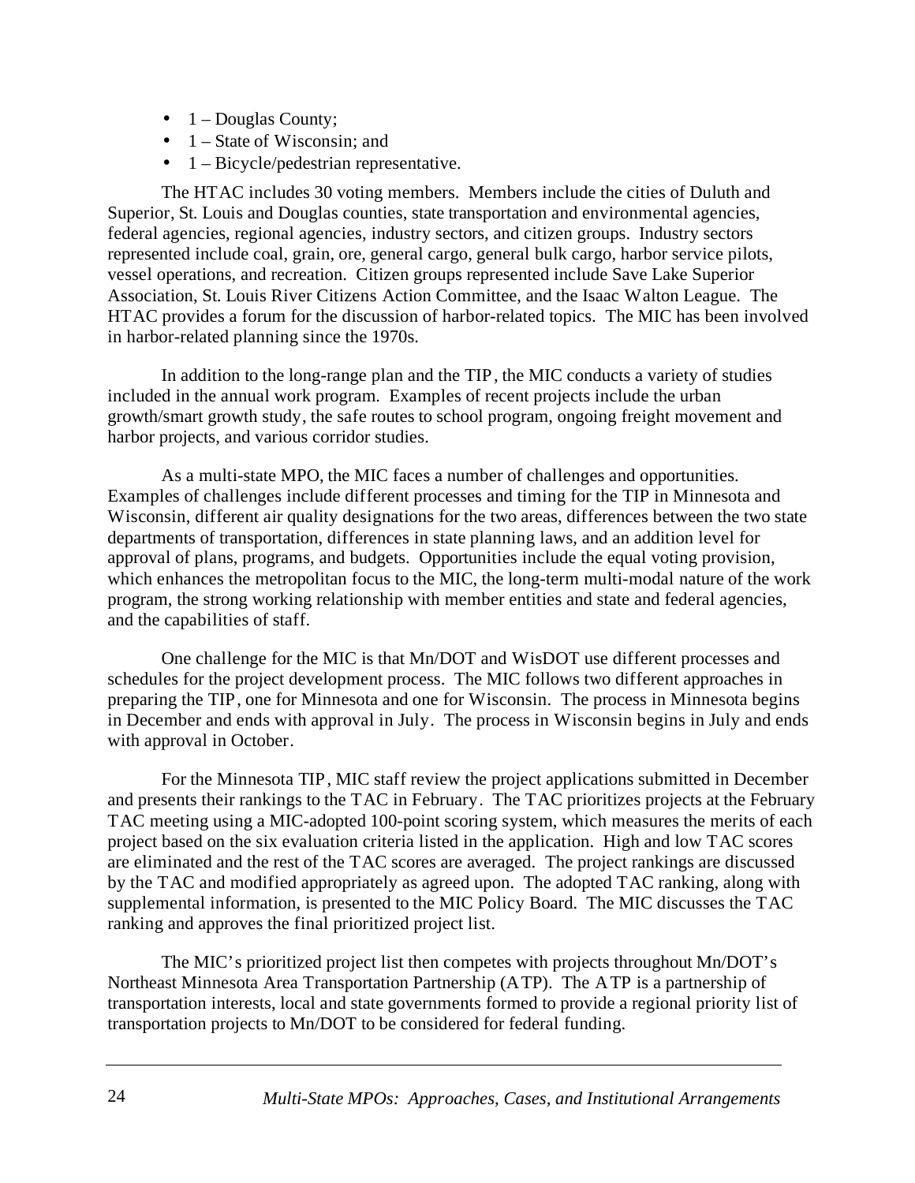- 1 – Douglas County;
- 1 – State of Wisconsin; and
- 1 – Bicycle/pedestrian representative.

The HTAC includes 30 voting members. Members include the cities of Duluth and Superior, St. Louis and Douglas counties, state transportation and environmental agencies, federal agencies, regional agencies, industry sectors, and citizen groups. Industry sectors represented include coal, grain, ore, general cargo, general bulk cargo, harbor service pilots, vessel operations, and recreation. Citizen groups represented include Save Lake Superior Association, St. Louis River Citizens Action Committee, and the Isaac Walton League. The HTAC provides a forum for the discussion of harbor-related topics. The MIC has been involved in harbor-related planning since the 1970s.

In addition to the long-range plan and the TIP, the MIC conducts a variety of studies included in the annual work program. Examples of recent projects include the urban growth/smart growth study, the safe routes to school program, ongoing freight movement and harbor projects, and various corridor studies.

As a multi-state MPO, the MIC faces a number of challenges and opportunities. Examples of challenges include different processes and timing for the TIP in Minnesota and Wisconsin, different air quality designations for the two areas, differences between the two state departments of transportation, differences in state planning laws, and an addition level for approval of plans, programs, and budgets. Opportunities include the equal voting provision, which enhances the metropolitan focus to the MIC, the long-term multi-modal nature of the work program, the strong working relationship with member entities and state and federal agencies, and the capabilities of staff.

One challenge for the MIC is that Mn/DOT and WisDOT use different processes and schedules for the project development process. The MIC follows two different approaches in preparing the TIP, one for Minnesota and one for Wisconsin. The process in Minnesota begins in December and ends with approval in July. The process in Wisconsin begins in July and ends with approval in October.

For the Minnesota TIP, MIC staff review the project applications submitted in December and presents their rankings to the TAC in February. The TAC prioritizes projects at the February TAC meeting using a MIC-adopted 100-point scoring system, which measures the merits of each project based on the six evaluation criteria listed in the application. High and low TAC scores are eliminated and the rest of the TAC scores are averaged. The project rankings are discussed by the TAC and modified appropriately as agreed upon. The adopted TAC ranking, along with supplemental information, is presented to the MIC Policy Board. The MIC discusses the TAC ranking and approves the final prioritized project list.

The MIC's prioritized project list then competes with projects throughout Mn/DOT's Northeast Minnesota Area Transportation Partnership (ATP). The ATP is a partnership of transportation interests, local and state governments formed to provide a regional priority list of transportation projects to Mn/DOT to be considered for federal funding.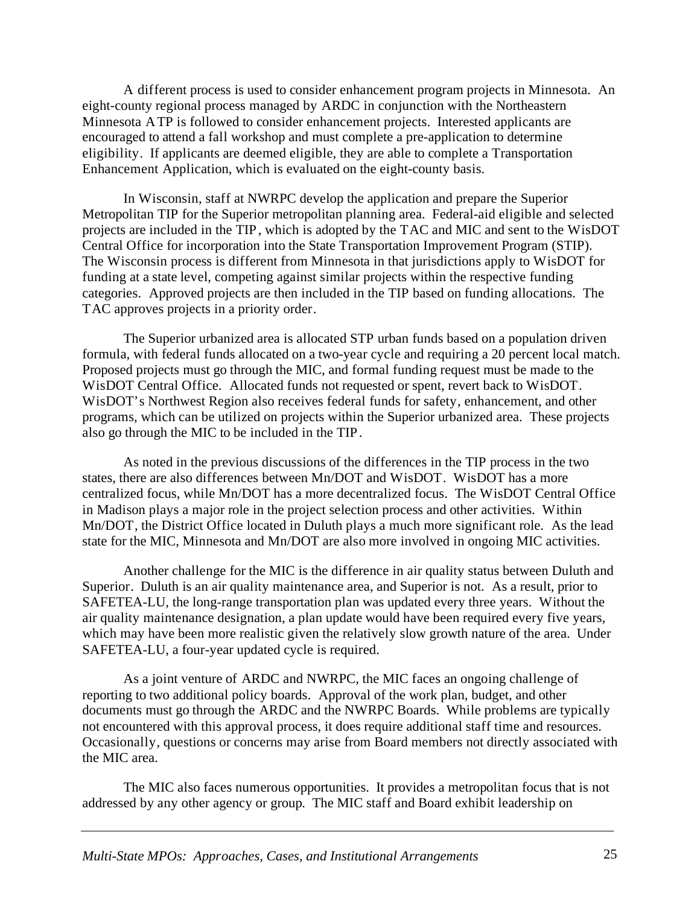A different process is used to consider enhancement program projects in Minnesota. An eight-county regional process managed by ARDC in conjunction with the Northeastern Minnesota ATP is followed to consider enhancement projects. Interested applicants are encouraged to attend a fall workshop and must complete a pre-application to determine eligibility. If applicants are deemed eligible, they are able to complete a Transportation Enhancement Application, which is evaluated on the eight-county basis.

In Wisconsin, staff at NWRPC develop the application and prepare the Superior Metropolitan TIP for the Superior metropolitan planning area. Federal-aid eligible and selected projects are included in the TIP, which is adopted by the TAC and MIC and sent to the WisDOT Central Office for incorporation into the State Transportation Improvement Program (STIP). The Wisconsin process is different from Minnesota in that jurisdictions apply to WisDOT for funding at a state level, competing against similar projects within the respective funding categories. Approved projects are then included in the TIP based on funding allocations. The TAC approves projects in a priority order.

The Superior urbanized area is allocated STP urban funds based on a population driven formula, with federal funds allocated on a two-year cycle and requiring a 20 percent local match. Proposed projects must go through the MIC, and formal funding request must be made to the WisDOT Central Office. Allocated funds not requested or spent, revert back to WisDOT. WisDOT's Northwest Region also receives federal funds for safety, enhancement, and other programs, which can be utilized on projects within the Superior urbanized area. These projects also go through the MIC to be included in the TIP.

As noted in the previous discussions of the differences in the TIP process in the two states, there are also differences between Mn/DOT and WisDOT. WisDOT has a more centralized focus, while Mn/DOT has a more decentralized focus. The WisDOT Central Office in Madison plays a major role in the project selection process and other activities. Within Mn/DOT, the District Office located in Duluth plays a much more significant role. As the lead state for the MIC, Minnesota and Mn/DOT are also more involved in ongoing MIC activities.

Another challenge for the MIC is the difference in air quality status between Duluth and Superior. Duluth is an air quality maintenance area, and Superior is not. As a result, prior to SAFETEA-LU, the long-range transportation plan was updated every three years. Without the air quality maintenance designation, a plan update would have been required every five years, which may have been more realistic given the relatively slow growth nature of the area. Under SAFETEA-LU, a four-year updated cycle is required.

As a joint venture of ARDC and NWRPC, the MIC faces an ongoing challenge of reporting to two additional policy boards. Approval of the work plan, budget, and other documents must go through the ARDC and the NWRPC Boards. While problems are typically not encountered with this approval process, it does require additional staff time and resources. Occasionally, questions or concerns may arise from Board members not directly associated with the MIC area.

The MIC also faces numerous opportunities. It provides a metropolitan focus that is not addressed by any other agency or group. The MIC staff and Board exhibit leadership on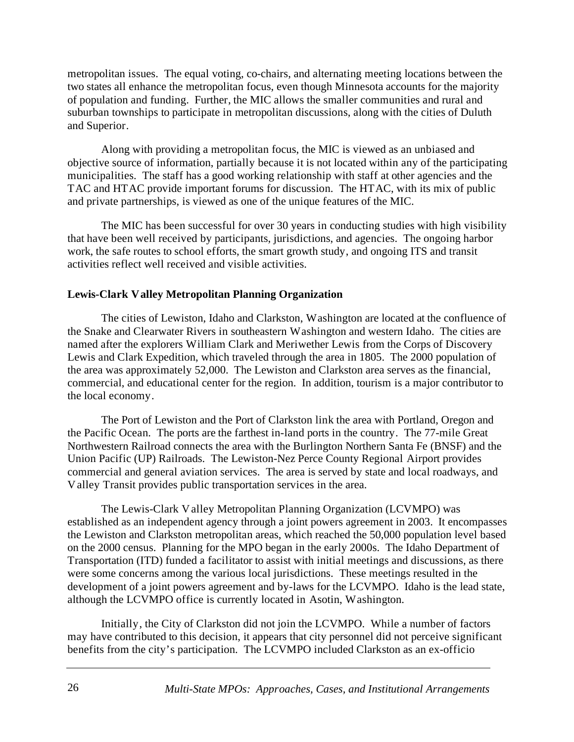metropolitan issues. The equal voting, co-chairs, and alternating meeting locations between the two states all enhance the metropolitan focus, even though Minnesota accounts for the majority of population and funding. Further, the MIC allows the smaller communities and rural and suburban townships to participate in metropolitan discussions, along with the cities of Duluth and Superior.

Along with providing a metropolitan focus, the MIC is viewed as an unbiased and objective source of information, partially because it is not located within any of the participating municipalities. The staff has a good working relationship with staff at other agencies and the TAC and HTAC provide important forums for discussion. The HTAC, with its mix of public and private partnerships, is viewed as one of the unique features of the MIC.

The MIC has been successful for over 30 years in conducting studies with high visibility that have been well received by participants, jurisdictions, and agencies. The ongoing harbor work, the safe routes to school efforts, the smart growth study, and ongoing ITS and transit activities reflect well received and visible activities.

**Lewis-Clark Valley Metropolitan Planning Organization**

The cities of Lewiston, Idaho and Clarkston, Washington are located at the confluence of the Snake and Clearwater Rivers in southeastern Washington and western Idaho. The cities are named after the explorers William Clark and Meriwether Lewis from the Corps of Discovery Lewis and Clark Expedition, which traveled through the area in 1805. The 2000 population of the area was approximately 52,000. The Lewiston and Clarkston area serves as the financial, commercial, and educational center for the region. In addition, tourism is a major contributor to the local economy.

The Port of Lewiston and the Port of Clarkston link the area with Portland, Oregon and the Pacific Ocean. The ports are the farthest in-land ports in the country. The 77-mile Great Northwestern Railroad connects the area with the Burlington Northern Santa Fe (BNSF) and the Union Pacific (UP) Railroads. The Lewiston-Nez Perce County Regional Airport provides commercial and general aviation services. The area is served by state and local roadways, and Valley Transit provides public transportation services in the area.

The Lewis-Clark Valley Metropolitan Planning Organization (LCVMPO) was established as an independent agency through a joint powers agreement in 2003. It encompasses the Lewiston and Clarkston metropolitan areas, which reached the 50,000 population level based on the 2000 census. Planning for the MPO began in the early 2000s. The Idaho Department of Transportation (ITD) funded a facilitator to assist with initial meetings and discussions, as there were some concerns among the various local jurisdictions. These meetings resulted in the development of a joint powers agreement and by-laws for the LCVMPO. Idaho is the lead state, although the LCVMPO office is currently located in Asotin, Washington.

Initially, the City of Clarkston did not join the LCVMPO. While a number of factors may have contributed to this decision, it appears that city personnel did not perceive significant benefits from the city's participation. The LCVMPO included Clarkston as an ex-officio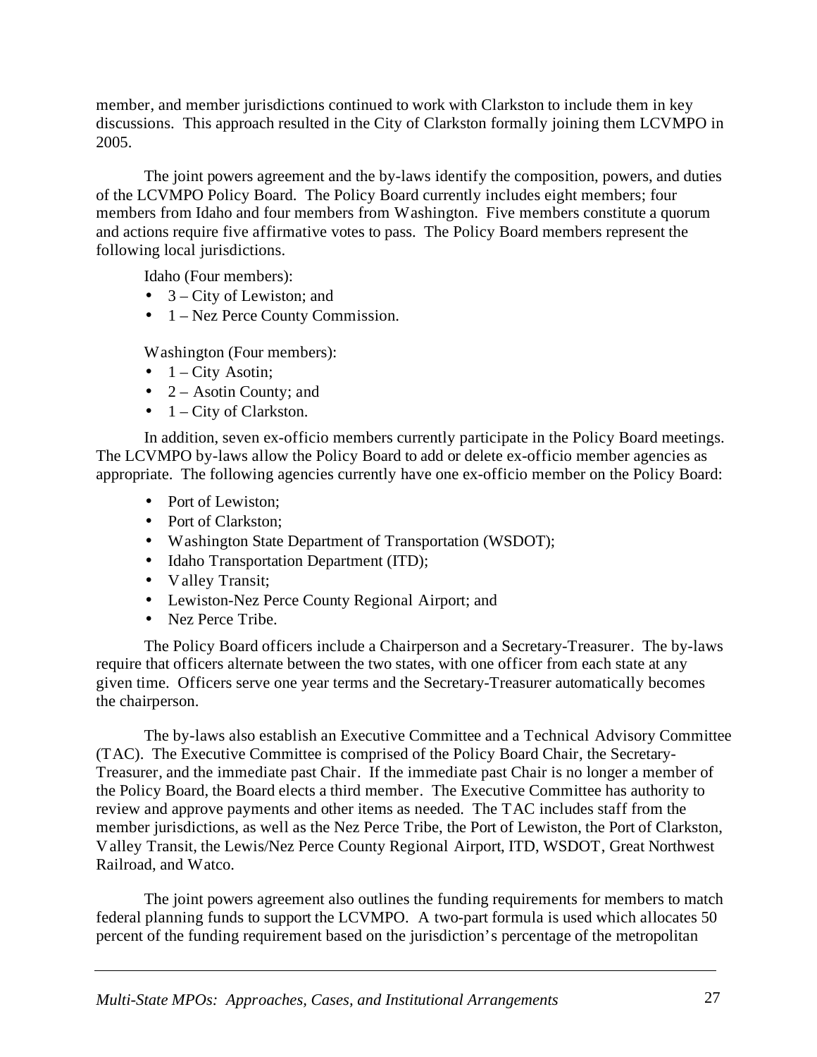member, and member jurisdictions continued to work with Clarkston to include them in key discussions. This approach resulted in the City of Clarkston formally joining them LCVMPO in 2005.

The joint powers agreement and the by-laws identify the composition, powers, and duties of the LCVMPO Policy Board. The Policy Board currently includes eight members; four members from Idaho and four members from Washington. Five members constitute a quorum and actions require five affirmative votes to pass. The Policy Board members represent the following local jurisdictions.

Idaho (Four members):

- 3 – City of Lewiston; and
- 1 – Nez Perce County Commission.

Washington (Four members):

- 1 – City Asotin;
- 2 – Asotin County; and
- 1 – City of Clarkston.

In addition, seven ex-officio members currently participate in the Policy Board meetings. The LCVMPO by-laws allow the Policy Board to add or delete ex-officio member agencies as appropriate. The following agencies currently have one ex-officio member on the Policy Board:

- Port of Lewiston;
- Port of Clarkston;
- Washington State Department of Transportation (WSDOT);
- Idaho Transportation Department (ITD);
- Valley Transit;
- Lewiston-Nez Perce County Regional Airport; and
- Nez Perce Tribe.

The Policy Board officers include a Chairperson and a Secretary-Treasurer. The by-laws require that officers alternate between the two states, with one officer from each state at any given time. Officers serve one year terms and the Secretary-Treasurer automatically becomes the chairperson.

The by-laws also establish an Executive Committee and a Technical Advisory Committee (TAC). The Executive Committee is comprised of the Policy Board Chair, the Secretary-Treasurer, and the immediate past Chair. If the immediate past Chair is no longer a member of the Policy Board, the Board elects a third member. The Executive Committee has authority to review and approve payments and other items as needed. The TAC includes staff from the member jurisdictions, as well as the Nez Perce Tribe, the Port of Lewiston, the Port of Clarkston, Valley Transit, the Lewis/Nez Perce County Regional Airport, ITD, WSDOT, Great Northwest Railroad, and Watco.

The joint powers agreement also outlines the funding requirements for members to match federal planning funds to support the LCVMPO. A two-part formula is used which allocates 50 percent of the funding requirement based on the jurisdiction's percentage of the metropolitan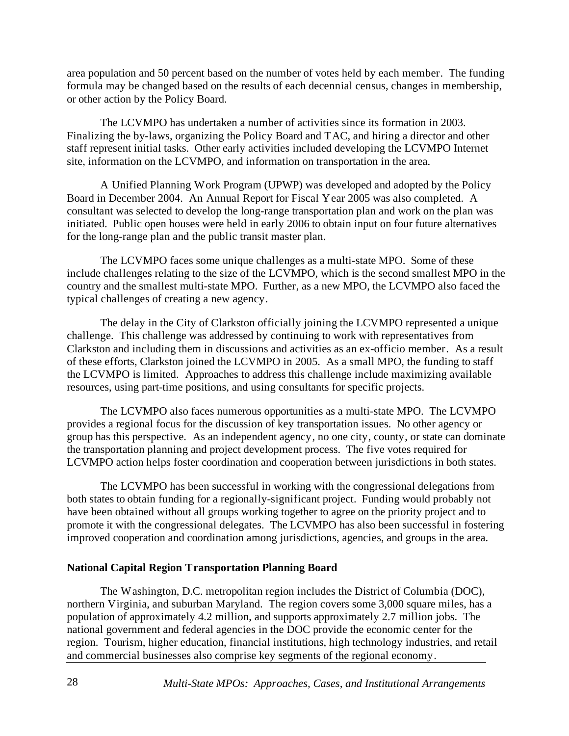area population and 50 percent based on the number of votes held by each member. The funding formula may be changed based on the results of each decennial census, changes in membership, or other action by the Policy Board.

The LCVMPO has undertaken a number of activities since its formation in 2003. Finalizing the by-laws, organizing the Policy Board and TAC, and hiring a director and other staff represent initial tasks. Other early activities included developing the LCVMPO Internet site, information on the LCVMPO, and information on transportation in the area.

A Unified Planning Work Program (UPWP) was developed and adopted by the Policy Board in December 2004. An Annual Report for Fiscal Year 2005 was also completed. A consultant was selected to develop the long-range transportation plan and work on the plan was initiated. Public open houses were held in early 2006 to obtain input on four future alternatives for the long-range plan and the public transit master plan.

The LCVMPO faces some unique challenges as a multi-state MPO. Some of these include challenges relating to the size of the LCVMPO, which is the second smallest MPO in the country and the smallest multi-state MPO. Further, as a new MPO, the LCVMPO also faced the typical challenges of creating a new agency.

The delay in the City of Clarkston officially joining the LCVMPO represented a unique challenge. This challenge was addressed by continuing to work with representatives from Clarkston and including them in discussions and activities as an ex-officio member. As a result of these efforts, Clarkston joined the LCVMPO in 2005. As a small MPO, the funding to staff the LCVMPO is limited. Approaches to address this challenge include maximizing available resources, using part-time positions, and using consultants for specific projects.

The LCVMPO also faces numerous opportunities as a multi-state MPO. The LCVMPO provides a regional focus for the discussion of key transportation issues. No other agency or group has this perspective. As an independent agency, no one city, county, or state can dominate the transportation planning and project development process. The five votes required for LCVMPO action helps foster coordination and cooperation between jurisdictions in both states.

The LCVMPO has been successful in working with the congressional delegations from both states to obtain funding for a regionally-significant project. Funding would probably not have been obtained without all groups working together to agree on the priority project and to promote it with the congressional delegates. The LCVMPO has also been successful in fostering improved cooperation and coordination among jurisdictions, agencies, and groups in the area.

**National Capital Region Transportation Planning Board**

The Washington, D.C. metropolitan region includes the District of Columbia (DOC), northern Virginia, and suburban Maryland. The region covers some 3,000 square miles, has a population of approximately 4.2 million, and supports approximately 2.7 million jobs. The national government and federal agencies in the DOC provide the economic center for the region. Tourism, higher education, financial institutions, high technology industries, and retail and commercial businesses also comprise key segments of the regional economy.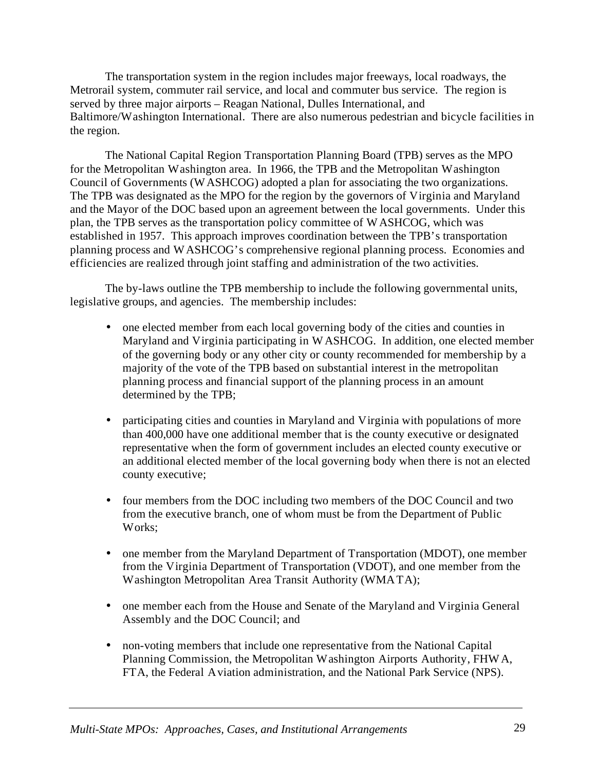The transportation system in the region includes major freeways, local roadways, the Metrorail system, commuter rail service, and local and commuter bus service. The region is served by three major airports – Reagan National, Dulles International, and Baltimore/Washington International. There are also numerous pedestrian and bicycle facilities in the region.

The National Capital Region Transportation Planning Board (TPB) serves as the MPO for the Metropolitan Washington area. In 1966, the TPB and the Metropolitan Washington Council of Governments (WASHCOG) adopted a plan for associating the two organizations. The TPB was designated as the MPO for the region by the governors of Virginia and Maryland and the Mayor of the DOC based upon an agreement between the local governments. Under this plan, the TPB serves as the transportation policy committee of WASHCOG, which was established in 1957. This approach improves coordination between the TPB's transportation planning process and WASHCOG's comprehensive regional planning process. Economies and efficiencies are realized through joint staffing and administration of the two activities.

The by-laws outline the TPB membership to include the following governmental units, legislative groups, and agencies. The membership includes:

- one elected member from each local governing body of the cities and counties in Maryland and Virginia participating in WASHCOG. In addition, one elected member of the governing body or any other city or county recommended for membership by a majority of the vote of the TPB based on substantial interest in the metropolitan planning process and financial support of the planning process in an amount determined by the TPB;

- participating cities and counties in Maryland and Virginia with populations of more than 400,000 have one additional member that is the county executive or designated representative when the form of government includes an elected county executive or an additional elected member of the local governing body when there is not an elected county executive;

- four members from the DOC including two members of the DOC Council and two from the executive branch, one of whom must be from the Department of Public Works;

- one member from the Maryland Department of Transportation (MDOT), one member from the Virginia Department of Transportation (VDOT), and one member from the Washington Metropolitan Area Transit Authority (WMATA);

- one member each from the House and Senate of the Maryland and Virginia General Assembly and the DOC Council; and

- non-voting members that include one representative from the National Capital Planning Commission, the Metropolitan Washington Airports Authority, FHWA, FTA, the Federal Aviation administration, and the National Park Service (NPS).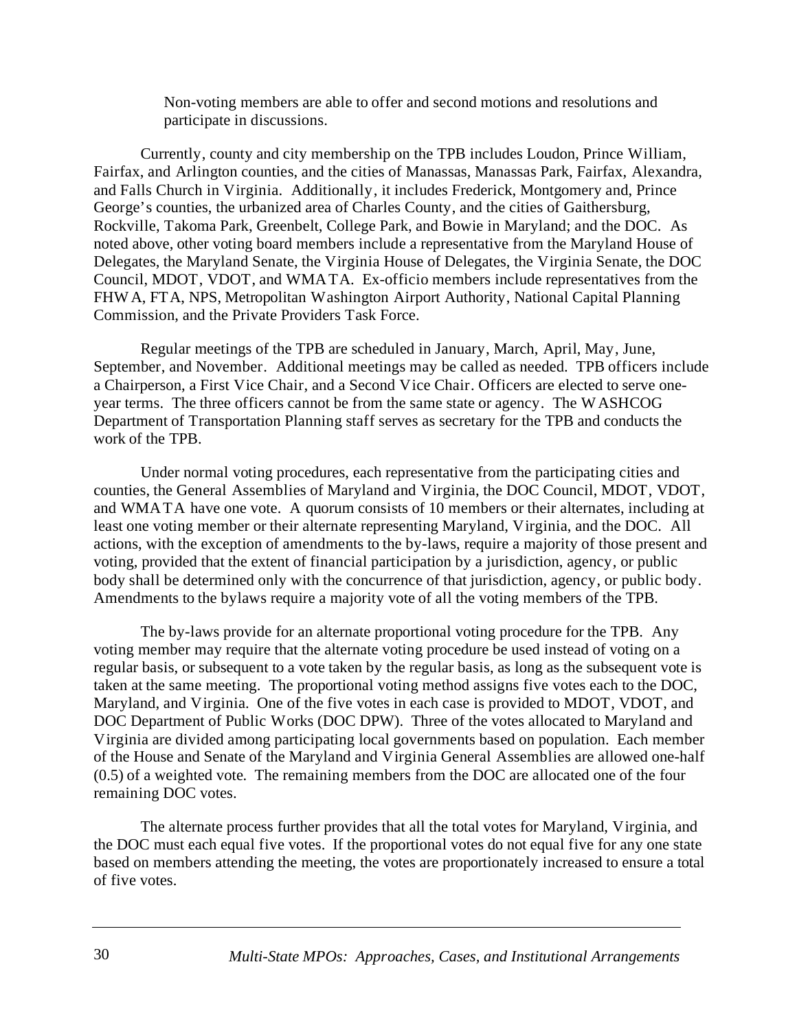Non-voting members are able to offer and second motions and resolutions and participate in discussions.

Currently, county and city membership on the TPB includes Loudon, Prince William, Fairfax, and Arlington counties, and the cities of Manassas, Manassas Park, Fairfax, Alexandra, and Falls Church in Virginia. Additionally, it includes Frederick, Montgomery and, Prince George's counties, the urbanized area of Charles County, and the cities of Gaithersburg, Rockville, Takoma Park, Greenbelt, College Park, and Bowie in Maryland; and the DOC. As noted above, other voting board members include a representative from the Maryland House of Delegates, the Maryland Senate, the Virginia House of Delegates, the Virginia Senate, the DOC Council, MDOT, VDOT, and WMATA. Ex-officio members include representatives from the FHWA, FTA, NPS, Metropolitan Washington Airport Authority, National Capital Planning Commission, and the Private Providers Task Force.

Regular meetings of the TPB are scheduled in January, March, April, May, June, September, and November. Additional meetings may be called as needed. TPB officers include a Chairperson, a First Vice Chair, and a Second Vice Chair. Officers are elected to serve one-year terms. The three officers cannot be from the same state or agency. The WASHCOG Department of Transportation Planning staff serves as secretary for the TPB and conducts the work of the TPB.

Under normal voting procedures, each representative from the participating cities and counties, the General Assemblies of Maryland and Virginia, the DOC Council, MDOT, VDOT, and WMATA have one vote. A quorum consists of 10 members or their alternates, including at least one voting member or their alternate representing Maryland, Virginia, and the DOC. All actions, with the exception of amendments to the by-laws, require a majority of those present and voting, provided that the extent of financial participation by a jurisdiction, agency, or public body shall be determined only with the concurrence of that jurisdiction, agency, or public body. Amendments to the bylaws require a majority vote of all the voting members of the TPB.

The by-laws provide for an alternate proportional voting procedure for the TPB. Any voting member may require that the alternate voting procedure be used instead of voting on a regular basis, or subsequent to a vote taken by the regular basis, as long as the subsequent vote is taken at the same meeting. The proportional voting method assigns five votes each to the DOC, Maryland, and Virginia. One of the five votes in each case is provided to MDOT, VDOT, and DOC Department of Public Works (DOC DPW). Three of the votes allocated to Maryland and Virginia are divided among participating local governments based on population. Each member of the House and Senate of the Maryland and Virginia General Assemblies are allowed one-half (0.5) of a weighted vote. The remaining members from the DOC are allocated one of the four remaining DOC votes.

The alternate process further provides that all the total votes for Maryland, Virginia, and the DOC must each equal five votes. If the proportional votes do not equal five for any one state based on members attending the meeting, the votes are proportionately increased to ensure a total of five votes.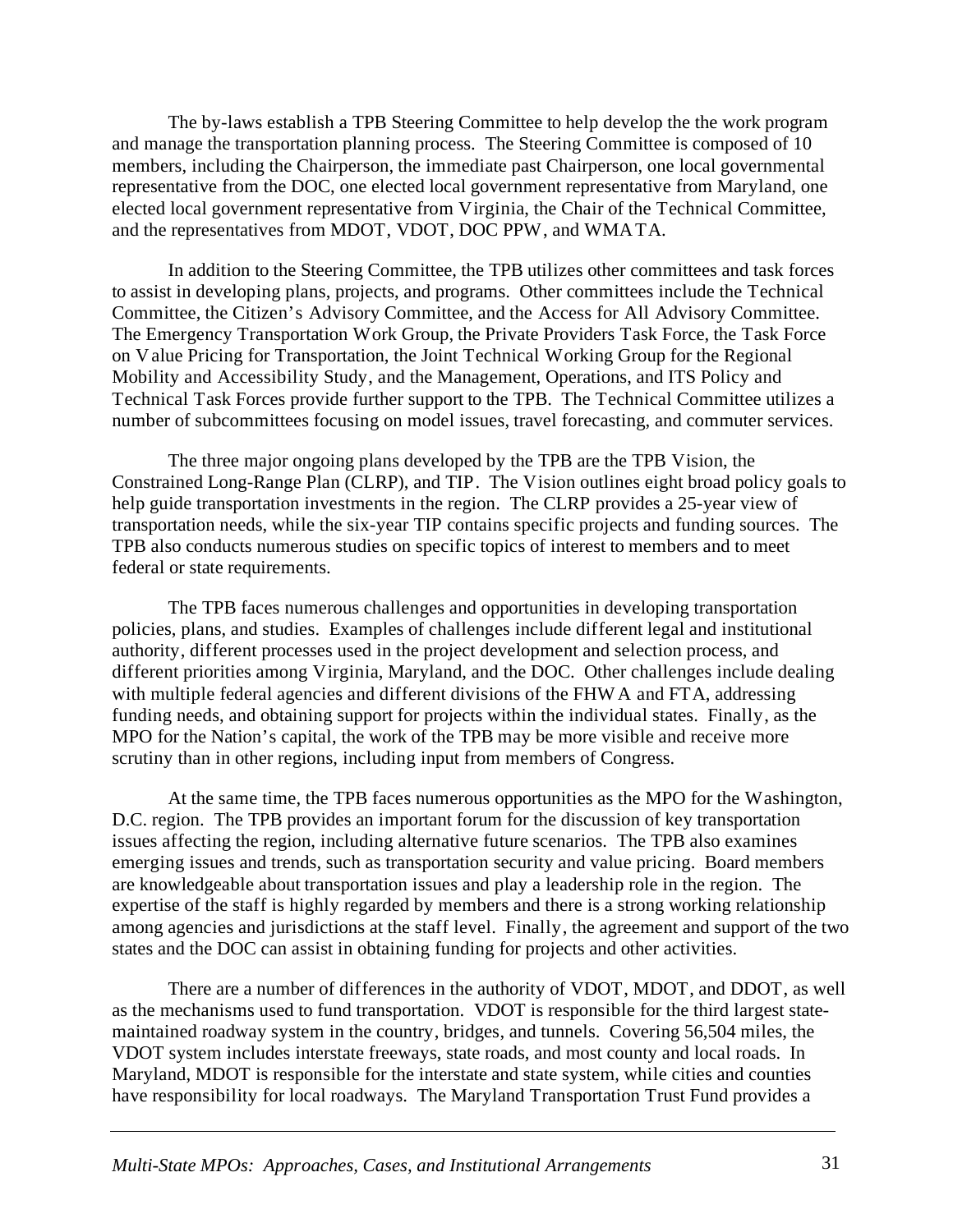The by-laws establish a TPB Steering Committee to help develop the the work program and manage the transportation planning process. The Steering Committee is composed of 10 members, including the Chairperson, the immediate past Chairperson, one local governmental representative from the DOC, one elected local government representative from Maryland, one elected local government representative from Virginia, the Chair of the Technical Committee, and the representatives from MDOT, VDOT, DOC PPW, and WMATA.

In addition to the Steering Committee, the TPB utilizes other committees and task forces to assist in developing plans, projects, and programs. Other committees include the Technical Committee, the Citizen's Advisory Committee, and the Access for All Advisory Committee. The Emergency Transportation Work Group, the Private Providers Task Force, the Task Force on Value Pricing for Transportation, the Joint Technical Working Group for the Regional Mobility and Accessibility Study, and the Management, Operations, and ITS Policy and Technical Task Forces provide further support to the TPB. The Technical Committee utilizes a number of subcommittees focusing on model issues, travel forecasting, and commuter services.

The three major ongoing plans developed by the TPB are the TPB Vision, the Constrained Long-Range Plan (CLRP), and TIP. The Vision outlines eight broad policy goals to help guide transportation investments in the region. The CLRP provides a 25-year view of transportation needs, while the six-year TIP contains specific projects and funding sources. The TPB also conducts numerous studies on specific topics of interest to members and to meet federal or state requirements.

The TPB faces numerous challenges and opportunities in developing transportation policies, plans, and studies. Examples of challenges include different legal and institutional authority, different processes used in the project development and selection process, and different priorities among Virginia, Maryland, and the DOC. Other challenges include dealing with multiple federal agencies and different divisions of the FHWA and FTA, addressing funding needs, and obtaining support for projects within the individual states. Finally, as the MPO for the Nation's capital, the work of the TPB may be more visible and receive more scrutiny than in other regions, including input from members of Congress.

At the same time, the TPB faces numerous opportunities as the MPO for the Washington, D.C. region. The TPB provides an important forum for the discussion of key transportation issues affecting the region, including alternative future scenarios. The TPB also examines emerging issues and trends, such as transportation security and value pricing. Board members are knowledgeable about transportation issues and play a leadership role in the region. The expertise of the staff is highly regarded by members and there is a strong working relationship among agencies and jurisdictions at the staff level. Finally, the agreement and support of the two states and the DOC can assist in obtaining funding for projects and other activities.

There are a number of differences in the authority of VDOT, MDOT, and DDOT, as well as the mechanisms used to fund transportation. VDOT is responsible for the third largest state-maintained roadway system in the country, bridges, and tunnels. Covering 56,504 miles, the VDOT system includes interstate freeways, state roads, and most county and local roads. In Maryland, MDOT is responsible for the interstate and state system, while cities and counties have responsibility for local roadways. The Maryland Transportation Trust Fund provides a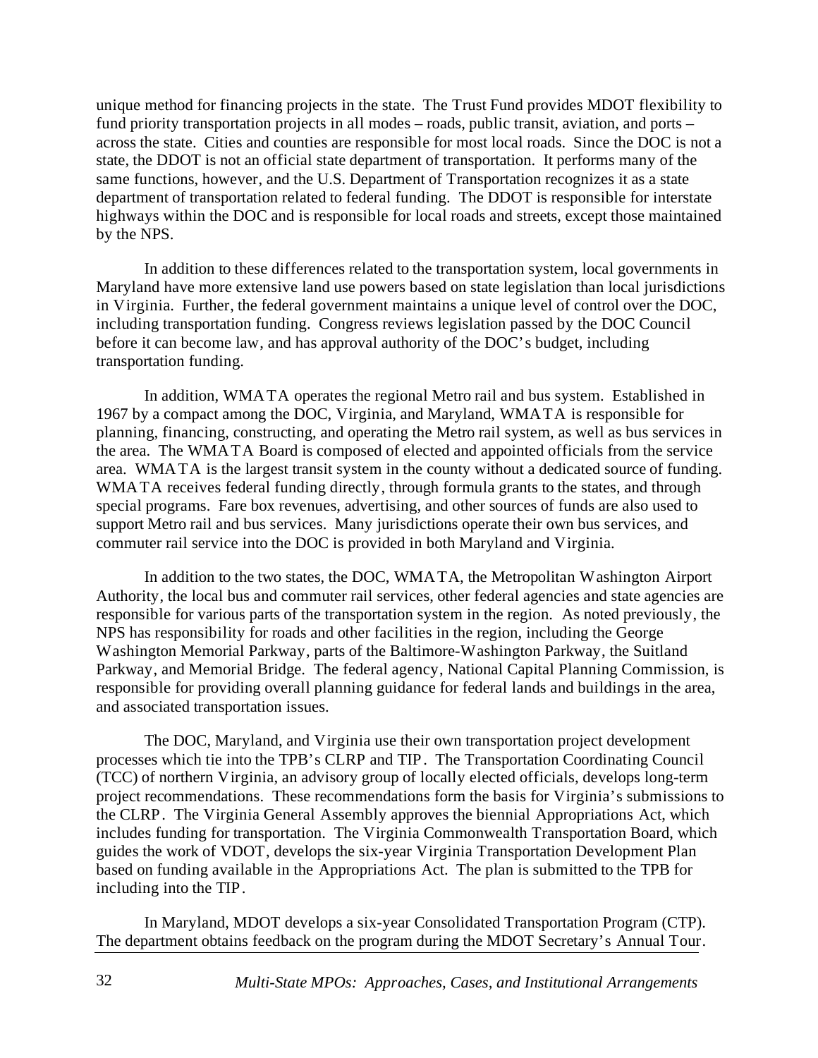unique method for financing projects in the state. The Trust Fund provides MDOT flexibility to fund priority transportation projects in all modes – roads, public transit, aviation, and ports – across the state. Cities and counties are responsible for most local roads. Since the DOC is not a state, the DDOT is not an official state department of transportation. It performs many of the same functions, however, and the U.S. Department of Transportation recognizes it as a state department of transportation related to federal funding. The DDOT is responsible for interstate highways within the DOC and is responsible for local roads and streets, except those maintained by the NPS.

In addition to these differences related to the transportation system, local governments in Maryland have more extensive land use powers based on state legislation than local jurisdictions in Virginia. Further, the federal government maintains a unique level of control over the DOC, including transportation funding. Congress reviews legislation passed by the DOC Council before it can become law, and has approval authority of the DOC's budget, including transportation funding.

In addition, WMATA operates the regional Metro rail and bus system. Established in 1967 by a compact among the DOC, Virginia, and Maryland, WMATA is responsible for planning, financing, constructing, and operating the Metro rail system, as well as bus services in the area. The WMATA Board is composed of elected and appointed officials from the service area. WMATA is the largest transit system in the county without a dedicated source of funding. WMATA receives federal funding directly, through formula grants to the states, and through special programs. Fare box revenues, advertising, and other sources of funds are also used to support Metro rail and bus services. Many jurisdictions operate their own bus services, and commuter rail service into the DOC is provided in both Maryland and Virginia.

In addition to the two states, the DOC, WMATA, the Metropolitan Washington Airport Authority, the local bus and commuter rail services, other federal agencies and state agencies are responsible for various parts of the transportation system in the region. As noted previously, the NPS has responsibility for roads and other facilities in the region, including the George Washington Memorial Parkway, parts of the Baltimore-Washington Parkway, the Suitland Parkway, and Memorial Bridge. The federal agency, National Capital Planning Commission, is responsible for providing overall planning guidance for federal lands and buildings in the area, and associated transportation issues.

The DOC, Maryland, and Virginia use their own transportation project development processes which tie into the TPB's CLRP and TIP. The Transportation Coordinating Council (TCC) of northern Virginia, an advisory group of locally elected officials, develops long-term project recommendations. These recommendations form the basis for Virginia's submissions to the CLRP. The Virginia General Assembly approves the biennial Appropriations Act, which includes funding for transportation. The Virginia Commonwealth Transportation Board, which guides the work of VDOT, develops the six-year Virginia Transportation Development Plan based on funding available in the Appropriations Act. The plan is submitted to the TPB for including into the TIP.

In Maryland, MDOT develops a six-year Consolidated Transportation Program (CTP). The department obtains feedback on the program during the MDOT Secretary's Annual Tour.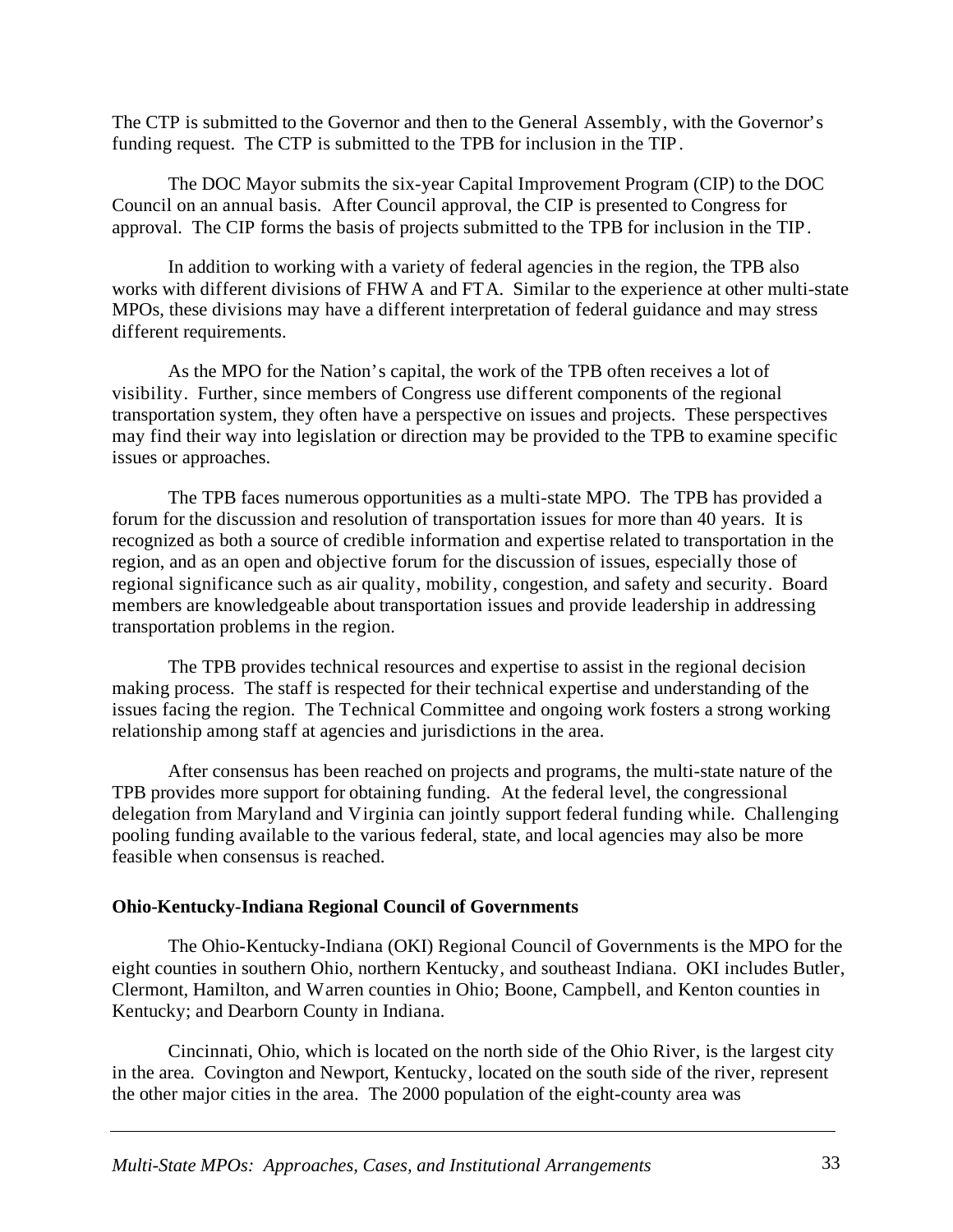The CTP is submitted to the Governor and then to the General Assembly, with the Governor's funding request. The CTP is submitted to the TPB for inclusion in the TIP.

The DOC Mayor submits the six-year Capital Improvement Program (CIP) to the DOC Council on an annual basis. After Council approval, the CIP is presented to Congress for approval. The CIP forms the basis of projects submitted to the TPB for inclusion in the TIP.

In addition to working with a variety of federal agencies in the region, the TPB also works with different divisions of FHWA and FTA. Similar to the experience at other multi-state MPOs, these divisions may have a different interpretation of federal guidance and may stress different requirements.

As the MPO for the Nation's capital, the work of the TPB often receives a lot of visibility. Further, since members of Congress use different components of the regional transportation system, they often have a perspective on issues and projects. These perspectives may find their way into legislation or direction may be provided to the TPB to examine specific issues or approaches.

The TPB faces numerous opportunities as a multi-state MPO. The TPB has provided a forum for the discussion and resolution of transportation issues for more than 40 years. It is recognized as both a source of credible information and expertise related to transportation in the region, and as an open and objective forum for the discussion of issues, especially those of regional significance such as air quality, mobility, congestion, and safety and security. Board members are knowledgeable about transportation issues and provide leadership in addressing transportation problems in the region.

The TPB provides technical resources and expertise to assist in the regional decision making process. The staff is respected for their technical expertise and understanding of the issues facing the region. The Technical Committee and ongoing work fosters a strong working relationship among staff at agencies and jurisdictions in the area.

After consensus has been reached on projects and programs, the multi-state nature of the TPB provides more support for obtaining funding. At the federal level, the congressional delegation from Maryland and Virginia can jointly support federal funding while. Challenging pooling funding available to the various federal, state, and local agencies may also be more feasible when consensus is reached.

**Ohio-Kentucky-Indiana Regional Council of Governments**

The Ohio-Kentucky-Indiana (OKI) Regional Council of Governments is the MPO for the eight counties in southern Ohio, northern Kentucky, and southeast Indiana. OKI includes Butler, Clermont, Hamilton, and Warren counties in Ohio; Boone, Campbell, and Kenton counties in Kentucky; and Dearborn County in Indiana.

Cincinnati, Ohio, which is located on the north side of the Ohio River, is the largest city in the area. Covington and Newport, Kentucky, located on the south side of the river, represent the other major cities in the area. The 2000 population of the eight-county area was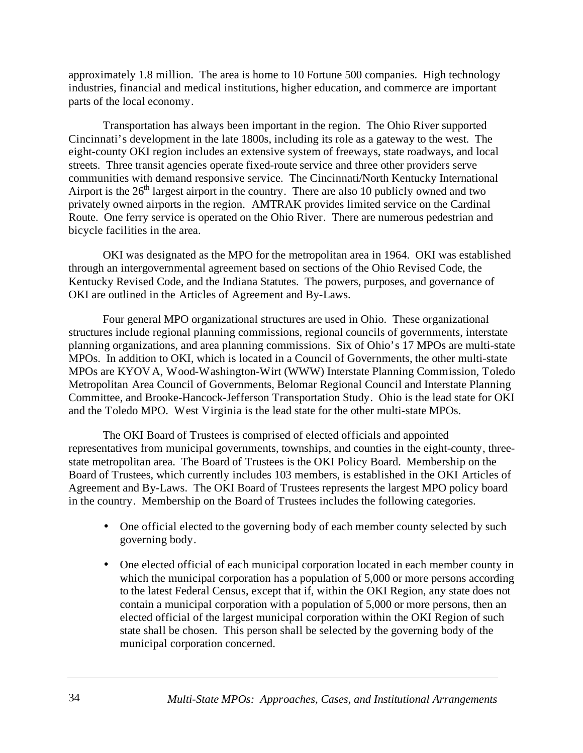approximately 1.8 million. The area is home to 10 Fortune 500 companies. High technology industries, financial and medical institutions, higher education, and commerce are important parts of the local economy.

Transportation has always been important in the region. The Ohio River supported Cincinnati's development in the late 1800s, including its role as a gateway to the west. The eight-county OKI region includes an extensive system of freeways, state roadways, and local streets. Three transit agencies operate fixed-route service and three other providers serve communities with demand responsive service. The Cincinnati/North Kentucky International Airport is the 26th largest airport in the country. There are also 10 publicly owned and two privately owned airports in the region. AMTRAK provides limited service on the Cardinal Route. One ferry service is operated on the Ohio River. There are numerous pedestrian and bicycle facilities in the area.

OKI was designated as the MPO for the metropolitan area in 1964. OKI was established through an intergovernmental agreement based on sections of the Ohio Revised Code, the Kentucky Revised Code, and the Indiana Statutes. The powers, purposes, and governance of OKI are outlined in the Articles of Agreement and By-Laws.

Four general MPO organizational structures are used in Ohio. These organizational structures include regional planning commissions, regional councils of governments, interstate planning organizations, and area planning commissions. Six of Ohio's 17 MPOs are multi-state MPOs. In addition to OKI, which is located in a Council of Governments, the other multi-state MPOs are KYOVA, Wood-Washington-Wirt (WWW) Interstate Planning Commission, Toledo Metropolitan Area Council of Governments, Belomar Regional Council and Interstate Planning Committee, and Brooke-Hancock-Jefferson Transportation Study. Ohio is the lead state for OKI and the Toledo MPO. West Virginia is the lead state for the other multi-state MPOs.

The OKI Board of Trustees is comprised of elected officials and appointed representatives from municipal governments, townships, and counties in the eight-county, three-state metropolitan area. The Board of Trustees is the OKI Policy Board. Membership on the Board of Trustees, which currently includes 103 members, is established in the OKI Articles of Agreement and By-Laws. The OKI Board of Trustees represents the largest MPO policy board in the country. Membership on the Board of Trustees includes the following categories.

- One official elected to the governing body of each member county selected by such governing body.

- One elected official of each municipal corporation located in each member county in which the municipal corporation has a population of 5,000 or more persons according to the latest Federal Census, except that if, within the OKI Region, any state does not contain a municipal corporation with a population of 5,000 or more persons, then an elected official of the largest municipal corporation within the OKI Region of such state shall be chosen. This person shall be selected by the governing body of the municipal corporation concerned.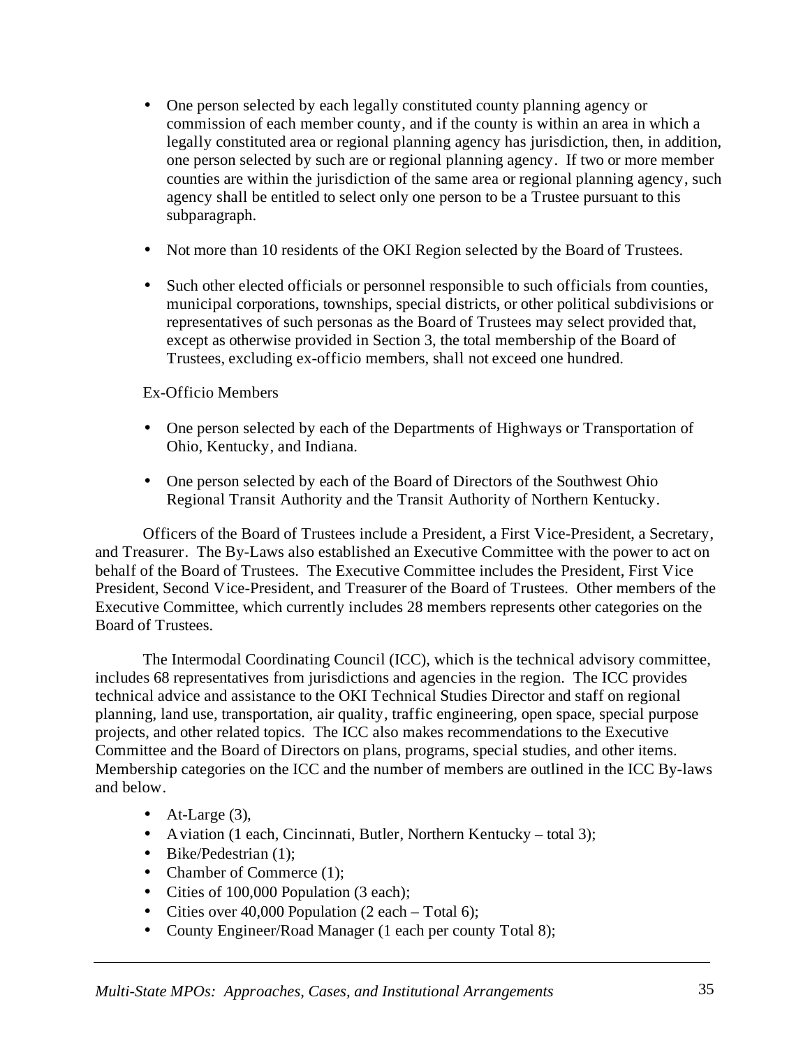- One person selected by each legally constituted county planning agency or commission of each member county, and if the county is within an area in which a legally constituted area or regional planning agency has jurisdiction, then, in addition, one person selected by such are or regional planning agency. If two or more member counties are within the jurisdiction of the same area or regional planning agency, such agency shall be entitled to select only one person to be a Trustee pursuant to this subparagraph.

- Not more than 10 residents of the OKI Region selected by the Board of Trustees.

- Such other elected officials or personnel responsible to such officials from counties, municipal corporations, townships, special districts, or other political subdivisions or representatives of such personas as the Board of Trustees may select provided that, except as otherwise provided in Section 3, the total membership of the Board of Trustees, excluding ex-officio members, shall not exceed one hundred.

Ex-Officio Members

- One person selected by each of the Departments of Highways or Transportation of Ohio, Kentucky, and Indiana.

- One person selected by each of the Board of Directors of the Southwest Ohio Regional Transit Authority and the Transit Authority of Northern Kentucky.

Officers of the Board of Trustees include a President, a First Vice-President, a Secretary, and Treasurer. The By-Laws also established an Executive Committee with the power to act on behalf of the Board of Trustees. The Executive Committee includes the President, First Vice President, Second Vice-President, and Treasurer of the Board of Trustees. Other members of the Executive Committee, which currently includes 28 members represents other categories on the Board of Trustees.

The Intermodal Coordinating Council (ICC), which is the technical advisory committee, includes 68 representatives from jurisdictions and agencies in the region. The ICC provides technical advice and assistance to the OKI Technical Studies Director and staff on regional planning, land use, transportation, air quality, traffic engineering, open space, special purpose projects, and other related topics. The ICC also makes recommendations to the Executive Committee and the Board of Directors on plans, programs, special studies, and other items. Membership categories on the ICC and the number of members are outlined in the ICC By-laws and below.

- At-Large (3),
- Aviation (1 each, Cincinnati, Butler, Northern Kentucky – total 3);
- Bike/Pedestrian (1);
- Chamber of Commerce (1);
- Cities of 100,000 Population (3 each);
- Cities over 40,000 Population (2 each – Total 6);
- County Engineer/Road Manager (1 each per county Total 8);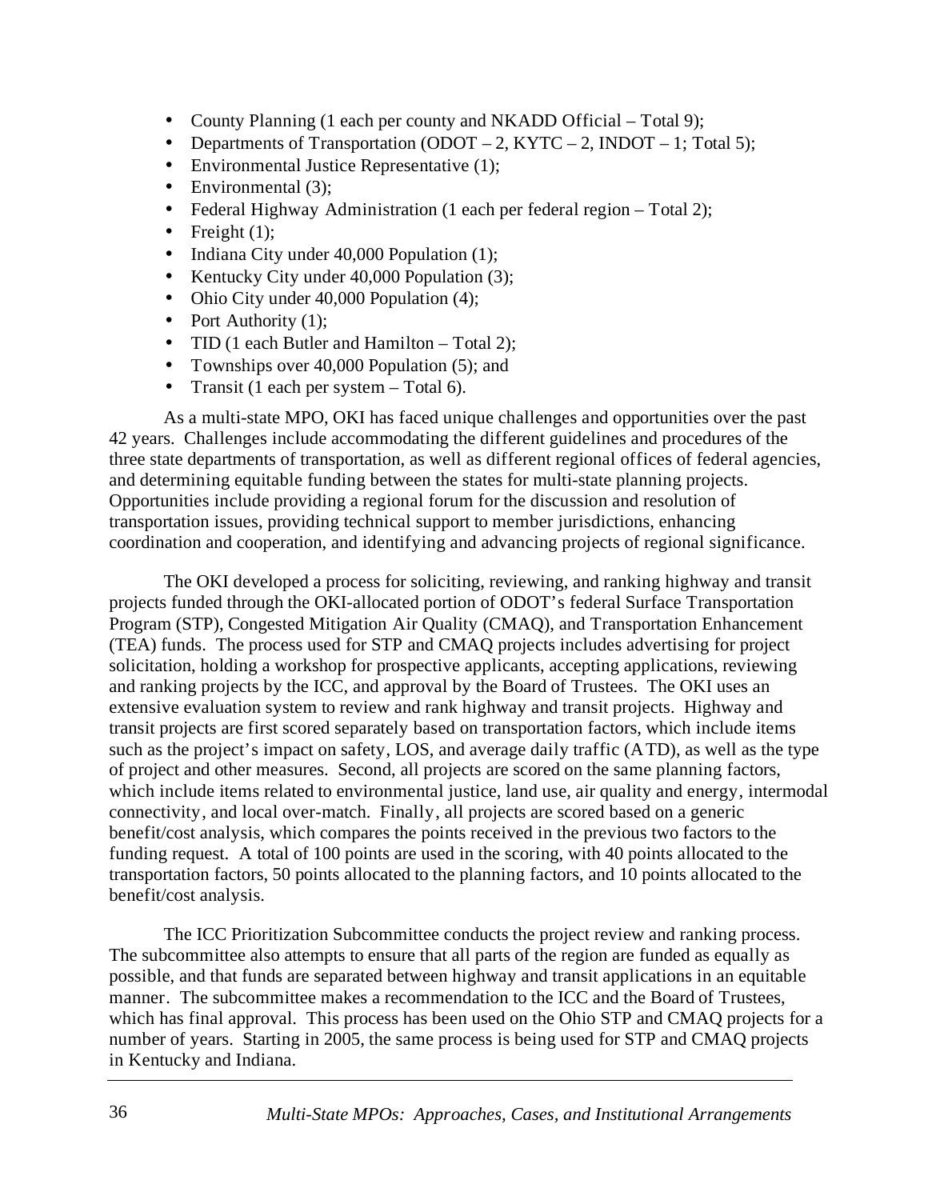- County Planning (1 each per county and NKADD Official – Total 9);
- Departments of Transportation (ODOT – 2, KYTC – 2, INDOT – 1; Total 5);
- Environmental Justice Representative (1);
- Environmental (3);
- Federal Highway Administration (1 each per federal region – Total 2);
- Freight (1);
- Indiana City under 40,000 Population (1);
- Kentucky City under 40,000 Population (3);
- Ohio City under 40,000 Population (4);
- Port Authority (1);
- TID (1 each Butler and Hamilton – Total 2);
- Townships over 40,000 Population (5); and
- Transit (1 each per system – Total 6).

As a multi-state MPO, OKI has faced unique challenges and opportunities over the past 42 years. Challenges include accommodating the different guidelines and procedures of the three state departments of transportation, as well as different regional offices of federal agencies, and determining equitable funding between the states for multi-state planning projects. Opportunities include providing a regional forum for the discussion and resolution of transportation issues, providing technical support to member jurisdictions, enhancing coordination and cooperation, and identifying and advancing projects of regional significance.

The OKI developed a process for soliciting, reviewing, and ranking highway and transit projects funded through the OKI-allocated portion of ODOT's federal Surface Transportation Program (STP), Congested Mitigation Air Quality (CMAQ), and Transportation Enhancement (TEA) funds. The process used for STP and CMAQ projects includes advertising for project solicitation, holding a workshop for prospective applicants, accepting applications, reviewing and ranking projects by the ICC, and approval by the Board of Trustees. The OKI uses an extensive evaluation system to review and rank highway and transit projects. Highway and transit projects are first scored separately based on transportation factors, which include items such as the project's impact on safety, LOS, and average daily traffic (ATD), as well as the type of project and other measures. Second, all projects are scored on the same planning factors, which include items related to environmental justice, land use, air quality and energy, intermodal connectivity, and local over-match. Finally, all projects are scored based on a generic benefit/cost analysis, which compares the points received in the previous two factors to the funding request. A total of 100 points are used in the scoring, with 40 points allocated to the transportation factors, 50 points allocated to the planning factors, and 10 points allocated to the benefit/cost analysis.

The ICC Prioritization Subcommittee conducts the project review and ranking process. The subcommittee also attempts to ensure that all parts of the region are funded as equally as possible, and that funds are separated between highway and transit applications in an equitable manner. The subcommittee makes a recommendation to the ICC and the Board of Trustees, which has final approval. This process has been used on the Ohio STP and CMAQ projects for a number of years. Starting in 2005, the same process is being used for STP and CMAQ projects in Kentucky and Indiana.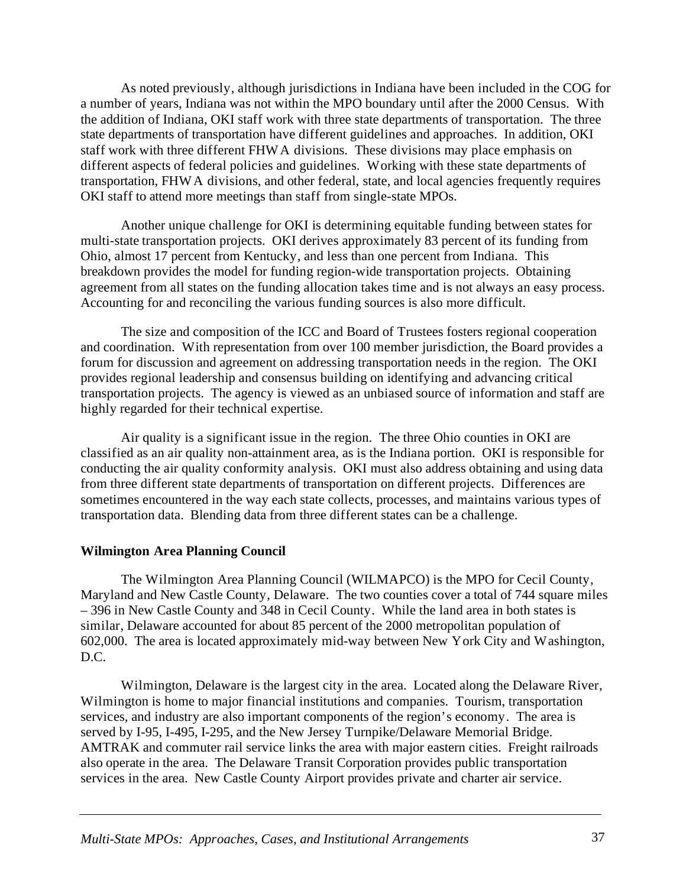As noted previously, although jurisdictions in Indiana have been included in the COG for a number of years, Indiana was not within the MPO boundary until after the 2000 Census. With the addition of Indiana, OKI staff work with three state departments of transportation. The three state departments of transportation have different guidelines and approaches. In addition, OKI staff work with three different FHWA divisions. These divisions may place emphasis on different aspects of federal policies and guidelines. Working with these state departments of transportation, FHWA divisions, and other federal, state, and local agencies frequently requires OKI staff to attend more meetings than staff from single-state MPOs.

Another unique challenge for OKI is determining equitable funding between states for multi-state transportation projects. OKI derives approximately 83 percent of its funding from Ohio, almost 17 percent from Kentucky, and less than one percent from Indiana. This breakdown provides the model for funding region-wide transportation projects. Obtaining agreement from all states on the funding allocation takes time and is not always an easy process. Accounting for and reconciling the various funding sources is also more difficult.

The size and composition of the ICC and Board of Trustees fosters regional cooperation and coordination. With representation from over 100 member jurisdiction, the Board provides a forum for discussion and agreement on addressing transportation needs in the region. The OKI provides regional leadership and consensus building on identifying and advancing critical transportation projects. The agency is viewed as an unbiased source of information and staff are highly regarded for their technical expertise.

Air quality is a significant issue in the region. The three Ohio counties in OKI are classified as an air quality non-attainment area, as is the Indiana portion. OKI is responsible for conducting the air quality conformity analysis. OKI must also address obtaining and using data from three different state departments of transportation on different projects. Differences are sometimes encountered in the way each state collects, processes, and maintains various types of transportation data. Blending data from three different states can be a challenge.

**Wilmington Area Planning Council**

The Wilmington Area Planning Council (WILMAPCO) is the MPO for Cecil County, Maryland and New Castle County, Delaware. The two counties cover a total of 744 square miles – 396 in New Castle County and 348 in Cecil County. While the land area in both states is similar, Delaware accounted for about 85 percent of the 2000 metropolitan population of 602,000. The area is located approximately mid-way between New York City and Washington, D.C.

Wilmington, Delaware is the largest city in the area. Located along the Delaware River, Wilmington is home to major financial institutions and companies. Tourism, transportation services, and industry are also important components of the region's economy. The area is served by I-95, I-495, I-295, and the New Jersey Turnpike/Delaware Memorial Bridge. AMTRAK and commuter rail service links the area with major eastern cities. Freight railroads also operate in the area. The Delaware Transit Corporation provides public transportation services in the area. New Castle County Airport provides private and charter air service.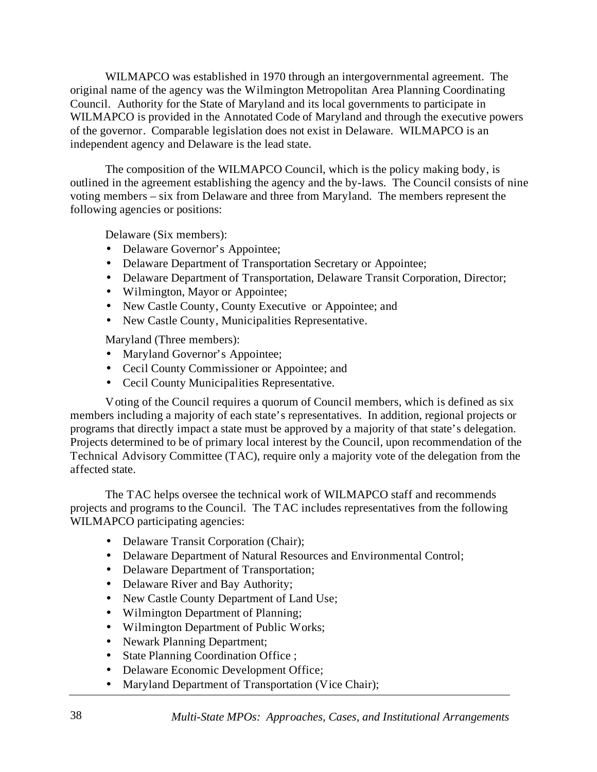WILMAPCO was established in 1970 through an intergovernmental agreement. The original name of the agency was the Wilmington Metropolitan Area Planning Coordinating Council. Authority for the State of Maryland and its local governments to participate in WILMAPCO is provided in the Annotated Code of Maryland and through the executive powers of the governor. Comparable legislation does not exist in Delaware. WILMAPCO is an independent agency and Delaware is the lead state.

The composition of the WILMAPCO Council, which is the policy making body, is outlined in the agreement establishing the agency and the by-laws. The Council consists of nine voting members – six from Delaware and three from Maryland. The members represent the following agencies or positions:

Delaware (Six members):

- Delaware Governor's Appointee;
- Delaware Department of Transportation Secretary or Appointee;
- Delaware Department of Transportation, Delaware Transit Corporation, Director;
- Wilmington, Mayor or Appointee;
- New Castle County, County Executive or Appointee; and
- New Castle County, Municipalities Representative.

Maryland (Three members):

- Maryland Governor's Appointee;
- Cecil County Commissioner or Appointee; and
- Cecil County Municipalities Representative.

Voting of the Council requires a quorum of Council members, which is defined as six members including a majority of each state's representatives. In addition, regional projects or programs that directly impact a state must be approved by a majority of that state's delegation. Projects determined to be of primary local interest by the Council, upon recommendation of the Technical Advisory Committee (TAC), require only a majority vote of the delegation from the affected state.

The TAC helps oversee the technical work of WILMAPCO staff and recommends projects and programs to the Council. The TAC includes representatives from the following WILMAPCO participating agencies:

- Delaware Transit Corporation (Chair);
- Delaware Department of Natural Resources and Environmental Control;
- Delaware Department of Transportation;
- Delaware River and Bay Authority;
- New Castle County Department of Land Use;
- Wilmington Department of Planning;
- Wilmington Department of Public Works;
- Newark Planning Department;
- State Planning Coordination Office ;
- Delaware Economic Development Office;
- Maryland Department of Transportation (Vice Chair);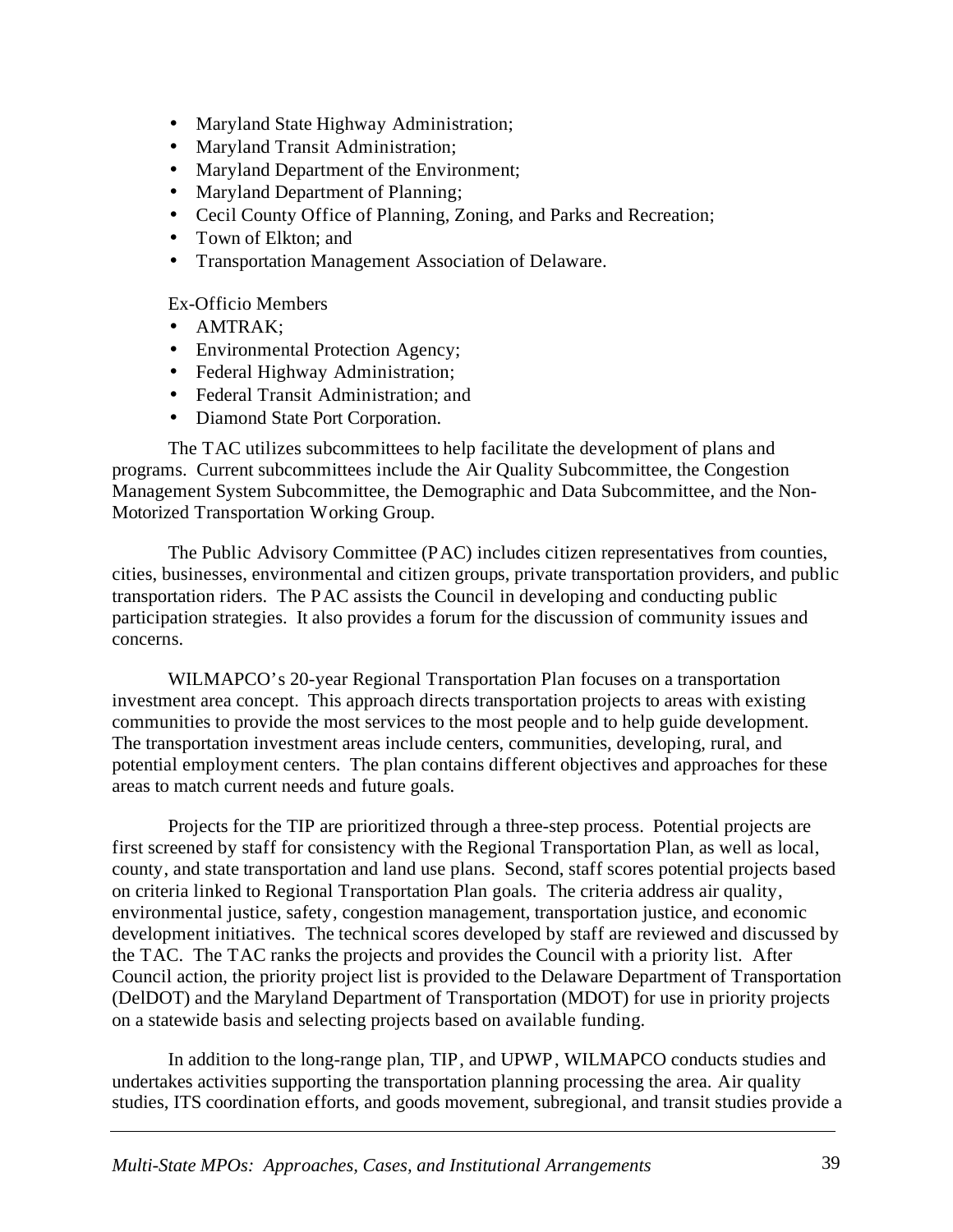- Maryland State Highway Administration;
- Maryland Transit Administration;
- Maryland Department of the Environment;
- Maryland Department of Planning;
- Cecil County Office of Planning, Zoning, and Parks and Recreation;
- Town of Elkton; and
- Transportation Management Association of Delaware.

Ex-Officio Members

- AMTRAK;
- Environmental Protection Agency;
- Federal Highway Administration;
- Federal Transit Administration; and
- Diamond State Port Corporation.

The TAC utilizes subcommittees to help facilitate the development of plans and programs. Current subcommittees include the Air Quality Subcommittee, the Congestion Management System Subcommittee, the Demographic and Data Subcommittee, and the Non-Motorized Transportation Working Group.

The Public Advisory Committee (PAC) includes citizen representatives from counties, cities, businesses, environmental and citizen groups, private transportation providers, and public transportation riders. The PAC assists the Council in developing and conducting public participation strategies. It also provides a forum for the discussion of community issues and concerns.

WILMAPCO's 20-year Regional Transportation Plan focuses on a transportation investment area concept. This approach directs transportation projects to areas with existing communities to provide the most services to the most people and to help guide development. The transportation investment areas include centers, communities, developing, rural, and potential employment centers. The plan contains different objectives and approaches for these areas to match current needs and future goals.

Projects for the TIP are prioritized through a three-step process. Potential projects are first screened by staff for consistency with the Regional Transportation Plan, as well as local, county, and state transportation and land use plans. Second, staff scores potential projects based on criteria linked to Regional Transportation Plan goals. The criteria address air quality, environmental justice, safety, congestion management, transportation justice, and economic development initiatives. The technical scores developed by staff are reviewed and discussed by the TAC. The TAC ranks the projects and provides the Council with a priority list. After Council action, the priority project list is provided to the Delaware Department of Transportation (DelDOT) and the Maryland Department of Transportation (MDOT) for use in priority projects on a statewide basis and selecting projects based on available funding.

In addition to the long-range plan, TIP, and UPWP, WILMAPCO conducts studies and undertakes activities supporting the transportation planning processing the area. Air quality studies, ITS coordination efforts, and goods movement, subregional, and transit studies provide a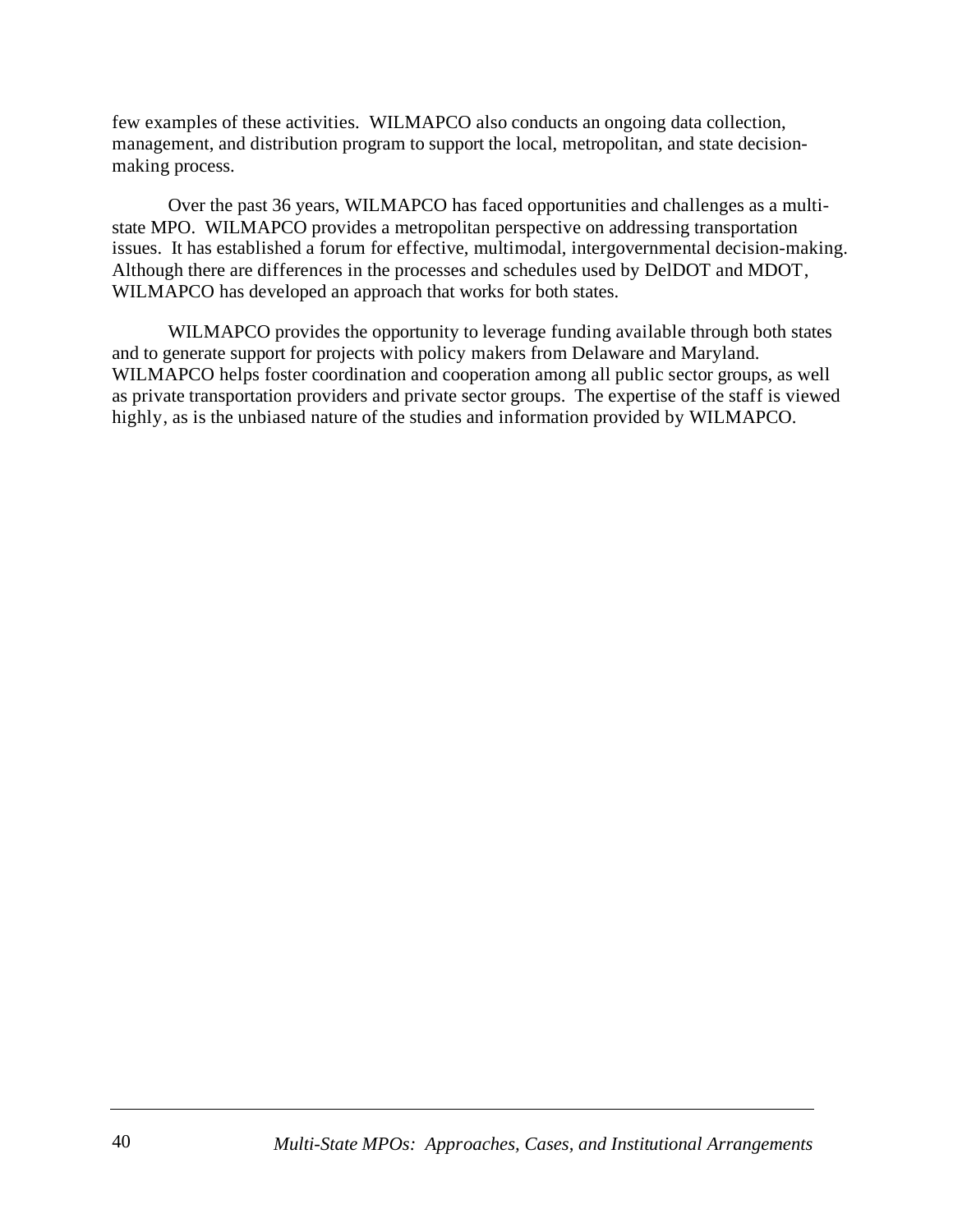few examples of these activities. WILMAPCO also conducts an ongoing data collection, management, and distribution program to support the local, metropolitan, and state decision-making process.

Over the past 36 years, WILMAPCO has faced opportunities and challenges as a multi-state MPO. WILMAPCO provides a metropolitan perspective on addressing transportation issues. It has established a forum for effective, multimodal, intergovernmental decision-making. Although there are differences in the processes and schedules used by DelDOT and MDOT, WILMAPCO has developed an approach that works for both states.

WILMAPCO provides the opportunity to leverage funding available through both states and to generate support for projects with policy makers from Delaware and Maryland. WILMAPCO helps foster coordination and cooperation among all public sector groups, as well as private transportation providers and private sector groups. The expertise of the staff is viewed highly, as is the unbiased nature of the studies and information provided by WILMAPCO.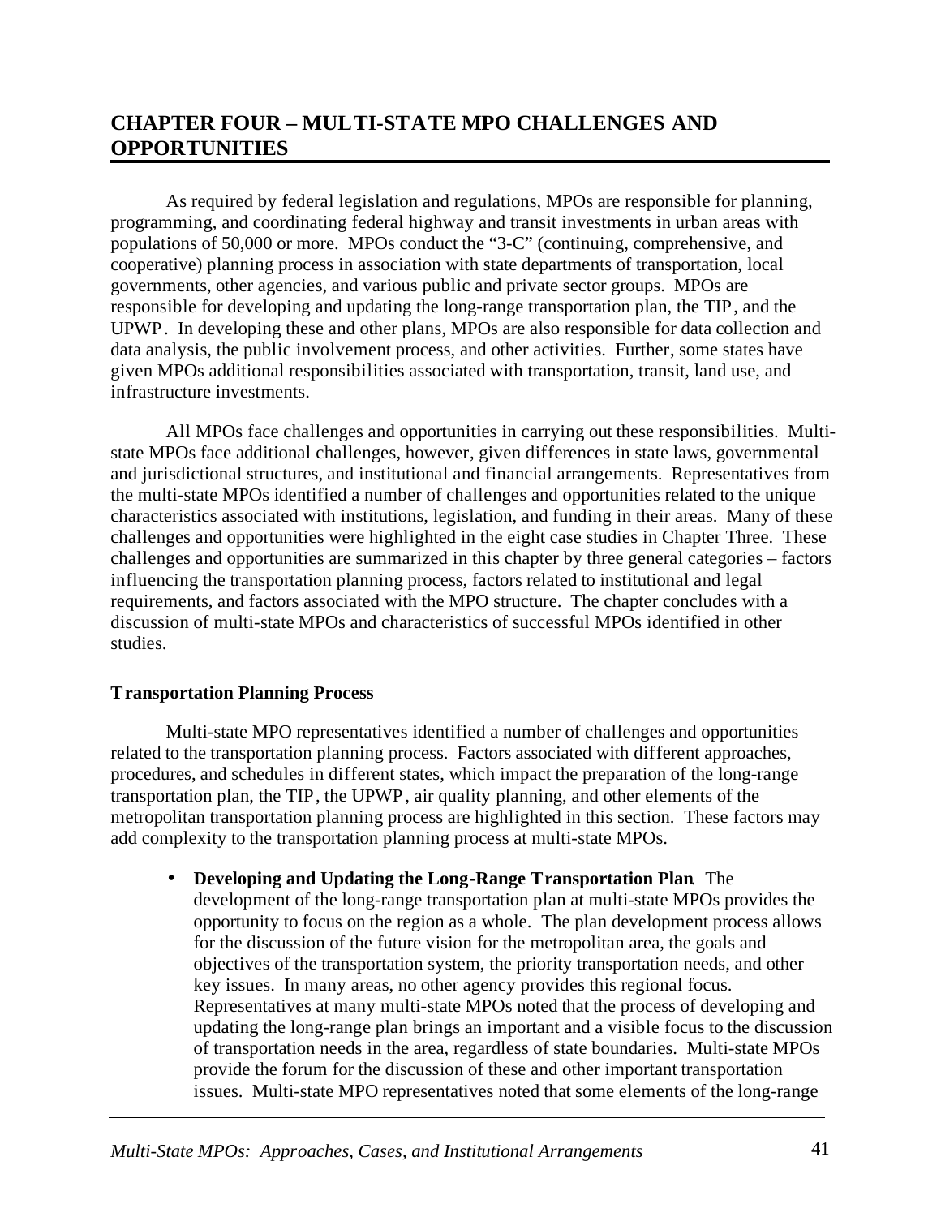# CHAPTER FOUR – MULTI-STATE MPO CHALLENGES AND OPPORTUNITIES

As required by federal legislation and regulations, MPOs are responsible for planning, programming, and coordinating federal highway and transit investments in urban areas with populations of 50,000 or more. MPOs conduct the "3-C" (continuing, comprehensive, and cooperative) planning process in association with state departments of transportation, local governments, other agencies, and various public and private sector groups. MPOs are responsible for developing and updating the long-range transportation plan, the TIP, and the UPWP. In developing these and other plans, MPOs are also responsible for data collection and data analysis, the public involvement process, and other activities. Further, some states have given MPOs additional responsibilities associated with transportation, transit, land use, and infrastructure investments.

All MPOs face challenges and opportunities in carrying out these responsibilities. Multi-state MPOs face additional challenges, however, given differences in state laws, governmental and jurisdictional structures, and institutional and financial arrangements. Representatives from the multi-state MPOs identified a number of challenges and opportunities related to the unique characteristics associated with institutions, legislation, and funding in their areas. Many of these challenges and opportunities were highlighted in the eight case studies in Chapter Three. These challenges and opportunities are summarized in this chapter by three general categories – factors influencing the transportation planning process, factors related to institutional and legal requirements, and factors associated with the MPO structure. The chapter concludes with a discussion of multi-state MPOs and characteristics of successful MPOs identified in other studies.

## Transportation Planning Process

Multi-state MPO representatives identified a number of challenges and opportunities related to the transportation planning process. Factors associated with different approaches, procedures, and schedules in different states, which impact the preparation of the long-range transportation plan, the TIP, the UPWP, air quality planning, and other elements of the metropolitan transportation planning process are highlighted in this section. These factors may add complexity to the transportation planning process at multi-state MPOs.

- **Developing and Updating the Long-Range Transportation Plan**. The development of the long-range transportation plan at multi-state MPOs provides the opportunity to focus on the region as a whole. The plan development process allows for the discussion of the future vision for the metropolitan area, the goals and objectives of the transportation system, the priority transportation needs, and other key issues. In many areas, no other agency provides this regional focus. Representatives at many multi-state MPOs noted that the process of developing and updating the long-range plan brings an important and a visible focus to the discussion of transportation needs in the area, regardless of state boundaries. Multi-state MPOs provide the forum for the discussion of these and other important transportation issues. Multi-state MPO representatives noted that some elements of the long-range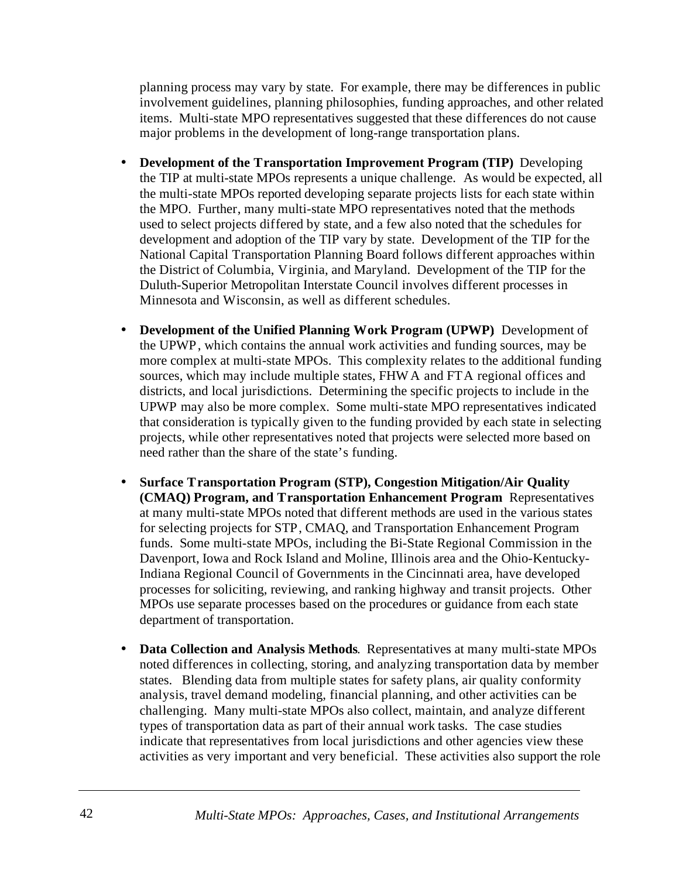planning process may vary by state. For example, there may be differences in public involvement guidelines, planning philosophies, funding approaches, and other related items. Multi-state MPO representatives suggested that these differences do not cause major problems in the development of long-range transportation plans.

- **Development of the Transportation Improvement Program (TIP)** Developing the TIP at multi-state MPOs represents a unique challenge. As would be expected, all the multi-state MPOs reported developing separate projects lists for each state within the MPO. Further, many multi-state MPO representatives noted that the methods used to select projects differed by state, and a few also noted that the schedules for development and adoption of the TIP vary by state. Development of the TIP for the National Capital Transportation Planning Board follows different approaches within the District of Columbia, Virginia, and Maryland. Development of the TIP for the Duluth-Superior Metropolitan Interstate Council involves different processes in Minnesota and Wisconsin, as well as different schedules.

- **Development of the Unified Planning Work Program (UPWP)** Development of the UPWP, which contains the annual work activities and funding sources, may be more complex at multi-state MPOs. This complexity relates to the additional funding sources, which may include multiple states, FHWA and FTA regional offices and districts, and local jurisdictions. Determining the specific projects to include in the UPWP may also be more complex. Some multi-state MPO representatives indicated that consideration is typically given to the funding provided by each state in selecting projects, while other representatives noted that projects were selected more based on need rather than the share of the state's funding.

- **Surface Transportation Program (STP), Congestion Mitigation/Air Quality (CMAQ) Program, and Transportation Enhancement Program** Representatives at many multi-state MPOs noted that different methods are used in the various states for selecting projects for STP, CMAQ, and Transportation Enhancement Program funds. Some multi-state MPOs, including the Bi-State Regional Commission in the Davenport, Iowa and Rock Island and Moline, Illinois area and the Ohio-Kentucky-Indiana Regional Council of Governments in the Cincinnati area, have developed processes for soliciting, reviewing, and ranking highway and transit projects. Other MPOs use separate processes based on the procedures or guidance from each state department of transportation.

- **Data Collection and Analysis Methods**. Representatives at many multi-state MPOs noted differences in collecting, storing, and analyzing transportation data by member states. Blending data from multiple states for safety plans, air quality conformity analysis, travel demand modeling, financial planning, and other activities can be challenging. Many multi-state MPOs also collect, maintain, and analyze different types of transportation data as part of their annual work tasks. The case studies indicate that representatives from local jurisdictions and other agencies view these activities as very important and very beneficial. These activities also support the role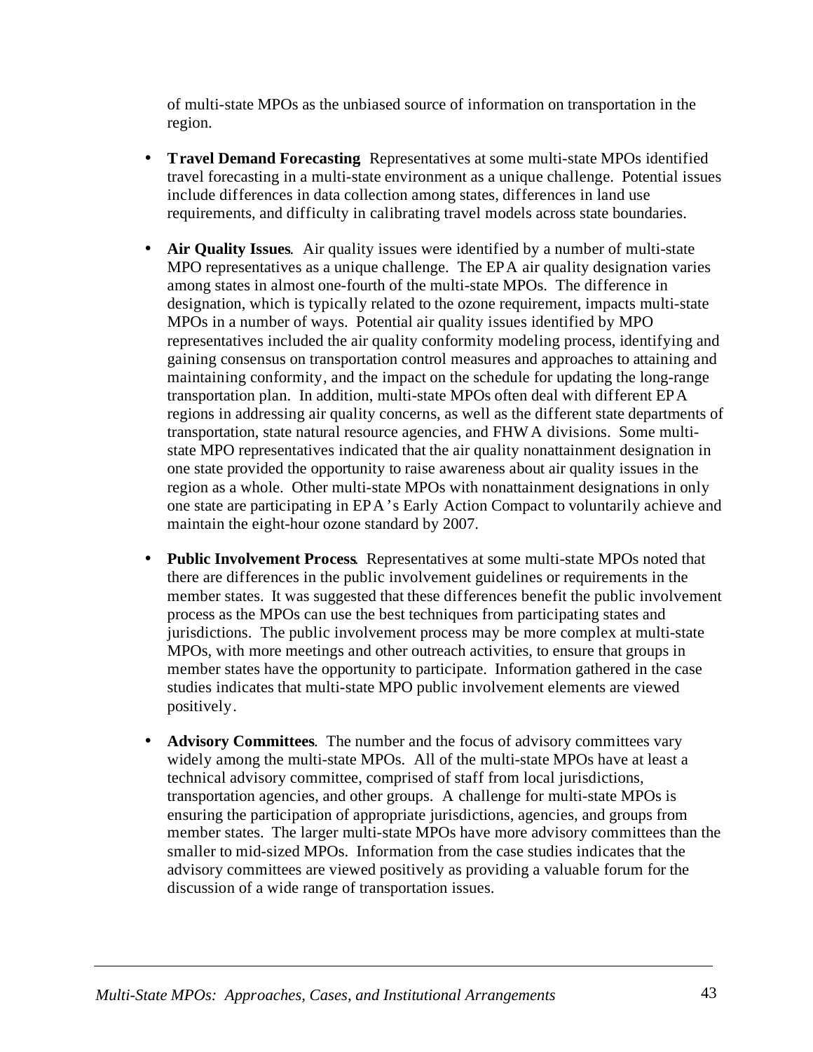of multi-state MPOs as the unbiased source of information on transportation in the region.

- **Travel Demand Forecasting**. Representatives at some multi-state MPOs identified travel forecasting in a multi-state environment as a unique challenge. Potential issues include differences in data collection among states, differences in land use requirements, and difficulty in calibrating travel models across state boundaries.

- **Air Quality Issues**. Air quality issues were identified by a number of multi-state MPO representatives as a unique challenge. The EPA air quality designation varies among states in almost one-fourth of the multi-state MPOs. The difference in designation, which is typically related to the ozone requirement, impacts multi-state MPOs in a number of ways. Potential air quality issues identified by MPO representatives included the air quality conformity modeling process, identifying and gaining consensus on transportation control measures and approaches to attaining and maintaining conformity, and the impact on the schedule for updating the long-range transportation plan. In addition, multi-state MPOs often deal with different EPA regions in addressing air quality concerns, as well as the different state departments of transportation, state natural resource agencies, and FHWA divisions. Some multi-state MPO representatives indicated that the air quality nonattainment designation in one state provided the opportunity to raise awareness about air quality issues in the region as a whole. Other multi-state MPOs with nonattainment designations in only one state are participating in EPA's Early Action Compact to voluntarily achieve and maintain the eight-hour ozone standard by 2007.

- **Public Involvement Process**. Representatives at some multi-state MPOs noted that there are differences in the public involvement guidelines or requirements in the member states. It was suggested that these differences benefit the public involvement process as the MPOs can use the best techniques from participating states and jurisdictions. The public involvement process may be more complex at multi-state MPOs, with more meetings and other outreach activities, to ensure that groups in member states have the opportunity to participate. Information gathered in the case studies indicates that multi-state MPO public involvement elements are viewed positively.

- **Advisory Committees**. The number and the focus of advisory committees vary widely among the multi-state MPOs. All of the multi-state MPOs have at least a technical advisory committee, comprised of staff from local jurisdictions, transportation agencies, and other groups. A challenge for multi-state MPOs is ensuring the participation of appropriate jurisdictions, agencies, and groups from member states. The larger multi-state MPOs have more advisory committees than the smaller to mid-sized MPOs. Information from the case studies indicates that the advisory committees are viewed positively as providing a valuable forum for the discussion of a wide range of transportation issues.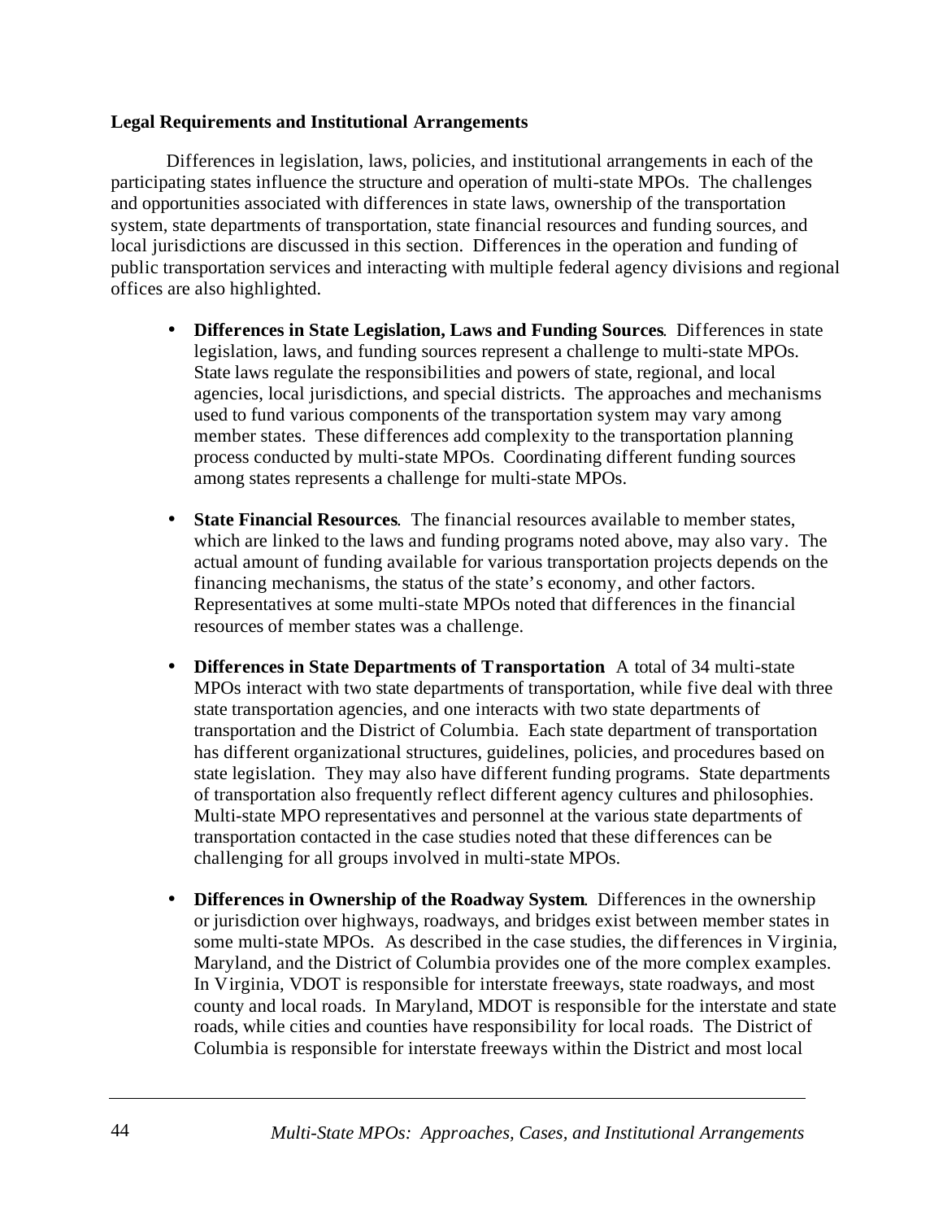**Legal Requirements and Institutional Arrangements**

Differences in legislation, laws, policies, and institutional arrangements in each of the participating states influence the structure and operation of multi-state MPOs. The challenges and opportunities associated with differences in state laws, ownership of the transportation system, state departments of transportation, state financial resources and funding sources, and local jurisdictions are discussed in this section. Differences in the operation and funding of public transportation services and interacting with multiple federal agency divisions and regional offices are also highlighted.

- **Differences in State Legislation, Laws and Funding Sources**. Differences in state legislation, laws, and funding sources represent a challenge to multi-state MPOs. State laws regulate the responsibilities and powers of state, regional, and local agencies, local jurisdictions, and special districts. The approaches and mechanisms used to fund various components of the transportation system may vary among member states. These differences add complexity to the transportation planning process conducted by multi-state MPOs. Coordinating different funding sources among states represents a challenge for multi-state MPOs.

- **State Financial Resources**. The financial resources available to member states, which are linked to the laws and funding programs noted above, may also vary. The actual amount of funding available for various transportation projects depends on the financing mechanisms, the status of the state's economy, and other factors. Representatives at some multi-state MPOs noted that differences in the financial resources of member states was a challenge.

- **Differences in State Departments of Transportation** A total of 34 multi-state MPOs interact with two state departments of transportation, while five deal with three state transportation agencies, and one interacts with two state departments of transportation and the District of Columbia. Each state department of transportation has different organizational structures, guidelines, policies, and procedures based on state legislation. They may also have different funding programs. State departments of transportation also frequently reflect different agency cultures and philosophies. Multi-state MPO representatives and personnel at the various state departments of transportation contacted in the case studies noted that these differences can be challenging for all groups involved in multi-state MPOs.

- **Differences in Ownership of the Roadway System**. Differences in the ownership or jurisdiction over highways, roadways, and bridges exist between member states in some multi-state MPOs. As described in the case studies, the differences in Virginia, Maryland, and the District of Columbia provides one of the more complex examples. In Virginia, VDOT is responsible for interstate freeways, state roadways, and most county and local roads. In Maryland, MDOT is responsible for the interstate and state roads, while cities and counties have responsibility for local roads. The District of Columbia is responsible for interstate freeways within the District and most local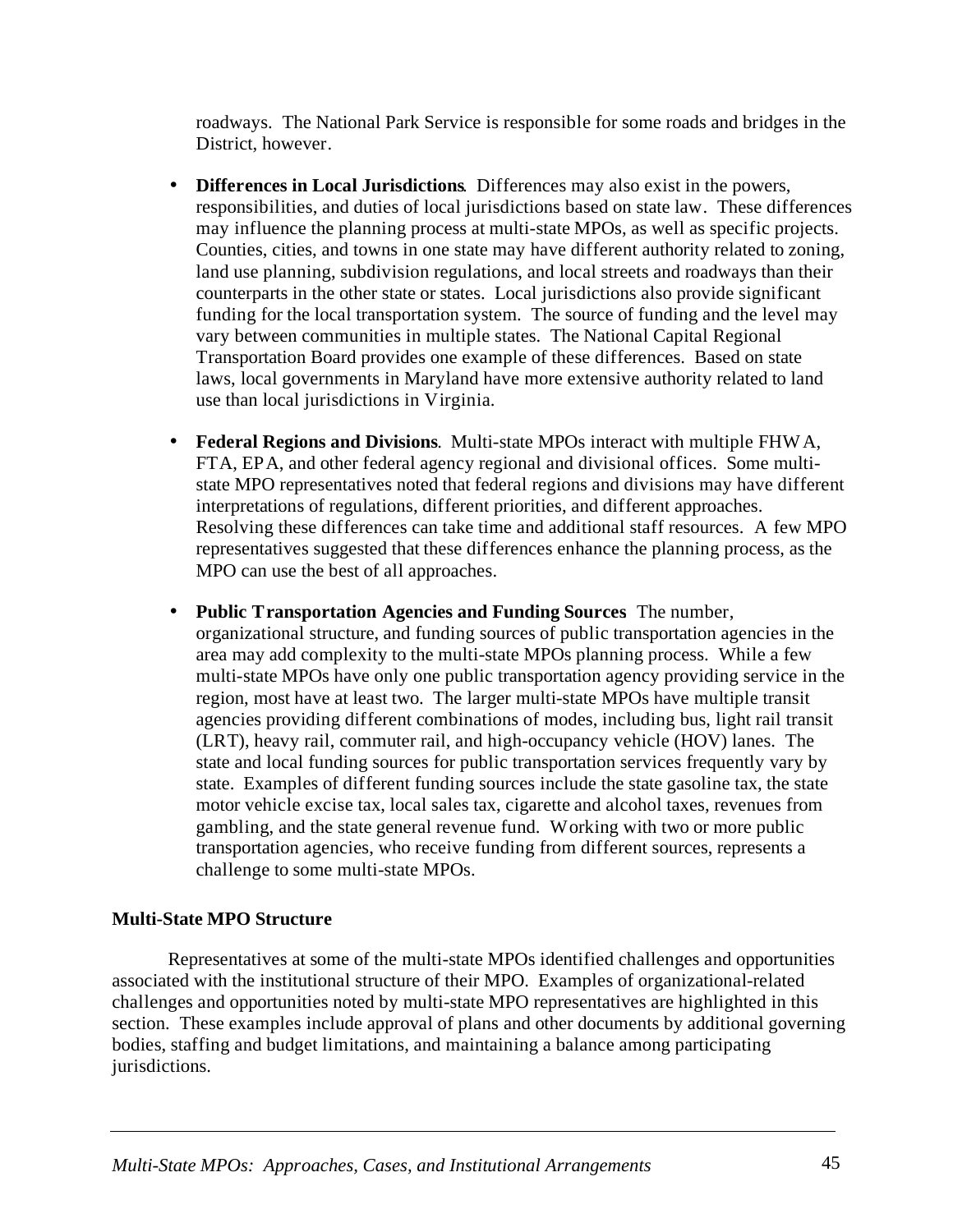roadways. The National Park Service is responsible for some roads and bridges in the District, however.

- **Differences in Local Jurisdictions**. Differences may also exist in the powers, responsibilities, and duties of local jurisdictions based on state law. These differences may influence the planning process at multi-state MPOs, as well as specific projects. Counties, cities, and towns in one state may have different authority related to zoning, land use planning, subdivision regulations, and local streets and roadways than their counterparts in the other state or states. Local jurisdictions also provide significant funding for the local transportation system. The source of funding and the level may vary between communities in multiple states. The National Capital Regional Transportation Board provides one example of these differences. Based on state laws, local governments in Maryland have more extensive authority related to land use than local jurisdictions in Virginia.

- **Federal Regions and Divisions**. Multi-state MPOs interact with multiple FHWA, FTA, EPA, and other federal agency regional and divisional offices. Some multi-state MPO representatives noted that federal regions and divisions may have different interpretations of regulations, different priorities, and different approaches. Resolving these differences can take time and additional staff resources. A few MPO representatives suggested that these differences enhance the planning process, as the MPO can use the best of all approaches.

- **Public Transportation Agencies and Funding Sources** The number, organizational structure, and funding sources of public transportation agencies in the area may add complexity to the multi-state MPOs planning process. While a few multi-state MPOs have only one public transportation agency providing service in the region, most have at least two. The larger multi-state MPOs have multiple transit agencies providing different combinations of modes, including bus, light rail transit (LRT), heavy rail, commuter rail, and high-occupancy vehicle (HOV) lanes. The state and local funding sources for public transportation services frequently vary by state. Examples of different funding sources include the state gasoline tax, the state motor vehicle excise tax, local sales tax, cigarette and alcohol taxes, revenues from gambling, and the state general revenue fund. Working with two or more public transportation agencies, who receive funding from different sources, represents a challenge to some multi-state MPOs.

**Multi-State MPO Structure**

Representatives at some of the multi-state MPOs identified challenges and opportunities associated with the institutional structure of their MPO. Examples of organizational-related challenges and opportunities noted by multi-state MPO representatives are highlighted in this section. These examples include approval of plans and other documents by additional governing bodies, staffing and budget limitations, and maintaining a balance among participating jurisdictions.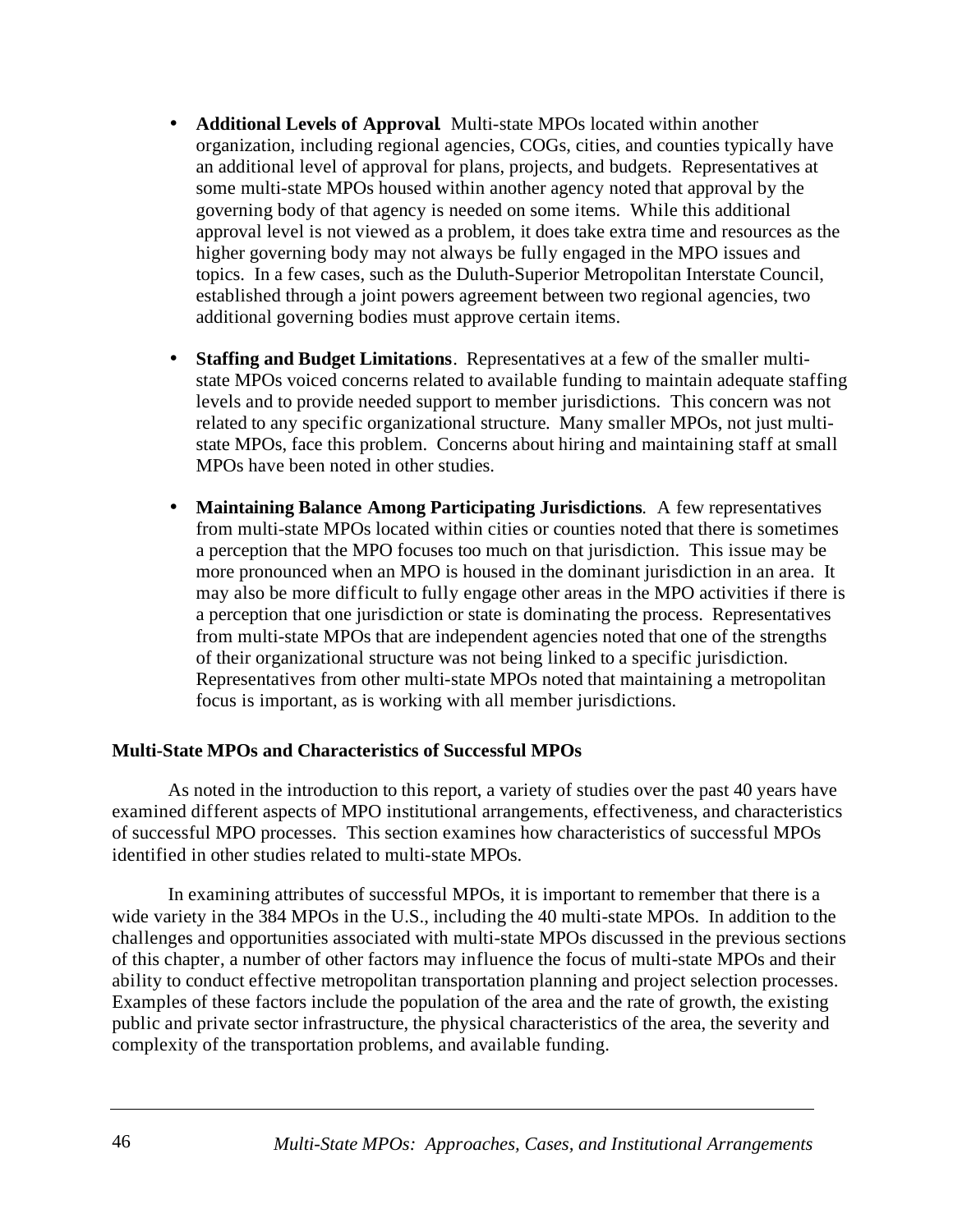- **Additional Levels of Approval**. Multi-state MPOs located within another organization, including regional agencies, COGs, cities, and counties typically have an additional level of approval for plans, projects, and budgets. Representatives at some multi-state MPOs housed within another agency noted that approval by the governing body of that agency is needed on some items. While this additional approval level is not viewed as a problem, it does take extra time and resources as the higher governing body may not always be fully engaged in the MPO issues and topics. In a few cases, such as the Duluth-Superior Metropolitan Interstate Council, established through a joint powers agreement between two regional agencies, two additional governing bodies must approve certain items.

- **Staffing and Budget Limitations**. Representatives at a few of the smaller multi-state MPOs voiced concerns related to available funding to maintain adequate staffing levels and to provide needed support to member jurisdictions. This concern was not related to any specific organizational structure. Many smaller MPOs, not just multi-state MPOs, face this problem. Concerns about hiring and maintaining staff at small MPOs have been noted in other studies.

- **Maintaining Balance Among Participating Jurisdictions**. A few representatives from multi-state MPOs located within cities or counties noted that there is sometimes a perception that the MPO focuses too much on that jurisdiction. This issue may be more pronounced when an MPO is housed in the dominant jurisdiction in an area. It may also be more difficult to fully engage other areas in the MPO activities if there is a perception that one jurisdiction or state is dominating the process. Representatives from multi-state MPOs that are independent agencies noted that one of the strengths of their organizational structure was not being linked to a specific jurisdiction. Representatives from other multi-state MPOs noted that maintaining a metropolitan focus is important, as is working with all member jurisdictions.

### Multi-State MPOs and Characteristics of Successful MPOs

As noted in the introduction to this report, a variety of studies over the past 40 years have examined different aspects of MPO institutional arrangements, effectiveness, and characteristics of successful MPO processes. This section examines how characteristics of successful MPOs identified in other studies related to multi-state MPOs.

In examining attributes of successful MPOs, it is important to remember that there is a wide variety in the 384 MPOs in the U.S., including the 40 multi-state MPOs. In addition to the challenges and opportunities associated with multi-state MPOs discussed in the previous sections of this chapter, a number of other factors may influence the focus of multi-state MPOs and their ability to conduct effective metropolitan transportation planning and project selection processes. Examples of these factors include the population of the area and the rate of growth, the existing public and private sector infrastructure, the physical characteristics of the area, the severity and complexity of the transportation problems, and available funding.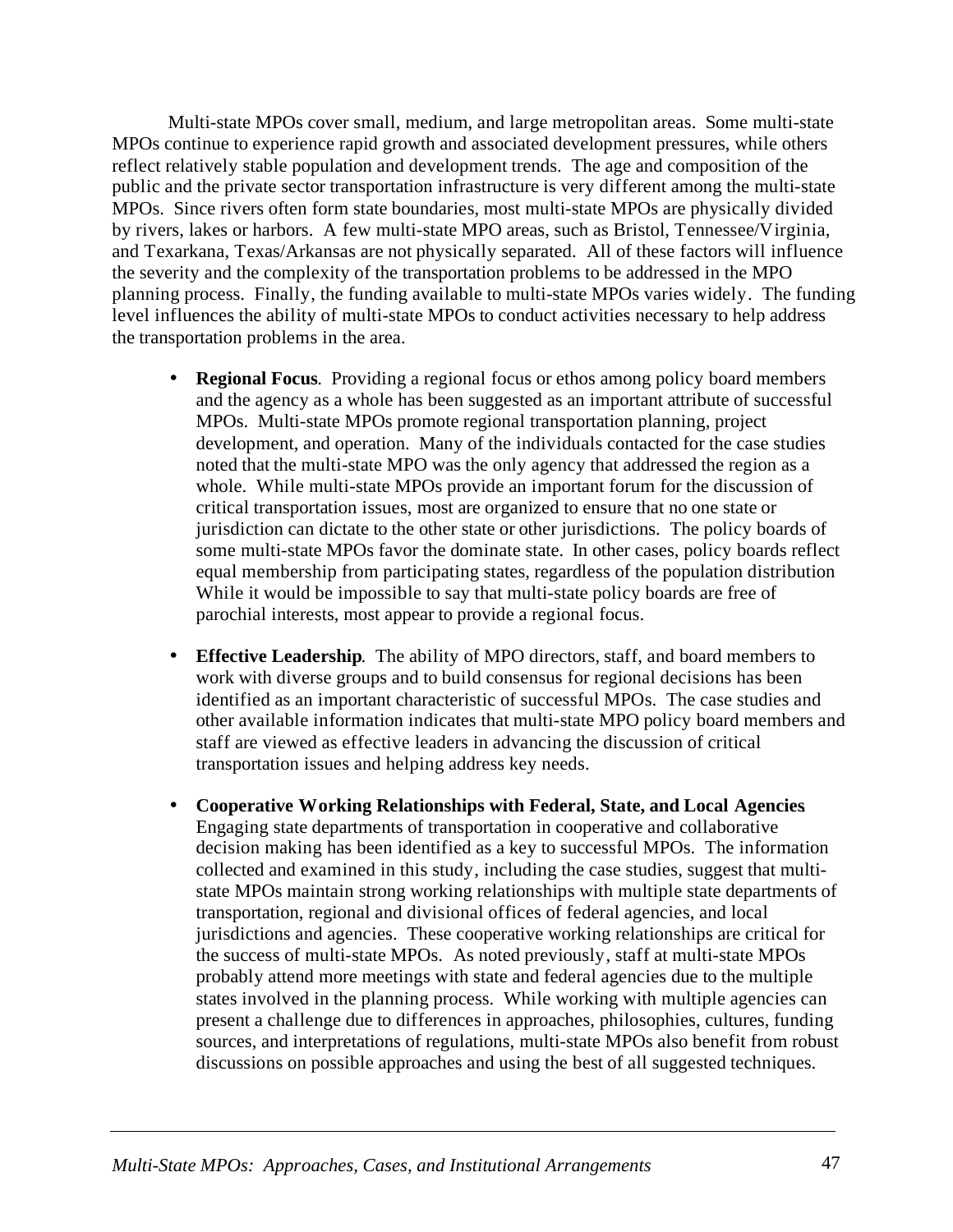Multi-state MPOs cover small, medium, and large metropolitan areas. Some multi-state MPOs continue to experience rapid growth and associated development pressures, while others reflect relatively stable population and development trends. The age and composition of the public and the private sector transportation infrastructure is very different among the multi-state MPOs. Since rivers often form state boundaries, most multi-state MPOs are physically divided by rivers, lakes or harbors. A few multi-state MPO areas, such as Bristol, Tennessee/Virginia, and Texarkana, Texas/Arkansas are not physically separated. All of these factors will influence the severity and the complexity of the transportation problems to be addressed in the MPO planning process. Finally, the funding available to multi-state MPOs varies widely. The funding level influences the ability of multi-state MPOs to conduct activities necessary to help address the transportation problems in the area.

- **Regional Focus**. Providing a regional focus or ethos among policy board members and the agency as a whole has been suggested as an important attribute of successful MPOs. Multi-state MPOs promote regional transportation planning, project development, and operation. Many of the individuals contacted for the case studies noted that the multi-state MPO was the only agency that addressed the region as a whole. While multi-state MPOs provide an important forum for the discussion of critical transportation issues, most are organized to ensure that no one state or jurisdiction can dictate to the other state or other jurisdictions. The policy boards of some multi-state MPOs favor the dominate state. In other cases, policy boards reflect equal membership from participating states, regardless of the population distribution While it would be impossible to say that multi-state policy boards are free of parochial interests, most appear to provide a regional focus.

- **Effective Leadership**. The ability of MPO directors, staff, and board members to work with diverse groups and to build consensus for regional decisions has been identified as an important characteristic of successful MPOs. The case studies and other available information indicates that multi-state MPO policy board members and staff are viewed as effective leaders in advancing the discussion of critical transportation issues and helping address key needs.

- **Cooperative Working Relationships with Federal, State, and Local Agencies** Engaging state departments of transportation in cooperative and collaborative decision making has been identified as a key to successful MPOs. The information collected and examined in this study, including the case studies, suggest that multi-state MPOs maintain strong working relationships with multiple state departments of transportation, regional and divisional offices of federal agencies, and local jurisdictions and agencies. These cooperative working relationships are critical for the success of multi-state MPOs. As noted previously, staff at multi-state MPOs probably attend more meetings with state and federal agencies due to the multiple states involved in the planning process. While working with multiple agencies can present a challenge due to differences in approaches, philosophies, cultures, funding sources, and interpretations of regulations, multi-state MPOs also benefit from robust discussions on possible approaches and using the best of all suggested techniques.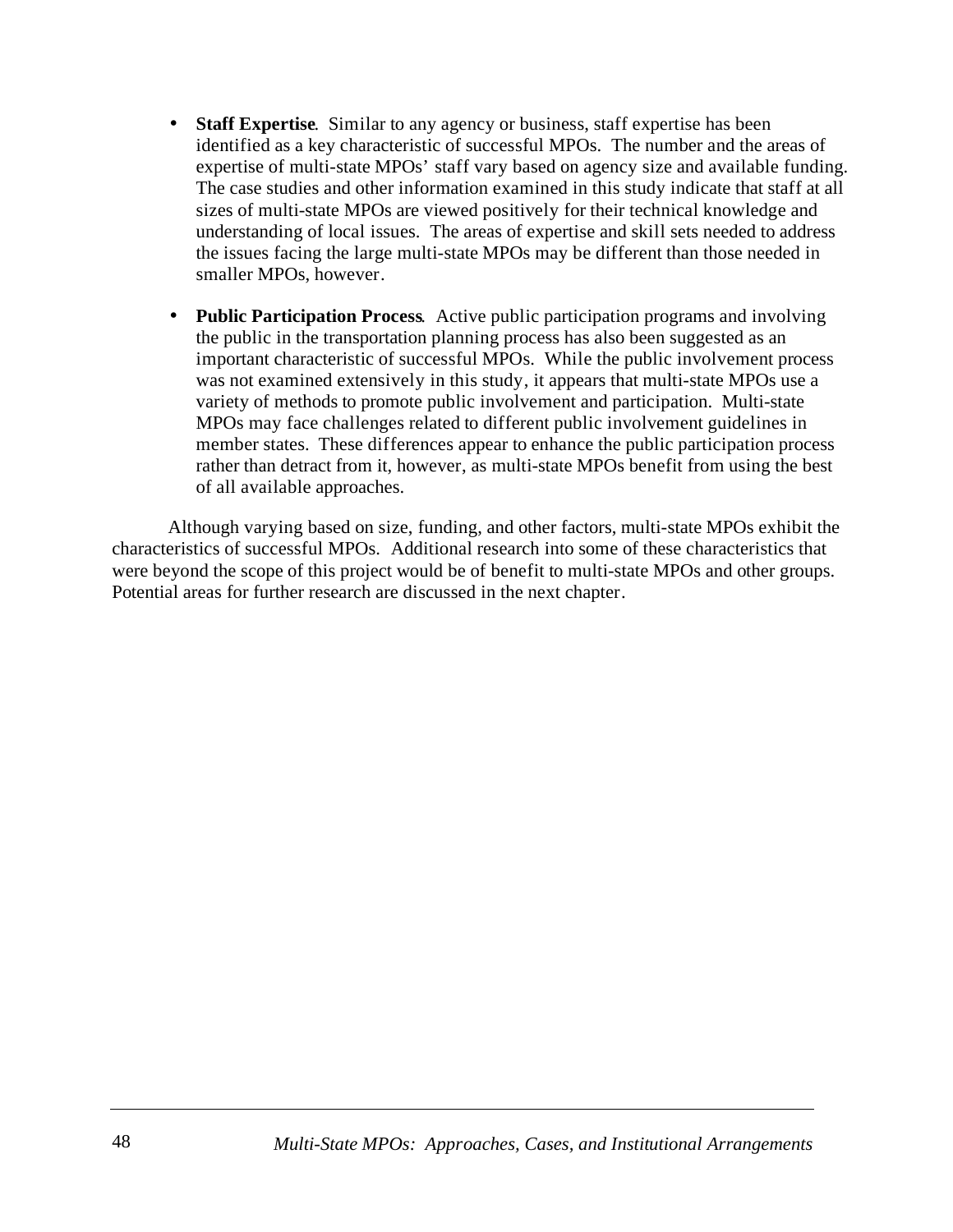- **Staff Expertise**. Similar to any agency or business, staff expertise has been identified as a key characteristic of successful MPOs. The number and the areas of expertise of multi-state MPOs' staff vary based on agency size and available funding. The case studies and other information examined in this study indicate that staff at all sizes of multi-state MPOs are viewed positively for their technical knowledge and understanding of local issues. The areas of expertise and skill sets needed to address the issues facing the large multi-state MPOs may be different than those needed in smaller MPOs, however.

- **Public Participation Process**. Active public participation programs and involving the public in the transportation planning process has also been suggested as an important characteristic of successful MPOs. While the public involvement process was not examined extensively in this study, it appears that multi-state MPOs use a variety of methods to promote public involvement and participation. Multi-state MPOs may face challenges related to different public involvement guidelines in member states. These differences appear to enhance the public participation process rather than detract from it, however, as multi-state MPOs benefit from using the best of all available approaches.

Although varying based on size, funding, and other factors, multi-state MPOs exhibit the characteristics of successful MPOs. Additional research into some of these characteristics that were beyond the scope of this project would be of benefit to multi-state MPOs and other groups. Potential areas for further research are discussed in the next chapter.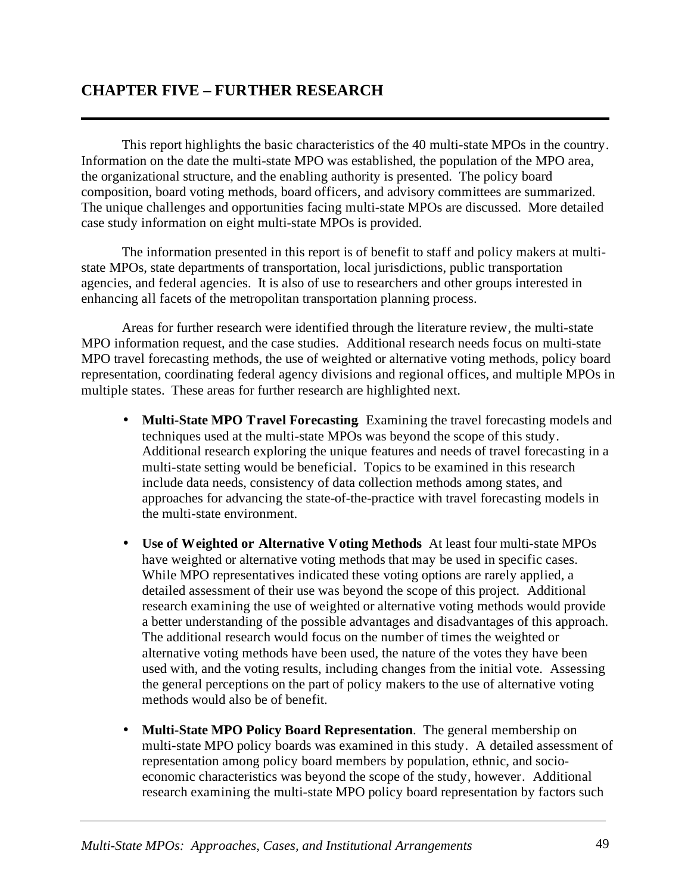# CHAPTER FIVE – FURTHER RESEARCH

This report highlights the basic characteristics of the 40 multi-state MPOs in the country. Information on the date the multi-state MPO was established, the population of the MPO area, the organizational structure, and the enabling authority is presented. The policy board composition, board voting methods, board officers, and advisory committees are summarized. The unique challenges and opportunities facing multi-state MPOs are discussed. More detailed case study information on eight multi-state MPOs is provided.

The information presented in this report is of benefit to staff and policy makers at multi-state MPOs, state departments of transportation, local jurisdictions, public transportation agencies, and federal agencies. It is also of use to researchers and other groups interested in enhancing all facets of the metropolitan transportation planning process.

Areas for further research were identified through the literature review, the multi-state MPO information request, and the case studies. Additional research needs focus on multi-state MPO travel forecasting methods, the use of weighted or alternative voting methods, policy board representation, coordinating federal agency divisions and regional offices, and multiple MPOs in multiple states. These areas for further research are highlighted next.

- **Multi-State MPO Travel Forecasting**. Examining the travel forecasting models and techniques used at the multi-state MPOs was beyond the scope of this study. Additional research exploring the unique features and needs of travel forecasting in a multi-state setting would be beneficial. Topics to be examined in this research include data needs, consistency of data collection methods among states, and approaches for advancing the state-of-the-practice with travel forecasting models in the multi-state environment.

- **Use of Weighted or Alternative Voting Methods**. At least four multi-state MPOs have weighted or alternative voting methods that may be used in specific cases. While MPO representatives indicated these voting options are rarely applied, a detailed assessment of their use was beyond the scope of this project. Additional research examining the use of weighted or alternative voting methods would provide a better understanding of the possible advantages and disadvantages of this approach. The additional research would focus on the number of times the weighted or alternative voting methods have been used, the nature of the votes they have been used with, and the voting results, including changes from the initial vote. Assessing the general perceptions on the part of policy makers to the use of alternative voting methods would also be of benefit.

- **Multi-State MPO Policy Board Representation**. The general membership on multi-state MPO policy boards was examined in this study. A detailed assessment of representation among policy board members by population, ethnic, and socio-economic characteristics was beyond the scope of the study, however. Additional research examining the multi-state MPO policy board representation by factors such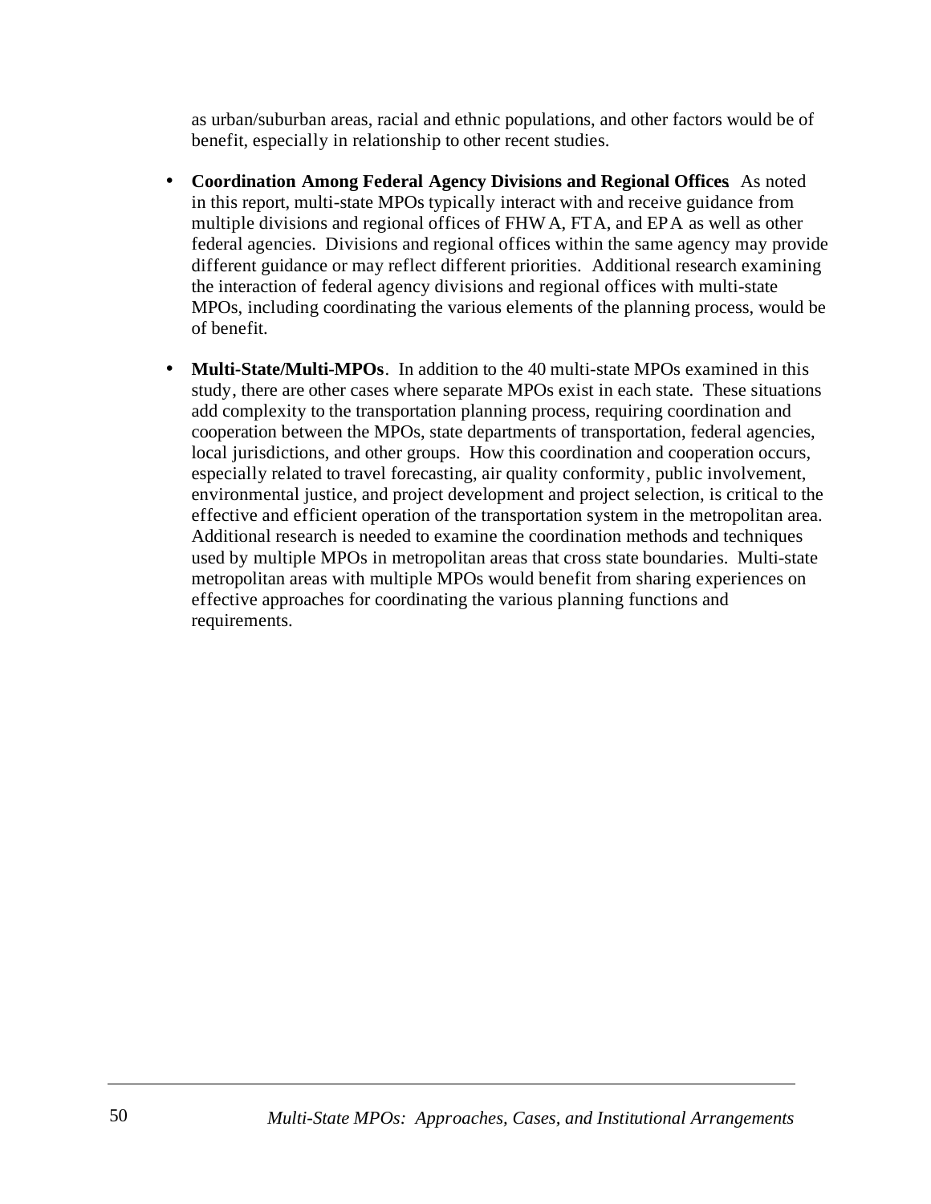as urban/suburban areas, racial and ethnic populations, and other factors would be of benefit, especially in relationship to other recent studies.

- **Coordination Among Federal Agency Divisions and Regional Offices**. As noted in this report, multi-state MPOs typically interact with and receive guidance from multiple divisions and regional offices of FHWA, FTA, and EPA as well as other federal agencies. Divisions and regional offices within the same agency may provide different guidance or may reflect different priorities. Additional research examining the interaction of federal agency divisions and regional offices with multi-state MPOs, including coordinating the various elements of the planning process, would be of benefit.

- **Multi-State/Multi-MPOs**. In addition to the 40 multi-state MPOs examined in this study, there are other cases where separate MPOs exist in each state. These situations add complexity to the transportation planning process, requiring coordination and cooperation between the MPOs, state departments of transportation, federal agencies, local jurisdictions, and other groups. How this coordination and cooperation occurs, especially related to travel forecasting, air quality conformity, public involvement, environmental justice, and project development and project selection, is critical to the effective and efficient operation of the transportation system in the metropolitan area. Additional research is needed to examine the coordination methods and techniques used by multiple MPOs in metropolitan areas that cross state boundaries. Multi-state metropolitan areas with multiple MPOs would benefit from sharing experiences on effective approaches for coordinating the various planning functions and requirements.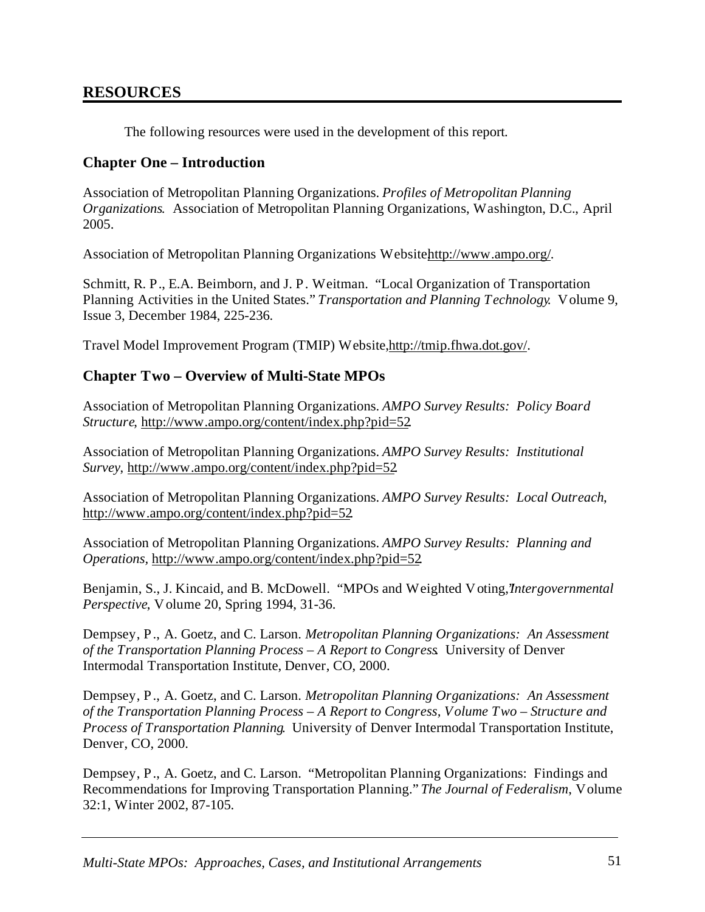## RESOURCES

The following resources were used in the development of this report.

### Chapter One – Introduction

Association of Metropolitan Planning Organizations. *Profiles of Metropolitan Planning Organizations*. Association of Metropolitan Planning Organizations, Washington, D.C., April 2005.

Association of Metropolitan Planning Organizations Website, http://www.ampo.org/.

Schmitt, R. P., E.A. Beimborn, and J. P. Weitman. "Local Organization of Transportation Planning Activities in the United States." *Transportation and Planning Technology*. Volume 9, Issue 3, December 1984, 225-236.

Travel Model Improvement Program (TMIP) Website, http://tmip.fhwa.dot.gov/.

### Chapter Two – Overview of Multi-State MPOs

Association of Metropolitan Planning Organizations. *AMPO Survey Results: Policy Board Structure*, http://www.ampo.org/content/index.php?pid=52.

Association of Metropolitan Planning Organizations. *AMPO Survey Results: Institutional Survey*, http://www.ampo.org/content/index.php?pid=52.

Association of Metropolitan Planning Organizations. *AMPO Survey Results: Local Outreach*, http://www.ampo.org/content/index.php?pid=52.

Association of Metropolitan Planning Organizations. *AMPO Survey Results: Planning and Operations*, http://www.ampo.org/content/index.php?pid=52.

Benjamin, S., J. Kincaid, and B. McDowell. "MPOs and Weighted Voting," *Intergovernmental Perspective*, Volume 20, Spring 1994, 31-36.

Dempsey, P., A. Goetz, and C. Larson. *Metropolitan Planning Organizations: An Assessment of the Transportation Planning Process – A Report to Congress*. University of Denver Intermodal Transportation Institute, Denver, CO, 2000.

Dempsey, P., A. Goetz, and C. Larson. *Metropolitan Planning Organizations: An Assessment of the Transportation Planning Process – A Report to Congress, Volume Two – Structure and Process of Transportation Planning*. University of Denver Intermodal Transportation Institute, Denver, CO, 2000.

Dempsey, P., A. Goetz, and C. Larson. "Metropolitan Planning Organizations: Findings and Recommendations for Improving Transportation Planning." *The Journal of Federalism*, Volume 32:1, Winter 2002, 87-105.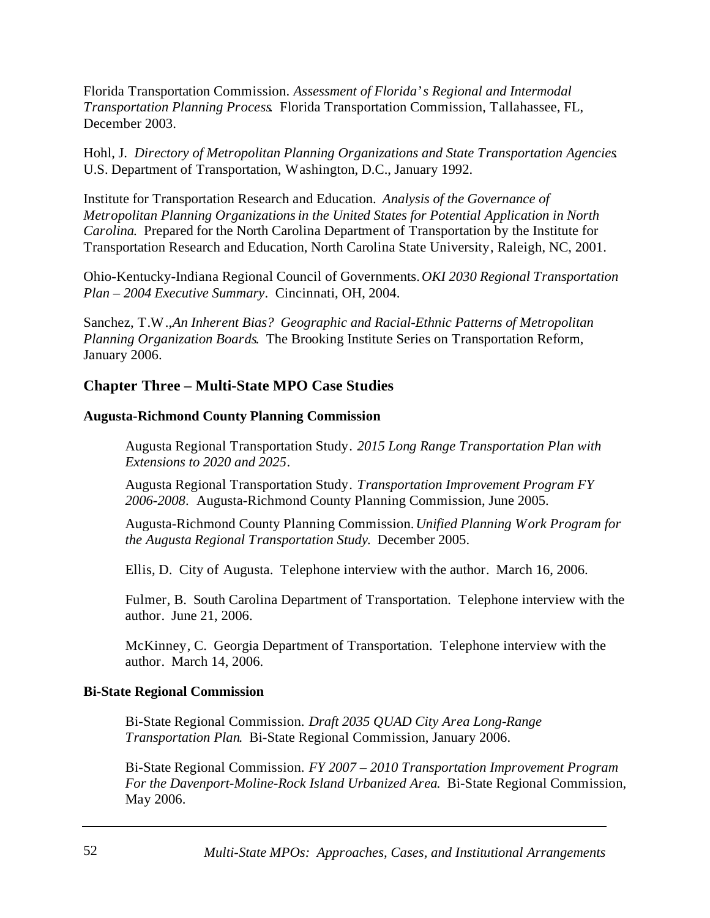Florida Transportation Commission. *Assessment of Florida's Regional and Intermodal Transportation Planning Process*. Florida Transportation Commission, Tallahassee, FL, December 2003.

Hohl, J. *Directory of Metropolitan Planning Organizations and State Transportation Agencies*. U.S. Department of Transportation, Washington, D.C., January 1992.

Institute for Transportation Research and Education. *Analysis of the Governance of Metropolitan Planning Organizations in the United States for Potential Application in North Carolina*. Prepared for the North Carolina Department of Transportation by the Institute for Transportation Research and Education, North Carolina State University, Raleigh, NC, 2001.

Ohio-Kentucky-Indiana Regional Council of Governments. *OKI 2030 Regional Transportation Plan – 2004 Executive Summary*. Cincinnati, OH, 2004.

Sanchez, T.W., *An Inherent Bias? Geographic and Racial-Ethnic Patterns of Metropolitan Planning Organization Boards*. The Brooking Institute Series on Transportation Reform, January 2006.

## Chapter Three – Multi-State MPO Case Studies

### Augusta-Richmond County Planning Commission

Augusta Regional Transportation Study. *2015 Long Range Transportation Plan with Extensions to 2020 and 2025*.

Augusta Regional Transportation Study. *Transportation Improvement Program FY 2006-2008*. Augusta-Richmond County Planning Commission, June 2005.

Augusta-Richmond County Planning Commission. *Unified Planning Work Program for the Augusta Regional Transportation Study*. December 2005.

Ellis, D. City of Augusta. Telephone interview with the author. March 16, 2006.

Fulmer, B. South Carolina Department of Transportation. Telephone interview with the author. June 21, 2006.

McKinney, C. Georgia Department of Transportation. Telephone interview with the author. March 14, 2006.

### Bi-State Regional Commission

Bi-State Regional Commission. *Draft 2035 QUAD City Area Long-Range Transportation Plan*. Bi-State Regional Commission, January 2006.

Bi-State Regional Commission. *FY 2007 – 2010 Transportation Improvement Program For the Davenport-Moline-Rock Island Urbanized Area*. Bi-State Regional Commission, May 2006.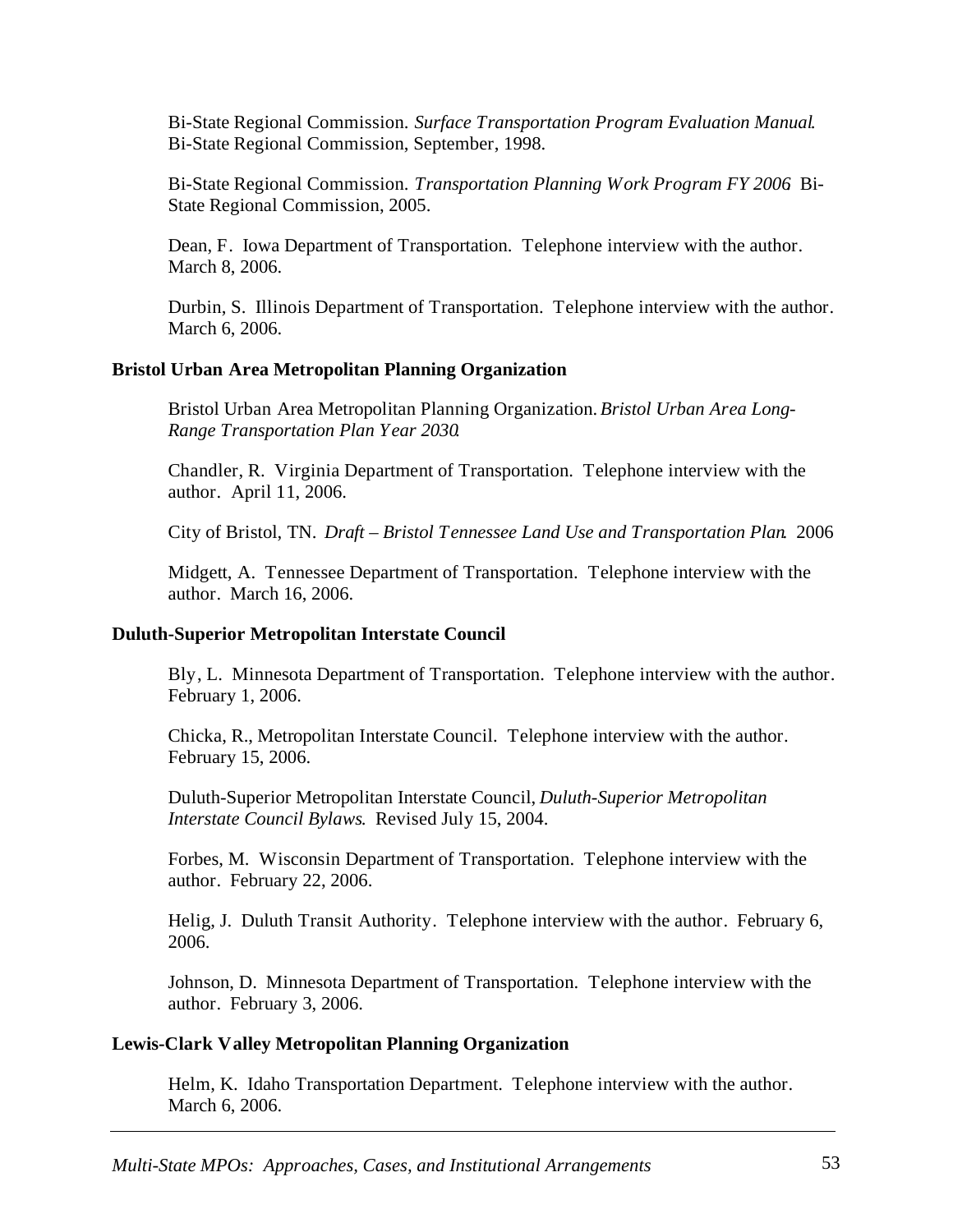Bi-State Regional Commission. *Surface Transportation Program Evaluation Manual*. Bi-State Regional Commission, September, 1998.

Bi-State Regional Commission. *Transportation Planning Work Program FY 2006*. Bi-State Regional Commission, 2005.

Dean, F. Iowa Department of Transportation. Telephone interview with the author. March 8, 2006.

Durbin, S. Illinois Department of Transportation. Telephone interview with the author. March 6, 2006.

**Bristol Urban Area Metropolitan Planning Organization**

Bristol Urban Area Metropolitan Planning Organization. *Bristol Urban Area Long-Range Transportation Plan Year 2030*.

Chandler, R. Virginia Department of Transportation. Telephone interview with the author. April 11, 2006.

City of Bristol, TN. *Draft – Bristol Tennessee Land Use and Transportation Plan*. 2006

Midgett, A. Tennessee Department of Transportation. Telephone interview with the author. March 16, 2006.

**Duluth-Superior Metropolitan Interstate Council**

Bly, L. Minnesota Department of Transportation. Telephone interview with the author. February 1, 2006.

Chicka, R., Metropolitan Interstate Council. Telephone interview with the author. February 15, 2006.

Duluth-Superior Metropolitan Interstate Council, *Duluth-Superior Metropolitan Interstate Council Bylaws*. Revised July 15, 2004.

Forbes, M. Wisconsin Department of Transportation. Telephone interview with the author. February 22, 2006.

Helig, J. Duluth Transit Authority. Telephone interview with the author. February 6, 2006.

Johnson, D. Minnesota Department of Transportation. Telephone interview with the author. February 3, 2006.

**Lewis-Clark Valley Metropolitan Planning Organization**

Helm, K. Idaho Transportation Department. Telephone interview with the author. March 6, 2006.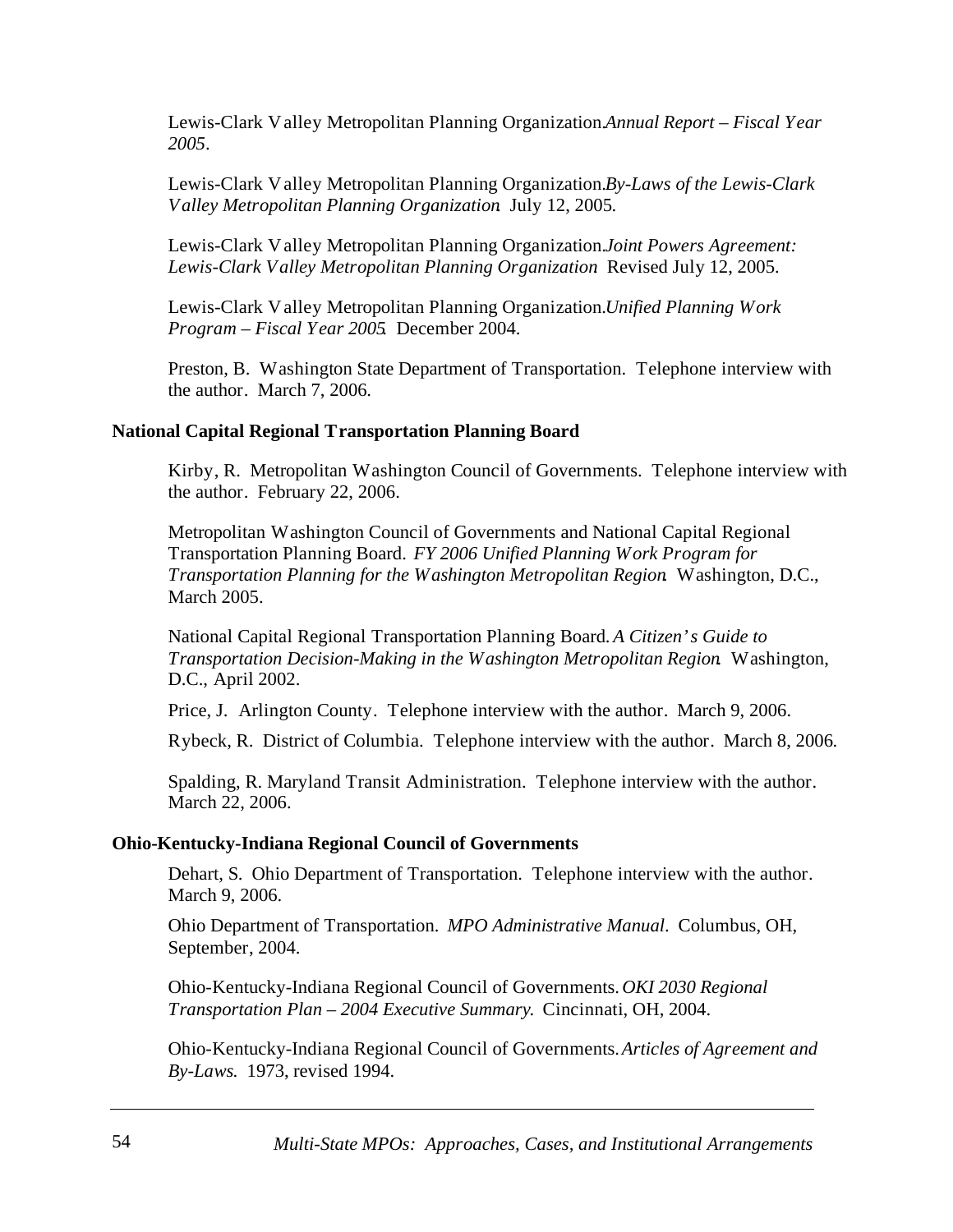Lewis-Clark Valley Metropolitan Planning Organization. *Annual Report – Fiscal Year 2005*.

Lewis-Clark Valley Metropolitan Planning Organization. *By-Laws of the Lewis-Clark Valley Metropolitan Planning Organization*. July 12, 2005.

Lewis-Clark Valley Metropolitan Planning Organization. *Joint Powers Agreement: Lewis-Clark Valley Metropolitan Planning Organization*. Revised July 12, 2005.

Lewis-Clark Valley Metropolitan Planning Organization. *Unified Planning Work Program – Fiscal Year 2005*. December 2004.

Preston, B. Washington State Department of Transportation. Telephone interview with the author. March 7, 2006.

**National Capital Regional Transportation Planning Board**

Kirby, R. Metropolitan Washington Council of Governments. Telephone interview with the author. February 22, 2006.

Metropolitan Washington Council of Governments and National Capital Regional Transportation Planning Board. *FY 2006 Unified Planning Work Program for Transportation Planning for the Washington Metropolitan Region*. Washington, D.C., March 2005.

National Capital Regional Transportation Planning Board. *A Citizen's Guide to Transportation Decision-Making in the Washington Metropolitan Region*. Washington, D.C., April 2002.

Price, J. Arlington County. Telephone interview with the author. March 9, 2006.

Rybeck, R. District of Columbia. Telephone interview with the author. March 8, 2006.

Spalding, R. Maryland Transit Administration. Telephone interview with the author. March 22, 2006.

**Ohio-Kentucky-Indiana Regional Council of Governments**

Dehart, S. Ohio Department of Transportation. Telephone interview with the author. March 9, 2006.

Ohio Department of Transportation. *MPO Administrative Manual*. Columbus, OH, September, 2004.

Ohio-Kentucky-Indiana Regional Council of Governments. *OKI 2030 Regional Transportation Plan – 2004 Executive Summary.* Cincinnati, OH, 2004.

Ohio-Kentucky-Indiana Regional Council of Governments. *Articles of Agreement and By-Laws.* 1973, revised 1994.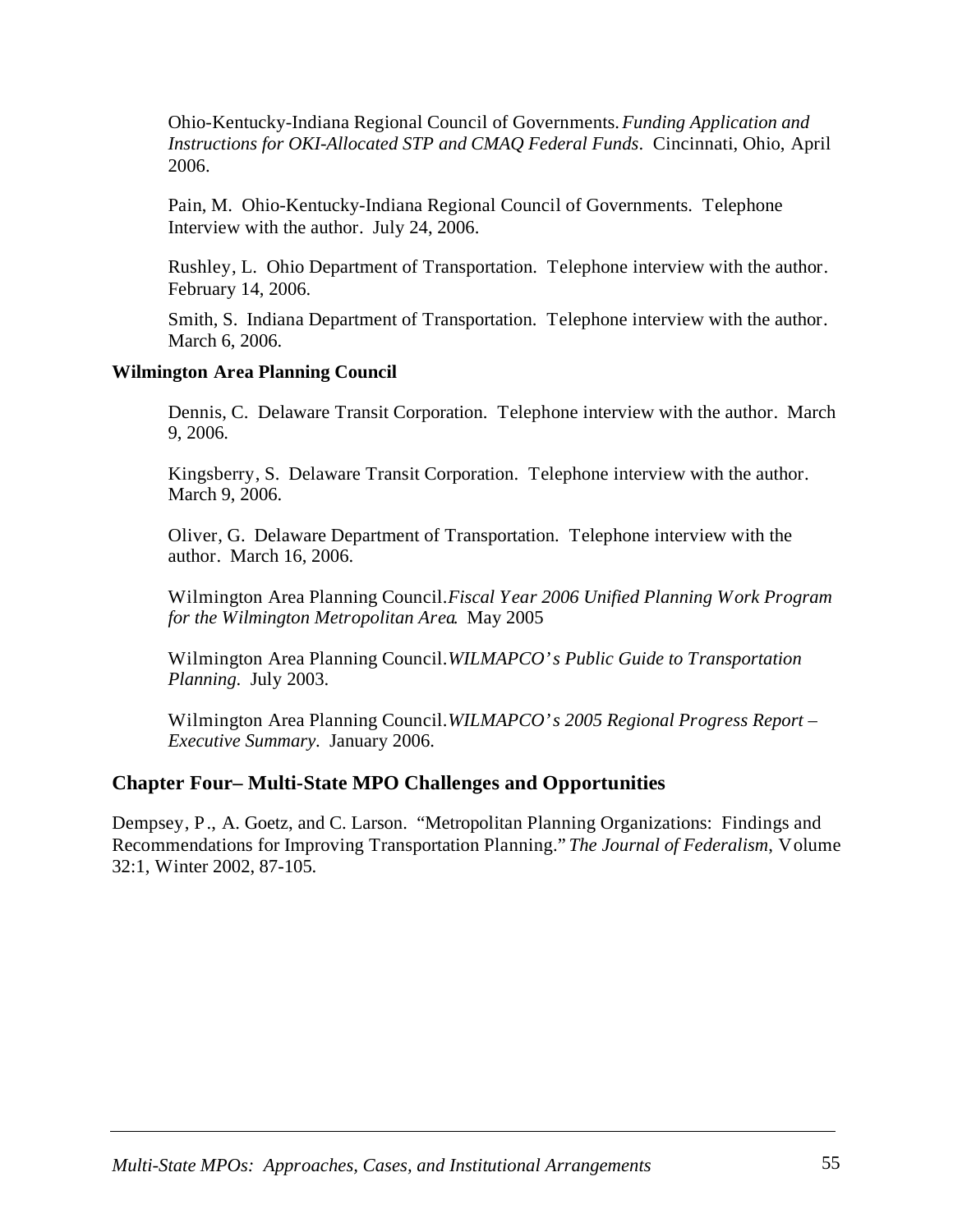Ohio-Kentucky-Indiana Regional Council of Governments. *Funding Application and Instructions for OKI-Allocated STP and CMAQ Federal Funds*. Cincinnati, Ohio, April 2006.

Pain, M. Ohio-Kentucky-Indiana Regional Council of Governments. Telephone Interview with the author. July 24, 2006.

Rushley, L. Ohio Department of Transportation. Telephone interview with the author. February 14, 2006.

Smith, S. Indiana Department of Transportation. Telephone interview with the author. March 6, 2006.

**Wilmington Area Planning Council**

Dennis, C. Delaware Transit Corporation. Telephone interview with the author. March 9, 2006.

Kingsberry, S. Delaware Transit Corporation. Telephone interview with the author. March 9, 2006.

Oliver, G. Delaware Department of Transportation. Telephone interview with the author. March 16, 2006.

Wilmington Area Planning Council. *Fiscal Year 2006 Unified Planning Work Program for the Wilmington Metropolitan Area*. May 2005

Wilmington Area Planning Council. *WILMAPCO's Public Guide to Transportation Planning*. July 2003.

Wilmington Area Planning Council. *WILMAPCO's 2005 Regional Progress Report – Executive Summary*. January 2006.

## Chapter Four– Multi-State MPO Challenges and Opportunities

Dempsey, P., A. Goetz, and C. Larson. "Metropolitan Planning Organizations: Findings and Recommendations for Improving Transportation Planning." *The Journal of Federalism*, Volume 32:1, Winter 2002, 87-105.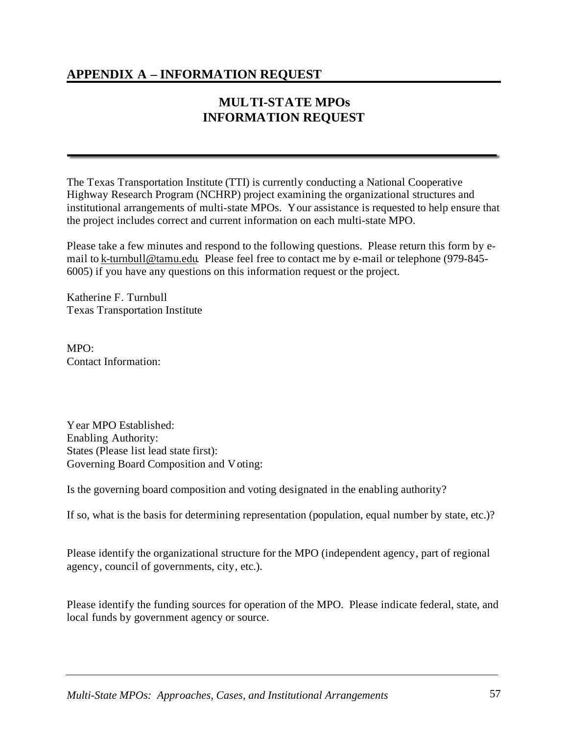## APPENDIX A – INFORMATION REQUEST

### MULTI-STATE MPOs
### INFORMATION REQUEST

The Texas Transportation Institute (TTI) is currently conducting a National Cooperative Highway Research Program (NCHRP) project examining the organizational structures and institutional arrangements of multi-state MPOs. Your assistance is requested to help ensure that the project includes correct and current information on each multi-state MPO.

Please take a few minutes and respond to the following questions. Please return this form by e-mail to k-turnbull@tamu.edu. Please feel free to contact me by e-mail or telephone (979-845-6005) if you have any questions on this information request or the project.

Katherine F. Turnbull
Texas Transportation Institute

MPO:
Contact Information:

Year MPO Established:
Enabling Authority:
States (Please list lead state first):
Governing Board Composition and Voting:

Is the governing board composition and voting designated in the enabling authority?

If so, what is the basis for determining representation (population, equal number by state, etc.)?

Please identify the organizational structure for the MPO (independent agency, part of regional agency, council of governments, city, etc.).

Please identify the funding sources for operation of the MPO. Please indicate federal, state, and local funds by government agency or source.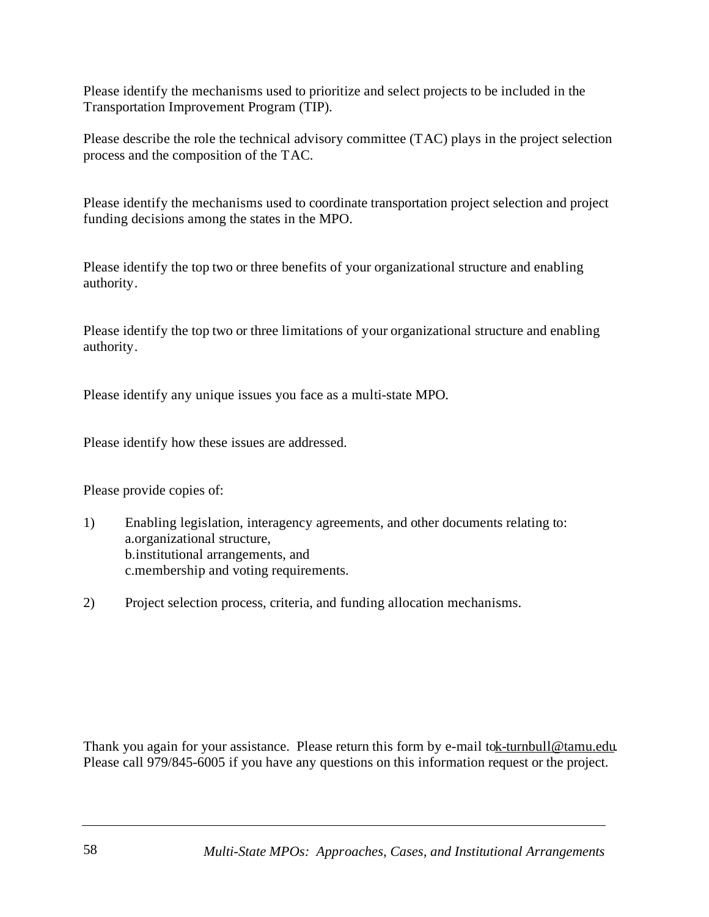Please identify the mechanisms used to prioritize and select projects to be included in the Transportation Improvement Program (TIP).

Please describe the role the technical advisory committee (TAC) plays in the project selection process and the composition of the TAC.

Please identify the mechanisms used to coordinate transportation project selection and project funding decisions among the states in the MPO.

Please identify the top two or three benefits of your organizational structure and enabling authority.

Please identify the top two or three limitations of your organizational structure and enabling authority.

Please identify any unique issues you face as a multi-state MPO.

Please identify how these issues are addressed.

Please provide copies of:

1) Enabling legislation, interagency agreements, and other documents relating to:
   a. organizational structure,
   b. institutional arrangements, and
   c. membership and voting requirements.

2) Project selection process, criteria, and funding allocation mechanisms.

Thank you again for your assistance. Please return this form by e-mail to k-turnbull@tamu.edu. Please call 979/845-6005 if you have any questions on this information request or the project.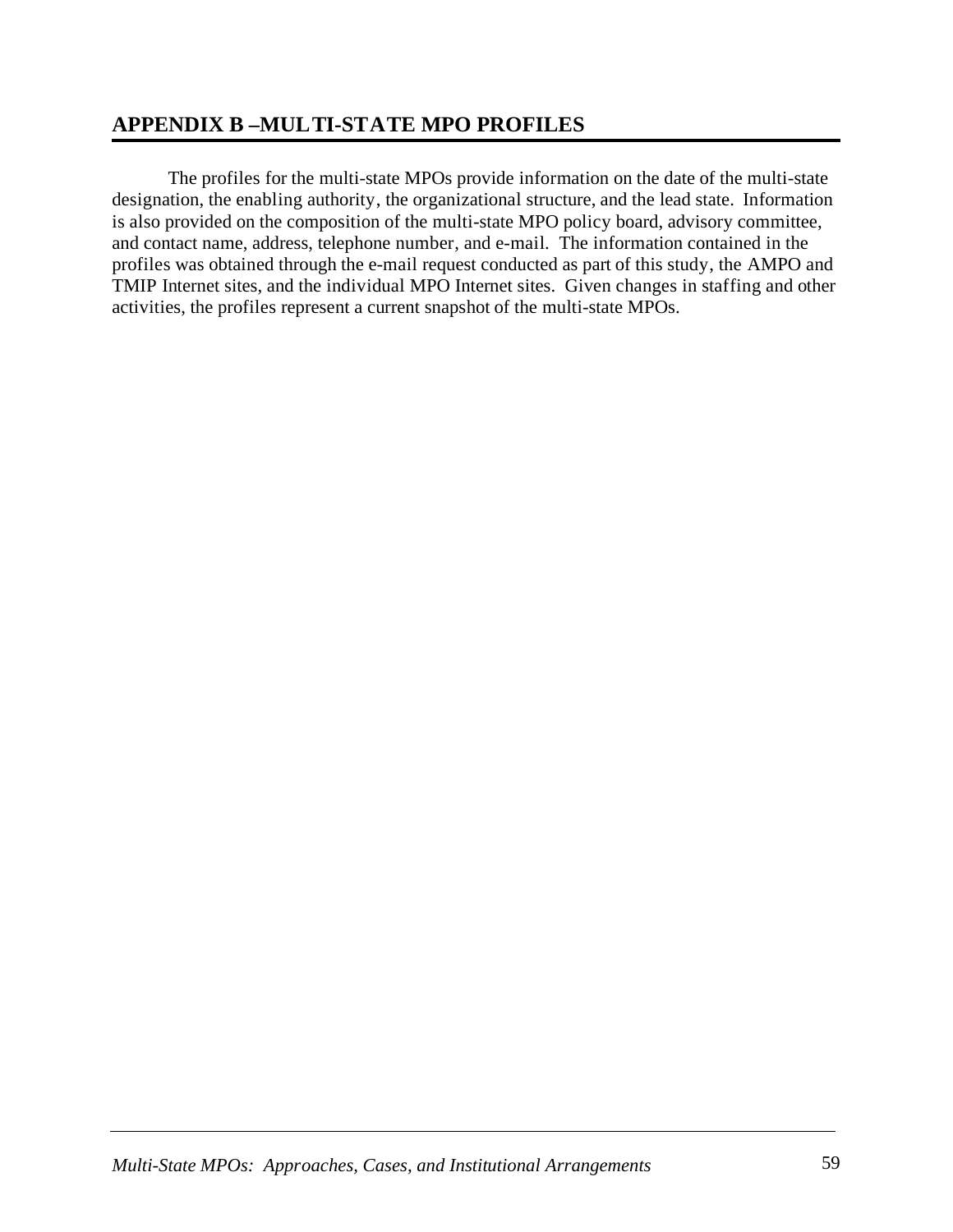## APPENDIX B –MULTI-STATE MPO PROFILES

The profiles for the multi-state MPOs provide information on the date of the multi-state designation, the enabling authority, the organizational structure, and the lead state. Information is also provided on the composition of the multi-state MPO policy board, advisory committee, and contact name, address, telephone number, and e-mail. The information contained in the profiles was obtained through the e-mail request conducted as part of this study, the AMPO and TMIP Internet sites, and the individual MPO Internet sites. Given changes in staffing and other activities, the profiles represent a current snapshot of the multi-state MPOs.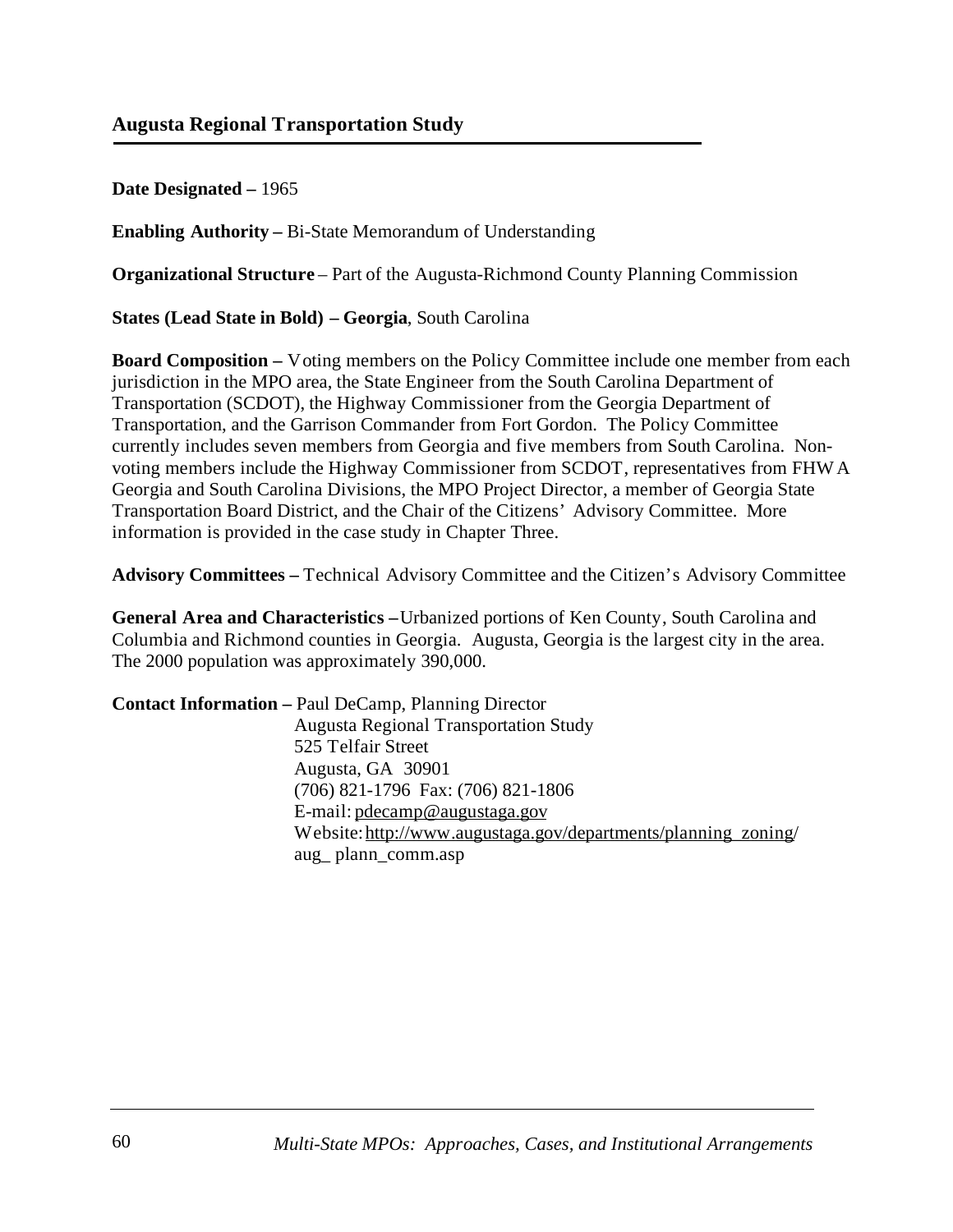## Augusta Regional Transportation Study

**Date Designated –** 1965

**Enabling Authority –** Bi-State Memorandum of Understanding

**Organizational Structure** – Part of the Augusta-Richmond County Planning Commission

**States (Lead State in Bold) – Georgia**, South Carolina

**Board Composition –** Voting members on the Policy Committee include one member from each jurisdiction in the MPO area, the State Engineer from the South Carolina Department of Transportation (SCDOT), the Highway Commissioner from the Georgia Department of Transportation, and the Garrison Commander from Fort Gordon. The Policy Committee currently includes seven members from Georgia and five members from South Carolina. Non-voting members include the Highway Commissioner from SCDOT, representatives from FHWA Georgia and South Carolina Divisions, the MPO Project Director, a member of Georgia State Transportation Board District, and the Chair of the Citizens' Advisory Committee. More information is provided in the case study in Chapter Three.

**Advisory Committees –** Technical Advisory Committee and the Citizen's Advisory Committee

**General Area and Characteristics –** Urbanized portions of Ken County, South Carolina and Columbia and Richmond counties in Georgia. Augusta, Georgia is the largest city in the area. The 2000 population was approximately 390,000.

**Contact Information –** Paul DeCamp, Planning Director
Augusta Regional Transportation Study
525 Telfair Street
Augusta, GA 30901
(706) 821-1796 Fax: (706) 821-1806
E-mail: pdecamp@augustaga.gov
Website: http://www.augustaga.gov/departments/planning_zoning/aug_ plann_comm.asp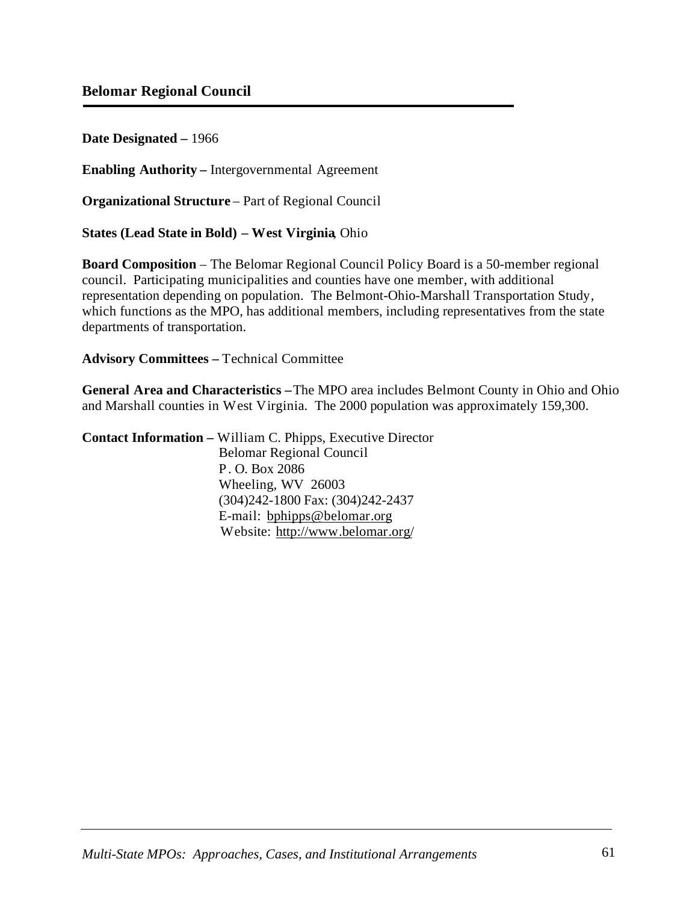## Belomar Regional Council

**Date Designated –** 1966

**Enabling Authority –** Intergovernmental Agreement

**Organizational Structure** – Part of Regional Council

**States (Lead State in Bold) – West Virginia**, Ohio

**Board Composition** – The Belomar Regional Council Policy Board is a 50-member regional council. Participating municipalities and counties have one member, with additional representation depending on population. The Belmont-Ohio-Marshall Transportation Study, which functions as the MPO, has additional members, including representatives from the state departments of transportation.

**Advisory Committees –** Technical Committee

**General Area and Characteristics –** The MPO area includes Belmont County in Ohio and Ohio and Marshall counties in West Virginia. The 2000 population was approximately 159,300.

**Contact Information –** William C. Phipps, Executive Director
Belomar Regional Council
P. O. Box 2086
Wheeling, WV 26003
(304)242-1800 Fax: (304)242-2437
E-mail: bphipps@belomar.org
Website: http://www.belomar.org/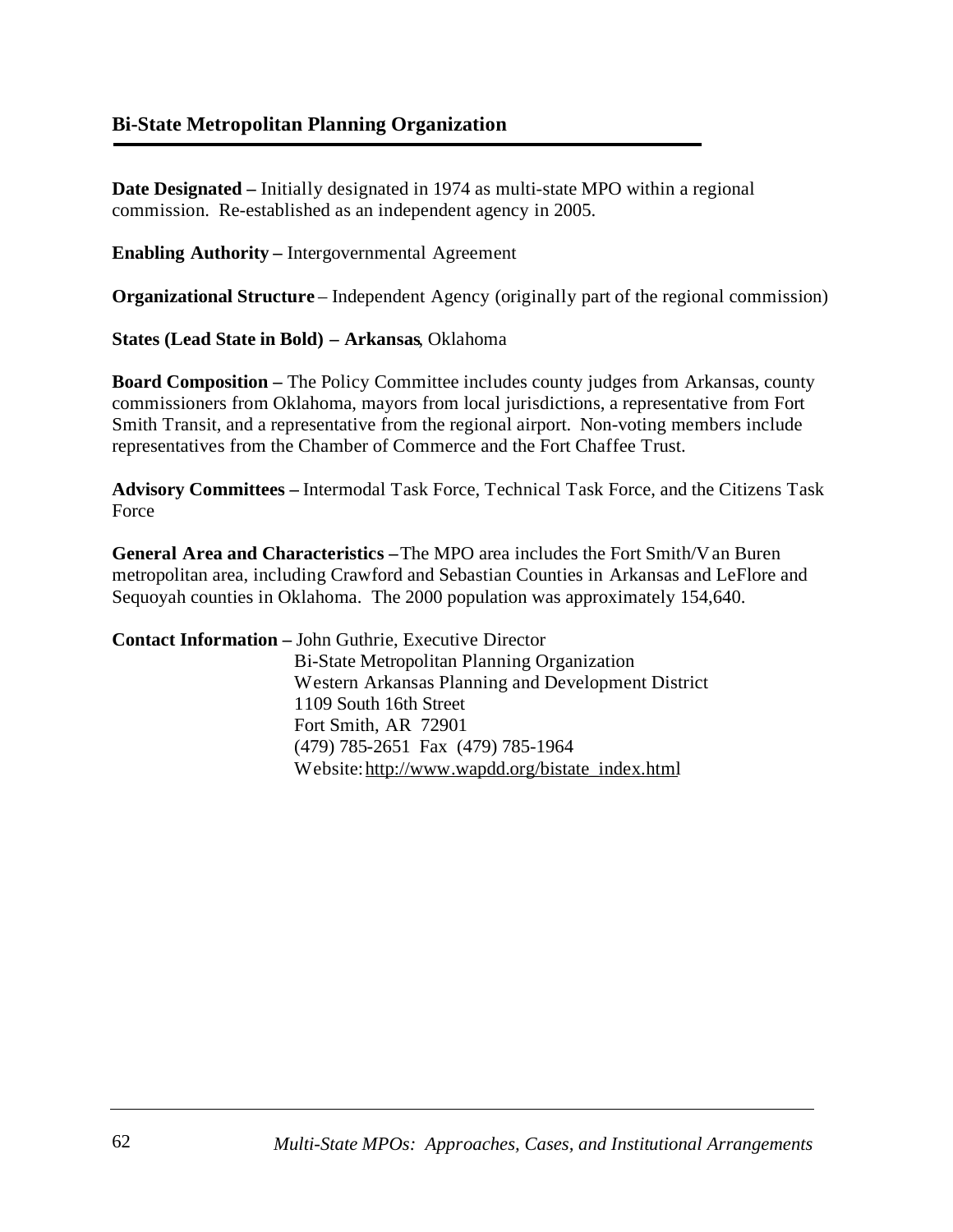## Bi-State Metropolitan Planning Organization

**Date Designated –** Initially designated in 1974 as multi-state MPO within a regional commission. Re-established as an independent agency in 2005.

**Enabling Authority –** Intergovernmental Agreement

**Organizational Structure** – Independent Agency (originally part of the regional commission)

**States (Lead State in Bold) – Arkansas**, Oklahoma

**Board Composition –** The Policy Committee includes county judges from Arkansas, county commissioners from Oklahoma, mayors from local jurisdictions, a representative from Fort Smith Transit, and a representative from the regional airport. Non-voting members include representatives from the Chamber of Commerce and the Fort Chaffee Trust.

**Advisory Committees –** Intermodal Task Force, Technical Task Force, and the Citizens Task Force

**General Area and Characteristics –** The MPO area includes the Fort Smith/Van Buren metropolitan area, including Crawford and Sebastian Counties in Arkansas and LeFlore and Sequoyah counties in Oklahoma. The 2000 population was approximately 154,640.

**Contact Information –** John Guthrie, Executive Director
Bi-State Metropolitan Planning Organization
Western Arkansas Planning and Development District
1109 South 16th Street
Fort Smith, AR 72901
(479) 785-2651 Fax (479) 785-1964
Website: http://www.wapdd.org/bistate_index.html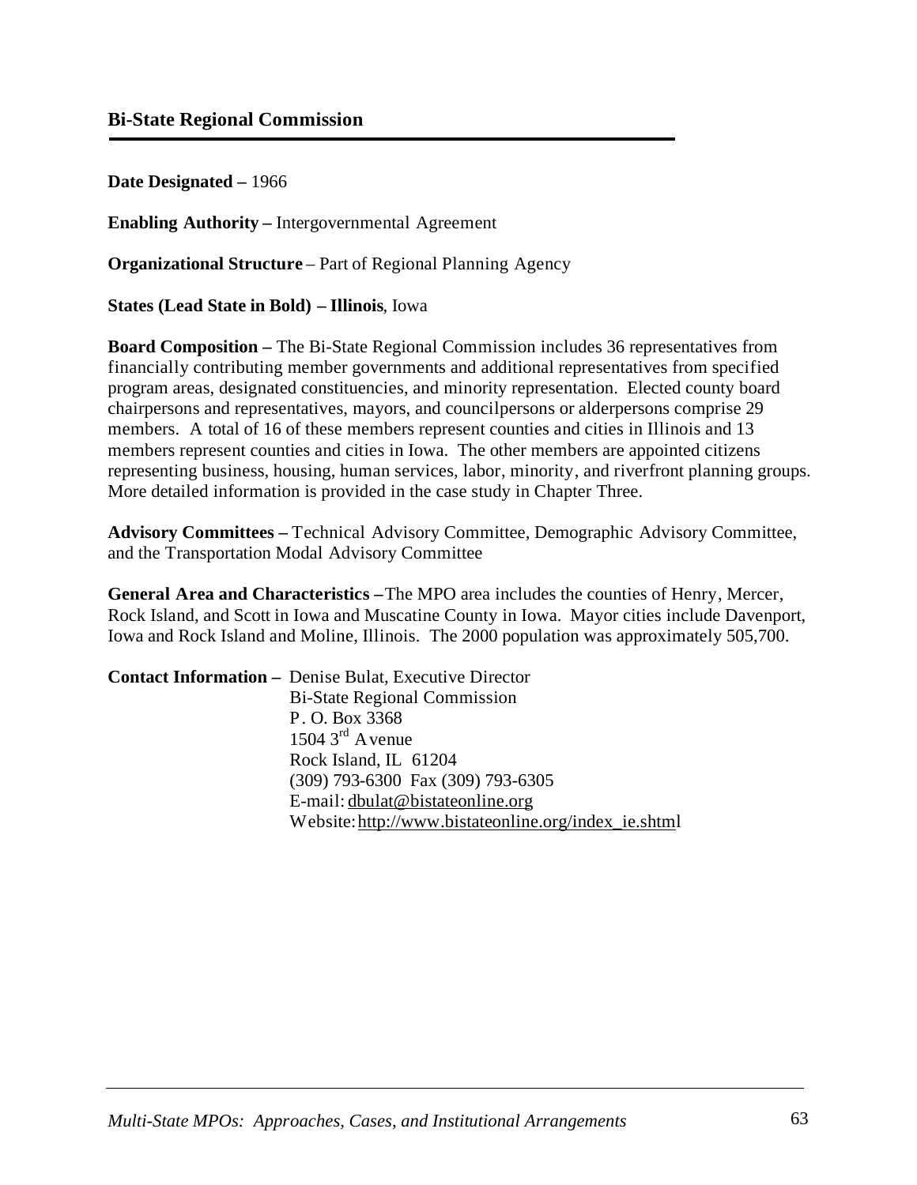## Bi-State Regional Commission

**Date Designated –** 1966

**Enabling Authority –** Intergovernmental Agreement

**Organizational Structure** – Part of Regional Planning Agency

**States (Lead State in Bold) – Illinois**, Iowa

**Board Composition –** The Bi-State Regional Commission includes 36 representatives from financially contributing member governments and additional representatives from specified program areas, designated constituencies, and minority representation. Elected county board chairpersons and representatives, mayors, and councilpersons or alderpersons comprise 29 members. A total of 16 of these members represent counties and cities in Illinois and 13 members represent counties and cities in Iowa. The other members are appointed citizens representing business, housing, human services, labor, minority, and riverfront planning groups. More detailed information is provided in the case study in Chapter Three.

**Advisory Committees –** Technical Advisory Committee, Demographic Advisory Committee, and the Transportation Modal Advisory Committee

**General Area and Characteristics –** The MPO area includes the counties of Henry, Mercer, Rock Island, and Scott in Iowa and Muscatine County in Iowa. Mayor cities include Davenport, Iowa and Rock Island and Moline, Illinois. The 2000 population was approximately 505,700.

**Contact Information –** Denise Bulat, Executive Director
Bi-State Regional Commission
P. O. Box 3368
1504 3rd Avenue
Rock Island, IL 61204
(309) 793-6300 Fax (309) 793-6305
E-mail: dbulat@bistateonline.org
Website: http://www.bistateonline.org/index_ie.shtml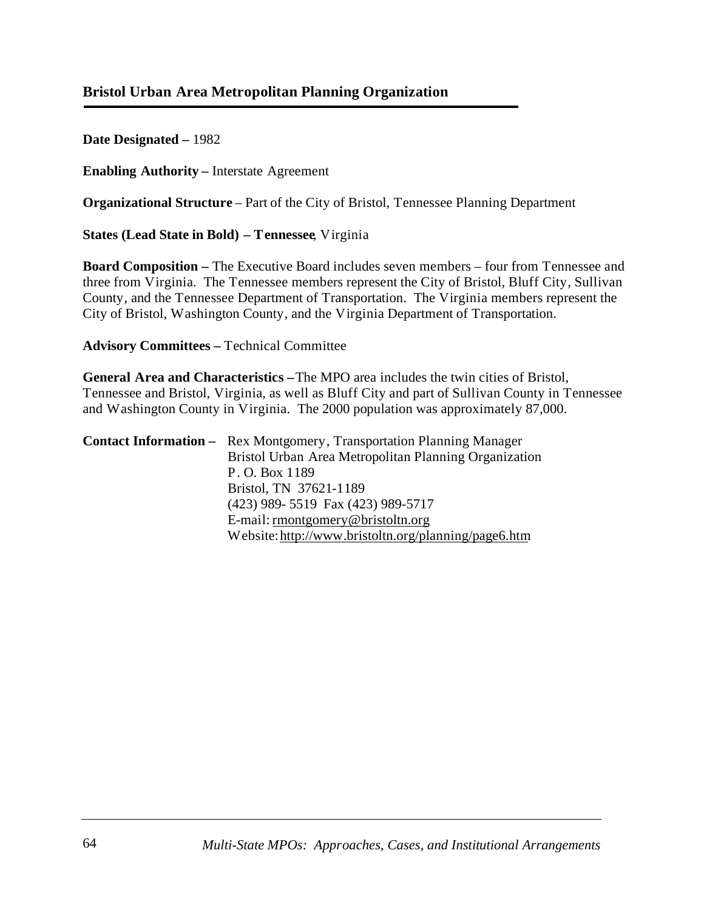## Bristol Urban Area Metropolitan Planning Organization

**Date Designated –** 1982

**Enabling Authority –** Interstate Agreement

**Organizational Structure** – Part of the City of Bristol, Tennessee Planning Department

**States (Lead State in Bold) – Tennessee**, Virginia

**Board Composition –** The Executive Board includes seven members – four from Tennessee and three from Virginia. The Tennessee members represent the City of Bristol, Bluff City, Sullivan County, and the Tennessee Department of Transportation. The Virginia members represent the City of Bristol, Washington County, and the Virginia Department of Transportation.

**Advisory Committees –** Technical Committee

**General Area and Characteristics –** The MPO area includes the twin cities of Bristol, Tennessee and Bristol, Virginia, as well as Bluff City and part of Sullivan County in Tennessee and Washington County in Virginia. The 2000 population was approximately 87,000.

**Contact Information –** Rex Montgomery, Transportation Planning Manager
Bristol Urban Area Metropolitan Planning Organization
P. O. Box 1189
Bristol, TN 37621-1189
(423) 989- 5519 Fax (423) 989-5717
E-mail: rmontgomery@bristoltn.org
Website: http://www.bristoltn.org/planning/page6.htm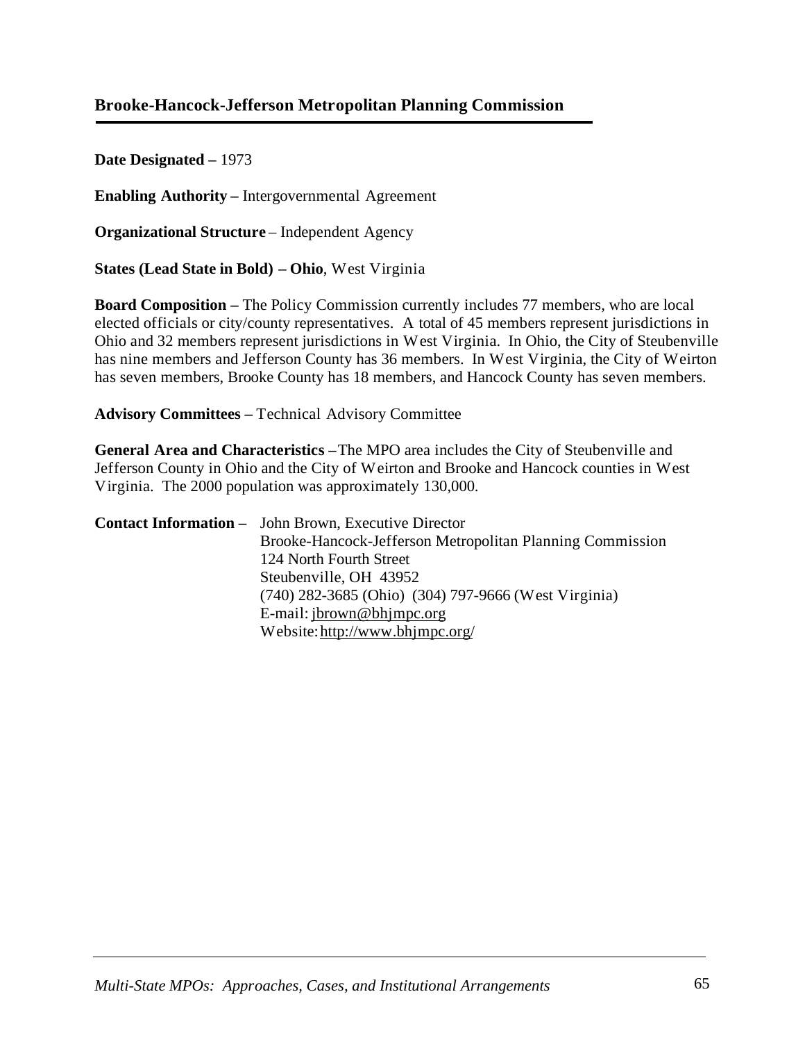## Brooke-Hancock-Jefferson Metropolitan Planning Commission

**Date Designated –** 1973

**Enabling Authority –** Intergovernmental Agreement

**Organizational Structure** – Independent Agency

**States (Lead State in Bold) – Ohio**, West Virginia

**Board Composition –** The Policy Commission currently includes 77 members, who are local elected officials or city/county representatives. A total of 45 members represent jurisdictions in Ohio and 32 members represent jurisdictions in West Virginia. In Ohio, the City of Steubenville has nine members and Jefferson County has 36 members. In West Virginia, the City of Weirton has seven members, Brooke County has 18 members, and Hancock County has seven members.

**Advisory Committees –** Technical Advisory Committee

**General Area and Characteristics –** The MPO area includes the City of Steubenville and Jefferson County in Ohio and the City of Weirton and Brooke and Hancock counties in West Virginia. The 2000 population was approximately 130,000.

**Contact Information –** John Brown, Executive Director
Brooke-Hancock-Jefferson Metropolitan Planning Commission
124 North Fourth Street
Steubenville, OH 43952
(740) 282-3685 (Ohio) (304) 797-9666 (West Virginia)
E-mail: jbrown@bhjmpc.org
Website: http://www.bhjmpc.org/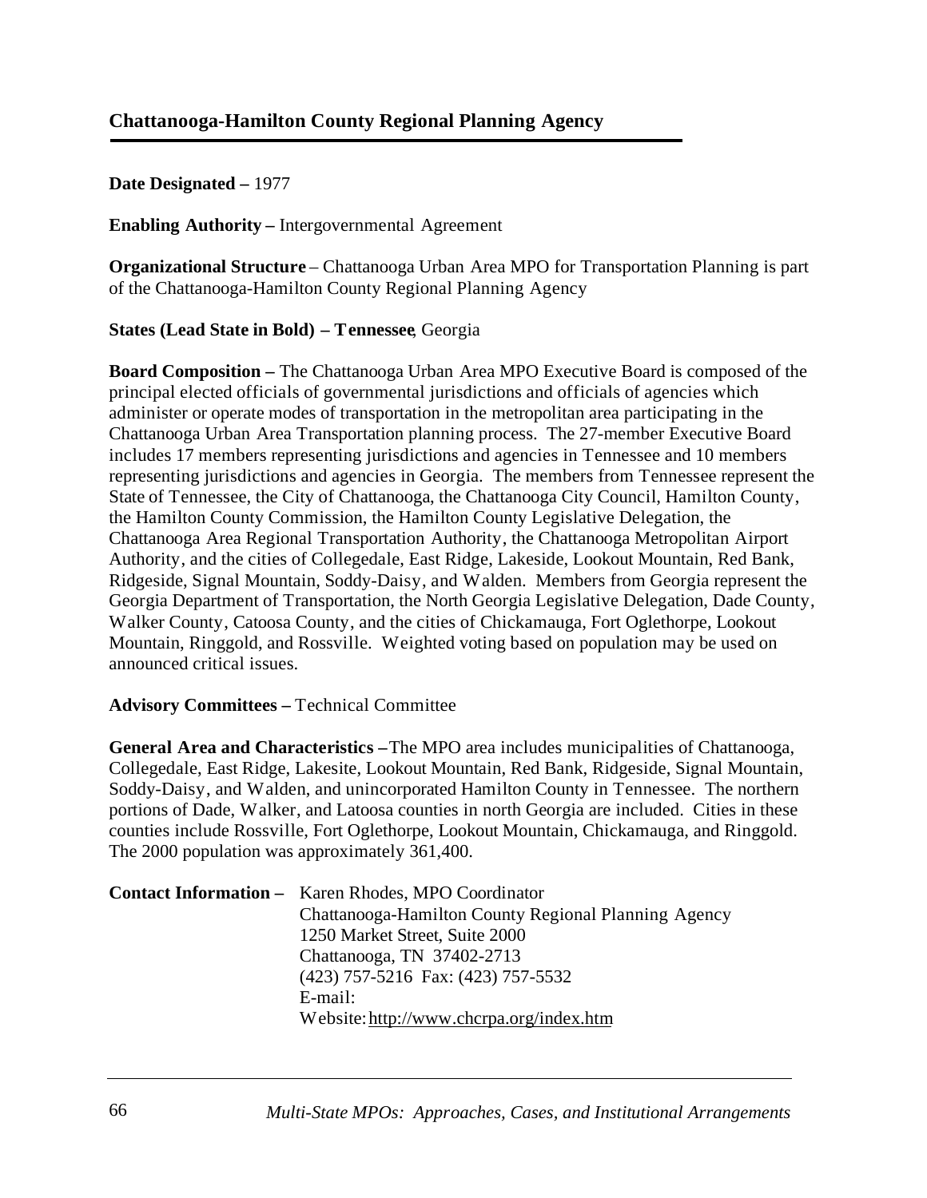## Chattanooga-Hamilton County Regional Planning Agency

**Date Designated –** 1977

**Enabling Authority –** Intergovernmental Agreement

**Organizational Structure** – Chattanooga Urban Area MPO for Transportation Planning is part of the Chattanooga-Hamilton County Regional Planning Agency

**States (Lead State in Bold) – Tennessee**, Georgia

**Board Composition –** The Chattanooga Urban Area MPO Executive Board is composed of the principal elected officials of governmental jurisdictions and officials of agencies which administer or operate modes of transportation in the metropolitan area participating in the Chattanooga Urban Area Transportation planning process. The 27-member Executive Board includes 17 members representing jurisdictions and agencies in Tennessee and 10 members representing jurisdictions and agencies in Georgia. The members from Tennessee represent the State of Tennessee, the City of Chattanooga, the Chattanooga City Council, Hamilton County, the Hamilton County Commission, the Hamilton County Legislative Delegation, the Chattanooga Area Regional Transportation Authority, the Chattanooga Metropolitan Airport Authority, and the cities of Collegedale, East Ridge, Lakeside, Lookout Mountain, Red Bank, Ridgeside, Signal Mountain, Soddy-Daisy, and Walden. Members from Georgia represent the Georgia Department of Transportation, the North Georgia Legislative Delegation, Dade County, Walker County, Catoosa County, and the cities of Chickamauga, Fort Oglethorpe, Lookout Mountain, Ringgold, and Rossville. Weighted voting based on population may be used on announced critical issues.

**Advisory Committees –** Technical Committee

**General Area and Characteristics –** The MPO area includes municipalities of Chattanooga, Collegedale, East Ridge, Lakesite, Lookout Mountain, Red Bank, Ridgeside, Signal Mountain, Soddy-Daisy, and Walden, and unincorporated Hamilton County in Tennessee. The northern portions of Dade, Walker, and Latoosa counties in north Georgia are included. Cities in these counties include Rossville, Fort Oglethorpe, Lookout Mountain, Chickamauga, and Ringgold. The 2000 population was approximately 361,400.

**Contact Information –** Karen Rhodes, MPO Coordinator
Chattanooga-Hamilton County Regional Planning Agency
1250 Market Street, Suite 2000
Chattanooga, TN 37402-2713
(423) 757-5216 Fax: (423) 757-5532
E-mail:
Website: http://www.chcrpa.org/index.htm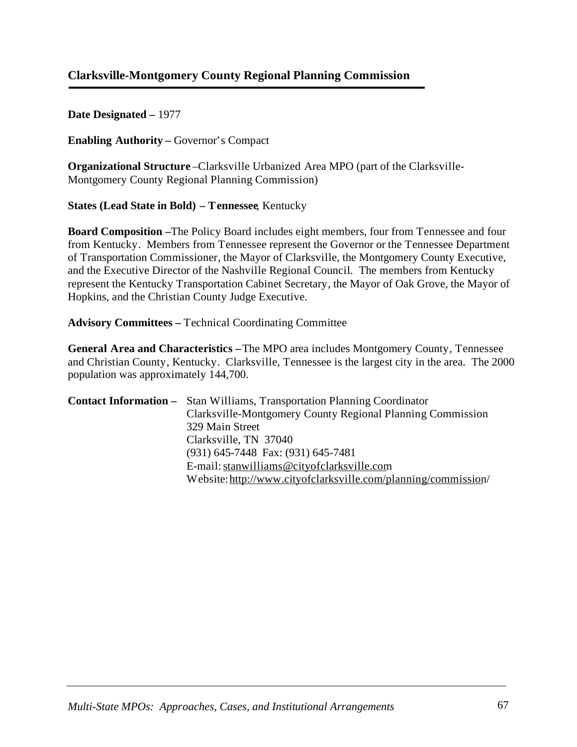## Clarksville-Montgomery County Regional Planning Commission

**Date Designated –** 1977

**Enabling Authority –** Governor's Compact

**Organizational Structure** –Clarksville Urbanized Area MPO (part of the Clarksville-Montgomery County Regional Planning Commission)

**States (Lead State in Bold) – Tennessee**, Kentucky

**Board Composition –**The Policy Board includes eight members, four from Tennessee and four from Kentucky. Members from Tennessee represent the Governor or the Tennessee Department of Transportation Commissioner, the Mayor of Clarksville, the Montgomery County Executive, and the Executive Director of the Nashville Regional Council. The members from Kentucky represent the Kentucky Transportation Cabinet Secretary, the Mayor of Oak Grove, the Mayor of Hopkins, and the Christian County Judge Executive.

**Advisory Committees –** Technical Coordinating Committee

**General Area and Characteristics –**The MPO area includes Montgomery County, Tennessee and Christian County, Kentucky. Clarksville, Tennessee is the largest city in the area. The 2000 population was approximately 144,700.

**Contact Information –** Stan Williams, Transportation Planning Coordinator
Clarksville-Montgomery County Regional Planning Commission
329 Main Street
Clarksville, TN 37040
(931) 645-7448 Fax: (931) 645-7481
E-mail: stanwilliams@cityofclarksville.com
Website: http://www.cityofclarksville.com/planning/commission/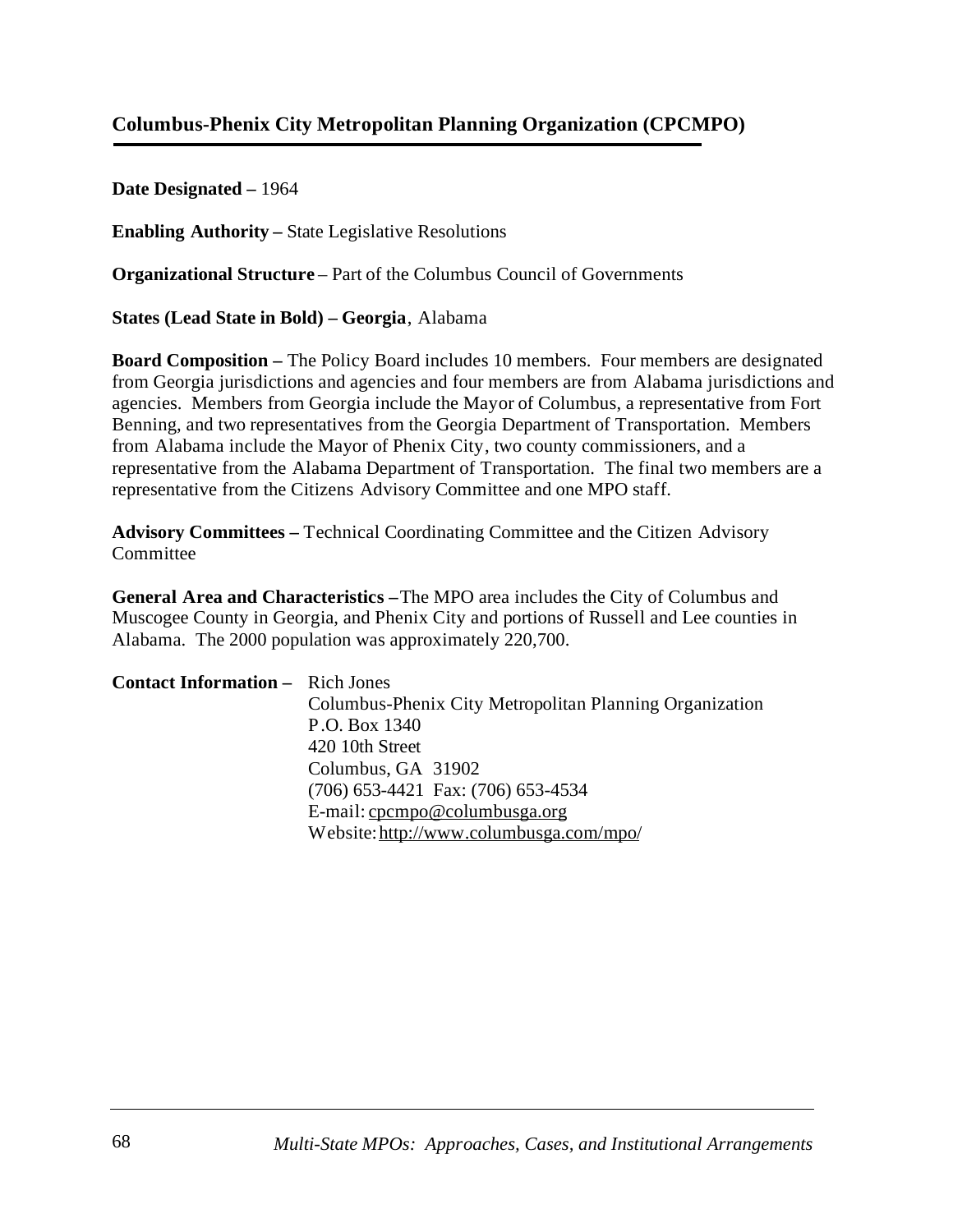## Columbus-Phenix City Metropolitan Planning Organization (CPCMPO)

**Date Designated –** 1964

**Enabling Authority –** State Legislative Resolutions

**Organizational Structure** – Part of the Columbus Council of Governments

**States (Lead State in Bold) – Georgia**, Alabama

**Board Composition –** The Policy Board includes 10 members. Four members are designated from Georgia jurisdictions and agencies and four members are from Alabama jurisdictions and agencies. Members from Georgia include the Mayor of Columbus, a representative from Fort Benning, and two representatives from the Georgia Department of Transportation. Members from Alabama include the Mayor of Phenix City, two county commissioners, and a representative from the Alabama Department of Transportation. The final two members are a representative from the Citizens Advisory Committee and one MPO staff.

**Advisory Committees –** Technical Coordinating Committee and the Citizen Advisory Committee

**General Area and Characteristics –** The MPO area includes the City of Columbus and Muscogee County in Georgia, and Phenix City and portions of Russell and Lee counties in Alabama. The 2000 population was approximately 220,700.

**Contact Information –** Rich Jones
Columbus-Phenix City Metropolitan Planning Organization
P.O. Box 1340
420 10th Street
Columbus, GA 31902
(706) 653-4421 Fax: (706) 653-4534
E-mail: cpcmpo@columbusga.org
Website: http://www.columbusga.com/mpo/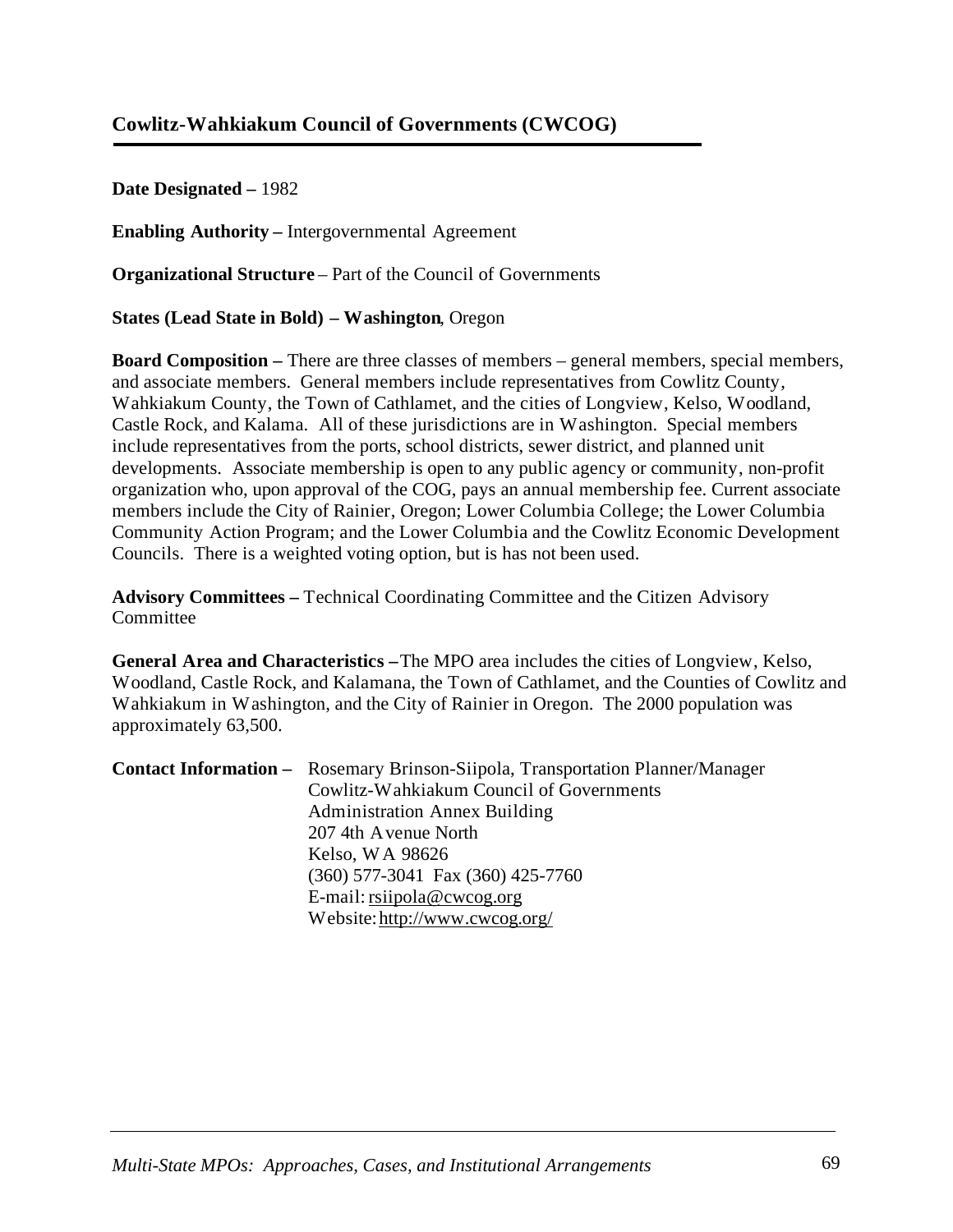## Cowlitz-Wahkiakum Council of Governments (CWCOG)

**Date Designated –** 1982

**Enabling Authority –** Intergovernmental Agreement

**Organizational Structure** – Part of the Council of Governments

**States (Lead State in Bold) – Washington**, Oregon

**Board Composition –** There are three classes of members – general members, special members, and associate members. General members include representatives from Cowlitz County, Wahkiakum County, the Town of Cathlamet, and the cities of Longview, Kelso, Woodland, Castle Rock, and Kalama. All of these jurisdictions are in Washington. Special members include representatives from the ports, school districts, sewer district, and planned unit developments. Associate membership is open to any public agency or community, non-profit organization who, upon approval of the COG, pays an annual membership fee. Current associate members include the City of Rainier, Oregon; Lower Columbia College; the Lower Columbia Community Action Program; and the Lower Columbia and the Cowlitz Economic Development Councils. There is a weighted voting option, but is has not been used.

**Advisory Committees –** Technical Coordinating Committee and the Citizen Advisory Committee

**General Area and Characteristics –** The MPO area includes the cities of Longview, Kelso, Woodland, Castle Rock, and Kalamana, the Town of Cathlamet, and the Counties of Cowlitz and Wahkiakum in Washington, and the City of Rainier in Oregon. The 2000 population was approximately 63,500.

**Contact Information –** Rosemary Brinson-Siipola, Transportation Planner/Manager
Cowlitz-Wahkiakum Council of Governments
Administration Annex Building
207 4th Avenue North
Kelso, WA 98626
(360) 577-3041 Fax (360) 425-7760
E-mail: rsiipola@cwcog.org
Website: http://www.cwcog.org/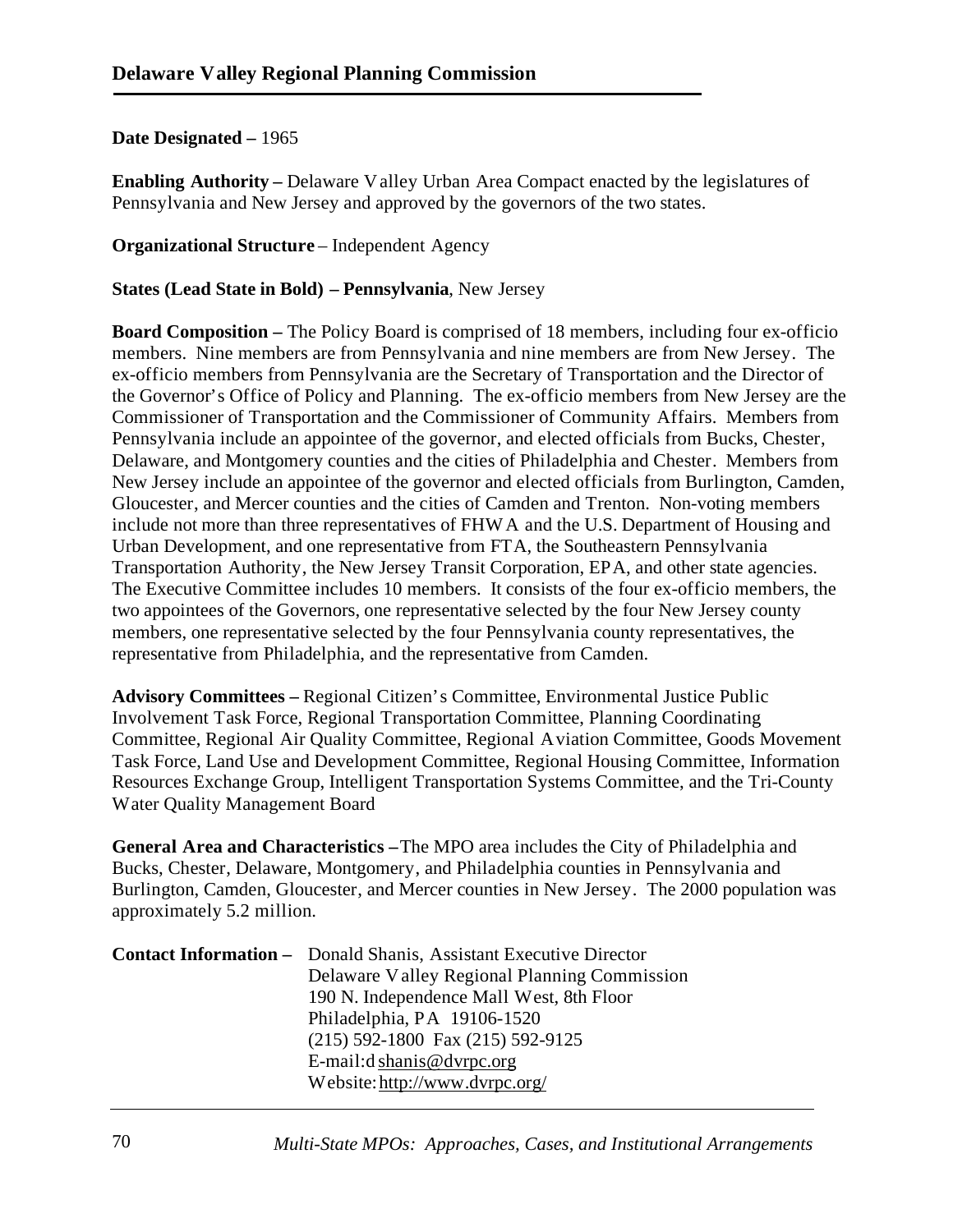## Delaware Valley Regional Planning Commission

**Date Designated –** 1965

**Enabling Authority –** Delaware Valley Urban Area Compact enacted by the legislatures of Pennsylvania and New Jersey and approved by the governors of the two states.

**Organizational Structure** – Independent Agency

**States (Lead State in Bold) – Pennsylvania**, New Jersey

**Board Composition –** The Policy Board is comprised of 18 members, including four ex-officio members. Nine members are from Pennsylvania and nine members are from New Jersey. The ex-officio members from Pennsylvania are the Secretary of Transportation and the Director of the Governor's Office of Policy and Planning. The ex-officio members from New Jersey are the Commissioner of Transportation and the Commissioner of Community Affairs. Members from Pennsylvania include an appointee of the governor, and elected officials from Bucks, Chester, Delaware, and Montgomery counties and the cities of Philadelphia and Chester. Members from New Jersey include an appointee of the governor and elected officials from Burlington, Camden, Gloucester, and Mercer counties and the cities of Camden and Trenton. Non-voting members include not more than three representatives of FHWA and the U.S. Department of Housing and Urban Development, and one representative from FTA, the Southeastern Pennsylvania Transportation Authority, the New Jersey Transit Corporation, EPA, and other state agencies. The Executive Committee includes 10 members. It consists of the four ex-officio members, the two appointees of the Governors, one representative selected by the four New Jersey county members, one representative selected by the four Pennsylvania county representatives, the representative from Philadelphia, and the representative from Camden.

**Advisory Committees –** Regional Citizen's Committee, Environmental Justice Public Involvement Task Force, Regional Transportation Committee, Planning Coordinating Committee, Regional Air Quality Committee, Regional Aviation Committee, Goods Movement Task Force, Land Use and Development Committee, Regional Housing Committee, Information Resources Exchange Group, Intelligent Transportation Systems Committee, and the Tri-County Water Quality Management Board

**General Area and Characteristics –** The MPO area includes the City of Philadelphia and Bucks, Chester, Delaware, Montgomery, and Philadelphia counties in Pennsylvania and Burlington, Camden, Gloucester, and Mercer counties in New Jersey. The 2000 population was approximately 5.2 million.

**Contact Information –** Donald Shanis, Assistant Executive Director
Delaware Valley Regional Planning Commission
190 N. Independence Mall West, 8th Floor
Philadelphia, PA 19106-1520
(215) 592-1800 Fax (215) 592-9125
E-mail: dshanis@dvrpc.org
Website: http://www.dvrpc.org/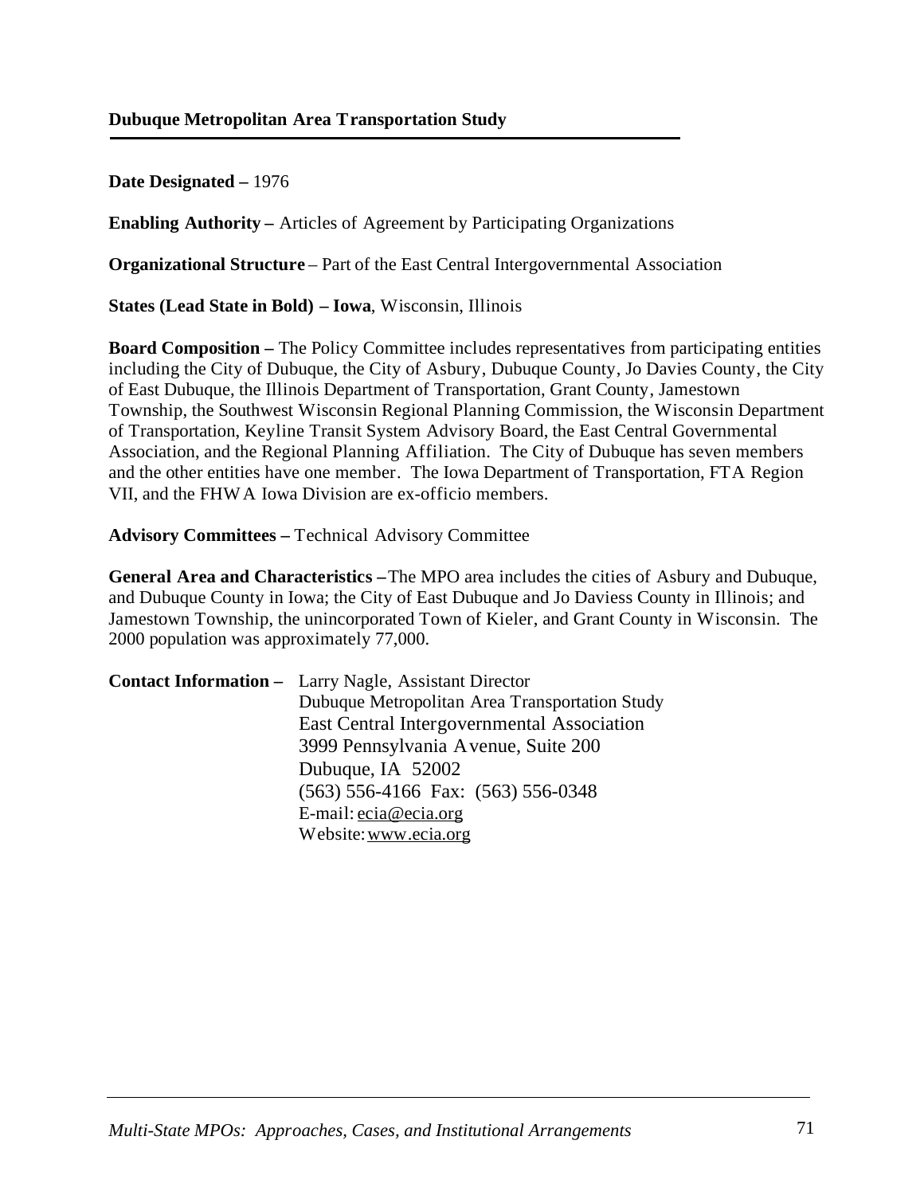## Dubuque Metropolitan Area Transportation Study

**Date Designated –** 1976

**Enabling Authority –** Articles of Agreement by Participating Organizations

**Organizational Structure** – Part of the East Central Intergovernmental Association

**States (Lead State in Bold) – Iowa**, Wisconsin, Illinois

**Board Composition –** The Policy Committee includes representatives from participating entities including the City of Dubuque, the City of Asbury, Dubuque County, Jo Davies County, the City of East Dubuque, the Illinois Department of Transportation, Grant County, Jamestown Township, the Southwest Wisconsin Regional Planning Commission, the Wisconsin Department of Transportation, Keyline Transit System Advisory Board, the East Central Governmental Association, and the Regional Planning Affiliation. The City of Dubuque has seven members and the other entities have one member. The Iowa Department of Transportation, FTA Region VII, and the FHWA Iowa Division are ex-officio members.

**Advisory Committees –** Technical Advisory Committee

**General Area and Characteristics –** The MPO area includes the cities of Asbury and Dubuque, and Dubuque County in Iowa; the City of East Dubuque and Jo Daviess County in Illinois; and Jamestown Township, the unincorporated Town of Kieler, and Grant County in Wisconsin. The 2000 population was approximately 77,000.

**Contact Information –** Larry Nagle, Assistant Director
Dubuque Metropolitan Area Transportation Study
East Central Intergovernmental Association
3999 Pennsylvania Avenue, Suite 200
Dubuque, IA 52002
(563) 556-4166 Fax: (563) 556-0348
E-mail: ecia@ecia.org
Website: www.ecia.org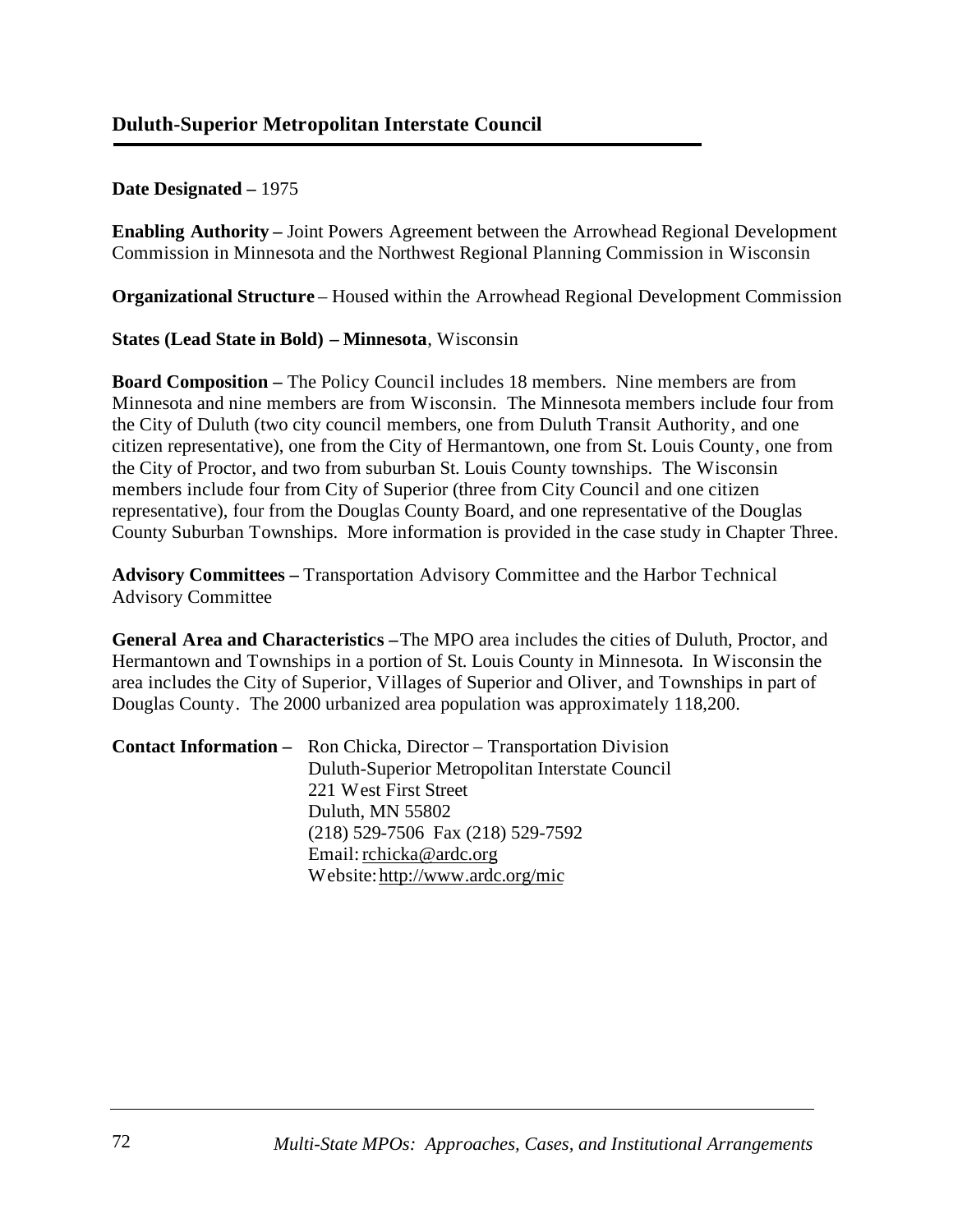## Duluth-Superior Metropolitan Interstate Council

**Date Designated –** 1975

**Enabling Authority –** Joint Powers Agreement between the Arrowhead Regional Development Commission in Minnesota and the Northwest Regional Planning Commission in Wisconsin

**Organizational Structure** – Housed within the Arrowhead Regional Development Commission

**States (Lead State in Bold) – Minnesota**, Wisconsin

**Board Composition –** The Policy Council includes 18 members. Nine members are from Minnesota and nine members are from Wisconsin. The Minnesota members include four from the City of Duluth (two city council members, one from Duluth Transit Authority, and one citizen representative), one from the City of Hermantown, one from St. Louis County, one from the City of Proctor, and two from suburban St. Louis County townships. The Wisconsin members include four from City of Superior (three from City Council and one citizen representative), four from the Douglas County Board, and one representative of the Douglas County Suburban Townships. More information is provided in the case study in Chapter Three.

**Advisory Committees –** Transportation Advisory Committee and the Harbor Technical Advisory Committee

**General Area and Characteristics –**The MPO area includes the cities of Duluth, Proctor, and Hermantown and Townships in a portion of St. Louis County in Minnesota. In Wisconsin the area includes the City of Superior, Villages of Superior and Oliver, and Townships in part of Douglas County. The 2000 urbanized area population was approximately 118,200.

**Contact Information –** Ron Chicka, Director – Transportation Division
Duluth-Superior Metropolitan Interstate Council
221 West First Street
Duluth, MN 55802
(218) 529-7506 Fax (218) 529-7592
Email: rchicka@ardc.org
Website: http://www.ardc.org/mic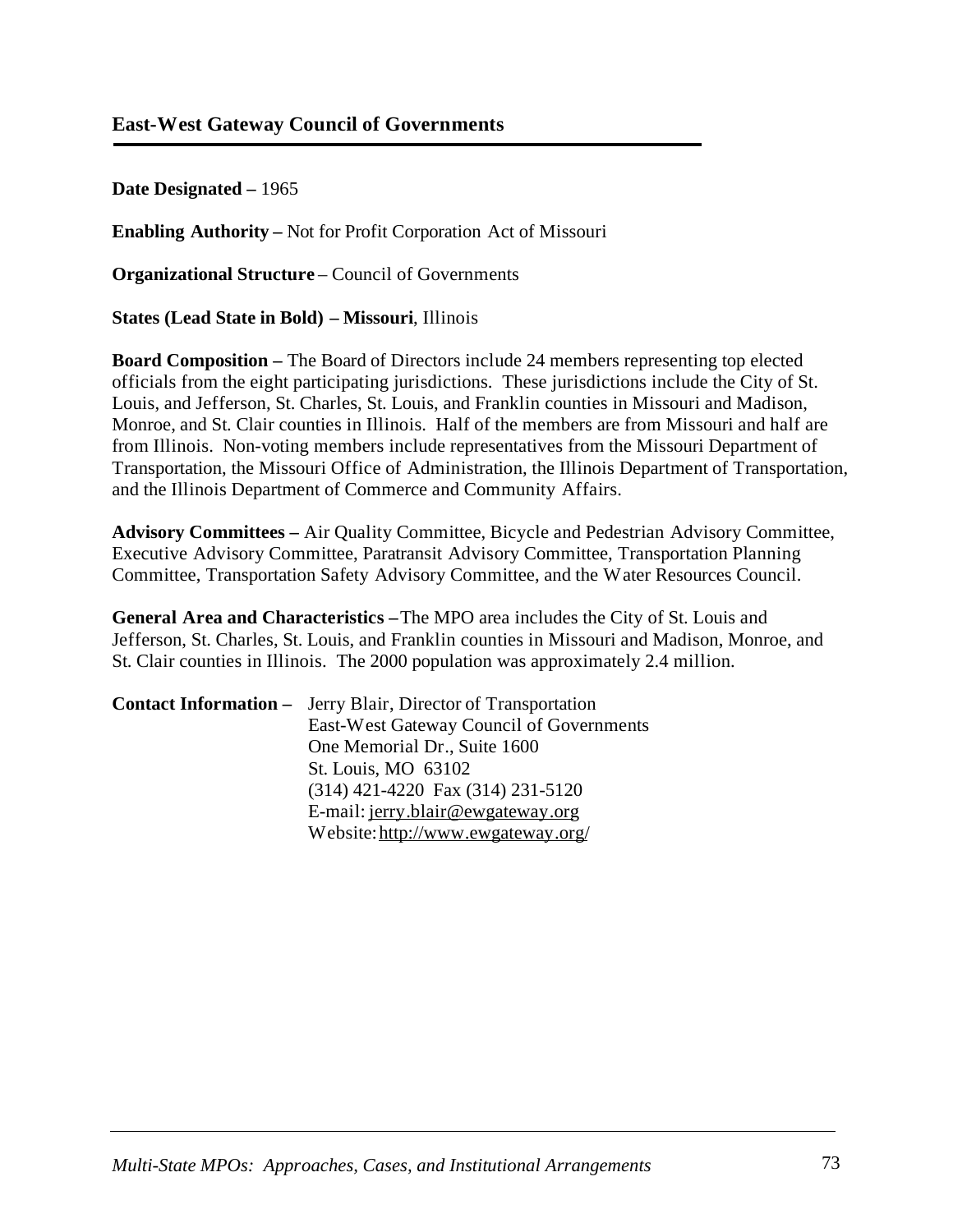## East-West Gateway Council of Governments

**Date Designated –** 1965

**Enabling Authority –** Not for Profit Corporation Act of Missouri

**Organizational Structure** – Council of Governments

**States (Lead State in Bold) – Missouri**, Illinois

**Board Composition –** The Board of Directors include 24 members representing top elected officials from the eight participating jurisdictions. These jurisdictions include the City of St. Louis, and Jefferson, St. Charles, St. Louis, and Franklin counties in Missouri and Madison, Monroe, and St. Clair counties in Illinois. Half of the members are from Missouri and half are from Illinois. Non-voting members include representatives from the Missouri Department of Transportation, the Missouri Office of Administration, the Illinois Department of Transportation, and the Illinois Department of Commerce and Community Affairs.

**Advisory Committees –** Air Quality Committee, Bicycle and Pedestrian Advisory Committee, Executive Advisory Committee, Paratransit Advisory Committee, Transportation Planning Committee, Transportation Safety Advisory Committee, and the Water Resources Council.

**General Area and Characteristics –** The MPO area includes the City of St. Louis and Jefferson, St. Charles, St. Louis, and Franklin counties in Missouri and Madison, Monroe, and St. Clair counties in Illinois. The 2000 population was approximately 2.4 million.

**Contact Information –** Jerry Blair, Director of Transportation
East-West Gateway Council of Governments
One Memorial Dr., Suite 1600
St. Louis, MO 63102
(314) 421-4220 Fax (314) 231-5120
E-mail: jerry.blair@ewgateway.org
Website: http://www.ewgateway.org/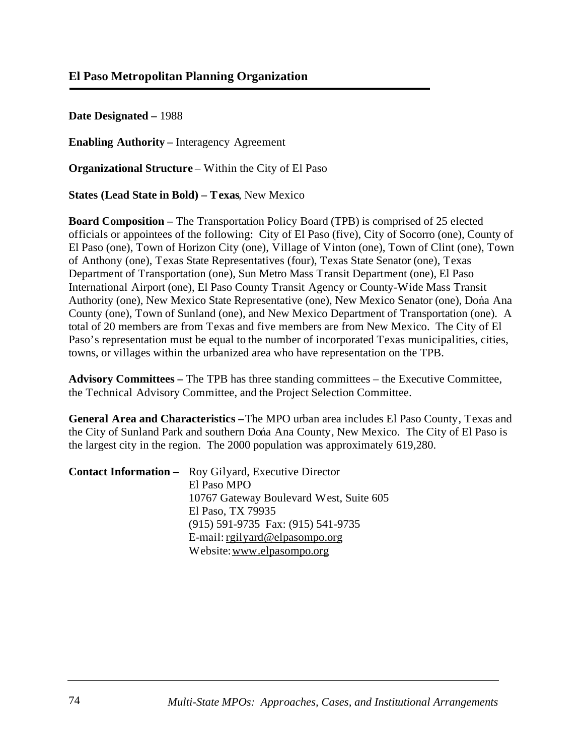## El Paso Metropolitan Planning Organization

**Date Designated –** 1988

**Enabling Authority –** Interagency Agreement

**Organizational Structure** – Within the City of El Paso

**States (Lead State in Bold) – Texas**, New Mexico

**Board Composition –** The Transportation Policy Board (TPB) is comprised of 25 elected officials or appointees of the following: City of El Paso (five), City of Socorro (one), County of El Paso (one), Town of Horizon City (one), Village of Vinton (one), Town of Clint (one), Town of Anthony (one), Texas State Representatives (four), Texas State Senator (one), Texas Department of Transportation (one), Sun Metro Mass Transit Department (one), El Paso International Airport (one), El Paso County Transit Agency or County-Wide Mass Transit Authority (one), New Mexico State Representative (one), New Mexico Senator (one), Dońa Ana County (one), Town of Sunland (one), and New Mexico Department of Transportation (one). A total of 20 members are from Texas and five members are from New Mexico. The City of El Paso's representation must be equal to the number of incorporated Texas municipalities, cities, towns, or villages within the urbanized area who have representation on the TPB.

**Advisory Committees –** The TPB has three standing committees – the Executive Committee, the Technical Advisory Committee, and the Project Selection Committee.

**General Area and Characteristics –** The MPO urban area includes El Paso County, Texas and the City of Sunland Park and southern Dońa Ana County, New Mexico. The City of El Paso is the largest city in the region. The 2000 population was approximately 619,280.

**Contact Information –** Roy Gilyard, Executive Director
El Paso MPO
10767 Gateway Boulevard West, Suite 605
El Paso, TX 79935
(915) 591-9735 Fax: (915) 541-9735
E-mail: rgilyard@elpasompo.org
Website: www.elpasompo.org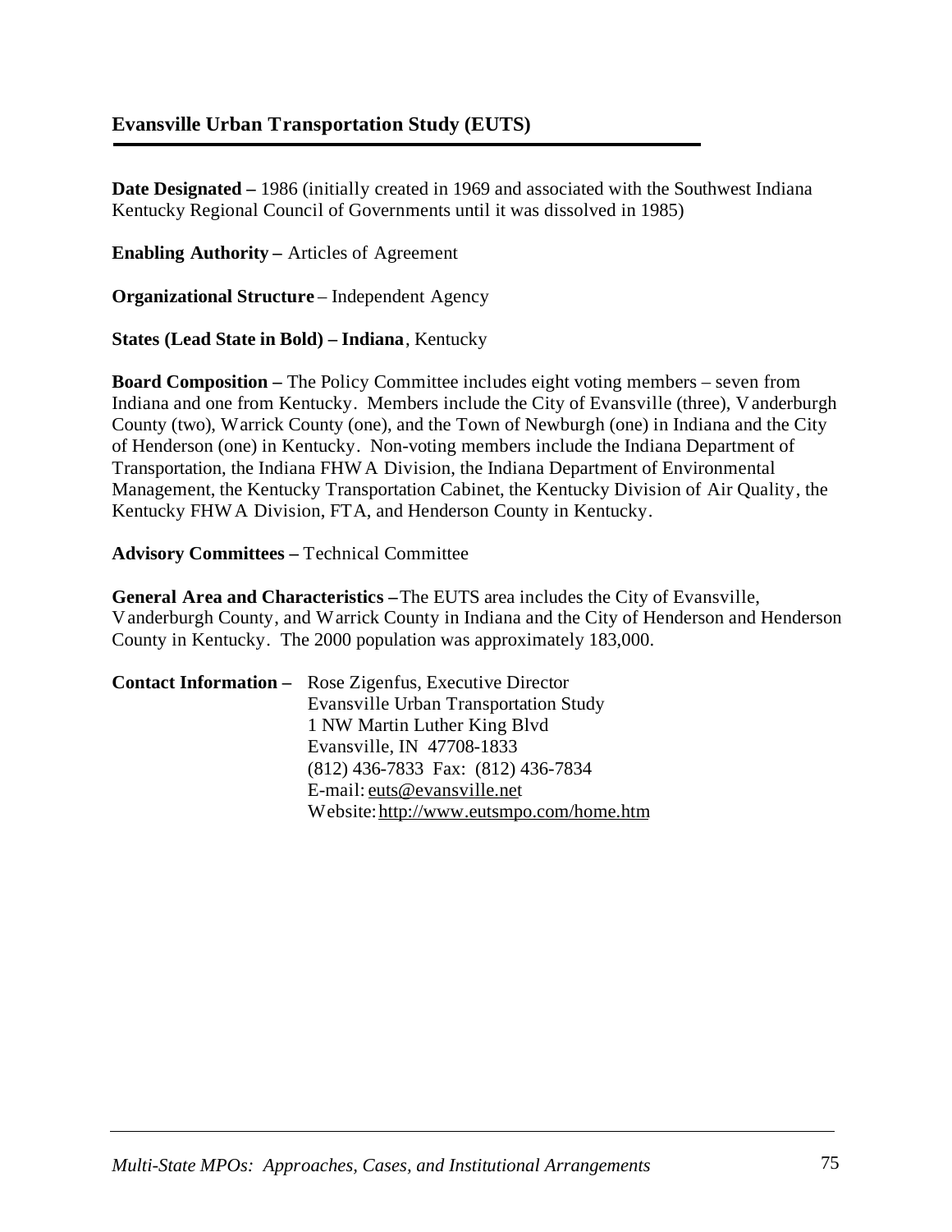## Evansville Urban Transportation Study (EUTS)

**Date Designated –** 1986 (initially created in 1969 and associated with the Southwest Indiana Kentucky Regional Council of Governments until it was dissolved in 1985)

**Enabling Authority –** Articles of Agreement

**Organizational Structure** – Independent Agency

**States (Lead State in Bold) – Indiana**, Kentucky

**Board Composition –** The Policy Committee includes eight voting members – seven from Indiana and one from Kentucky. Members include the City of Evansville (three), Vanderburgh County (two), Warrick County (one), and the Town of Newburgh (one) in Indiana and the City of Henderson (one) in Kentucky. Non-voting members include the Indiana Department of Transportation, the Indiana FHWA Division, the Indiana Department of Environmental Management, the Kentucky Transportation Cabinet, the Kentucky Division of Air Quality, the Kentucky FHWA Division, FTA, and Henderson County in Kentucky.

**Advisory Committees –** Technical Committee

**General Area and Characteristics –** The EUTS area includes the City of Evansville, Vanderburgh County, and Warrick County in Indiana and the City of Henderson and Henderson County in Kentucky. The 2000 population was approximately 183,000.

**Contact Information –** Rose Zigenfus, Executive Director
Evansville Urban Transportation Study
1 NW Martin Luther King Blvd
Evansville, IN 47708-1833
(812) 436-7833 Fax: (812) 436-7834
E-mail: euts@evansville.net
Website: http://www.eutsmpo.com/home.htm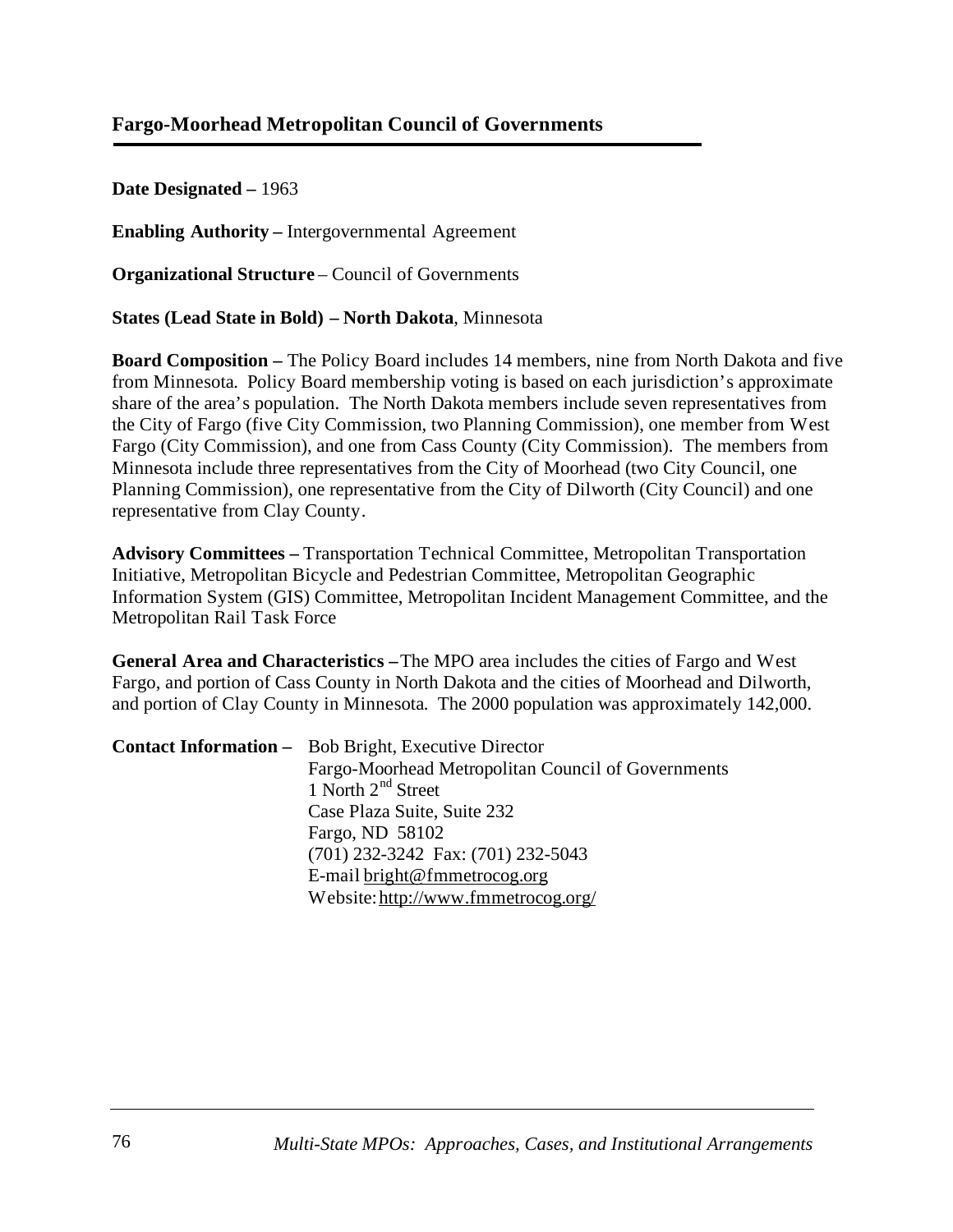## Fargo-Moorhead Metropolitan Council of Governments

**Date Designated –** 1963

**Enabling Authority –** Intergovernmental Agreement

**Organizational Structure** – Council of Governments

**States (Lead State in Bold) – North Dakota**, Minnesota

**Board Composition –** The Policy Board includes 14 members, nine from North Dakota and five from Minnesota. Policy Board membership voting is based on each jurisdiction's approximate share of the area's population. The North Dakota members include seven representatives from the City of Fargo (five City Commission, two Planning Commission), one member from West Fargo (City Commission), and one from Cass County (City Commission). The members from Minnesota include three representatives from the City of Moorhead (two City Council, one Planning Commission), one representative from the City of Dilworth (City Council) and one representative from Clay County.

**Advisory Committees –** Transportation Technical Committee, Metropolitan Transportation Initiative, Metropolitan Bicycle and Pedestrian Committee, Metropolitan Geographic Information System (GIS) Committee, Metropolitan Incident Management Committee, and the Metropolitan Rail Task Force

**General Area and Characteristics –** The MPO area includes the cities of Fargo and West Fargo, and portion of Cass County in North Dakota and the cities of Moorhead and Dilworth, and portion of Clay County in Minnesota. The 2000 population was approximately 142,000.

**Contact Information –** Bob Bright, Executive Director
Fargo-Moorhead Metropolitan Council of Governments
1 North 2nd Street
Case Plaza Suite, Suite 232
Fargo, ND 58102
(701) 232-3242 Fax: (701) 232-5043
E-mail bright@fmmetrocog.org
Website: http://www.fmmetrocog.org/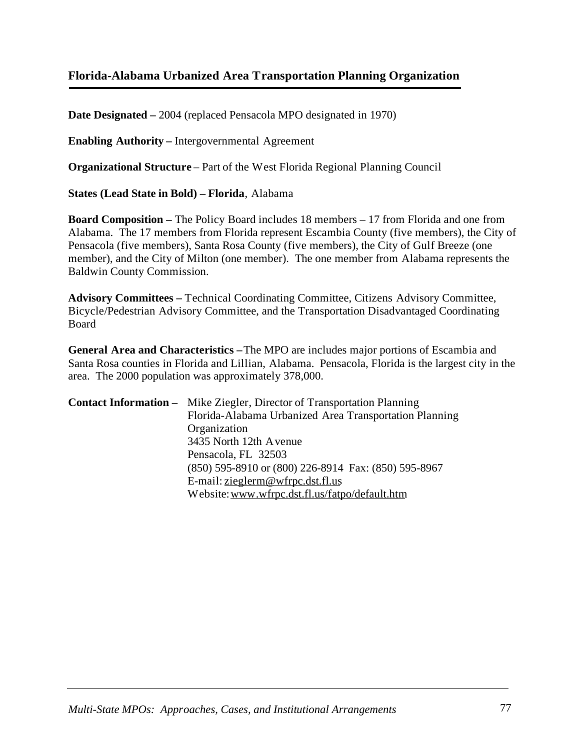## Florida-Alabama Urbanized Area Transportation Planning Organization

**Date Designated –** 2004 (replaced Pensacola MPO designated in 1970)

**Enabling Authority –** Intergovernmental Agreement

**Organizational Structure** – Part of the West Florida Regional Planning Council

**States (Lead State in Bold) – Florida**, Alabama

**Board Composition –** The Policy Board includes 18 members – 17 from Florida and one from Alabama. The 17 members from Florida represent Escambia County (five members), the City of Pensacola (five members), Santa Rosa County (five members), the City of Gulf Breeze (one member), and the City of Milton (one member). The one member from Alabama represents the Baldwin County Commission.

**Advisory Committees –** Technical Coordinating Committee, Citizens Advisory Committee, Bicycle/Pedestrian Advisory Committee, and the Transportation Disadvantaged Coordinating Board

**General Area and Characteristics –** The MPO are includes major portions of Escambia and Santa Rosa counties in Florida and Lillian, Alabama. Pensacola, Florida is the largest city in the area. The 2000 population was approximately 378,000.

**Contact Information –** Mike Ziegler, Director of Transportation Planning
Florida-Alabama Urbanized Area Transportation Planning Organization
3435 North 12th Avenue
Pensacola, FL 32503
(850) 595-8910 or (800) 226-8914 Fax: (850) 595-8967
E-mail: zieglerm@wfrpc.dst.fl.us
Website: www.wfrpc.dst.fl.us/fatpo/default.htm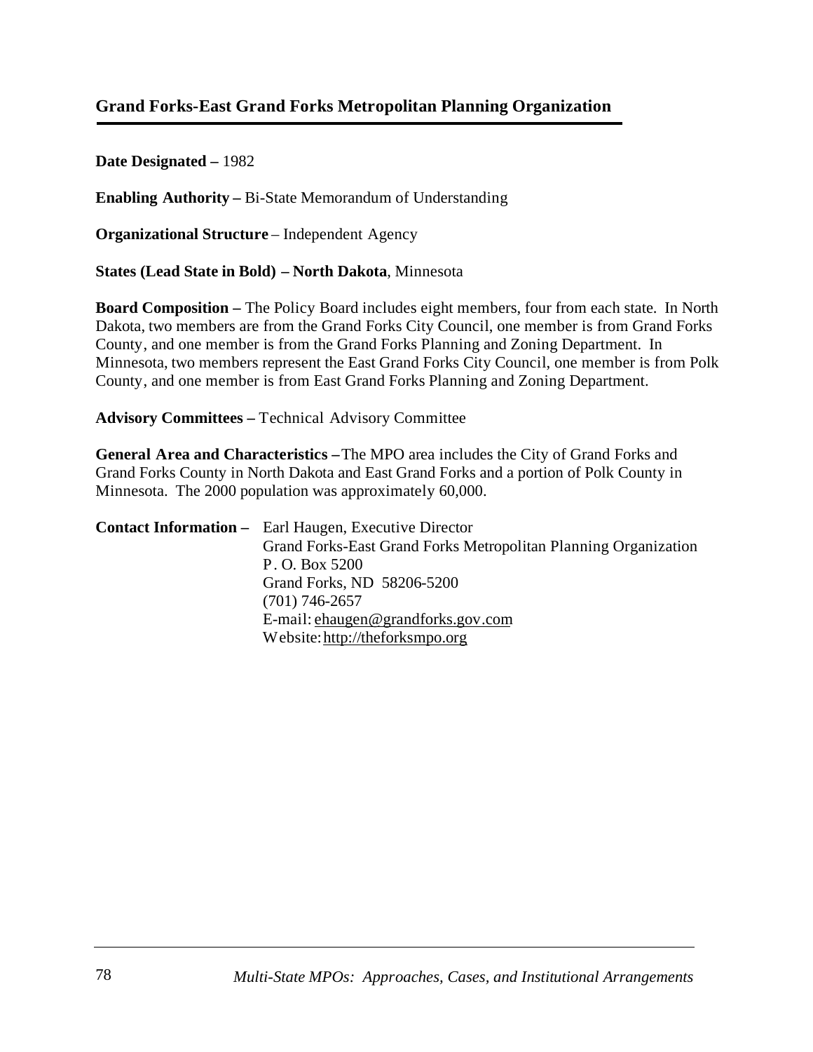## Grand Forks-East Grand Forks Metropolitan Planning Organization

**Date Designated –** 1982

**Enabling Authority –** Bi-State Memorandum of Understanding

**Organizational Structure** – Independent Agency

**States (Lead State in Bold) – North Dakota**, Minnesota

**Board Composition –** The Policy Board includes eight members, four from each state. In North Dakota, two members are from the Grand Forks City Council, one member is from Grand Forks County, and one member is from the Grand Forks Planning and Zoning Department. In Minnesota, two members represent the East Grand Forks City Council, one member is from Polk County, and one member is from East Grand Forks Planning and Zoning Department.

**Advisory Committees –** Technical Advisory Committee

**General Area and Characteristics –** The MPO area includes the City of Grand Forks and Grand Forks County in North Dakota and East Grand Forks and a portion of Polk County in Minnesota. The 2000 population was approximately 60,000.

**Contact Information –** Earl Haugen, Executive Director
Grand Forks-East Grand Forks Metropolitan Planning Organization
P. O. Box 5200
Grand Forks, ND 58206-5200
(701) 746-2657
E-mail: ehaugen@grandforks.gov.com
Website: http://theforksmpo.org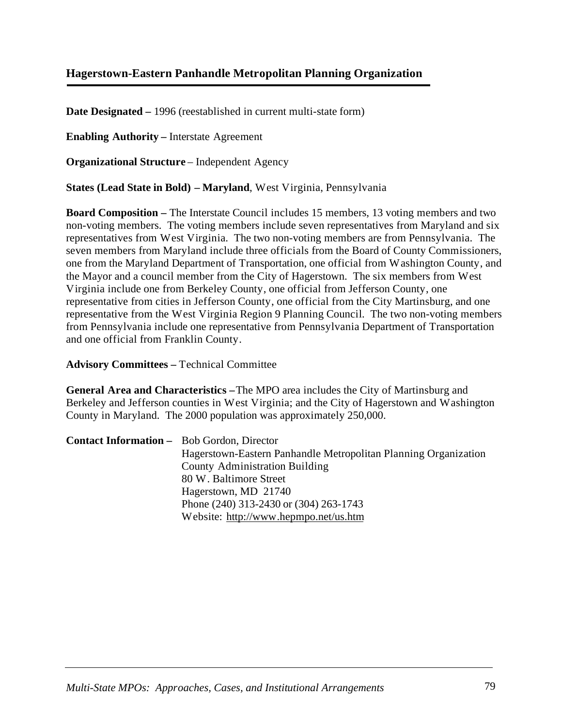## Hagerstown-Eastern Panhandle Metropolitan Planning Organization

**Date Designated –** 1996 (reestablished in current multi-state form)

**Enabling Authority –** Interstate Agreement

**Organizational Structure** – Independent Agency

**States (Lead State in Bold) – Maryland**, West Virginia, Pennsylvania

**Board Composition –** The Interstate Council includes 15 members, 13 voting members and two non-voting members. The voting members include seven representatives from Maryland and six representatives from West Virginia. The two non-voting members are from Pennsylvania. The seven members from Maryland include three officials from the Board of County Commissioners, one from the Maryland Department of Transportation, one official from Washington County, and the Mayor and a council member from the City of Hagerstown. The six members from West Virginia include one from Berkeley County, one official from Jefferson County, one representative from cities in Jefferson County, one official from the City Martinsburg, and one representative from the West Virginia Region 9 Planning Council. The two non-voting members from Pennsylvania include one representative from Pennsylvania Department of Transportation and one official from Franklin County.

**Advisory Committees –** Technical Committee

**General Area and Characteristics –** The MPO area includes the City of Martinsburg and Berkeley and Jefferson counties in West Virginia; and the City of Hagerstown and Washington County in Maryland. The 2000 population was approximately 250,000.

**Contact Information –** Bob Gordon, Director
Hagerstown-Eastern Panhandle Metropolitan Planning Organization
County Administration Building
80 W. Baltimore Street
Hagerstown, MD 21740
Phone (240) 313-2430 or (304) 263-1743
Website: http://www.hepmpo.net/us.htm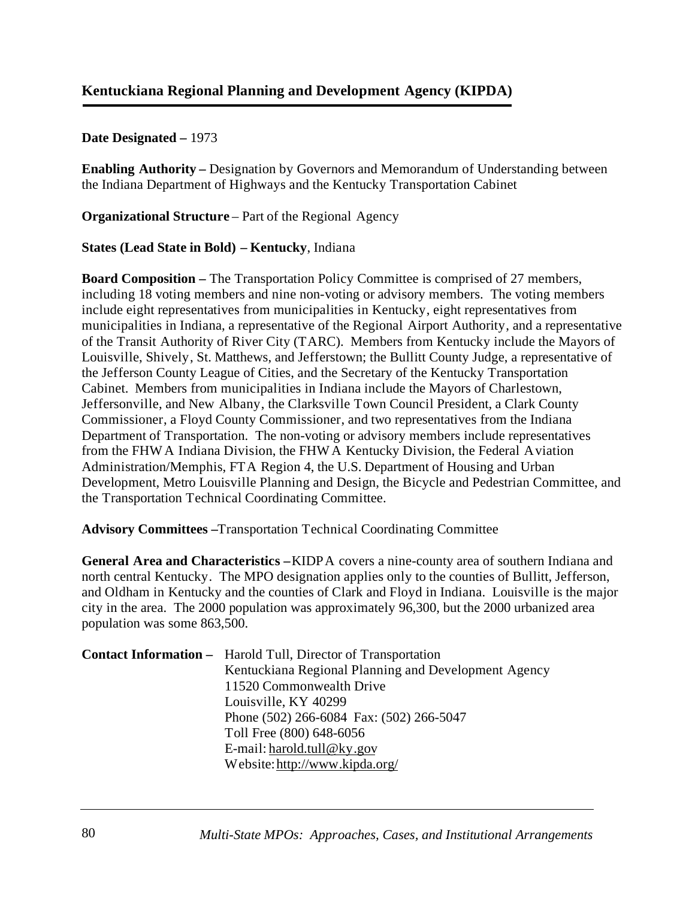## Kentuckiana Regional Planning and Development Agency (KIPDA)

**Date Designated –** 1973

**Enabling Authority –** Designation by Governors and Memorandum of Understanding between the Indiana Department of Highways and the Kentucky Transportation Cabinet

**Organizational Structure** – Part of the Regional Agency

**States (Lead State in Bold) – Kentucky**, Indiana

**Board Composition –** The Transportation Policy Committee is comprised of 27 members, including 18 voting members and nine non-voting or advisory members. The voting members include eight representatives from municipalities in Kentucky, eight representatives from municipalities in Indiana, a representative of the Regional Airport Authority, and a representative of the Transit Authority of River City (TARC). Members from Kentucky include the Mayors of Louisville, Shively, St. Matthews, and Jefferstown; the Bullitt County Judge, a representative of the Jefferson County League of Cities, and the Secretary of the Kentucky Transportation Cabinet. Members from municipalities in Indiana include the Mayors of Charlestown, Jeffersonville, and New Albany, the Clarksville Town Council President, a Clark County Commissioner, a Floyd County Commissioner, and two representatives from the Indiana Department of Transportation. The non-voting or advisory members include representatives from the FHWA Indiana Division, the FHWA Kentucky Division, the Federal Aviation Administration/Memphis, FTA Region 4, the U.S. Department of Housing and Urban Development, Metro Louisville Planning and Design, the Bicycle and Pedestrian Committee, and the Transportation Technical Coordinating Committee.

**Advisory Committees –**Transportation Technical Coordinating Committee

**General Area and Characteristics –**KIDPA covers a nine-county area of southern Indiana and north central Kentucky. The MPO designation applies only to the counties of Bullitt, Jefferson, and Oldham in Kentucky and the counties of Clark and Floyd in Indiana. Louisville is the major city in the area. The 2000 population was approximately 96,300, but the 2000 urbanized area population was some 863,500.

**Contact Information –** Harold Tull, Director of Transportation
Kentuckiana Regional Planning and Development Agency
11520 Commonwealth Drive
Louisville, KY 40299
Phone (502) 266-6084 Fax: (502) 266-5047
Toll Free (800) 648-6056
E-mail: harold.tull@ky.gov
Website: http://www.kipda.org/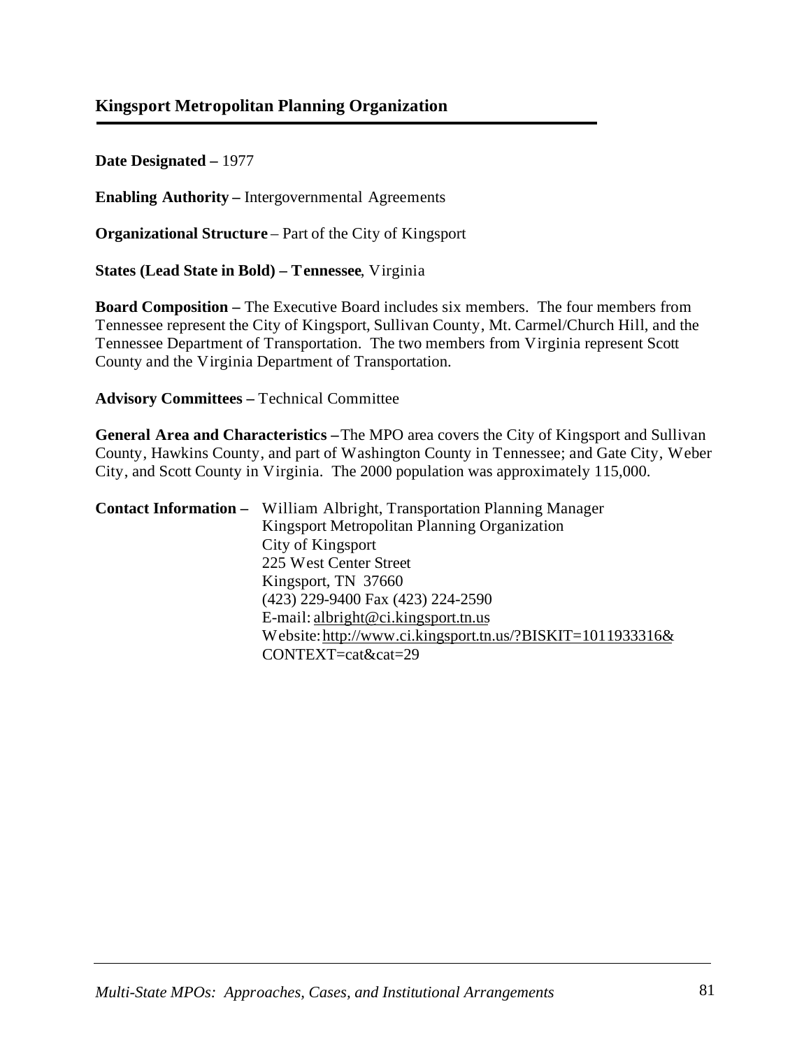## Kingsport Metropolitan Planning Organization

**Date Designated –** 1977

**Enabling Authority –** Intergovernmental Agreements

**Organizational Structure** – Part of the City of Kingsport

**States (Lead State in Bold) – Tennessee**, Virginia

**Board Composition –** The Executive Board includes six members. The four members from Tennessee represent the City of Kingsport, Sullivan County, Mt. Carmel/Church Hill, and the Tennessee Department of Transportation. The two members from Virginia represent Scott County and the Virginia Department of Transportation.

**Advisory Committees –** Technical Committee

**General Area and Characteristics –** The MPO area covers the City of Kingsport and Sullivan County, Hawkins County, and part of Washington County in Tennessee; and Gate City, Weber City, and Scott County in Virginia. The 2000 population was approximately 115,000.

**Contact Information –** William Albright, Transportation Planning Manager
Kingsport Metropolitan Planning Organization
City of Kingsport
225 West Center Street
Kingsport, TN 37660
(423) 229-9400 Fax (423) 224-2590
E-mail: albright@ci.kingsport.tn.us
Website: http://www.ci.kingsport.tn.us/?BISKIT=1011933316&CONTEXT=cat&cat=29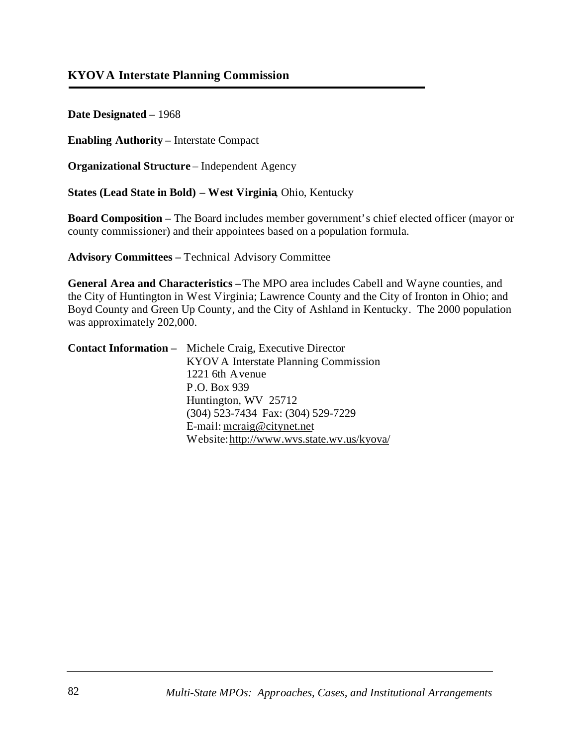## KYOVA Interstate Planning Commission

**Date Designated –** 1968

**Enabling Authority –** Interstate Compact

**Organizational Structure** – Independent Agency

**States (Lead State in Bold) – West Virginia**, Ohio, Kentucky

**Board Composition –** The Board includes member government's chief elected officer (mayor or county commissioner) and their appointees based on a population formula.

**Advisory Committees –** Technical Advisory Committee

**General Area and Characteristics –** The MPO area includes Cabell and Wayne counties, and the City of Huntington in West Virginia; Lawrence County and the City of Ironton in Ohio; and Boyd County and Green Up County, and the City of Ashland in Kentucky. The 2000 population was approximately 202,000.

**Contact Information –** Michele Craig, Executive Director
KYOVA Interstate Planning Commission
1221 6th Avenue
P.O. Box 939
Huntington, WV 25712
(304) 523-7434 Fax: (304) 529-7229
E-mail: mcraig@citynet.net
Website: http://www.wvs.state.wv.us/kyova/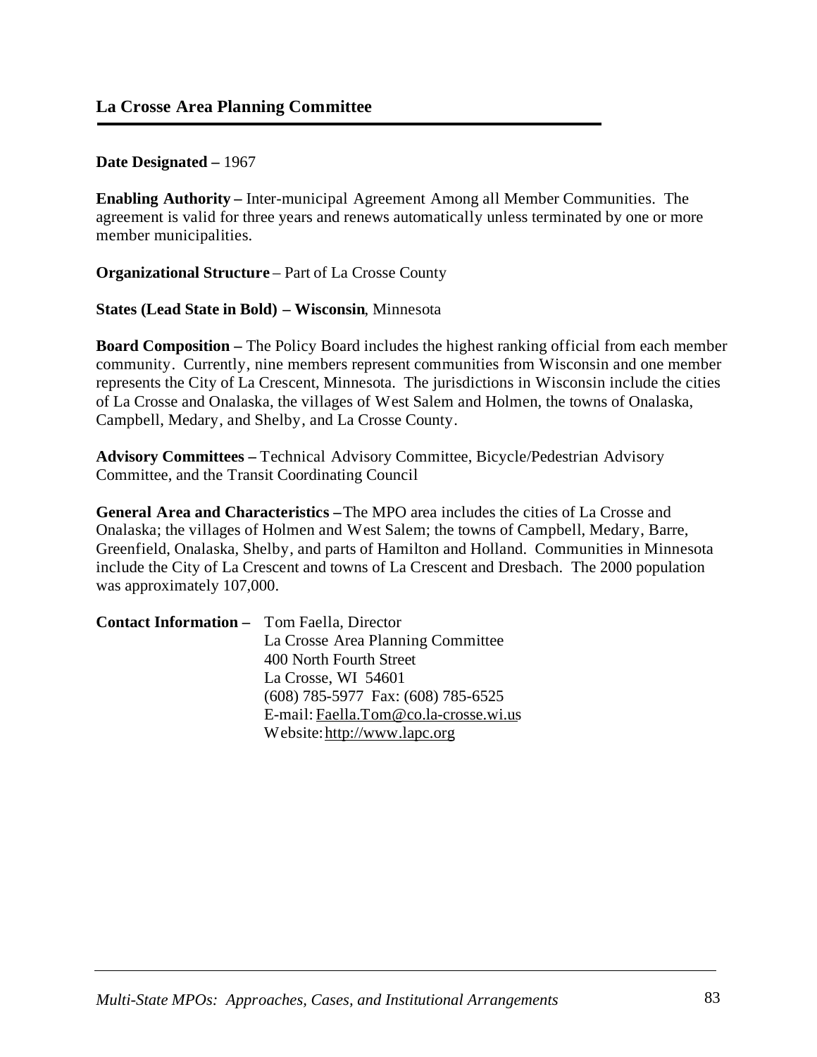## La Crosse Area Planning Committee

**Date Designated –** 1967

**Enabling Authority –** Inter-municipal Agreement Among all Member Communities. The agreement is valid for three years and renews automatically unless terminated by one or more member municipalities.

**Organizational Structure** – Part of La Crosse County

**States (Lead State in Bold) – Wisconsin**, Minnesota

**Board Composition –** The Policy Board includes the highest ranking official from each member community. Currently, nine members represent communities from Wisconsin and one member represents the City of La Crescent, Minnesota. The jurisdictions in Wisconsin include the cities of La Crosse and Onalaska, the villages of West Salem and Holmen, the towns of Onalaska, Campbell, Medary, and Shelby, and La Crosse County.

**Advisory Committees –** Technical Advisory Committee, Bicycle/Pedestrian Advisory Committee, and the Transit Coordinating Council

**General Area and Characteristics –** The MPO area includes the cities of La Crosse and Onalaska; the villages of Holmen and West Salem; the towns of Campbell, Medary, Barre, Greenfield, Onalaska, Shelby, and parts of Hamilton and Holland. Communities in Minnesota include the City of La Crescent and towns of La Crescent and Dresbach. The 2000 population was approximately 107,000.

**Contact Information –** Tom Faella, Director
La Crosse Area Planning Committee
400 North Fourth Street
La Crosse, WI 54601
(608) 785-5977 Fax: (608) 785-6525
E-mail: Faella.Tom@co.la-crosse.wi.us
Website: http://www.lapc.org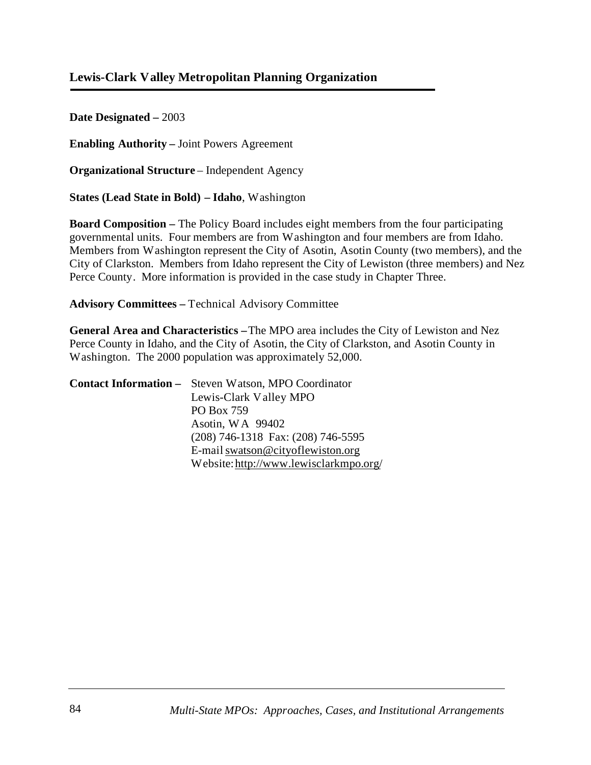## Lewis-Clark Valley Metropolitan Planning Organization

**Date Designated –** 2003

**Enabling Authority –** Joint Powers Agreement

**Organizational Structure** – Independent Agency

**States (Lead State in Bold) – Idaho**, Washington

**Board Composition –** The Policy Board includes eight members from the four participating governmental units. Four members are from Washington and four members are from Idaho. Members from Washington represent the City of Asotin, Asotin County (two members), and the City of Clarkston. Members from Idaho represent the City of Lewiston (three members) and Nez Perce County. More information is provided in the case study in Chapter Three.

**Advisory Committees –** Technical Advisory Committee

**General Area and Characteristics –** The MPO area includes the City of Lewiston and Nez Perce County in Idaho, and the City of Asotin, the City of Clarkston, and Asotin County in Washington. The 2000 population was approximately 52,000.

**Contact Information –** Steven Watson, MPO Coordinator
Lewis-Clark Valley MPO
PO Box 759
Asotin, WA 99402
(208) 746-1318 Fax: (208) 746-5595
E-mail swatson@cityoflewiston.org
Website: http://www.lewisclarkmpo.org/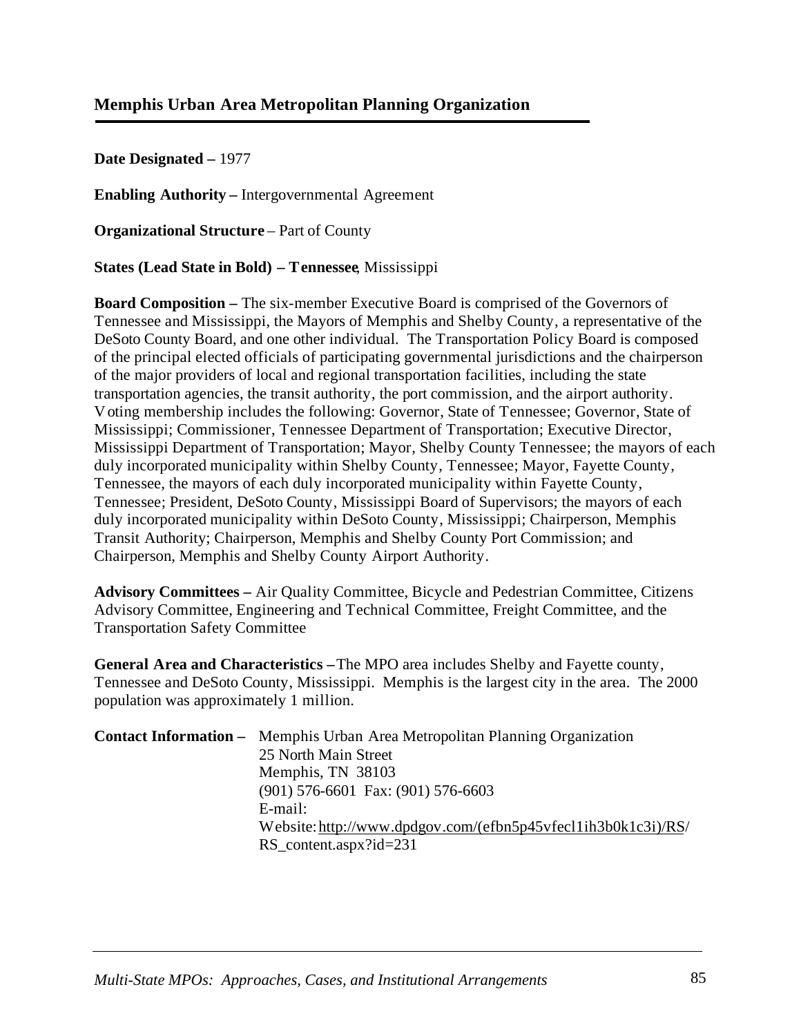## Memphis Urban Area Metropolitan Planning Organization

**Date Designated –** 1977

**Enabling Authority –** Intergovernmental Agreement

**Organizational Structure** – Part of County

**States (Lead State in Bold) – Tennessee**, Mississippi

**Board Composition –** The six-member Executive Board is comprised of the Governors of Tennessee and Mississippi, the Mayors of Memphis and Shelby County, a representative of the DeSoto County Board, and one other individual. The Transportation Policy Board is composed of the principal elected officials of participating governmental jurisdictions and the chairperson of the major providers of local and regional transportation facilities, including the state transportation agencies, the transit authority, the port commission, and the airport authority. Voting membership includes the following: Governor, State of Tennessee; Governor, State of Mississippi; Commissioner, Tennessee Department of Transportation; Executive Director, Mississippi Department of Transportation; Mayor, Shelby County Tennessee; the mayors of each duly incorporated municipality within Shelby County, Tennessee; Mayor, Fayette County, Tennessee, the mayors of each duly incorporated municipality within Fayette County, Tennessee; President, DeSoto County, Mississippi Board of Supervisors; the mayors of each duly incorporated municipality within DeSoto County, Mississippi; Chairperson, Memphis Transit Authority; Chairperson, Memphis and Shelby County Port Commission; and Chairperson, Memphis and Shelby County Airport Authority.

**Advisory Committees –** Air Quality Committee, Bicycle and Pedestrian Committee, Citizens Advisory Committee, Engineering and Technical Committee, Freight Committee, and the Transportation Safety Committee

**General Area and Characteristics –** The MPO area includes Shelby and Fayette county, Tennessee and DeSoto County, Mississippi. Memphis is the largest city in the area. The 2000 population was approximately 1 million.

**Contact Information –** Memphis Urban Area Metropolitan Planning Organization
25 North Main Street
Memphis, TN 38103
(901) 576-6601 Fax: (901) 576-6603
E-mail:
Website: http://www.dpdgov.com/(efbn5p45vfecl1ih3b0k1c3i)/RS/RS_content.aspx?id=231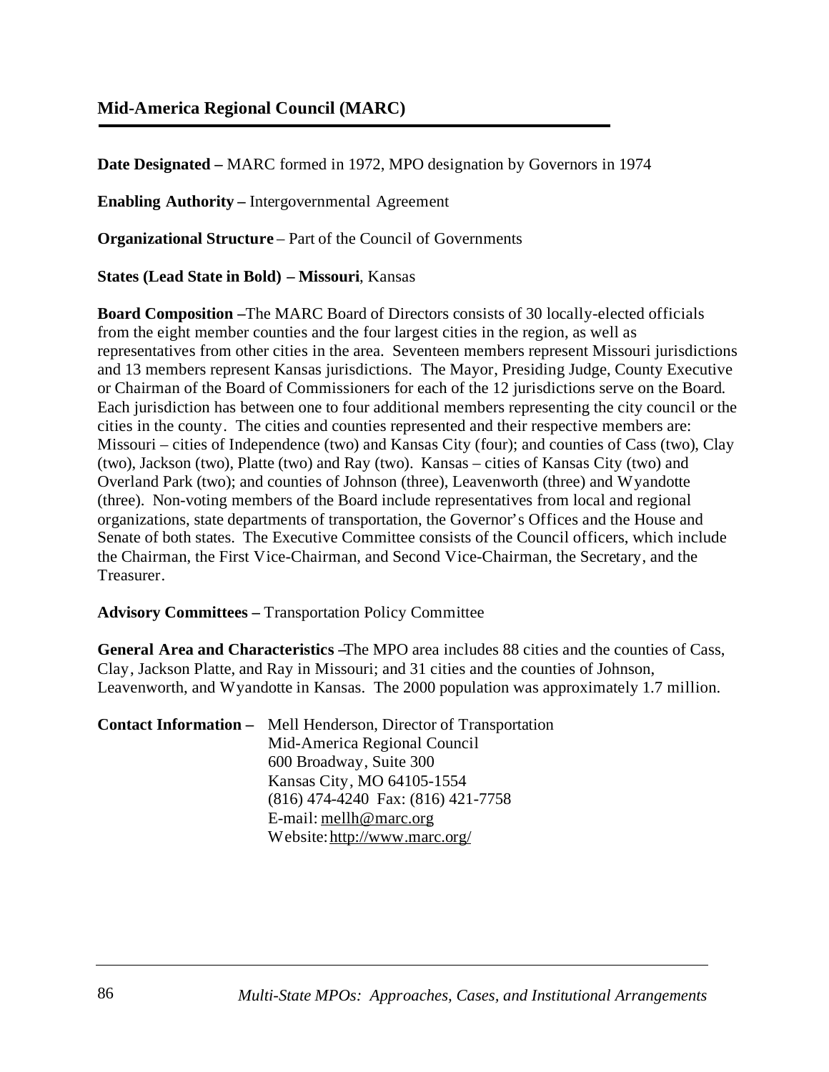## Mid-America Regional Council (MARC)

**Date Designated –** MARC formed in 1972, MPO designation by Governors in 1974

**Enabling Authority –** Intergovernmental Agreement

**Organizational Structure** – Part of the Council of Governments

**States (Lead State in Bold) – Missouri**, Kansas

**Board Composition –**The MARC Board of Directors consists of 30 locally-elected officials from the eight member counties and the four largest cities in the region, as well as representatives from other cities in the area. Seventeen members represent Missouri jurisdictions and 13 members represent Kansas jurisdictions. The Mayor, Presiding Judge, County Executive or Chairman of the Board of Commissioners for each of the 12 jurisdictions serve on the Board. Each jurisdiction has between one to four additional members representing the city council or the cities in the county. The cities and counties represented and their respective members are: Missouri – cities of Independence (two) and Kansas City (four); and counties of Cass (two), Clay (two), Jackson (two), Platte (two) and Ray (two). Kansas – cities of Kansas City (two) and Overland Park (two); and counties of Johnson (three), Leavenworth (three) and Wyandotte (three). Non-voting members of the Board include representatives from local and regional organizations, state departments of transportation, the Governor's Offices and the House and Senate of both states. The Executive Committee consists of the Council officers, which include the Chairman, the First Vice-Chairman, and Second Vice-Chairman, the Secretary, and the Treasurer.

**Advisory Committees –** Transportation Policy Committee

**General Area and Characteristics –**The MPO area includes 88 cities and the counties of Cass, Clay, Jackson Platte, and Ray in Missouri; and 31 cities and the counties of Johnson, Leavenworth, and Wyandotte in Kansas. The 2000 population was approximately 1.7 million.

**Contact Information –** Mell Henderson, Director of Transportation
Mid-America Regional Council
600 Broadway, Suite 300
Kansas City, MO 64105-1554
(816) 474-4240 Fax: (816) 421-7758
E-mail: mellh@marc.org
Website: http://www.marc.org/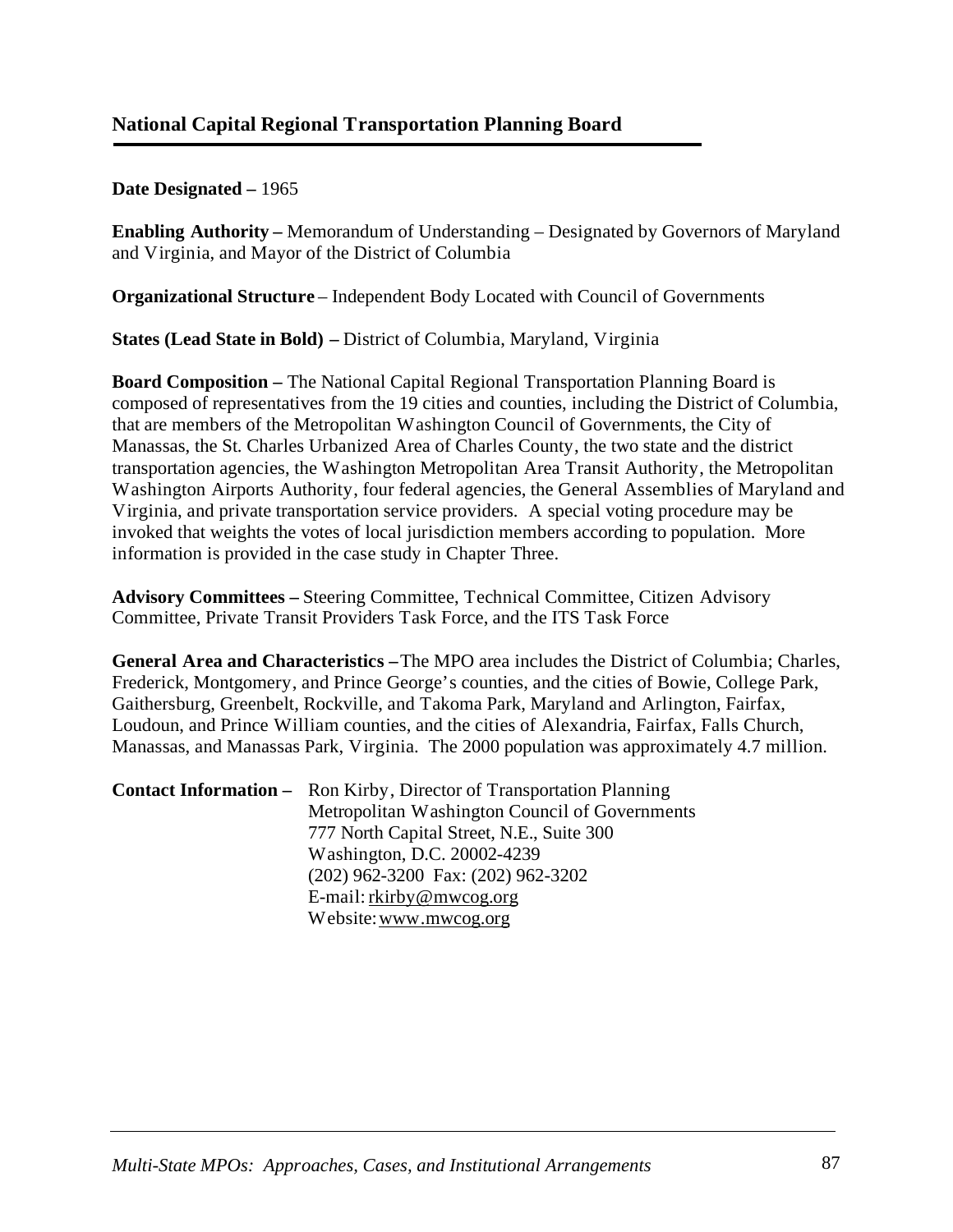## National Capital Regional Transportation Planning Board

**Date Designated –** 1965

**Enabling Authority –** Memorandum of Understanding – Designated by Governors of Maryland and Virginia, and Mayor of the District of Columbia

**Organizational Structure** – Independent Body Located with Council of Governments

**States (Lead State in Bold) –** District of Columbia, Maryland, Virginia

**Board Composition –** The National Capital Regional Transportation Planning Board is composed of representatives from the 19 cities and counties, including the District of Columbia, that are members of the Metropolitan Washington Council of Governments, the City of Manassas, the St. Charles Urbanized Area of Charles County, the two state and the district transportation agencies, the Washington Metropolitan Area Transit Authority, the Metropolitan Washington Airports Authority, four federal agencies, the General Assemblies of Maryland and Virginia, and private transportation service providers. A special voting procedure may be invoked that weights the votes of local jurisdiction members according to population. More information is provided in the case study in Chapter Three.

**Advisory Committees –** Steering Committee, Technical Committee, Citizen Advisory Committee, Private Transit Providers Task Force, and the ITS Task Force

**General Area and Characteristics –** The MPO area includes the District of Columbia; Charles, Frederick, Montgomery, and Prince George's counties, and the cities of Bowie, College Park, Gaithersburg, Greenbelt, Rockville, and Takoma Park, Maryland and Arlington, Fairfax, Loudoun, and Prince William counties, and the cities of Alexandria, Fairfax, Falls Church, Manassas, and Manassas Park, Virginia. The 2000 population was approximately 4.7 million.

**Contact Information –** Ron Kirby, Director of Transportation Planning
Metropolitan Washington Council of Governments
777 North Capital Street, N.E., Suite 300
Washington, D.C. 20002-4239
(202) 962-3200 Fax: (202) 962-3202
E-mail: rkirby@mwcog.org
Website: www.mwcog.org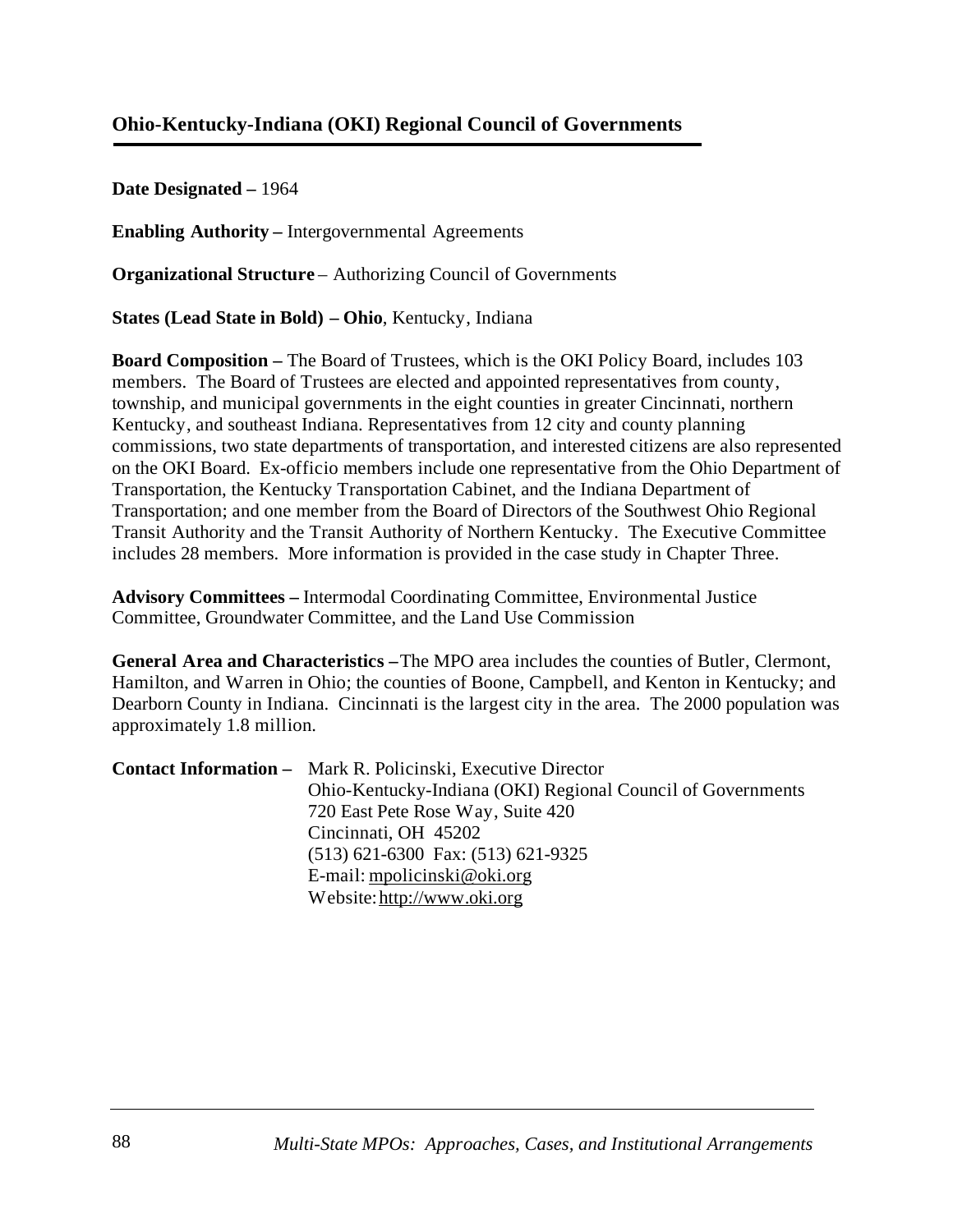## Ohio-Kentucky-Indiana (OKI) Regional Council of Governments

**Date Designated –** 1964

**Enabling Authority –** Intergovernmental Agreements

**Organizational Structure** – Authorizing Council of Governments

**States (Lead State in Bold) – Ohio**, Kentucky, Indiana

**Board Composition –** The Board of Trustees, which is the OKI Policy Board, includes 103 members. The Board of Trustees are elected and appointed representatives from county, township, and municipal governments in the eight counties in greater Cincinnati, northern Kentucky, and southeast Indiana. Representatives from 12 city and county planning commissions, two state departments of transportation, and interested citizens are also represented on the OKI Board. Ex-officio members include one representative from the Ohio Department of Transportation, the Kentucky Transportation Cabinet, and the Indiana Department of Transportation; and one member from the Board of Directors of the Southwest Ohio Regional Transit Authority and the Transit Authority of Northern Kentucky. The Executive Committee includes 28 members. More information is provided in the case study in Chapter Three.

**Advisory Committees –** Intermodal Coordinating Committee, Environmental Justice Committee, Groundwater Committee, and the Land Use Commission

**General Area and Characteristics –** The MPO area includes the counties of Butler, Clermont, Hamilton, and Warren in Ohio; the counties of Boone, Campbell, and Kenton in Kentucky; and Dearborn County in Indiana. Cincinnati is the largest city in the area. The 2000 population was approximately 1.8 million.

**Contact Information –** Mark R. Policinski, Executive Director
Ohio-Kentucky-Indiana (OKI) Regional Council of Governments
720 East Pete Rose Way, Suite 420
Cincinnati, OH 45202
(513) 621-6300 Fax: (513) 621-9325
E-mail: mpolicinski@oki.org
Website: http://www.oki.org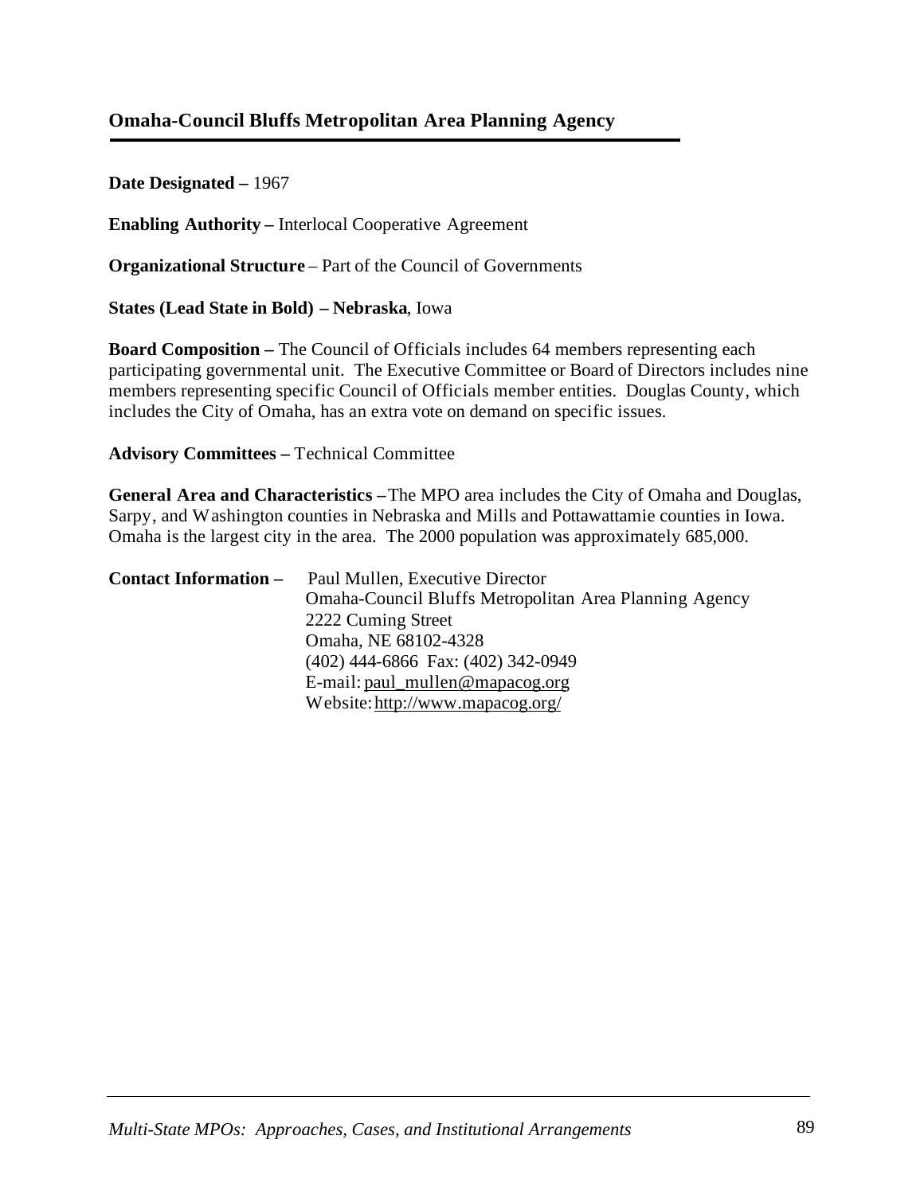## Omaha-Council Bluffs Metropolitan Area Planning Agency

**Date Designated –** 1967

**Enabling Authority –** Interlocal Cooperative Agreement

**Organizational Structure** – Part of the Council of Governments

**States (Lead State in Bold) – Nebraska**, Iowa

**Board Composition –** The Council of Officials includes 64 members representing each participating governmental unit. The Executive Committee or Board of Directors includes nine members representing specific Council of Officials member entities. Douglas County, which includes the City of Omaha, has an extra vote on demand on specific issues.

**Advisory Committees –** Technical Committee

**General Area and Characteristics –** The MPO area includes the City of Omaha and Douglas, Sarpy, and Washington counties in Nebraska and Mills and Pottawattamie counties in Iowa. Omaha is the largest city in the area. The 2000 population was approximately 685,000.

**Contact Information –** Paul Mullen, Executive Director
Omaha-Council Bluffs Metropolitan Area Planning Agency
2222 Cuming Street
Omaha, NE 68102-4328
(402) 444-6866 Fax: (402) 342-0949
E-mail: paul_mullen@mapacog.org
Website: http://www.mapacog.org/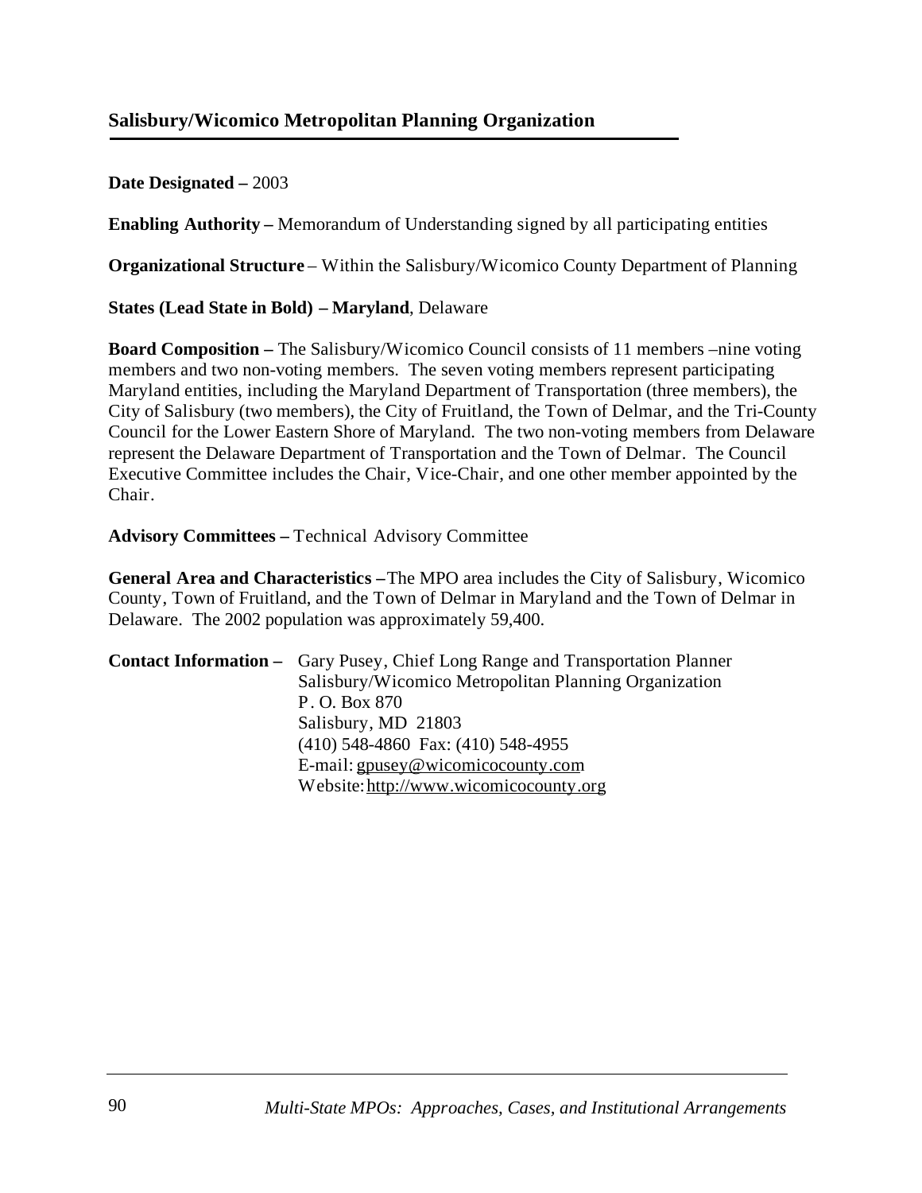## Salisbury/Wicomico Metropolitan Planning Organization

**Date Designated –** 2003

**Enabling Authority –** Memorandum of Understanding signed by all participating entities

**Organizational Structure** – Within the Salisbury/Wicomico County Department of Planning

**States (Lead State in Bold) – Maryland**, Delaware

**Board Composition –** The Salisbury/Wicomico Council consists of 11 members –nine voting members and two non-voting members. The seven voting members represent participating Maryland entities, including the Maryland Department of Transportation (three members), the City of Salisbury (two members), the City of Fruitland, the Town of Delmar, and the Tri-County Council for the Lower Eastern Shore of Maryland. The two non-voting members from Delaware represent the Delaware Department of Transportation and the Town of Delmar. The Council Executive Committee includes the Chair, Vice-Chair, and one other member appointed by the Chair.

**Advisory Committees –** Technical Advisory Committee

**General Area and Characteristics –**The MPO area includes the City of Salisbury, Wicomico County, Town of Fruitland, and the Town of Delmar in Maryland and the Town of Delmar in Delaware. The 2002 population was approximately 59,400.

**Contact Information –** Gary Pusey, Chief Long Range and Transportation Planner
Salisbury/Wicomico Metropolitan Planning Organization
P. O. Box 870
Salisbury, MD 21803
(410) 548-4860 Fax: (410) 548-4955
E-mail: gpusey@wicomicocounty.com
Website: http://www.wicomicocounty.org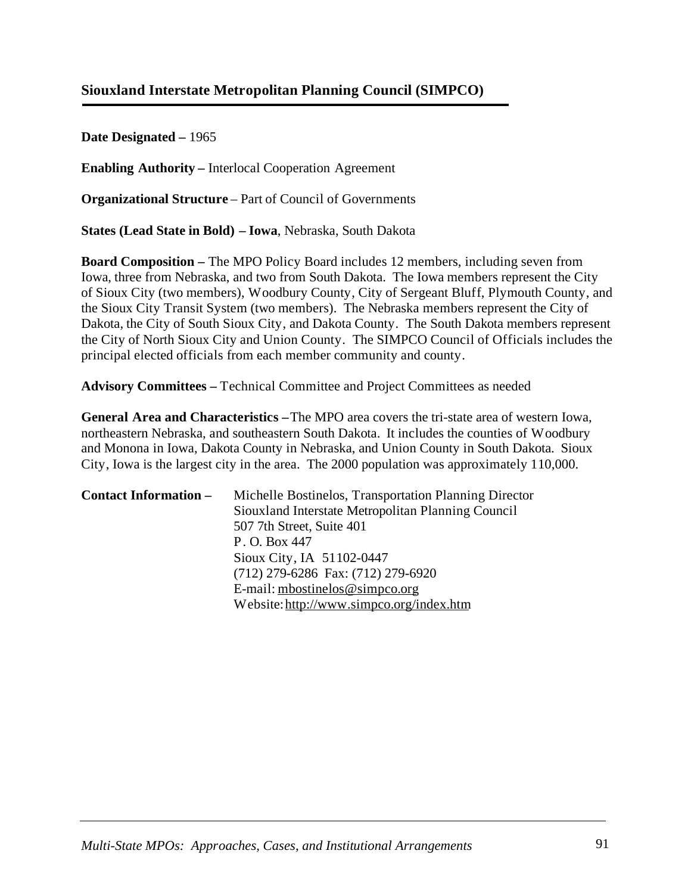## Siouxland Interstate Metropolitan Planning Council (SIMPCO)

**Date Designated –** 1965

**Enabling Authority –** Interlocal Cooperation Agreement

**Organizational Structure** – Part of Council of Governments

**States (Lead State in Bold) – Iowa**, Nebraska, South Dakota

**Board Composition –** The MPO Policy Board includes 12 members, including seven from Iowa, three from Nebraska, and two from South Dakota. The Iowa members represent the City of Sioux City (two members), Woodbury County, City of Sergeant Bluff, Plymouth County, and the Sioux City Transit System (two members). The Nebraska members represent the City of Dakota, the City of South Sioux City, and Dakota County. The South Dakota members represent the City of North Sioux City and Union County. The SIMPCO Council of Officials includes the principal elected officials from each member community and county.

**Advisory Committees –** Technical Committee and Project Committees as needed

**General Area and Characteristics –** The MPO area covers the tri-state area of western Iowa, northeastern Nebraska, and southeastern South Dakota. It includes the counties of Woodbury and Monona in Iowa, Dakota County in Nebraska, and Union County in South Dakota. Sioux City, Iowa is the largest city in the area. The 2000 population was approximately 110,000.

**Contact Information –**

Michelle Bostinelos, Transportation Planning Director
Siouxland Interstate Metropolitan Planning Council
507 7th Street, Suite 401
P. O. Box 447
Sioux City, IA 51102-0447
(712) 279-6286 Fax: (712) 279-6920
E-mail: mbostinelos@simpco.org
Website: http://www.simpco.org/index.htm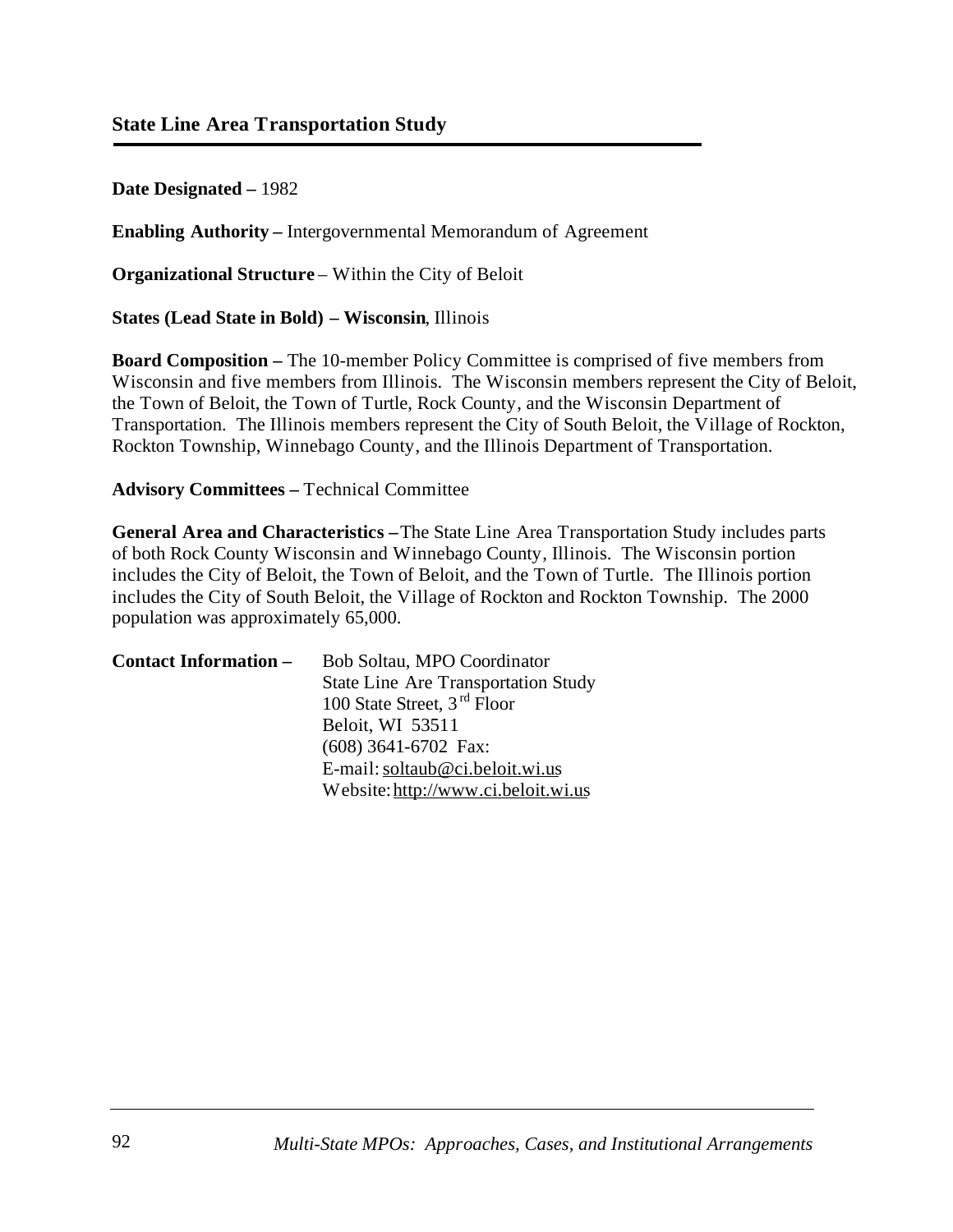## State Line Area Transportation Study

**Date Designated –** 1982

**Enabling Authority –** Intergovernmental Memorandum of Agreement

**Organizational Structure** – Within the City of Beloit

**States (Lead State in Bold) – Wisconsin**, Illinois

**Board Composition –** The 10-member Policy Committee is comprised of five members from Wisconsin and five members from Illinois. The Wisconsin members represent the City of Beloit, the Town of Beloit, the Town of Turtle, Rock County, and the Wisconsin Department of Transportation. The Illinois members represent the City of South Beloit, the Village of Rockton, Rockton Township, Winnebago County, and the Illinois Department of Transportation.

**Advisory Committees –** Technical Committee

**General Area and Characteristics –** The State Line Area Transportation Study includes parts of both Rock County Wisconsin and Winnebago County, Illinois. The Wisconsin portion includes the City of Beloit, the Town of Beloit, and the Town of Turtle. The Illinois portion includes the City of South Beloit, the Village of Rockton and Rockton Township. The 2000 population was approximately 65,000.

**Contact Information –**

Bob Soltau, MPO Coordinator
State Line Are Transportation Study
100 State Street, 3rd Floor
Beloit, WI 53511
(608) 3641-6702 Fax:
E-mail: soltaub@ci.beloit.wi.us
Website: http://www.ci.beloit.wi.us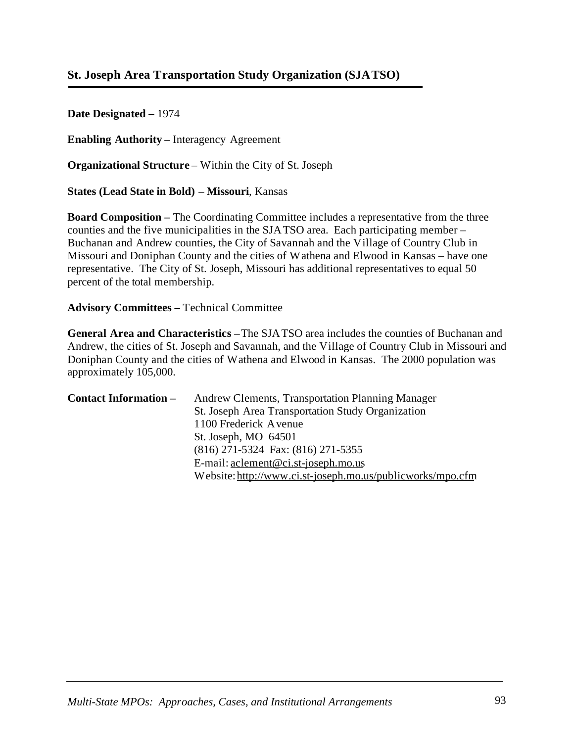## St. Joseph Area Transportation Study Organization (SJATSO)

**Date Designated –** 1974

**Enabling Authority –** Interagency Agreement

**Organizational Structure** – Within the City of St. Joseph

**States (Lead State in Bold) – Missouri**, Kansas

**Board Composition –** The Coordinating Committee includes a representative from the three counties and the five municipalities in the SJATSO area. Each participating member – Buchanan and Andrew counties, the City of Savannah and the Village of Country Club in Missouri and Doniphan County and the cities of Wathena and Elwood in Kansas – have one representative. The City of St. Joseph, Missouri has additional representatives to equal 50 percent of the total membership.

**Advisory Committees –** Technical Committee

**General Area and Characteristics –** The SJATSO area includes the counties of Buchanan and Andrew, the cities of St. Joseph and Savannah, and the Village of Country Club in Missouri and Doniphan County and the cities of Wathena and Elwood in Kansas. The 2000 population was approximately 105,000.

**Contact Information –**

Andrew Clements, Transportation Planning Manager
St. Joseph Area Transportation Study Organization
1100 Frederick Avenue
St. Joseph, MO 64501
(816) 271-5324 Fax: (816) 271-5355
E-mail: aclement@ci.st-joseph.mo.us
Website: http://www.ci.st-joseph.mo.us/publicworks/mpo.cfm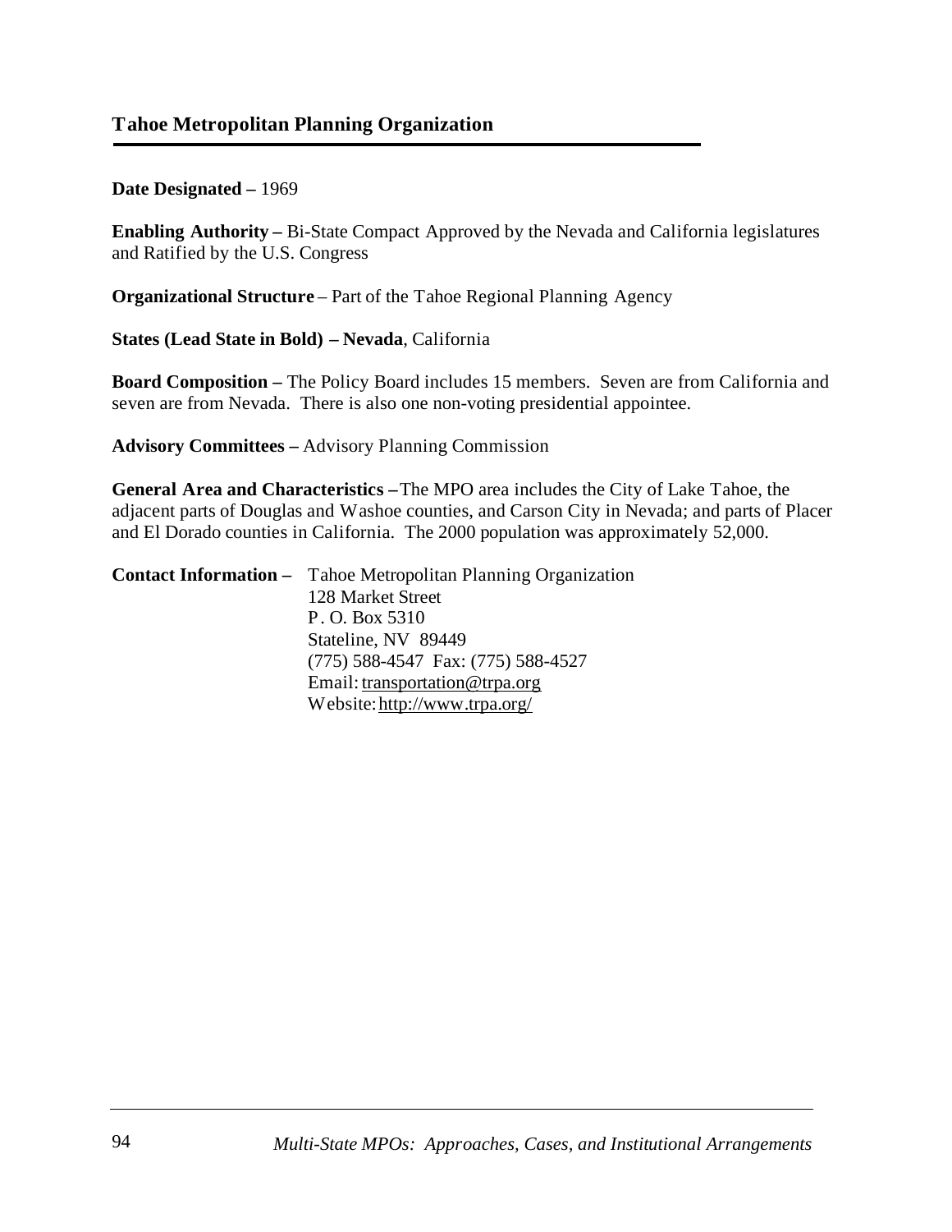## Tahoe Metropolitan Planning Organization

**Date Designated –** 1969

**Enabling Authority –** Bi-State Compact Approved by the Nevada and California legislatures and Ratified by the U.S. Congress

**Organizational Structure** – Part of the Tahoe Regional Planning Agency

**States (Lead State in Bold) – Nevada**, California

**Board Composition –** The Policy Board includes 15 members. Seven are from California and seven are from Nevada. There is also one non-voting presidential appointee.

**Advisory Committees –** Advisory Planning Commission

**General Area and Characteristics –** The MPO area includes the City of Lake Tahoe, the adjacent parts of Douglas and Washoe counties, and Carson City in Nevada; and parts of Placer and El Dorado counties in California. The 2000 population was approximately 52,000.

**Contact Information –** Tahoe Metropolitan Planning Organization
128 Market Street
P. O. Box 5310
Stateline, NV 89449
(775) 588-4547 Fax: (775) 588-4527
Email: transportation@trpa.org
Website: http://www.trpa.org/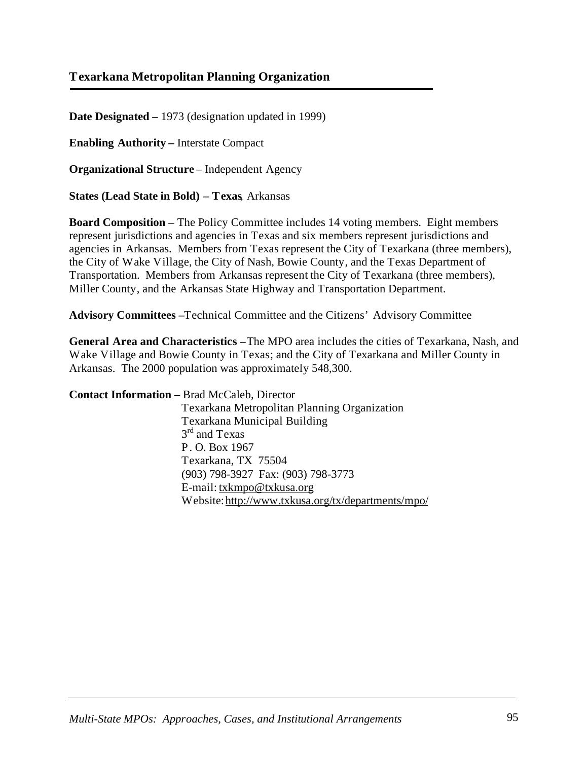## Texarkana Metropolitan Planning Organization

**Date Designated –** 1973 (designation updated in 1999)

**Enabling Authority –** Interstate Compact

**Organizational Structure** – Independent Agency

**States (Lead State in Bold) – Texas**, Arkansas

**Board Composition –** The Policy Committee includes 14 voting members. Eight members represent jurisdictions and agencies in Texas and six members represent jurisdictions and agencies in Arkansas. Members from Texas represent the City of Texarkana (three members), the City of Wake Village, the City of Nash, Bowie County, and the Texas Department of Transportation. Members from Arkansas represent the City of Texarkana (three members), Miller County, and the Arkansas State Highway and Transportation Department.

**Advisory Committees –** Technical Committee and the Citizens' Advisory Committee

**General Area and Characteristics –** The MPO area includes the cities of Texarkana, Nash, and Wake Village and Bowie County in Texas; and the City of Texarkana and Miller County in Arkansas. The 2000 population was approximately 548,300.

**Contact Information –** Brad McCaleb, Director
Texarkana Metropolitan Planning Organization
Texarkana Municipal Building
3rd and Texas
P. O. Box 1967
Texarkana, TX 75504
(903) 798-3927 Fax: (903) 798-3773
E-mail: txkmpo@txkusa.org
Website: http://www.txkusa.org/tx/departments/mpo/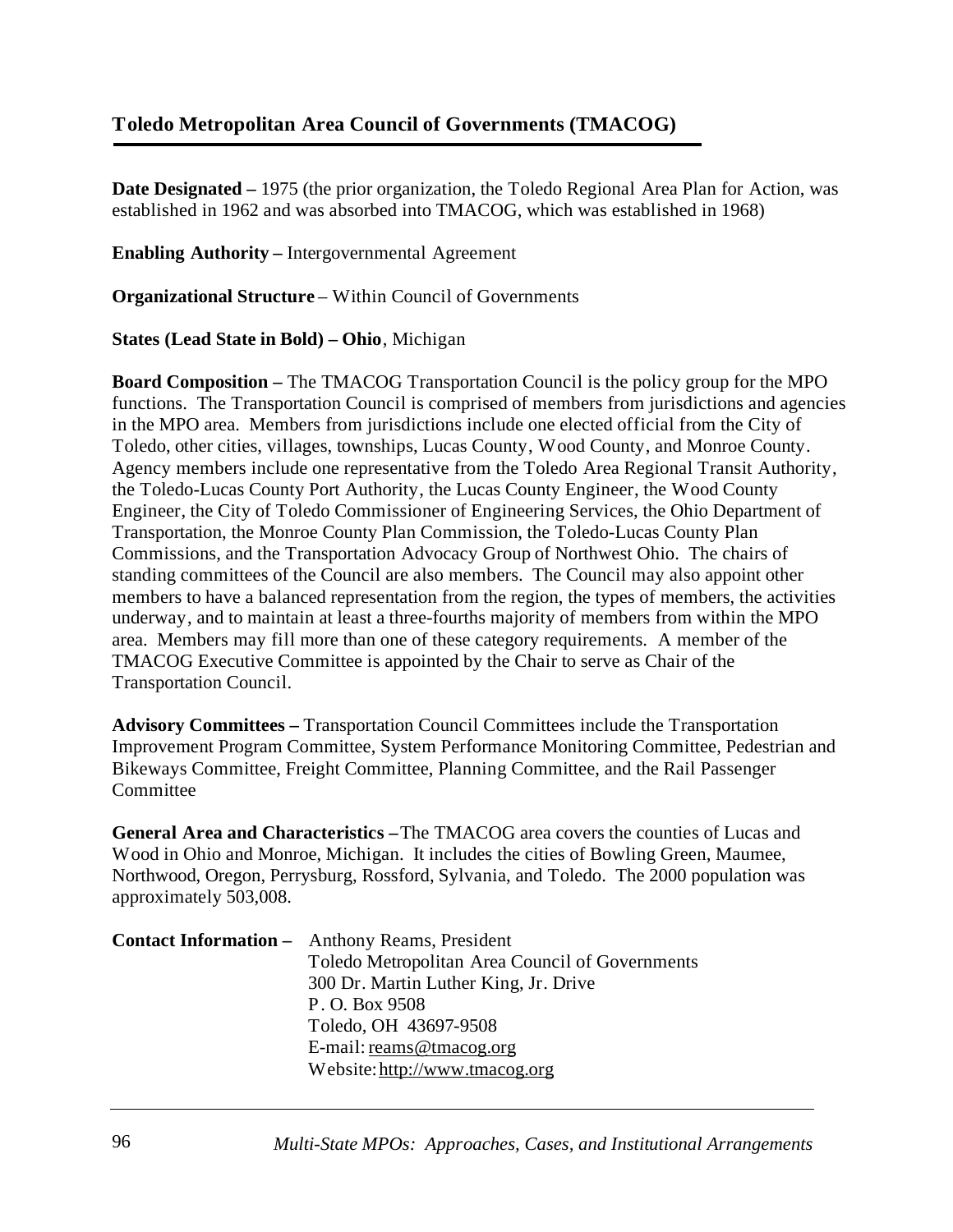## Toledo Metropolitan Area Council of Governments (TMACOG)

**Date Designated –** 1975 (the prior organization, the Toledo Regional Area Plan for Action, was established in 1962 and was absorbed into TMACOG, which was established in 1968)

**Enabling Authority –** Intergovernmental Agreement

**Organizational Structure** – Within Council of Governments

**States (Lead State in Bold) – Ohio**, Michigan

**Board Composition –** The TMACOG Transportation Council is the policy group for the MPO functions. The Transportation Council is comprised of members from jurisdictions and agencies in the MPO area. Members from jurisdictions include one elected official from the City of Toledo, other cities, villages, townships, Lucas County, Wood County, and Monroe County. Agency members include one representative from the Toledo Area Regional Transit Authority, the Toledo-Lucas County Port Authority, the Lucas County Engineer, the Wood County Engineer, the City of Toledo Commissioner of Engineering Services, the Ohio Department of Transportation, the Monroe County Plan Commission, the Toledo-Lucas County Plan Commissions, and the Transportation Advocacy Group of Northwest Ohio. The chairs of standing committees of the Council are also members. The Council may also appoint other members to have a balanced representation from the region, the types of members, the activities underway, and to maintain at least a three-fourths majority of members from within the MPO area. Members may fill more than one of these category requirements. A member of the TMACOG Executive Committee is appointed by the Chair to serve as Chair of the Transportation Council.

**Advisory Committees –** Transportation Council Committees include the Transportation Improvement Program Committee, System Performance Monitoring Committee, Pedestrian and Bikeways Committee, Freight Committee, Planning Committee, and the Rail Passenger Committee

**General Area and Characteristics –** The TMACOG area covers the counties of Lucas and Wood in Ohio and Monroe, Michigan. It includes the cities of Bowling Green, Maumee, Northwood, Oregon, Perrysburg, Rossford, Sylvania, and Toledo. The 2000 population was approximately 503,008.

**Contact Information –** Anthony Reams, President
Toledo Metropolitan Area Council of Governments
300 Dr. Martin Luther King, Jr. Drive
P. O. Box 9508
Toledo, OH 43697-9508
E-mail: reams@tmacog.org
Website: http://www.tmacog.org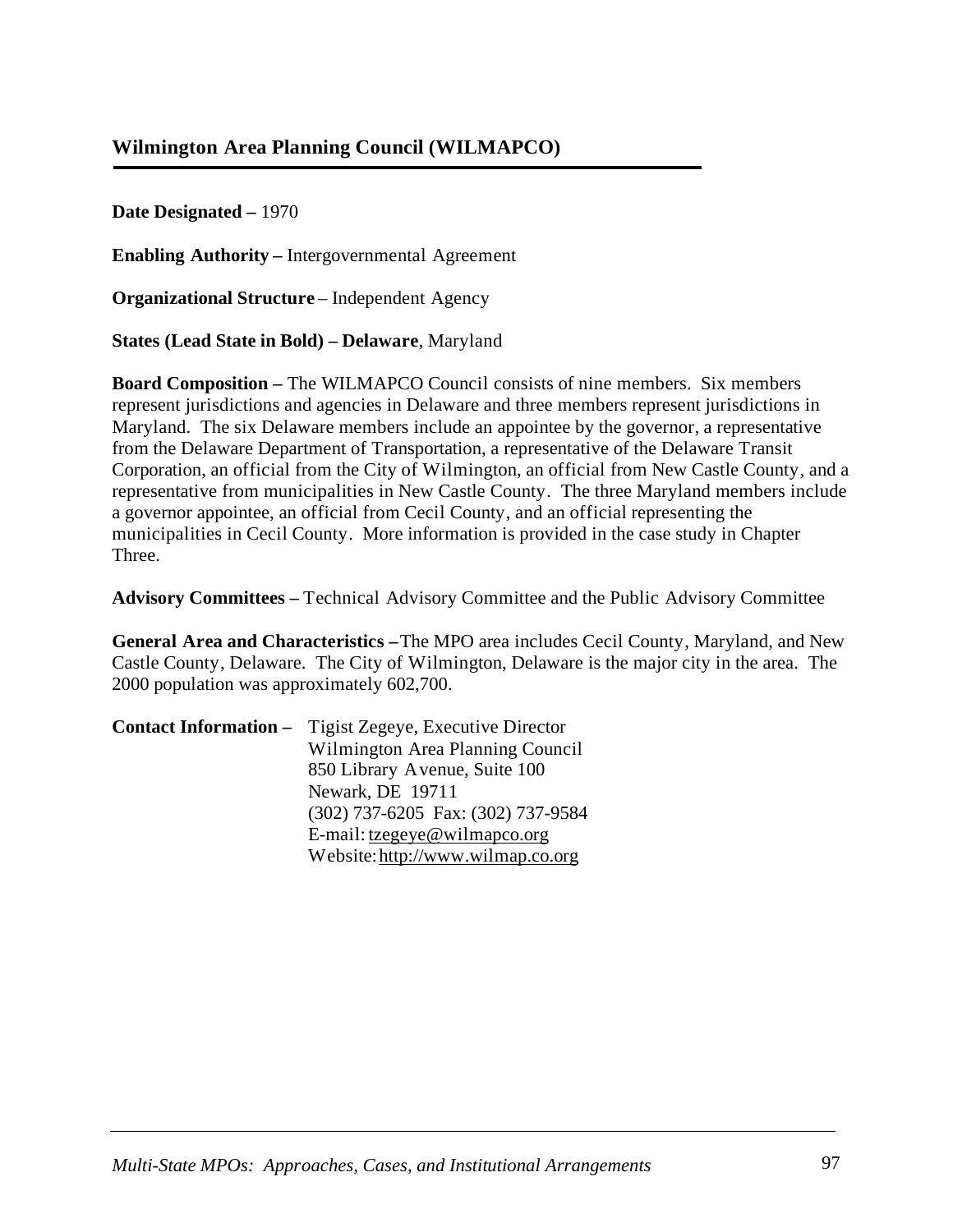## Wilmington Area Planning Council (WILMAPCO)

**Date Designated –** 1970

**Enabling Authority –** Intergovernmental Agreement

**Organizational Structure** – Independent Agency

**States (Lead State in Bold) – Delaware**, Maryland

**Board Composition –** The WILMAPCO Council consists of nine members. Six members represent jurisdictions and agencies in Delaware and three members represent jurisdictions in Maryland. The six Delaware members include an appointee by the governor, a representative from the Delaware Department of Transportation, a representative of the Delaware Transit Corporation, an official from the City of Wilmington, an official from New Castle County, and a representative from municipalities in New Castle County. The three Maryland members include a governor appointee, an official from Cecil County, and an official representing the municipalities in Cecil County. More information is provided in the case study in Chapter Three.

**Advisory Committees –** Technical Advisory Committee and the Public Advisory Committee

**General Area and Characteristics –** The MPO area includes Cecil County, Maryland, and New Castle County, Delaware. The City of Wilmington, Delaware is the major city in the area. The 2000 population was approximately 602,700.

**Contact Information –** Tigist Zegeye, Executive Director
Wilmington Area Planning Council
850 Library Avenue, Suite 100
Newark, DE 19711
(302) 737-6205 Fax: (302) 737-9584
E-mail: tzegeye@wilmapco.org
Website: http://www.wilmap.co.org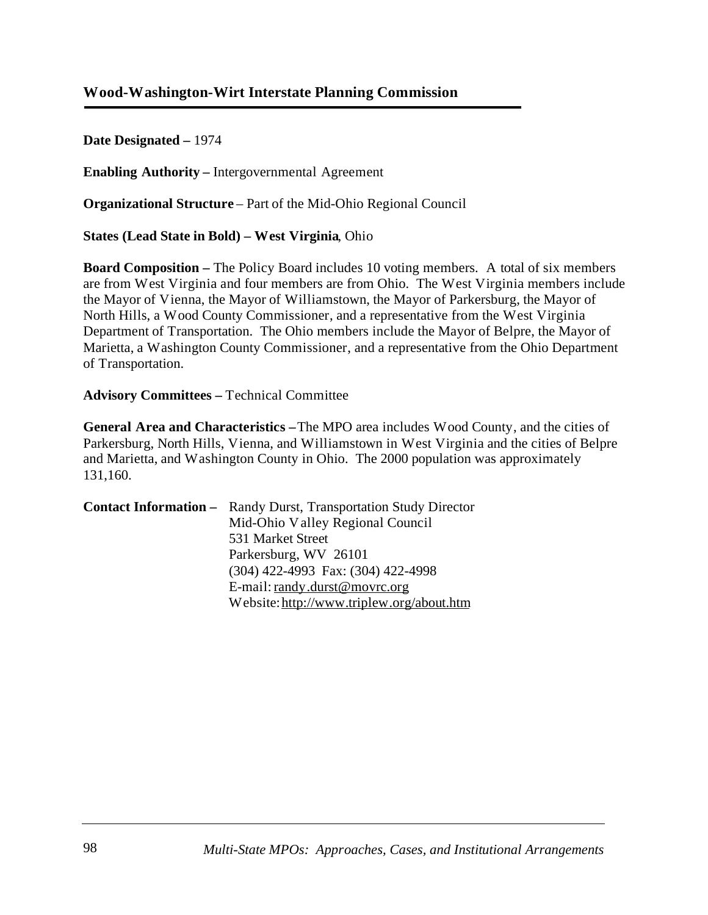## Wood-Washington-Wirt Interstate Planning Commission

**Date Designated –** 1974

**Enabling Authority –** Intergovernmental Agreement

**Organizational Structure** – Part of the Mid-Ohio Regional Council

**States (Lead State in Bold) – West Virginia**, Ohio

**Board Composition –** The Policy Board includes 10 voting members. A total of six members are from West Virginia and four members are from Ohio. The West Virginia members include the Mayor of Vienna, the Mayor of Williamstown, the Mayor of Parkersburg, the Mayor of North Hills, a Wood County Commissioner, and a representative from the West Virginia Department of Transportation. The Ohio members include the Mayor of Belpre, the Mayor of Marietta, a Washington County Commissioner, and a representative from the Ohio Department of Transportation.

**Advisory Committees –** Technical Committee

**General Area and Characteristics –** The MPO area includes Wood County, and the cities of Parkersburg, North Hills, Vienna, and Williamstown in West Virginia and the cities of Belpre and Marietta, and Washington County in Ohio. The 2000 population was approximately 131,160.

**Contact Information –** Randy Durst, Transportation Study Director
Mid-Ohio Valley Regional Council
531 Market Street
Parkersburg, WV 26101
(304) 422-4993 Fax: (304) 422-4998
E-mail: randy.durst@movrc.org
Website: http://www.triplew.org/about.htm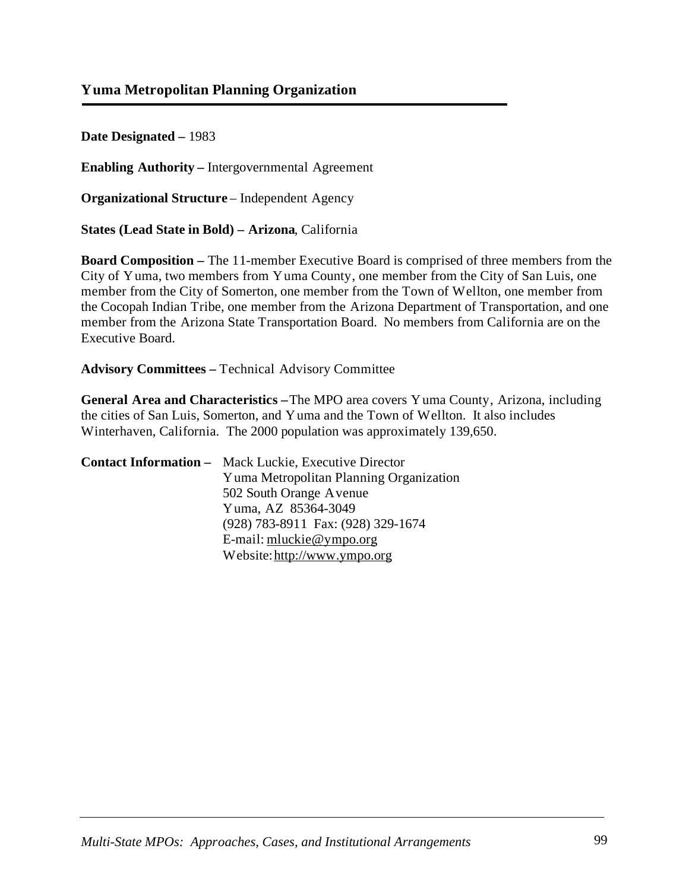## Yuma Metropolitan Planning Organization

**Date Designated –** 1983

**Enabling Authority –** Intergovernmental Agreement

**Organizational Structure** – Independent Agency

**States (Lead State in Bold) – Arizona**, California

**Board Composition –** The 11-member Executive Board is comprised of three members from the City of Yuma, two members from Yuma County, one member from the City of San Luis, one member from the City of Somerton, one member from the Town of Wellton, one member from the Cocopah Indian Tribe, one member from the Arizona Department of Transportation, and one member from the Arizona State Transportation Board. No members from California are on the Executive Board.

**Advisory Committees –** Technical Advisory Committee

**General Area and Characteristics –** The MPO area covers Yuma County, Arizona, including the cities of San Luis, Somerton, and Yuma and the Town of Wellton. It also includes Winterhaven, California. The 2000 population was approximately 139,650.

**Contact Information –** Mack Luckie, Executive Director
Yuma Metropolitan Planning Organization
502 South Orange Avenue
Yuma, AZ 85364-3049
(928) 783-8911 Fax: (928) 329-1674
E-mail: mluckie@ympo.org
Website: http://www.ympo.org